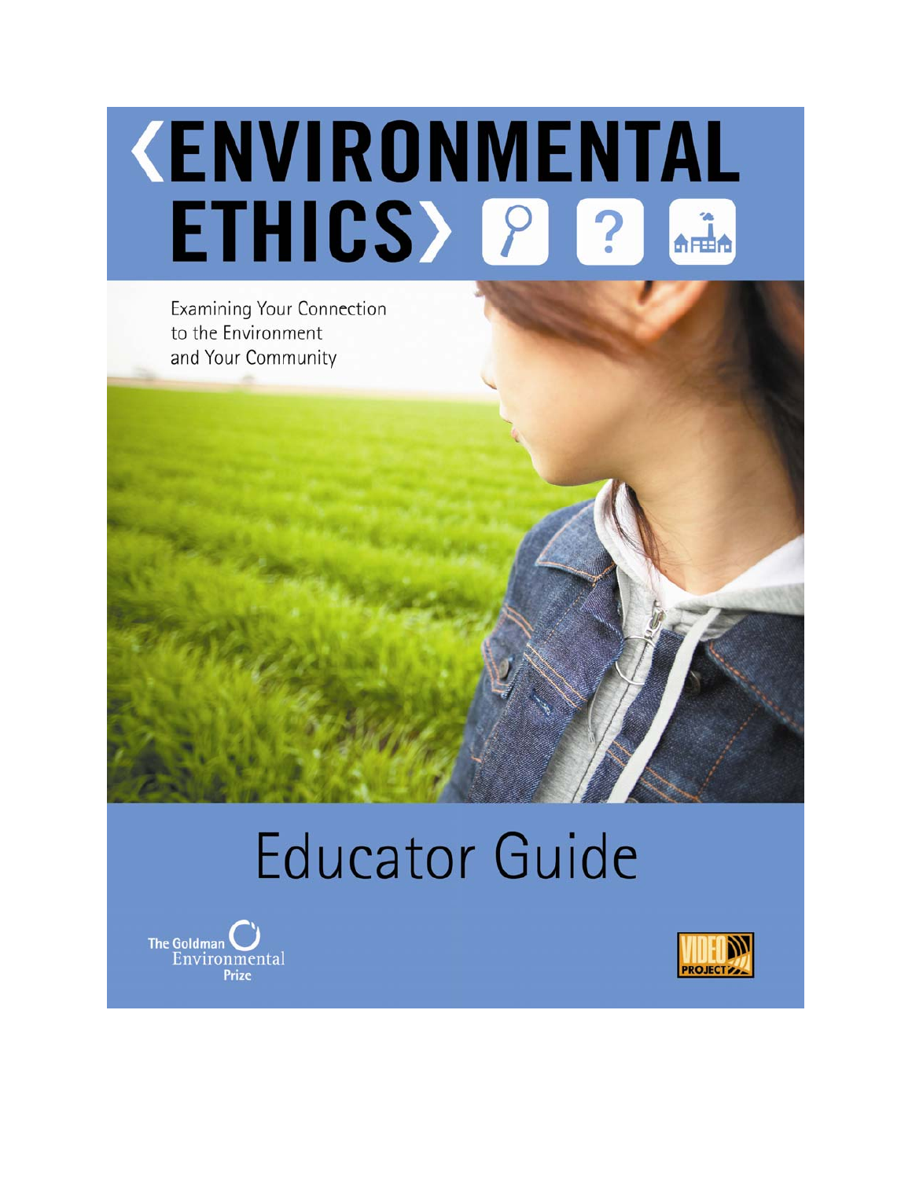# ‹ENVIRONMENTAL ETHICS›

Examining Your Connection to the Environment and Your Community

# Educator Guide

The Goldman Environmental Prize

VIDEO PROJECT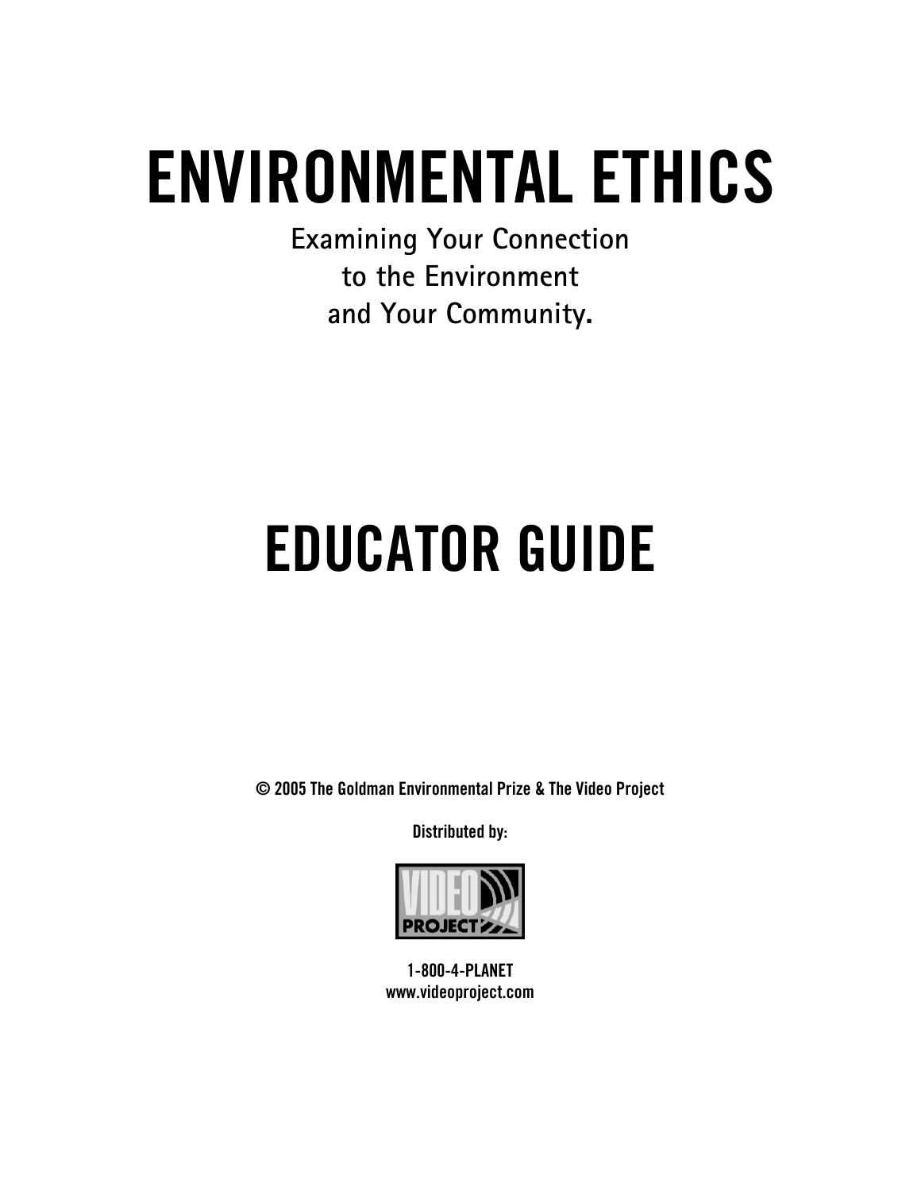# ENVIRONMENTAL ETHICS

**Examining Your Connection to the Environment and Your Community.**

# EDUCATOR GUIDE

**© 2005 The Goldman Environmental Prize & The Video Project**

**Distributed by:**

**VIDEO PROJECT**

**1-800-4-PLANET**
**www.videoproject.com**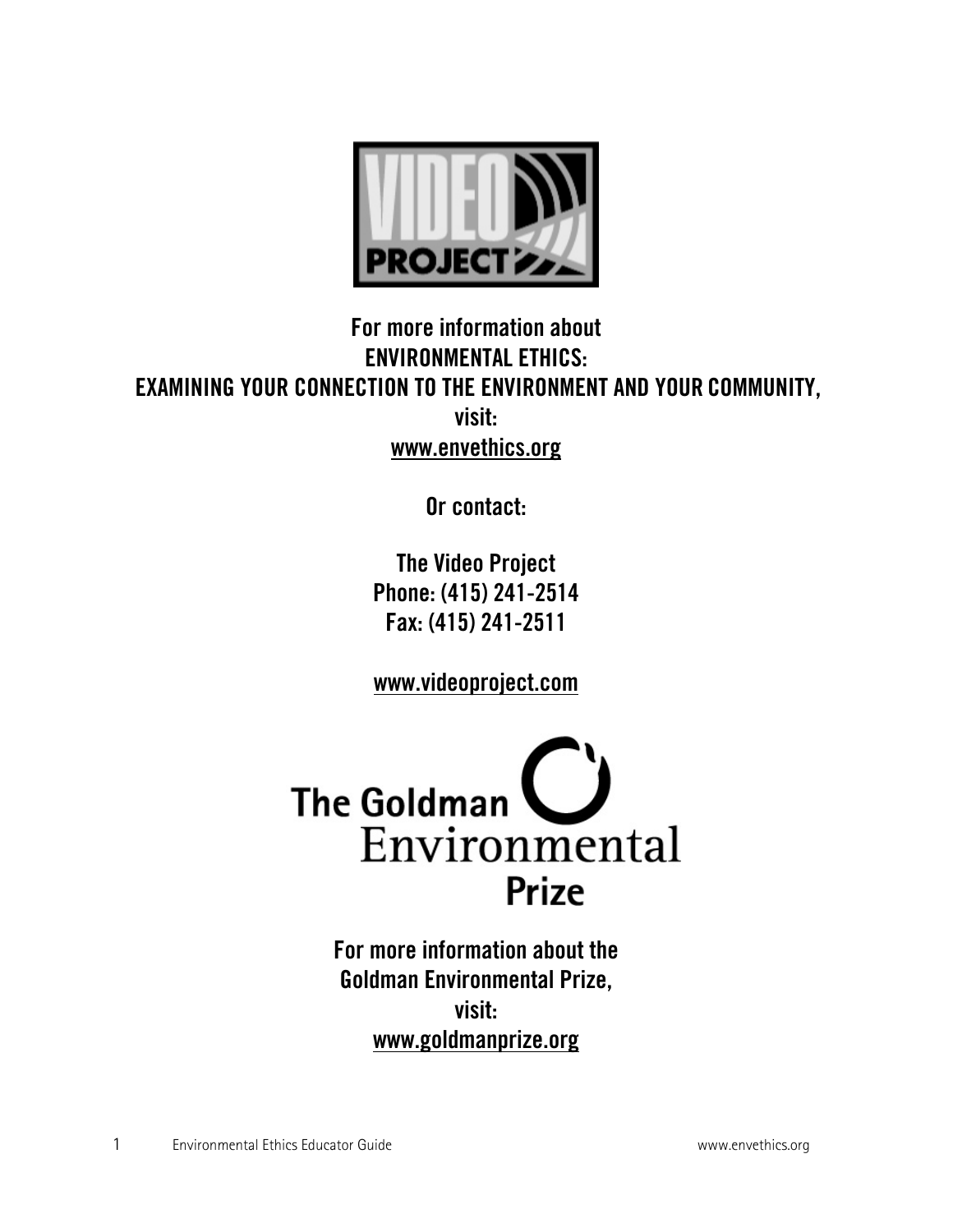VIDEO PROJECT

**For more information about**
**ENVIRONMENTAL ETHICS:**
**EXAMINING YOUR CONNECTION TO THE ENVIRONMENT AND YOUR COMMUNITY,**
**visit:**
**www.envethics.org**

**Or contact:**

**The Video Project**
**Phone: (415) 241-2514**
**Fax: (415) 241-2511**

**www.videoproject.com**

The Goldman Environmental Prize

**For more information about the**
**Goldman Environmental Prize,**
**visit:**
**www.goldmanprize.org**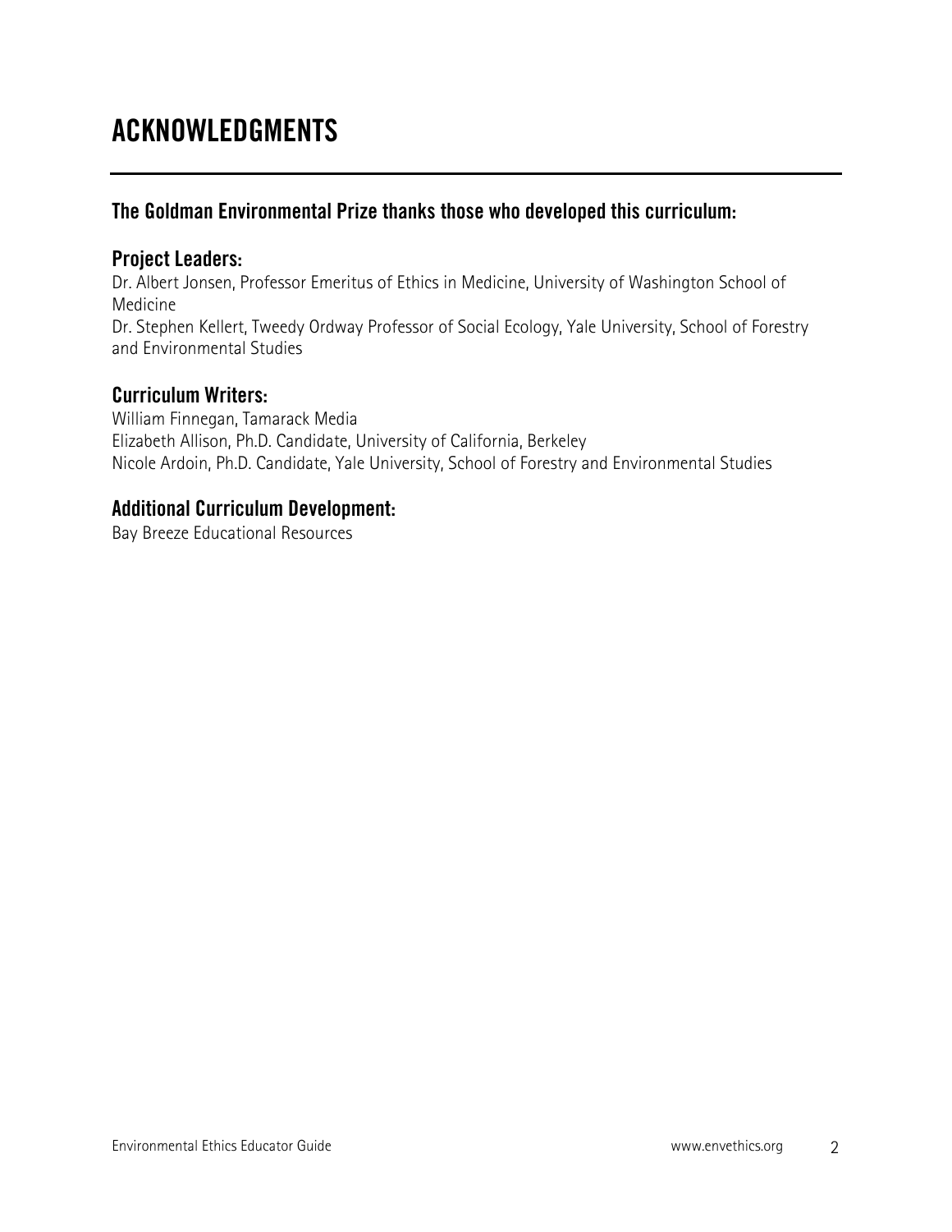# ACKNOWLEDGMENTS

### The Goldman Environmental Prize thanks those who developed this curriculum:

### Project Leaders:

Dr. Albert Jonsen, Professor Emeritus of Ethics in Medicine, University of Washington School of Medicine
Dr. Stephen Kellert, Tweedy Ordway Professor of Social Ecology, Yale University, School of Forestry and Environmental Studies

### Curriculum Writers:

William Finnegan, Tamarack Media
Elizabeth Allison, Ph.D. Candidate, University of California, Berkeley
Nicole Ardoin, Ph.D. Candidate, Yale University, School of Forestry and Environmental Studies

### Additional Curriculum Development:

Bay Breeze Educational Resources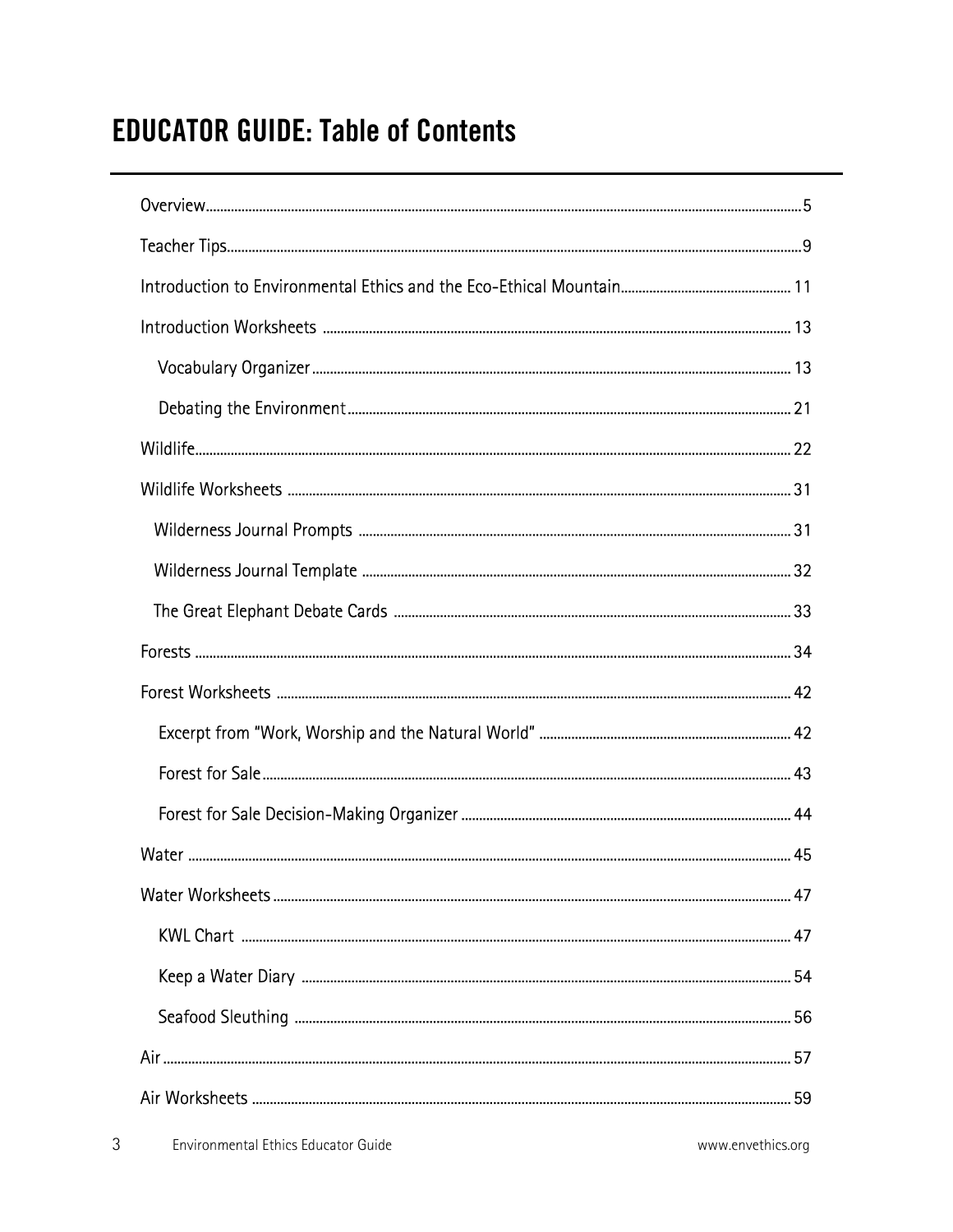# EDUCATOR GUIDE: Table of Contents

Overview ........................................................................................................ 5

Teacher Tips .................................................................................................... 9

Introduction to Environmental Ethics and the Eco-Ethical Mountain .............................. 11

Introduction Worksheets .................................................................................. 13

- Vocabulary Organizer .................................................................................. 13
- Debating the Environment ........................................................................... 21

Wildlife ........................................................................................................ 22

Wildlife Worksheets ........................................................................................ 31

- Wilderness Journal Prompts ......................................................................... 31
- Wilderness Journal Template ........................................................................ 32
- The Great Elephant Debate Cards .................................................................. 33

Forests ......................................................................................................... 34

Forest Worksheets .......................................................................................... 42

- Excerpt from "Work, Worship and the Natural World" ......................................... 42
- Forest for Sale ........................................................................................... 43
- Forest for Sale Decision-Making Organizer ...................................................... 44

Water ........................................................................................................... 45

Water Worksheets ........................................................................................... 47

- KWL Chart ................................................................................................ 47
- Keep a Water Diary ..................................................................................... 54
- Seafood Sleuthing ....................................................................................... 56

Air ............................................................................................................... 57

Air Worksheets ............................................................................................... 59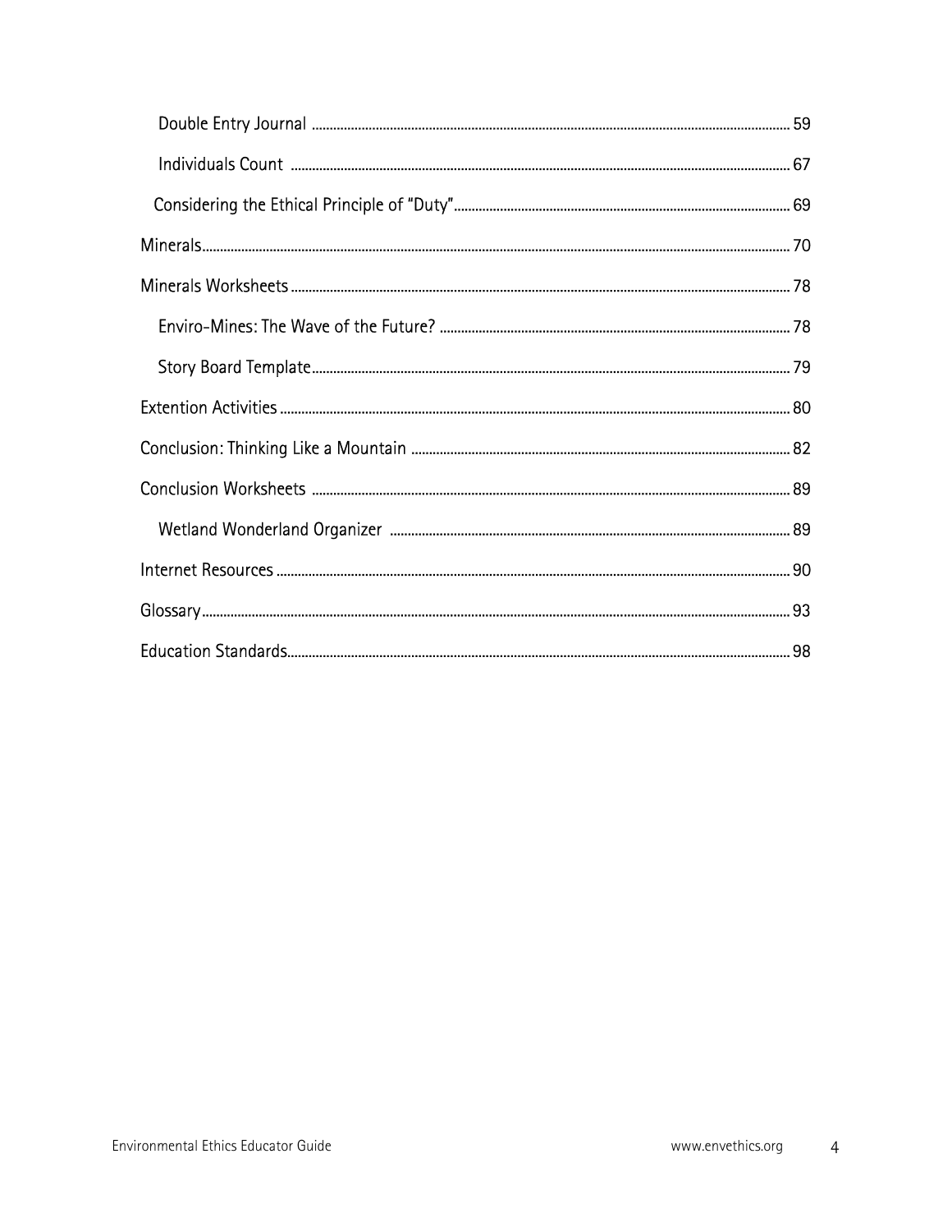- Double Entry Journal ... 59
- Individuals Count ... 67
- Considering the Ethical Principle of "Duty" ... 69

Minerals ... 70

Minerals Worksheets ... 78

- Enviro-Mines: The Wave of the Future? ... 78
- Story Board Template ... 79

Extention Activities ... 80

Conclusion: Thinking Like a Mountain ... 82

Conclusion Worksheets ... 89

- Wetland Wonderland Organizer ... 89

Internet Resources ... 90

Glossary ... 93

Education Standards ... 98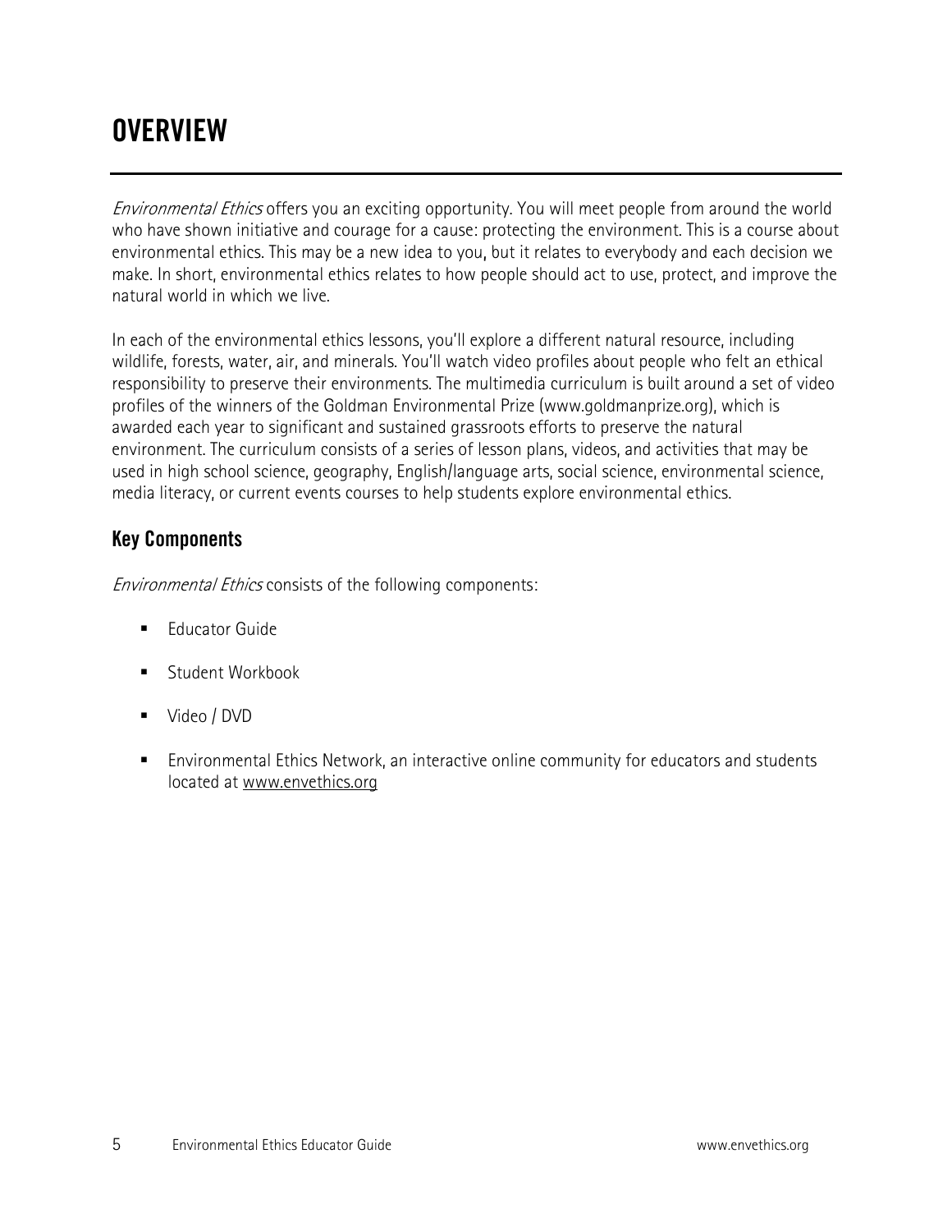# OVERVIEW

*Environmental Ethics* offers you an exciting opportunity. You will meet people from around the world who have shown initiative and courage for a cause: protecting the environment. This is a course about environmental ethics. This may be a new idea to you, but it relates to everybody and each decision we make. In short, environmental ethics relates to how people should act to use, protect, and improve the natural world in which we live.

In each of the environmental ethics lessons, you'll explore a different natural resource, including wildlife, forests, water, air, and minerals. You'll watch video profiles about people who felt an ethical responsibility to preserve their environments. The multimedia curriculum is built around a set of video profiles of the winners of the Goldman Environmental Prize (www.goldmanprize.org), which is awarded each year to significant and sustained grassroots efforts to preserve the natural environment. The curriculum consists of a series of lesson plans, videos, and activities that may be used in high school science, geography, English/language arts, social science, environmental science, media literacy, or current events courses to help students explore environmental ethics.

## Key Components

*Environmental Ethics* consists of the following components:

- Educator Guide
- Student Workbook
- Video / DVD
- Environmental Ethics Network, an interactive online community for educators and students located at www.envethics.org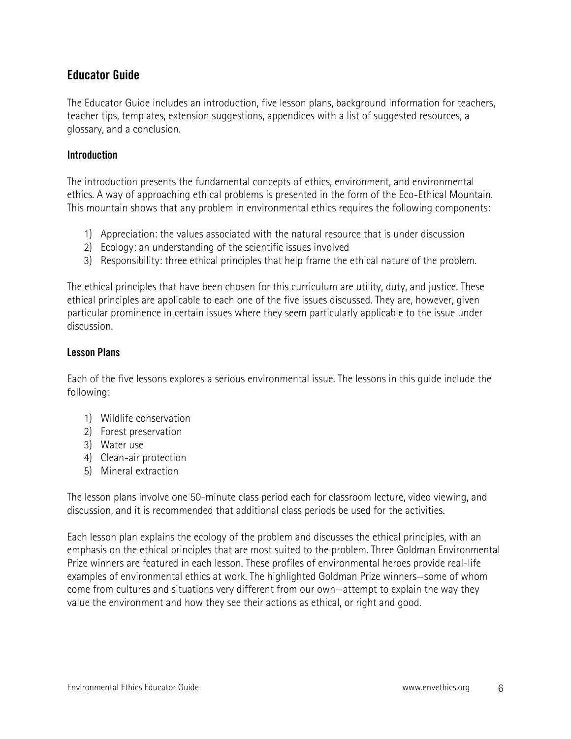## Educator Guide

The Educator Guide includes an introduction, five lesson plans, background information for teachers, teacher tips, templates, extension suggestions, appendices with a list of suggested resources, a glossary, and a conclusion.

### Introduction

The introduction presents the fundamental concepts of ethics, environment, and environmental ethics. A way of approaching ethical problems is presented in the form of the Eco-Ethical Mountain. This mountain shows that any problem in environmental ethics requires the following components:

1) Appreciation: the values associated with the natural resource that is under discussion
2) Ecology: an understanding of the scientific issues involved
3) Responsibility: three ethical principles that help frame the ethical nature of the problem.

The ethical principles that have been chosen for this curriculum are utility, duty, and justice. These ethical principles are applicable to each one of the five issues discussed. They are, however, given particular prominence in certain issues where they seem particularly applicable to the issue under discussion.

### Lesson Plans

Each of the five lessons explores a serious environmental issue. The lessons in this guide include the following:

1) Wildlife conservation
2) Forest preservation
3) Water use
4) Clean-air protection
5) Mineral extraction

The lesson plans involve one 50-minute class period each for classroom lecture, video viewing, and discussion, and it is recommended that additional class periods be used for the activities.

Each lesson plan explains the ecology of the problem and discusses the ethical principles, with an emphasis on the ethical principles that are most suited to the problem. Three Goldman Environmental Prize winners are featured in each lesson. These profiles of environmental heroes provide real-life examples of environmental ethics at work. The highlighted Goldman Prize winners—some of whom come from cultures and situations very different from our own—attempt to explain the way they value the environment and how they see their actions as ethical, or right and good.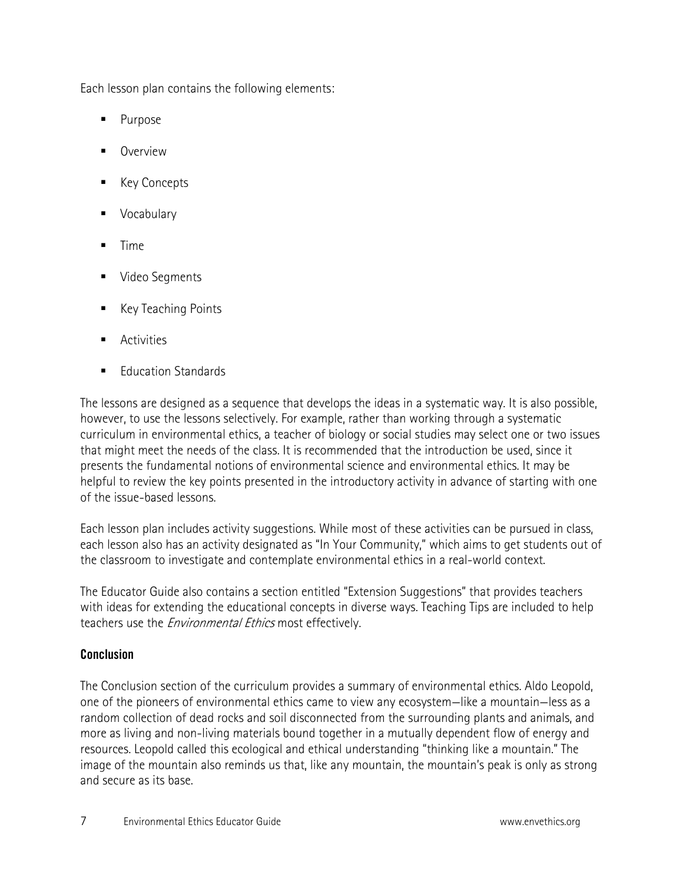Each lesson plan contains the following elements:

- Purpose
- Overview
- Key Concepts
- Vocabulary
- Time
- Video Segments
- Key Teaching Points
- Activities
- Education Standards

The lessons are designed as a sequence that develops the ideas in a systematic way. It is also possible, however, to use the lessons selectively. For example, rather than working through a systematic curriculum in environmental ethics, a teacher of biology or social studies may select one or two issues that might meet the needs of the class. It is recommended that the introduction be used, since it presents the fundamental notions of environmental science and environmental ethics. It may be helpful to review the key points presented in the introductory activity in advance of starting with one of the issue-based lessons.

Each lesson plan includes activity suggestions. While most of these activities can be pursued in class, each lesson also has an activity designated as "In Your Community," which aims to get students out of the classroom to investigate and contemplate environmental ethics in a real-world context.

The Educator Guide also contains a section entitled "Extension Suggestions" that provides teachers with ideas for extending the educational concepts in diverse ways. Teaching Tips are included to help teachers use the *Environmental Ethics* most effectively.

### Conclusion

The Conclusion section of the curriculum provides a summary of environmental ethics. Aldo Leopold, one of the pioneers of environmental ethics came to view any ecosystem—like a mountain—less as a random collection of dead rocks and soil disconnected from the surrounding plants and animals, and more as living and non-living materials bound together in a mutually dependent flow of energy and resources. Leopold called this ecological and ethical understanding "thinking like a mountain." The image of the mountain also reminds us that, like any mountain, the mountain's peak is only as strong and secure as its base.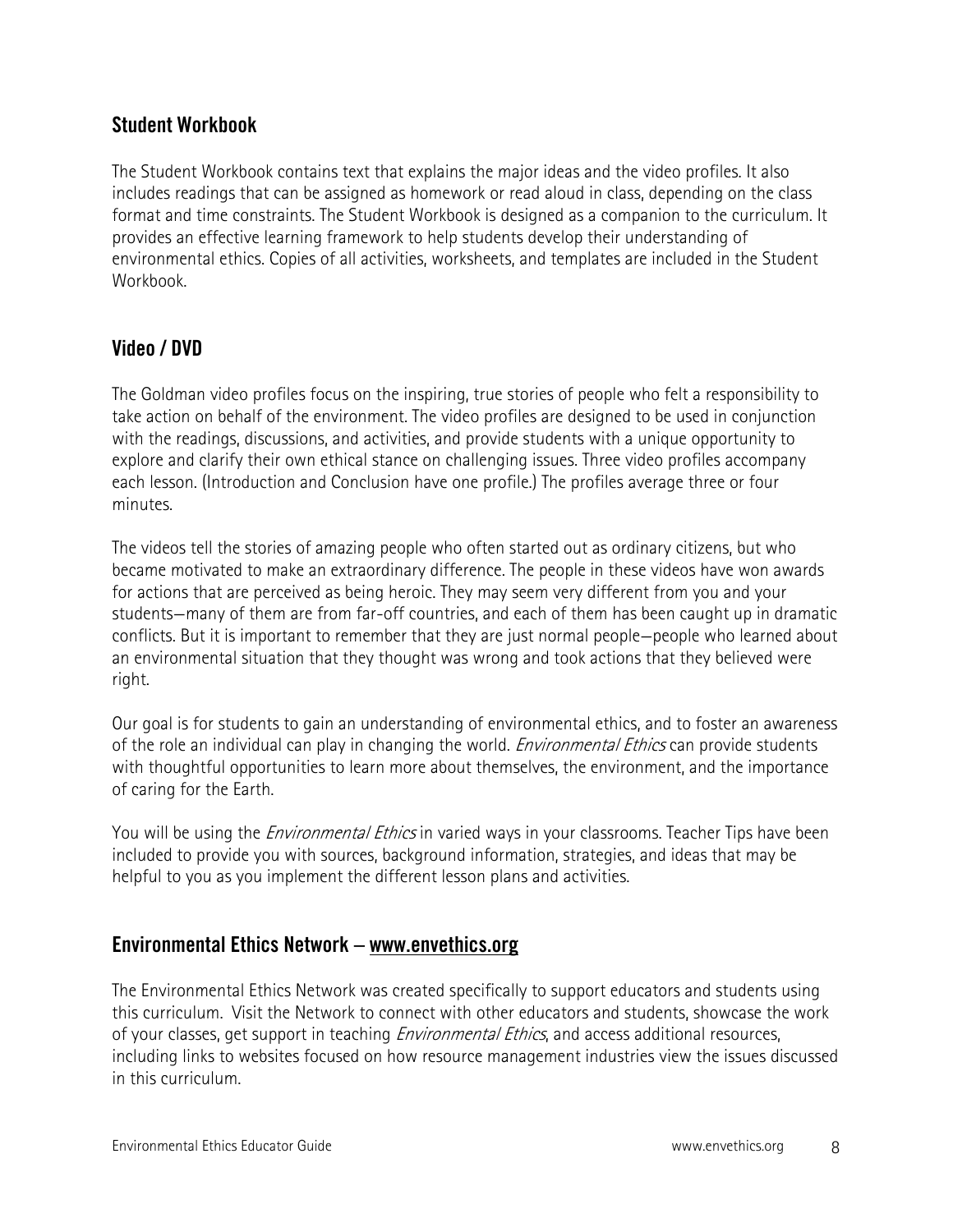## Student Workbook

The Student Workbook contains text that explains the major ideas and the video profiles. It also includes readings that can be assigned as homework or read aloud in class, depending on the class format and time constraints. The Student Workbook is designed as a companion to the curriculum. It provides an effective learning framework to help students develop their understanding of environmental ethics. Copies of all activities, worksheets, and templates are included in the Student Workbook.

## Video / DVD

The Goldman video profiles focus on the inspiring, true stories of people who felt a responsibility to take action on behalf of the environment. The video profiles are designed to be used in conjunction with the readings, discussions, and activities, and provide students with a unique opportunity to explore and clarify their own ethical stance on challenging issues. Three video profiles accompany each lesson. (Introduction and Conclusion have one profile.) The profiles average three or four minutes.

The videos tell the stories of amazing people who often started out as ordinary citizens, but who became motivated to make an extraordinary difference. The people in these videos have won awards for actions that are perceived as being heroic. They may seem very different from you and your students—many of them are from far-off countries, and each of them has been caught up in dramatic conflicts. But it is important to remember that they are just normal people—people who learned about an environmental situation that they thought was wrong and took actions that they believed were right.

Our goal is for students to gain an understanding of environmental ethics, and to foster an awareness of the role an individual can play in changing the world. *Environmental Ethics* can provide students with thoughtful opportunities to learn more about themselves, the environment, and the importance of caring for the Earth.

You will be using the *Environmental Ethics* in varied ways in your classrooms. Teacher Tips have been included to provide you with sources, background information, strategies, and ideas that may be helpful to you as you implement the different lesson plans and activities.

## Environmental Ethics Network – www.envethics.org

The Environmental Ethics Network was created specifically to support educators and students using this curriculum. Visit the Network to connect with other educators and students, showcase the work of your classes, get support in teaching *Environmental Ethics*, and access additional resources, including links to websites focused on how resource management industries view the issues discussed in this curriculum.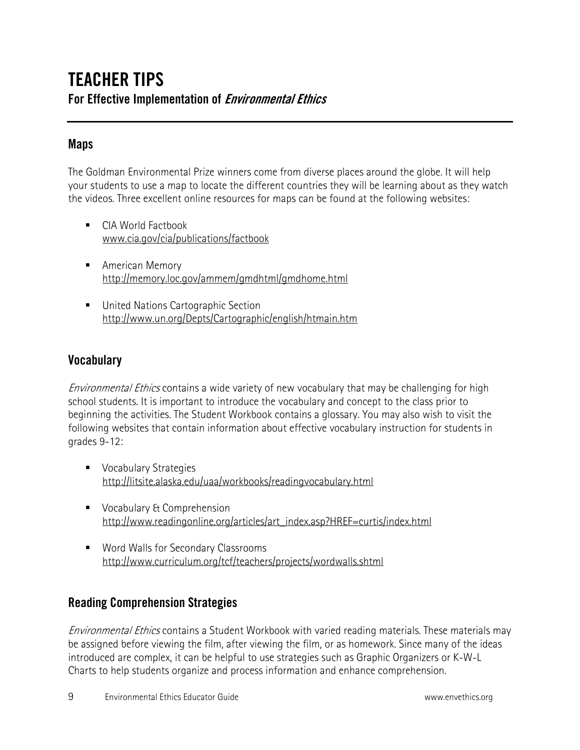# TEACHER TIPS

## For Effective Implementation of *Environmental Ethics*

### Maps

The Goldman Environmental Prize winners come from diverse places around the globe. It will help your students to use a map to locate the different countries they will be learning about as they watch the videos. Three excellent online resources for maps can be found at the following websites:

- CIA World Factbook
  www.cia.gov/cia/publications/factbook
- American Memory
  http://memory.loc.gov/ammem/gmdhtml/gmdhome.html
- United Nations Cartographic Section
  http://www.un.org/Depts/Cartographic/english/htmain.htm

### Vocabulary

*Environmental Ethics* contains a wide variety of new vocabulary that may be challenging for high school students. It is important to introduce the vocabulary and concept to the class prior to beginning the activities. The Student Workbook contains a glossary. You may also wish to visit the following websites that contain information about effective vocabulary instruction for students in grades 9-12:

- Vocabulary Strategies
  http://litsite.alaska.edu/uaa/workbooks/readingvocabulary.html
- Vocabulary & Comprehension
  http://www.readingonline.org/articles/art_index.asp?HREF=curtis/index.html
- Word Walls for Secondary Classrooms
  http://www.curriculum.org/tcf/teachers/projects/wordwalls.shtml

### Reading Comprehension Strategies

*Environmental Ethics* contains a Student Workbook with varied reading materials. These materials may be assigned before viewing the film, after viewing the film, or as homework. Since many of the ideas introduced are complex, it can be helpful to use strategies such as Graphic Organizers or K-W-L Charts to help students organize and process information and enhance comprehension.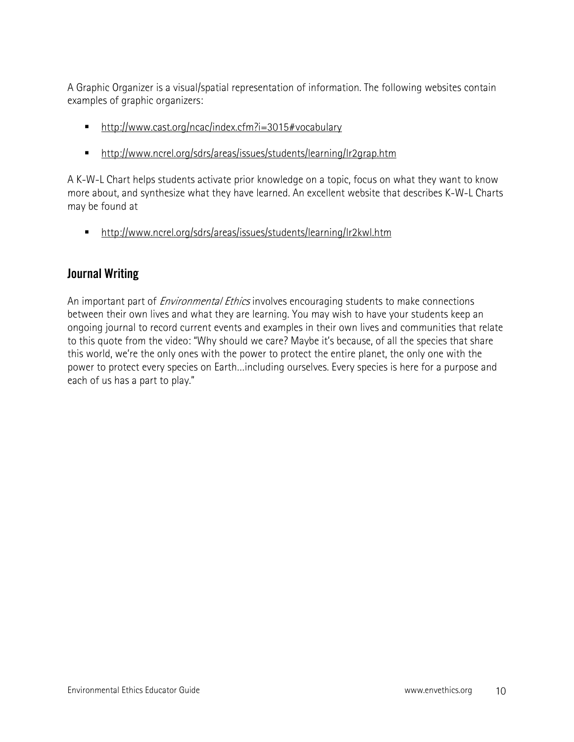A Graphic Organizer is a visual/spatial representation of information. The following websites contain examples of graphic organizers:

- http://www.cast.org/ncac/index.cfm?i=3015#vocabulary
- http://www.ncrel.org/sdrs/areas/issues/students/learning/lr2grap.htm

A K-W-L Chart helps students activate prior knowledge on a topic, focus on what they want to know more about, and synthesize what they have learned. An excellent website that describes K-W-L Charts may be found at

- http://www.ncrel.org/sdrs/areas/issues/students/learning/lr2kwl.htm

## Journal Writing

An important part of *Environmental Ethics* involves encouraging students to make connections between their own lives and what they are learning. You may wish to have your students keep an ongoing journal to record current events and examples in their own lives and communities that relate to this quote from the video: "Why should we care? Maybe it's because, of all the species that share this world, we're the only ones with the power to protect the entire planet, the only one with the power to protect every species on Earth…including ourselves. Every species is here for a purpose and each of us has a part to play."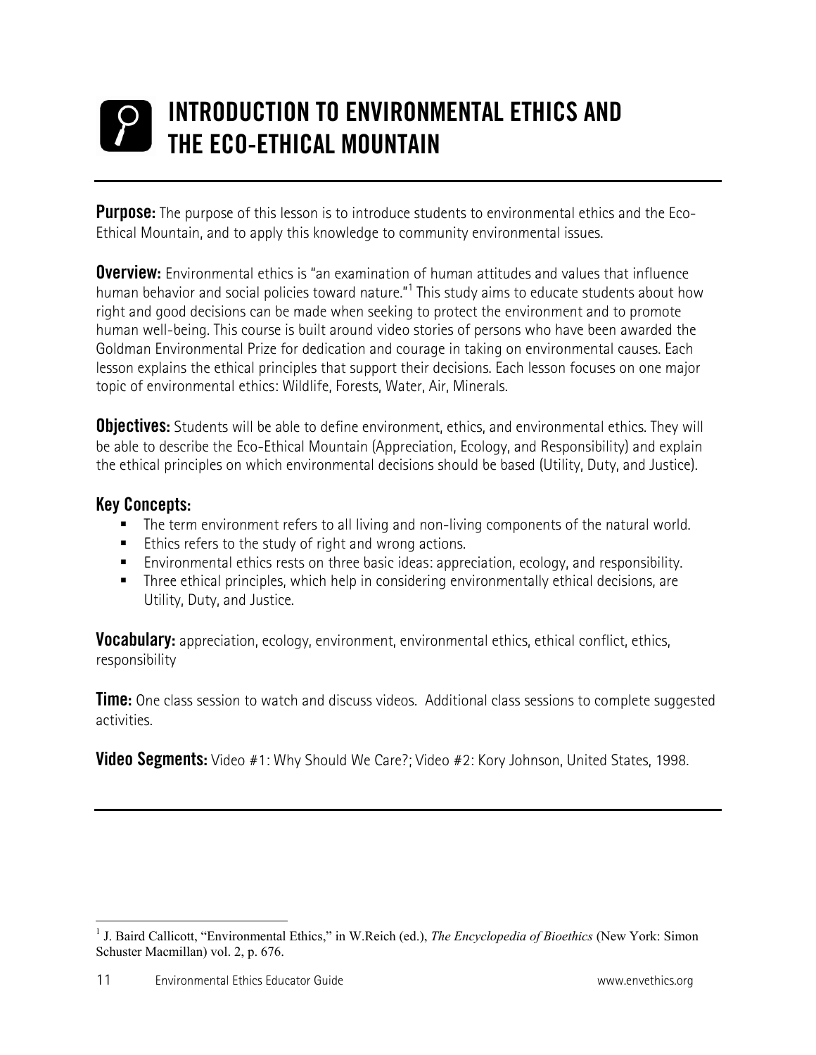# INTRODUCTION TO ENVIRONMENTAL ETHICS AND THE ECO-ETHICAL MOUNTAIN

**Purpose:** The purpose of this lesson is to introduce students to environmental ethics and the Eco-Ethical Mountain, and to apply this knowledge to community environmental issues.

**Overview:** Environmental ethics is "an examination of human attitudes and values that influence human behavior and social policies toward nature."[1] This study aims to educate students about how right and good decisions can be made when seeking to protect the environment and to promote human well-being. This course is built around video stories of persons who have been awarded the Goldman Environmental Prize for dedication and courage in taking on environmental causes. Each lesson explains the ethical principles that support their decisions. Each lesson focuses on one major topic of environmental ethics: Wildlife, Forests, Water, Air, Minerals.

**Objectives:** Students will be able to define environment, ethics, and environmental ethics. They will be able to describe the Eco-Ethical Mountain (Appreciation, Ecology, and Responsibility) and explain the ethical principles on which environmental decisions should be based (Utility, Duty, and Justice).

## Key Concepts:

- The term environment refers to all living and non-living components of the natural world.
- Ethics refers to the study of right and wrong actions.
- Environmental ethics rests on three basic ideas: appreciation, ecology, and responsibility.
- Three ethical principles, which help in considering environmentally ethical decisions, are Utility, Duty, and Justice.

**Vocabulary:** appreciation, ecology, environment, environmental ethics, ethical conflict, ethics, responsibility

**Time:** One class session to watch and discuss videos. Additional class sessions to complete suggested activities.

**Video Segments:** Video #1: Why Should We Care?; Video #2: Kory Johnson, United States, 1998.

---

[1] J. Baird Callicott, "Environmental Ethics," in W.Reich (ed.), *The Encyclopedia of Bioethics* (New York: Simon Schuster Macmillan) vol. 2, p. 676.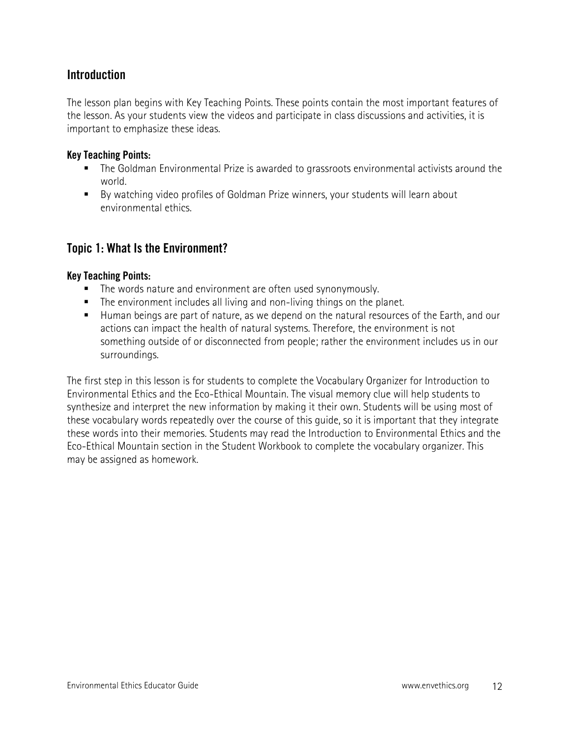## Introduction

The lesson plan begins with Key Teaching Points. These points contain the most important features of the lesson. As your students view the videos and participate in class discussions and activities, it is important to emphasize these ideas.

**Key Teaching Points:**

- The Goldman Environmental Prize is awarded to grassroots environmental activists around the world.
- By watching video profiles of Goldman Prize winners, your students will learn about environmental ethics.

## Topic 1: What Is the Environment?

**Key Teaching Points:**

- The words nature and environment are often used synonymously.
- The environment includes all living and non-living things on the planet.
- Human beings are part of nature, as we depend on the natural resources of the Earth, and our actions can impact the health of natural systems. Therefore, the environment is not something outside of or disconnected from people; rather the environment includes us in our surroundings.

The first step in this lesson is for students to complete the Vocabulary Organizer for Introduction to Environmental Ethics and the Eco-Ethical Mountain. The visual memory clue will help students to synthesize and interpret the new information by making it their own. Students will be using most of these vocabulary words repeatedly over the course of this guide, so it is important that they integrate these words into their memories. Students may read the Introduction to Environmental Ethics and the Eco-Ethical Mountain section in the Student Workbook to complete the vocabulary organizer. This may be assigned as homework.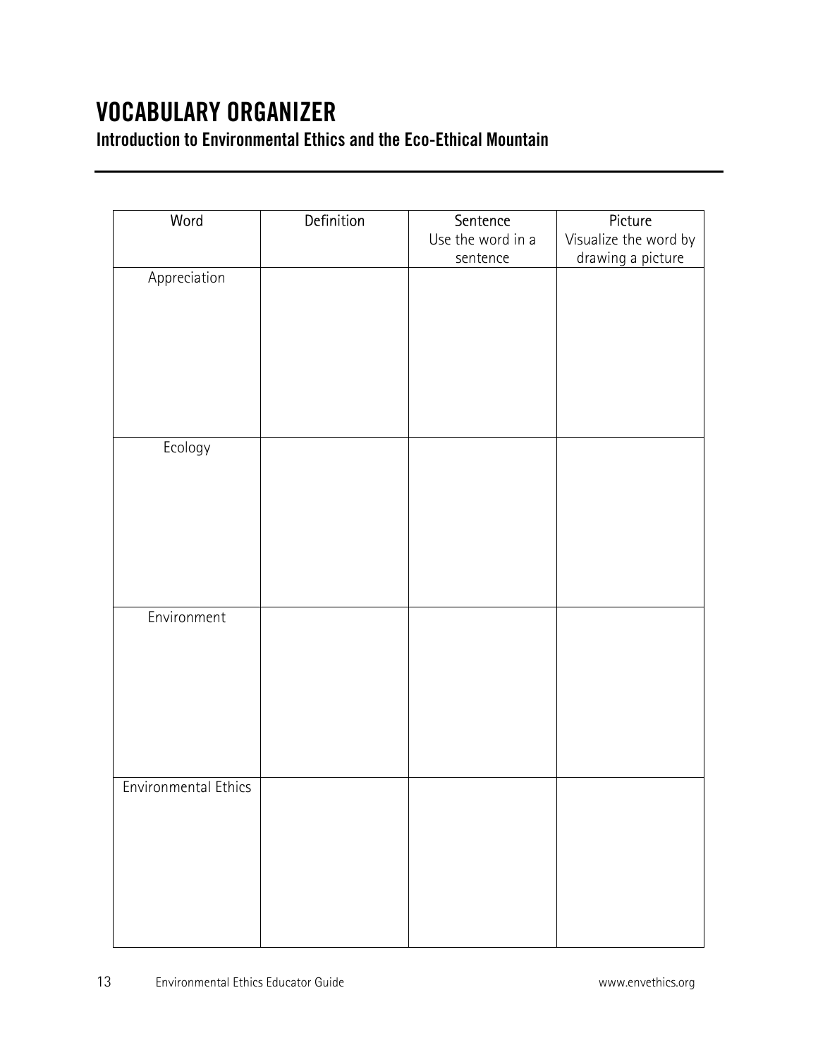# VOCABULARY ORGANIZER

## Introduction to Environmental Ethics and the Eco-Ethical Mountain

| Word | Definition | Sentence<br>Use the word in a sentence | Picture<br>Visualize the word by drawing a picture |
|---|---|---|---|
| Appreciation | | | |
| Ecology | | | |
| Environment | | | |
| Environmental Ethics | | | |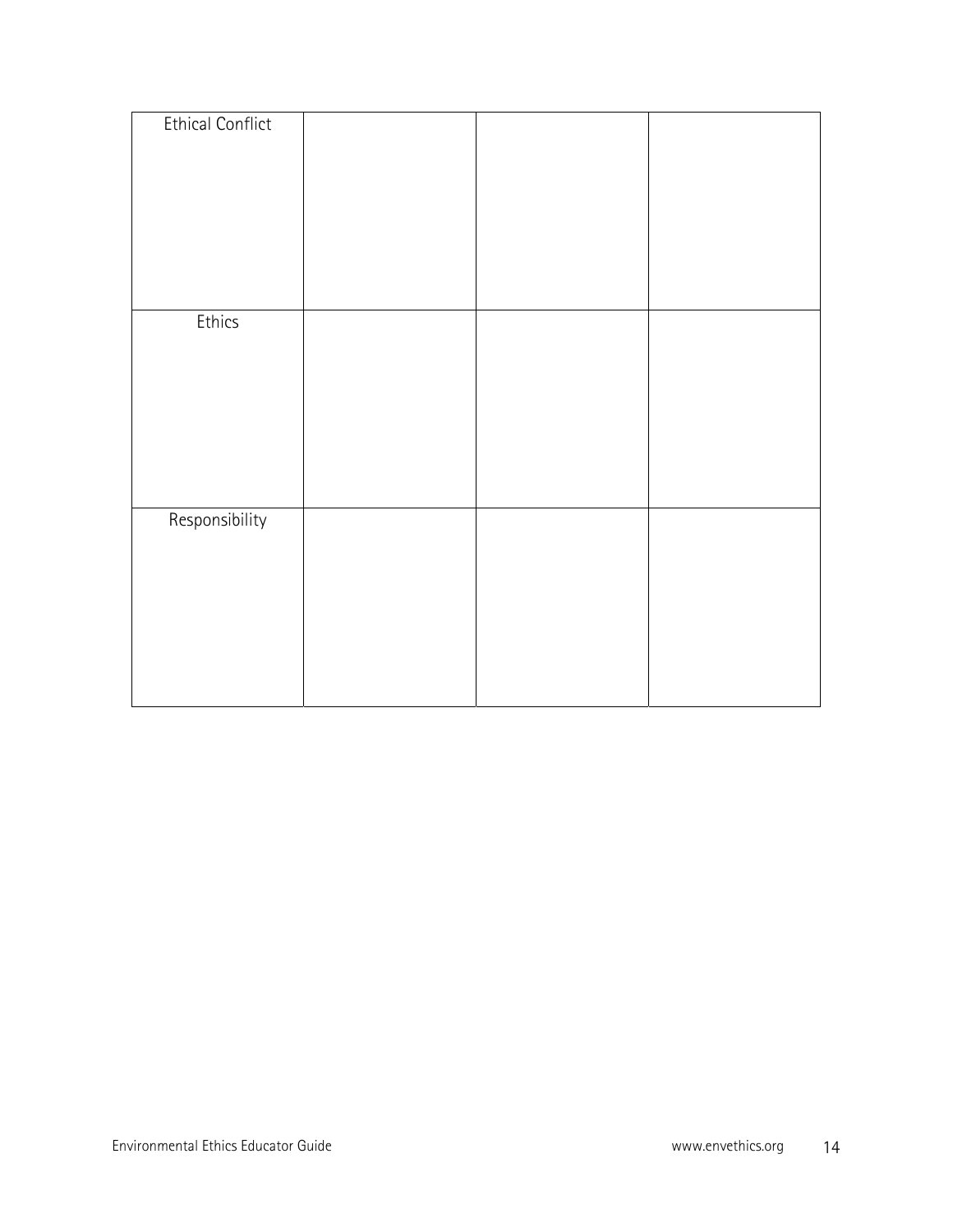| Ethical Conflict | | | |
|---|---|---|---|
| Ethics | | | |
| Responsibility | | | |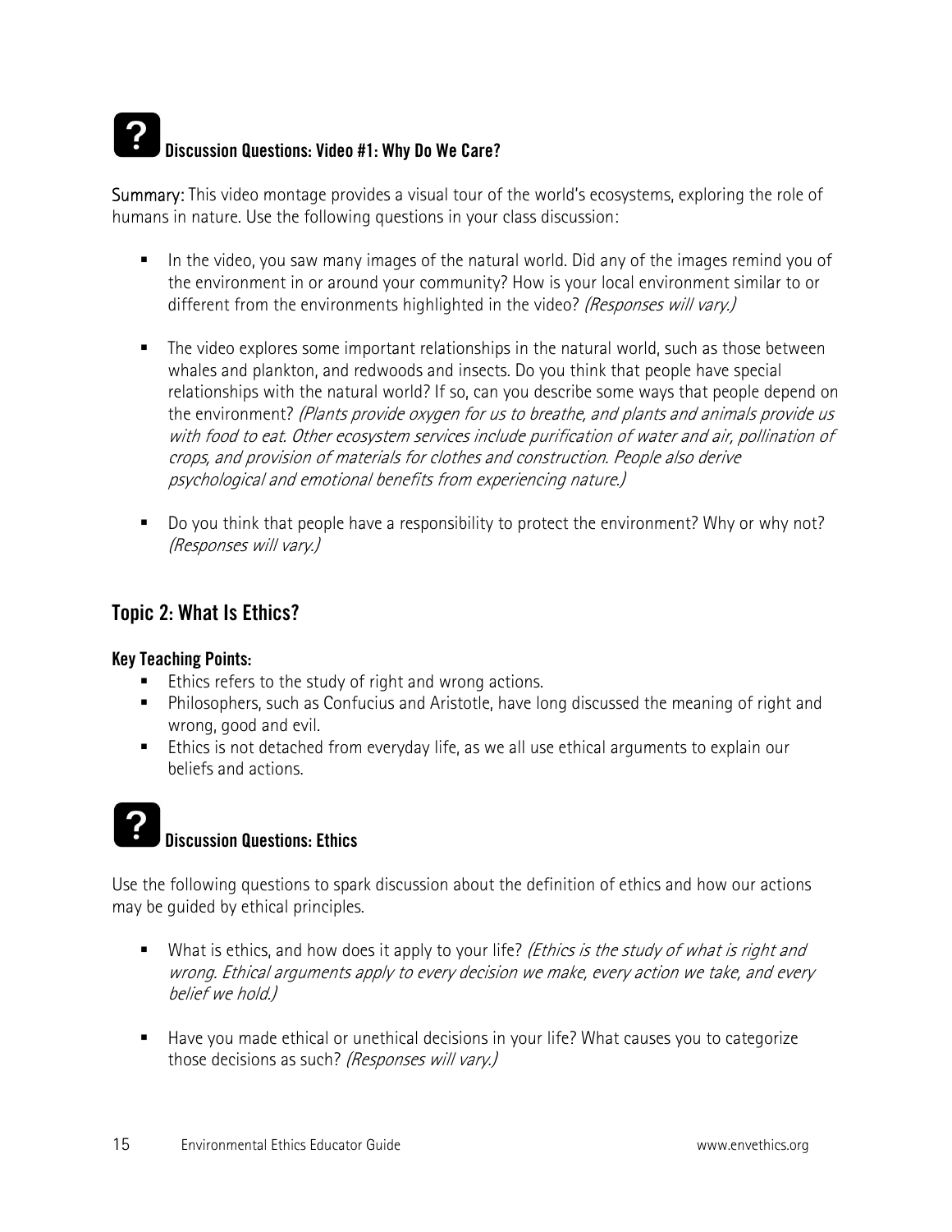### Discussion Questions: Video #1: Why Do We Care?

**Summary:** This video montage provides a visual tour of the world's ecosystems, exploring the role of humans in nature. Use the following questions in your class discussion:

- In the video, you saw many images of the natural world. Did any of the images remind you of the environment in or around your community? How is your local environment similar to or different from the environments highlighted in the video? *(Responses will vary.)*

- The video explores some important relationships in the natural world, such as those between whales and plankton, and redwoods and insects. Do you think that people have special relationships with the natural world? If so, can you describe some ways that people depend on the environment? *(Plants provide oxygen for us to breathe, and plants and animals provide us with food to eat. Other ecosystem services include purification of water and air, pollination of crops, and provision of materials for clothes and construction. People also derive psychological and emotional benefits from experiencing nature.)*

- Do you think that people have a responsibility to protect the environment? Why or why not? *(Responses will vary.)*

## Topic 2: What Is Ethics?

**Key Teaching Points:**

- Ethics refers to the study of right and wrong actions.
- Philosophers, such as Confucius and Aristotle, have long discussed the meaning of right and wrong, good and evil.
- Ethics is not detached from everyday life, as we all use ethical arguments to explain our beliefs and actions.

### Discussion Questions: Ethics

Use the following questions to spark discussion about the definition of ethics and how our actions may be guided by ethical principles.

- What is ethics, and how does it apply to your life? *(Ethics is the study of what is right and wrong. Ethical arguments apply to every decision we make, every action we take, and every belief we hold.)*

- Have you made ethical or unethical decisions in your life? What causes you to categorize those decisions as such? *(Responses will vary.)*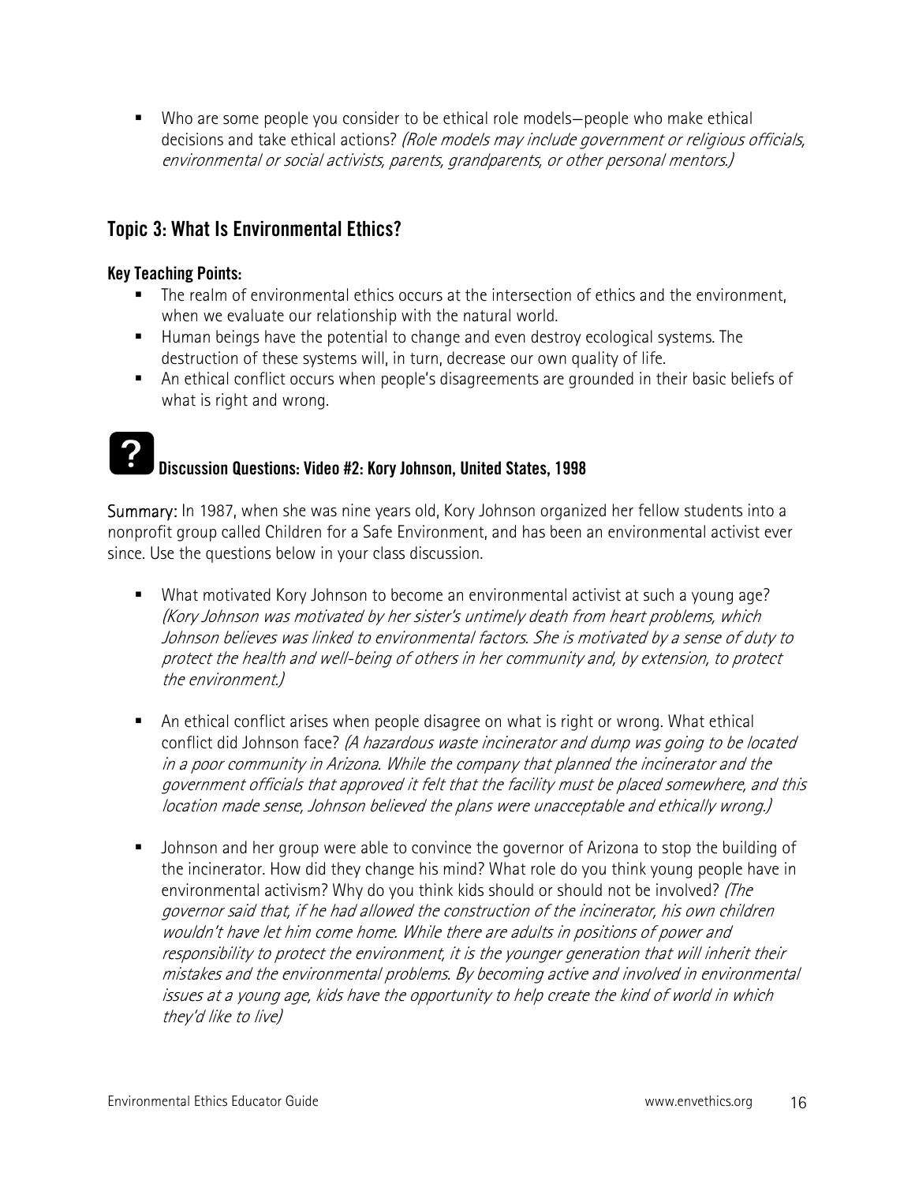- Who are some people you consider to be ethical role models—people who make ethical decisions and take ethical actions? *(Role models may include government or religious officials, environmental or social activists, parents, grandparents, or other personal mentors.)*

## Topic 3: What Is Environmental Ethics?

### Key Teaching Points:

- The realm of environmental ethics occurs at the intersection of ethics and the environment, when we evaluate our relationship with the natural world.
- Human beings have the potential to change and even destroy ecological systems. The destruction of these systems will, in turn, decrease our own quality of life.
- An ethical conflict occurs when people's disagreements are grounded in their basic beliefs of what is right and wrong.

### Discussion Questions: Video #2: Kory Johnson, United States, 1998

Summary: In 1987, when she was nine years old, Kory Johnson organized her fellow students into a nonprofit group called Children for a Safe Environment, and has been an environmental activist ever since. Use the questions below in your class discussion.

- What motivated Kory Johnson to become an environmental activist at such a young age? *(Kory Johnson was motivated by her sister's untimely death from heart problems, which Johnson believes was linked to environmental factors. She is motivated by a sense of duty to protect the health and well-being of others in her community and, by extension, to protect the environment.)*

- An ethical conflict arises when people disagree on what is right or wrong. What ethical conflict did Johnson face? *(A hazardous waste incinerator and dump was going to be located in a poor community in Arizona. While the company that planned the incinerator and the government officials that approved it felt that the facility must be placed somewhere, and this location made sense, Johnson believed the plans were unacceptable and ethically wrong.)*

- Johnson and her group were able to convince the governor of Arizona to stop the building of the incinerator. How did they change his mind? What role do you think young people have in environmental activism? Why do you think kids should or should not be involved? *(The governor said that, if he had allowed the construction of the incinerator, his own children wouldn't have let him come home. While there are adults in positions of power and responsibility to protect the environment, it is the younger generation that will inherit their mistakes and the environmental problems. By becoming active and involved in environmental issues at a young age, kids have the opportunity to help create the kind of world in which they'd like to live)*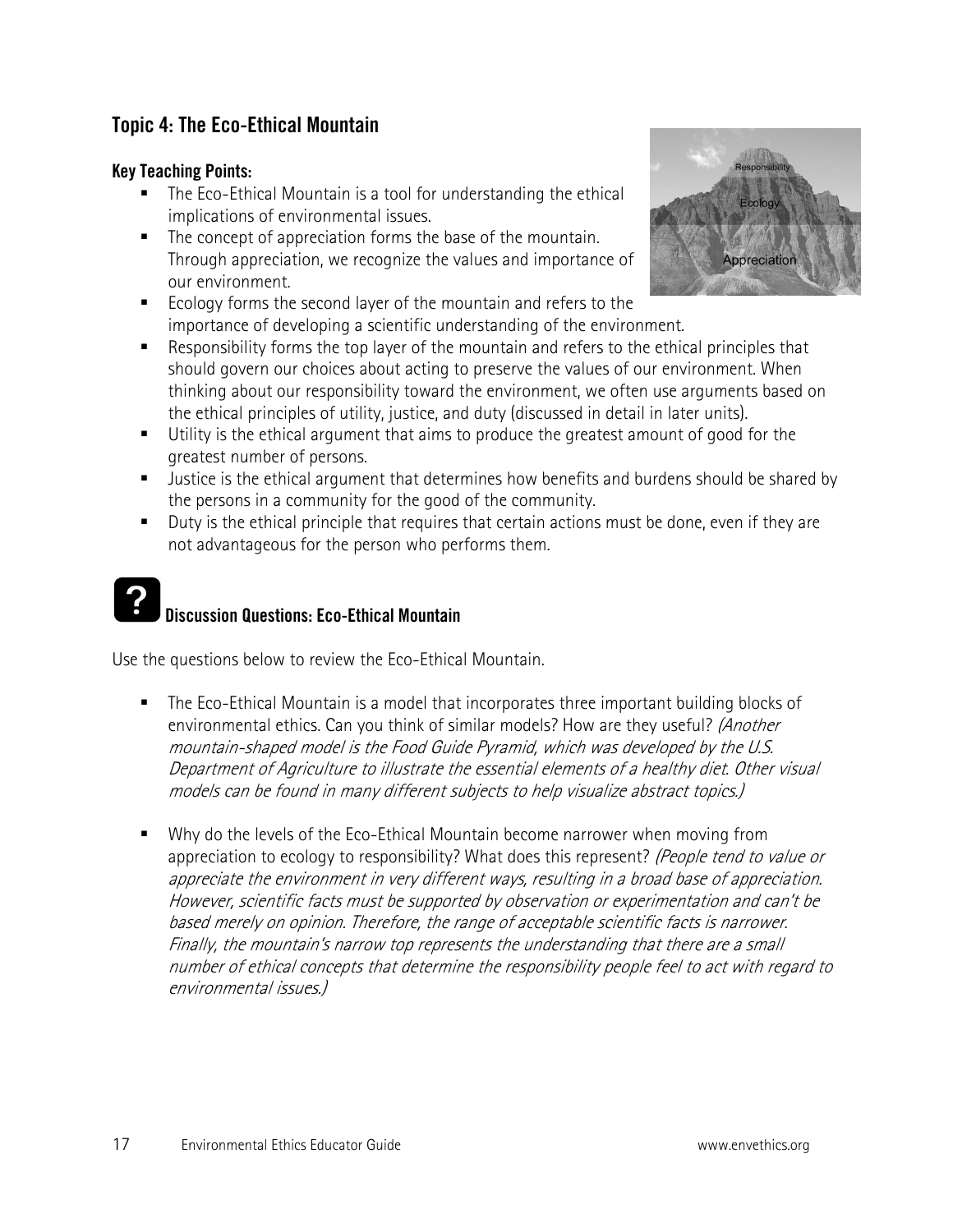## Topic 4: The Eco-Ethical Mountain

### Key Teaching Points:

- The Eco-Ethical Mountain is a tool for understanding the ethical implications of environmental issues.
- The concept of appreciation forms the base of the mountain. Through appreciation, we recognize the values and importance of our environment.
- Ecology forms the second layer of the mountain and refers to the importance of developing a scientific understanding of the environment.
- Responsibility forms the top layer of the mountain and refers to the ethical principles that should govern our choices about acting to preserve the values of our environment. When thinking about our responsibility toward the environment, we often use arguments based on the ethical principles of utility, justice, and duty (discussed in detail in later units).
- Utility is the ethical argument that aims to produce the greatest amount of good for the greatest number of persons.
- Justice is the ethical argument that determines how benefits and burdens should be shared by the persons in a community for the good of the community.
- Duty is the ethical principle that requires that certain actions must be done, even if they are not advantageous for the person who performs them.

### Discussion Questions: Eco-Ethical Mountain

Use the questions below to review the Eco-Ethical Mountain.

- The Eco-Ethical Mountain is a model that incorporates three important building blocks of environmental ethics. Can you think of similar models? How are they useful? *(Another mountain-shaped model is the Food Guide Pyramid, which was developed by the U.S. Department of Agriculture to illustrate the essential elements of a healthy diet. Other visual models can be found in many different subjects to help visualize abstract topics.)*

- Why do the levels of the Eco-Ethical Mountain become narrower when moving from appreciation to ecology to responsibility? What does this represent? *(People tend to value or appreciate the environment in very different ways, resulting in a broad base of appreciation. However, scientific facts must be supported by observation or experimentation and can't be based merely on opinion. Therefore, the range of acceptable scientific facts is narrower. Finally, the mountain's narrow top represents the understanding that there are a small number of ethical concepts that determine the responsibility people feel to act with regard to environmental issues.)*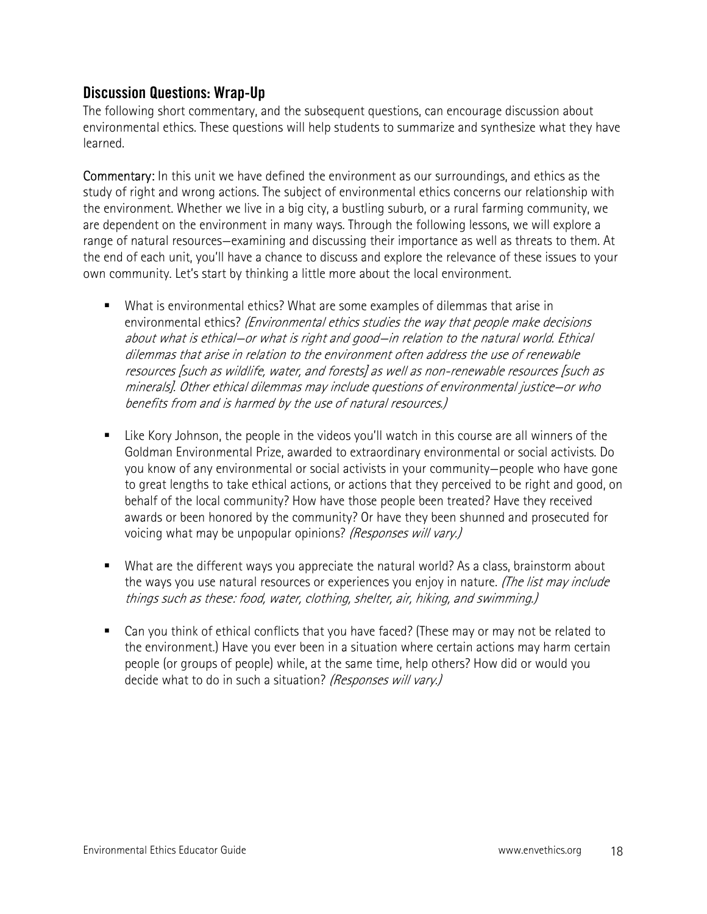## Discussion Questions: Wrap-Up

The following short commentary, and the subsequent questions, can encourage discussion about environmental ethics. These questions will help students to summarize and synthesize what they have learned.

**Commentary:** In this unit we have defined the environment as our surroundings, and ethics as the study of right and wrong actions. The subject of environmental ethics concerns our relationship with the environment. Whether we live in a big city, a bustling suburb, or a rural farming community, we are dependent on the environment in many ways. Through the following lessons, we will explore a range of natural resources—examining and discussing their importance as well as threats to them. At the end of each unit, you'll have a chance to discuss and explore the relevance of these issues to your own community. Let's start by thinking a little more about the local environment.

- What is environmental ethics? What are some examples of dilemmas that arise in environmental ethics? *(Environmental ethics studies the way that people make decisions about what is ethical—or what is right and good—in relation to the natural world. Ethical dilemmas that arise in relation to the environment often address the use of renewable resources [such as wildlife, water, and forests] as well as non-renewable resources [such as minerals]. Other ethical dilemmas may include questions of environmental justice—or who benefits from and is harmed by the use of natural resources.)*

- Like Kory Johnson, the people in the videos you'll watch in this course are all winners of the Goldman Environmental Prize, awarded to extraordinary environmental or social activists. Do you know of any environmental or social activists in your community—people who have gone to great lengths to take ethical actions, or actions that they perceived to be right and good, on behalf of the local community? How have those people been treated? Have they received awards or been honored by the community? Or have they been shunned and prosecuted for voicing what may be unpopular opinions? *(Responses will vary.)*

- What are the different ways you appreciate the natural world? As a class, brainstorm about the ways you use natural resources or experiences you enjoy in nature. *(The list may include things such as these: food, water, clothing, shelter, air, hiking, and swimming.)*

- Can you think of ethical conflicts that you have faced? (These may or may not be related to the environment.) Have you ever been in a situation where certain actions may harm certain people (or groups of people) while, at the same time, help others? How did or would you decide what to do in such a situation? *(Responses will vary.)*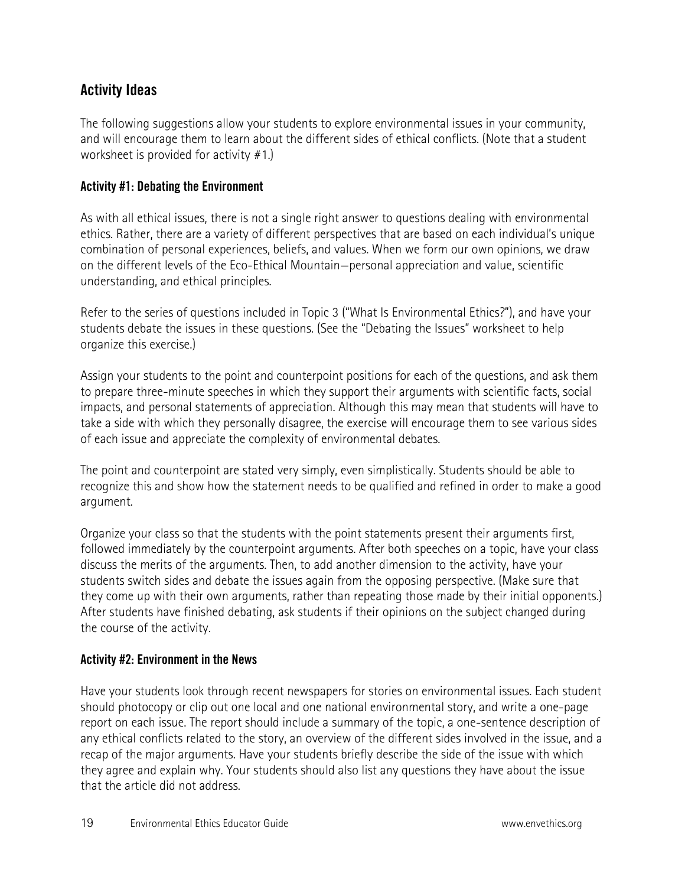## Activity Ideas

The following suggestions allow your students to explore environmental issues in your community, and will encourage them to learn about the different sides of ethical conflicts. (Note that a student worksheet is provided for activity #1.)

### Activity #1: Debating the Environment

As with all ethical issues, there is not a single right answer to questions dealing with environmental ethics. Rather, there are a variety of different perspectives that are based on each individual's unique combination of personal experiences, beliefs, and values. When we form our own opinions, we draw on the different levels of the Eco-Ethical Mountain—personal appreciation and value, scientific understanding, and ethical principles.

Refer to the series of questions included in Topic 3 ("What Is Environmental Ethics?"), and have your students debate the issues in these questions. (See the "Debating the Issues" worksheet to help organize this exercise.)

Assign your students to the point and counterpoint positions for each of the questions, and ask them to prepare three-minute speeches in which they support their arguments with scientific facts, social impacts, and personal statements of appreciation. Although this may mean that students will have to take a side with which they personally disagree, the exercise will encourage them to see various sides of each issue and appreciate the complexity of environmental debates.

The point and counterpoint are stated very simply, even simplistically. Students should be able to recognize this and show how the statement needs to be qualified and refined in order to make a good argument.

Organize your class so that the students with the point statements present their arguments first, followed immediately by the counterpoint arguments. After both speeches on a topic, have your class discuss the merits of the arguments. Then, to add another dimension to the activity, have your students switch sides and debate the issues again from the opposing perspective. (Make sure that they come up with their own arguments, rather than repeating those made by their initial opponents.) After students have finished debating, ask students if their opinions on the subject changed during the course of the activity.

### Activity #2: Environment in the News

Have your students look through recent newspapers for stories on environmental issues. Each student should photocopy or clip out one local and one national environmental story, and write a one-page report on each issue. The report should include a summary of the topic, a one-sentence description of any ethical conflicts related to the story, an overview of the different sides involved in the issue, and a recap of the major arguments. Have your students briefly describe the side of the issue with which they agree and explain why. Your students should also list any questions they have about the issue that the article did not address.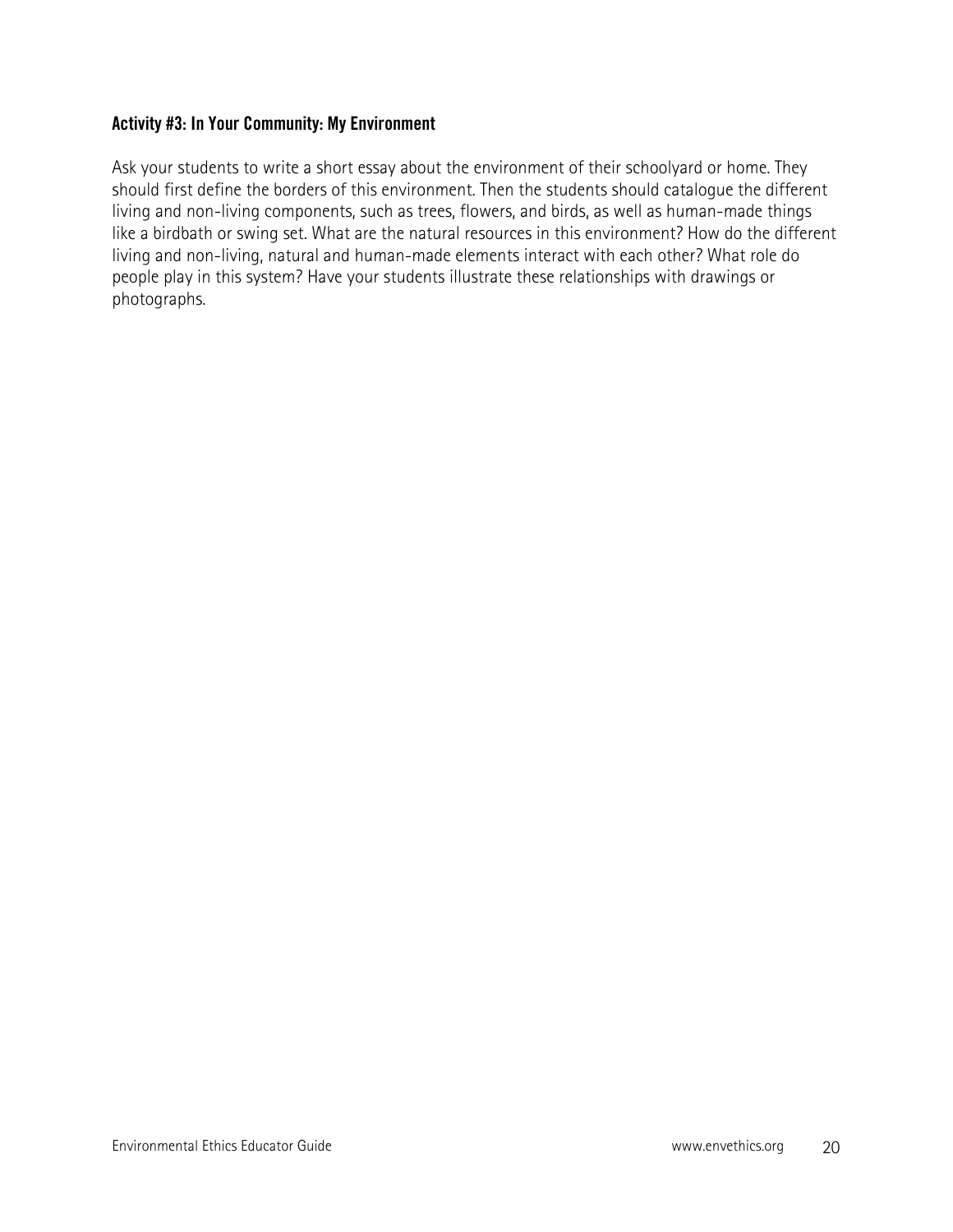### Activity #3: In Your Community: My Environment

Ask your students to write a short essay about the environment of their schoolyard or home. They should first define the borders of this environment. Then the students should catalogue the different living and non-living components, such as trees, flowers, and birds, as well as human-made things like a birdbath or swing set. What are the natural resources in this environment? How do the different living and non-living, natural and human-made elements interact with each other? What role do people play in this system? Have your students illustrate these relationships with drawings or photographs.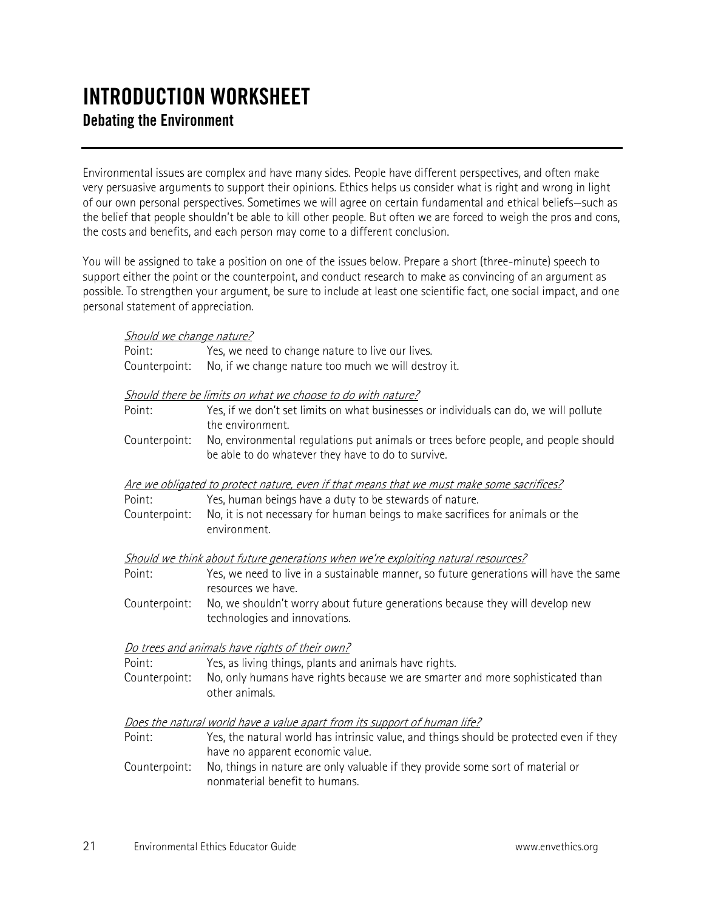# INTRODUCTION WORKSHEET

## Debating the Environment

Environmental issues are complex and have many sides. People have different perspectives, and often make very persuasive arguments to support their opinions. Ethics helps us consider what is right and wrong in light of our own personal perspectives. Sometimes we will agree on certain fundamental and ethical beliefs—such as the belief that people shouldn't be able to kill other people. But often we are forced to weigh the pros and cons, the costs and benefits, and each person may come to a different conclusion.

You will be assigned to take a position on one of the issues below. Prepare a short (three-minute) speech to support either the point or the counterpoint, and conduct research to make as convincing of an argument as possible. To strengthen your argument, be sure to include at least one scientific fact, one social impact, and one personal statement of appreciation.

*Should we change nature?*

Point: Yes, we need to change nature to live our lives.

Counterpoint: No, if we change nature too much we will destroy it.

*Should there be limits on what we choose to do with nature?*

Point: Yes, if we don't set limits on what businesses or individuals can do, we will pollute the environment.

Counterpoint: No, environmental regulations put animals or trees before people, and people should be able to do whatever they have to do to survive.

*Are we obligated to protect nature, even if that means that we must make some sacrifices?*

Point: Yes, human beings have a duty to be stewards of nature.

Counterpoint: No, it is not necessary for human beings to make sacrifices for animals or the environment.

*Should we think about future generations when we're exploiting natural resources?*

Point: Yes, we need to live in a sustainable manner, so future generations will have the same resources we have.

Counterpoint: No, we shouldn't worry about future generations because they will develop new technologies and innovations.

*Do trees and animals have rights of their own?*

Point: Yes, as living things, plants and animals have rights.

Counterpoint: No, only humans have rights because we are smarter and more sophisticated than other animals.

*Does the natural world have a value apart from its support of human life?*

Point: Yes, the natural world has intrinsic value, and things should be protected even if they have no apparent economic value.

Counterpoint: No, things in nature are only valuable if they provide some sort of material or nonmaterial benefit to humans.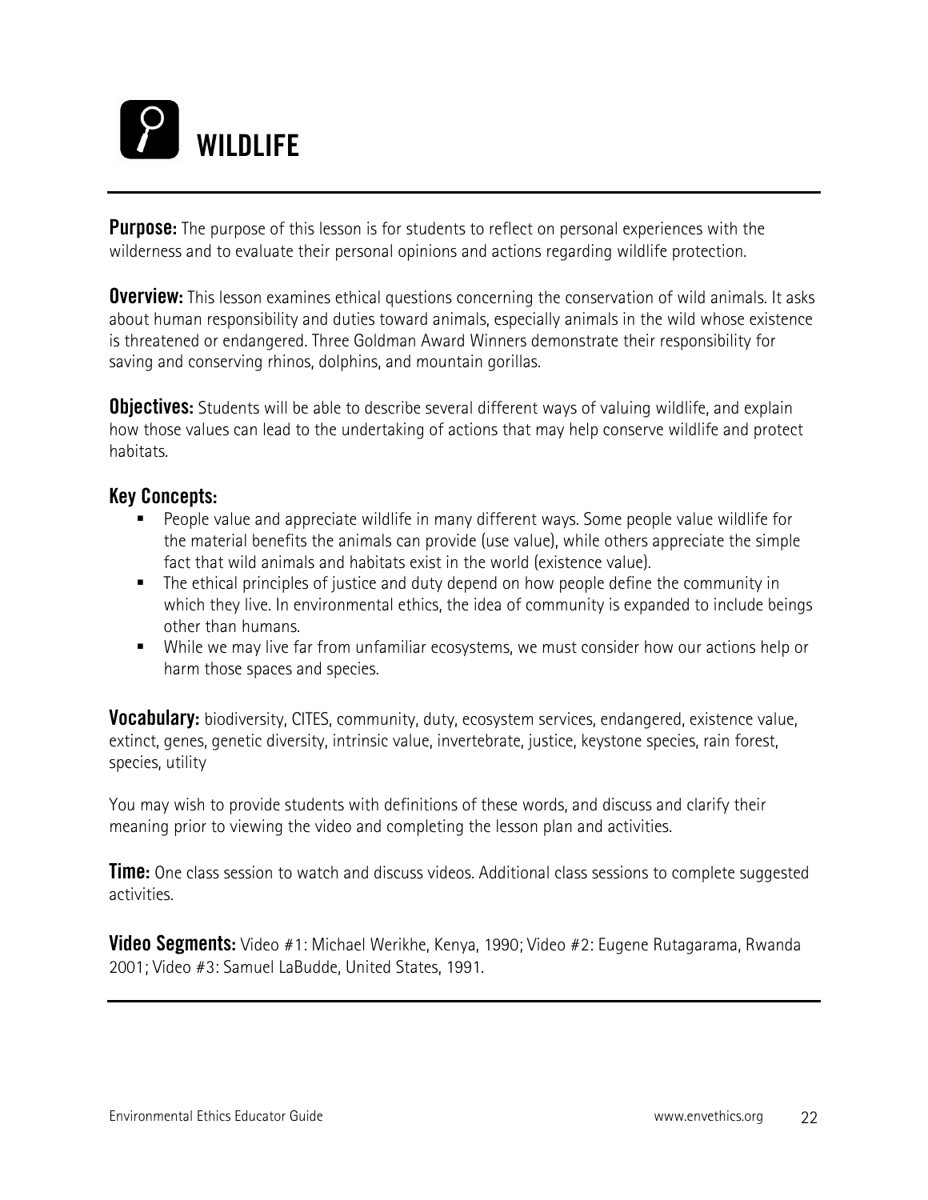# WILDLIFE

**Purpose:** The purpose of this lesson is for students to reflect on personal experiences with the wilderness and to evaluate their personal opinions and actions regarding wildlife protection.

**Overview:** This lesson examines ethical questions concerning the conservation of wild animals. It asks about human responsibility and duties toward animals, especially animals in the wild whose existence is threatened or endangered. Three Goldman Award Winners demonstrate their responsibility for saving and conserving rhinos, dolphins, and mountain gorillas.

**Objectives:** Students will be able to describe several different ways of valuing wildlife, and explain how those values can lead to the undertaking of actions that may help conserve wildlife and protect habitats.

**Key Concepts:**

- People value and appreciate wildlife in many different ways. Some people value wildlife for the material benefits the animals can provide (use value), while others appreciate the simple fact that wild animals and habitats exist in the world (existence value).
- The ethical principles of justice and duty depend on how people define the community in which they live. In environmental ethics, the idea of community is expanded to include beings other than humans.
- While we may live far from unfamiliar ecosystems, we must consider how our actions help or harm those spaces and species.

**Vocabulary:** biodiversity, CITES, community, duty, ecosystem services, endangered, existence value, extinct, genes, genetic diversity, intrinsic value, invertebrate, justice, keystone species, rain forest, species, utility

You may wish to provide students with definitions of these words, and discuss and clarify their meaning prior to viewing the video and completing the lesson plan and activities.

**Time:** One class session to watch and discuss videos. Additional class sessions to complete suggested activities.

**Video Segments:** Video #1: Michael Werikhe, Kenya, 1990; Video #2: Eugene Rutagarama, Rwanda 2001; Video #3: Samuel LaBudde, United States, 1991.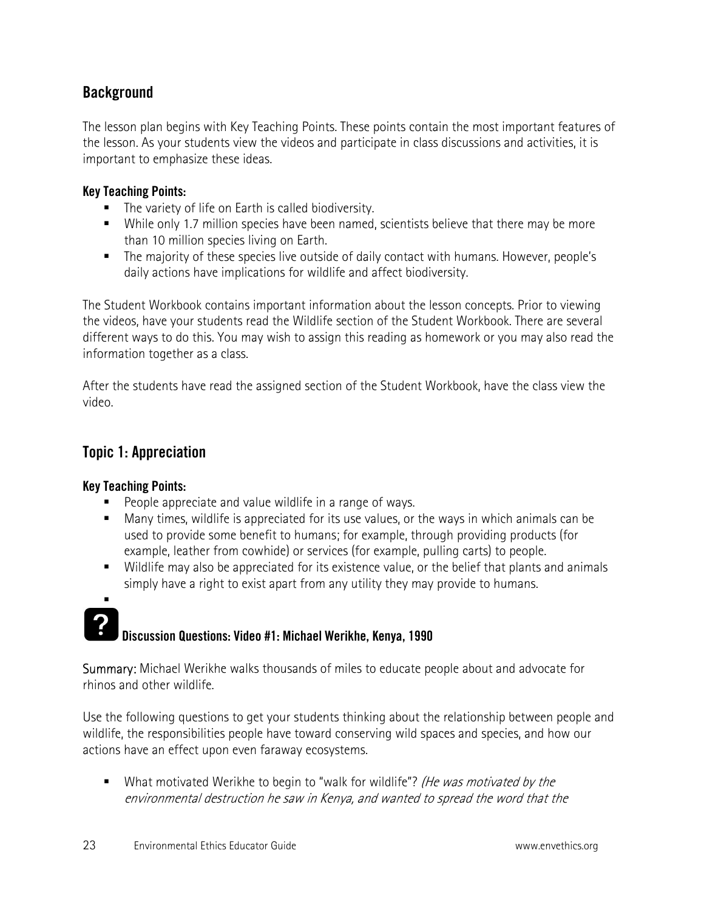## Background

The lesson plan begins with Key Teaching Points. These points contain the most important features of the lesson. As your students view the videos and participate in class discussions and activities, it is important to emphasize these ideas.

### Key Teaching Points:

- The variety of life on Earth is called biodiversity.
- While only 1.7 million species have been named, scientists believe that there may be more than 10 million species living on Earth.
- The majority of these species live outside of daily contact with humans. However, people's daily actions have implications for wildlife and affect biodiversity.

The Student Workbook contains important information about the lesson concepts. Prior to viewing the videos, have your students read the Wildlife section of the Student Workbook. There are several different ways to do this. You may wish to assign this reading as homework or you may also read the information together as a class.

After the students have read the assigned section of the Student Workbook, have the class view the video.

## Topic 1: Appreciation

### Key Teaching Points:

- People appreciate and value wildlife in a range of ways.
- Many times, wildlife is appreciated for its use values, or the ways in which animals can be used to provide some benefit to humans; for example, through providing products (for example, leather from cowhide) or services (for example, pulling carts) to people.
- Wildlife may also be appreciated for its existence value, or the belief that plants and animals simply have a right to exist apart from any utility they may provide to humans.
- 

### Discussion Questions: Video #1: Michael Werikhe, Kenya, 1990

Summary: Michael Werikhe walks thousands of miles to educate people about and advocate for rhinos and other wildlife.

Use the following questions to get your students thinking about the relationship between people and wildlife, the responsibilities people have toward conserving wild spaces and species, and how our actions have an effect upon even faraway ecosystems.

- What motivated Werikhe to begin to "walk for wildlife"? *(He was motivated by the environmental destruction he saw in Kenya, and wanted to spread the word that the*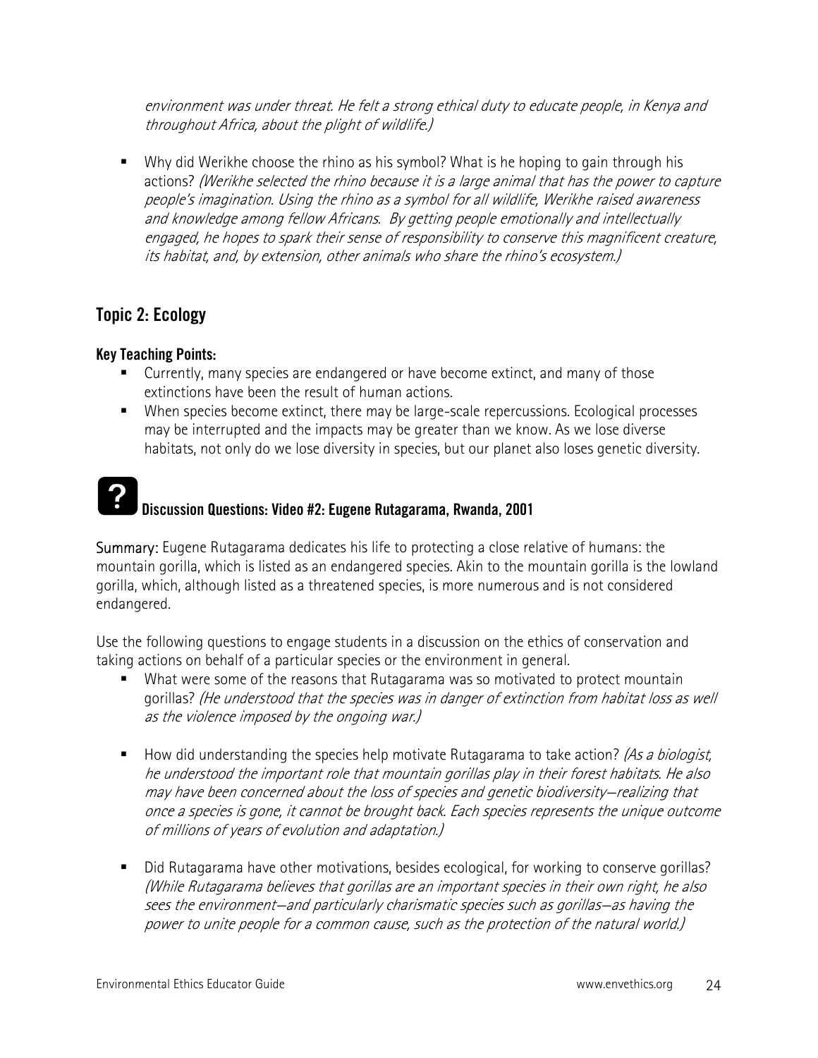*environment was under threat. He felt a strong ethical duty to educate people, in Kenya and throughout Africa, about the plight of wildlife.)*

- Why did Werikhe choose the rhino as his symbol? What is he hoping to gain through his actions? *(Werikhe selected the rhino because it is a large animal that has the power to capture people's imagination. Using the rhino as a symbol for all wildlife, Werikhe raised awareness and knowledge among fellow Africans. By getting people emotionally and intellectually engaged, he hopes to spark their sense of responsibility to conserve this magnificent creature, its habitat, and, by extension, other animals who share the rhino's ecosystem.)*

## Topic 2: Ecology

### Key Teaching Points:

- Currently, many species are endangered or have become extinct, and many of those extinctions have been the result of human actions.
- When species become extinct, there may be large-scale repercussions. Ecological processes may be interrupted and the impacts may be greater than we know. As we lose diverse habitats, not only do we lose diversity in species, but our planet also loses genetic diversity.

### Discussion Questions: Video #2: Eugene Rutagarama, Rwanda, 2001

**Summary:** Eugene Rutagarama dedicates his life to protecting a close relative of humans: the mountain gorilla, which is listed as an endangered species. Akin to the mountain gorilla is the lowland gorilla, which, although listed as a threatened species, is more numerous and is not considered endangered.

Use the following questions to engage students in a discussion on the ethics of conservation and taking actions on behalf of a particular species or the environment in general.

- What were some of the reasons that Rutagarama was so motivated to protect mountain gorillas? *(He understood that the species was in danger of extinction from habitat loss as well as the violence imposed by the ongoing war.)*

- How did understanding the species help motivate Rutagarama to take action? *(As a biologist, he understood the important role that mountain gorillas play in their forest habitats. He also may have been concerned about the loss of species and genetic biodiversity—realizing that once a species is gone, it cannot be brought back. Each species represents the unique outcome of millions of years of evolution and adaptation.)*

- Did Rutagarama have other motivations, besides ecological, for working to conserve gorillas? *(While Rutagarama believes that gorillas are an important species in their own right, he also sees the environment—and particularly charismatic species such as gorillas—as having the power to unite people for a common cause, such as the protection of the natural world.)*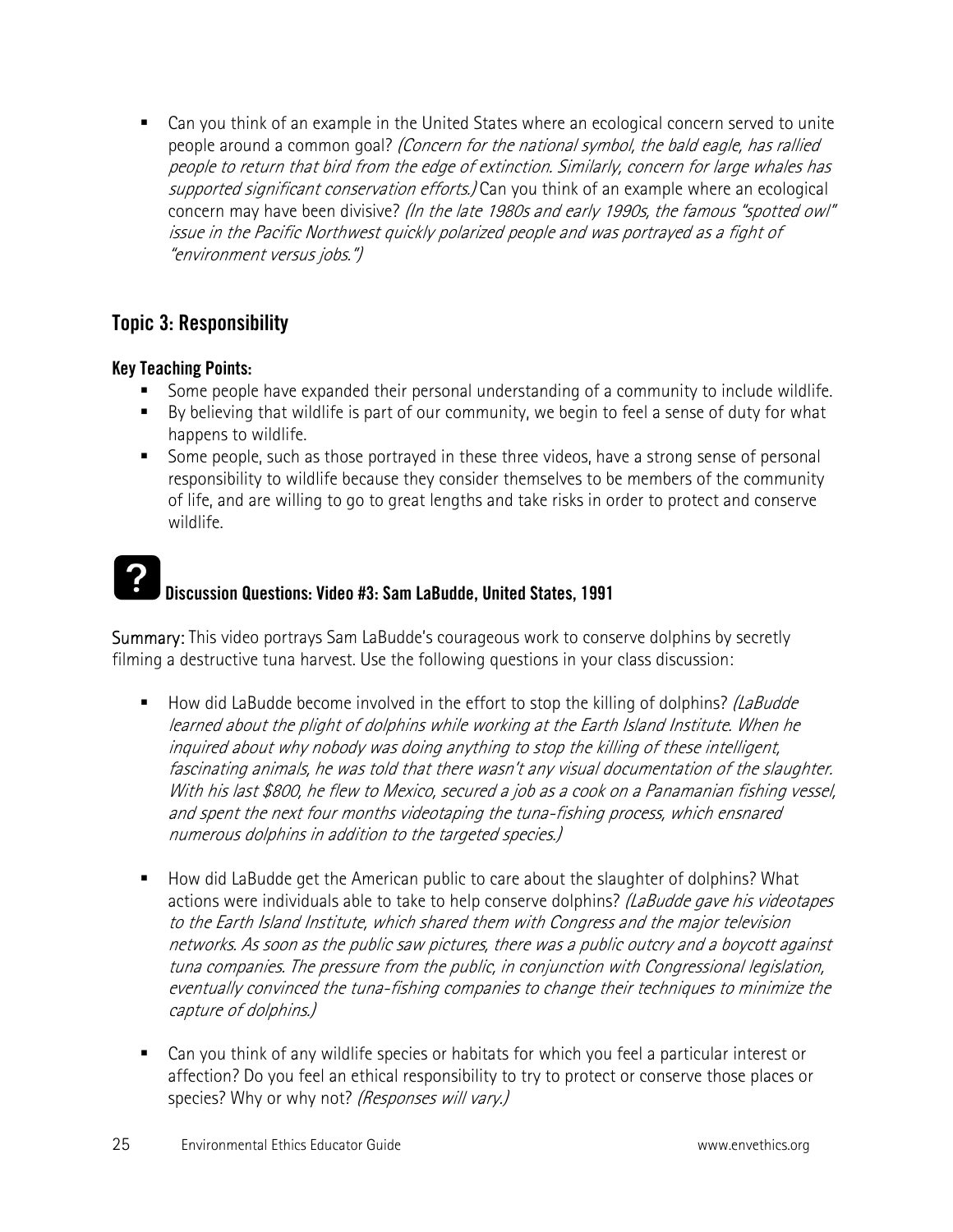- Can you think of an example in the United States where an ecological concern served to unite people around a common goal? *(Concern for the national symbol, the bald eagle, has rallied people to return that bird from the edge of extinction. Similarly, concern for large whales has supported significant conservation efforts.)* Can you think of an example where an ecological concern may have been divisive? *(In the late 1980s and early 1990s, the famous "spotted owl" issue in the Pacific Northwest quickly polarized people and was portrayed as a fight of "environment versus jobs.")*

## Topic 3: Responsibility

### Key Teaching Points:

- Some people have expanded their personal understanding of a community to include wildlife.
- By believing that wildlife is part of our community, we begin to feel a sense of duty for what happens to wildlife.
- Some people, such as those portrayed in these three videos, have a strong sense of personal responsibility to wildlife because they consider themselves to be members of the community of life, and are willing to go to great lengths and take risks in order to protect and conserve wildlife.

### Discussion Questions: Video #3: Sam LaBudde, United States, 1991

**Summary:** This video portrays Sam LaBudde's courageous work to conserve dolphins by secretly filming a destructive tuna harvest. Use the following questions in your class discussion:

- How did LaBudde become involved in the effort to stop the killing of dolphins? *(LaBudde learned about the plight of dolphins while working at the Earth Island Institute. When he inquired about why nobody was doing anything to stop the killing of these intelligent, fascinating animals, he was told that there wasn't any visual documentation of the slaughter. With his last $800, he flew to Mexico, secured a job as a cook on a Panamanian fishing vessel, and spent the next four months videotaping the tuna-fishing process, which ensnared numerous dolphins in addition to the targeted species.)*

- How did LaBudde get the American public to care about the slaughter of dolphins? What actions were individuals able to take to help conserve dolphins? *(LaBudde gave his videotapes to the Earth Island Institute, which shared them with Congress and the major television networks. As soon as the public saw pictures, there was a public outcry and a boycott against tuna companies. The pressure from the public, in conjunction with Congressional legislation, eventually convinced the tuna-fishing companies to change their techniques to minimize the capture of dolphins.)*

- Can you think of any wildlife species or habitats for which you feel a particular interest or affection? Do you feel an ethical responsibility to try to protect or conserve those places or species? Why or why not? *(Responses will vary.)*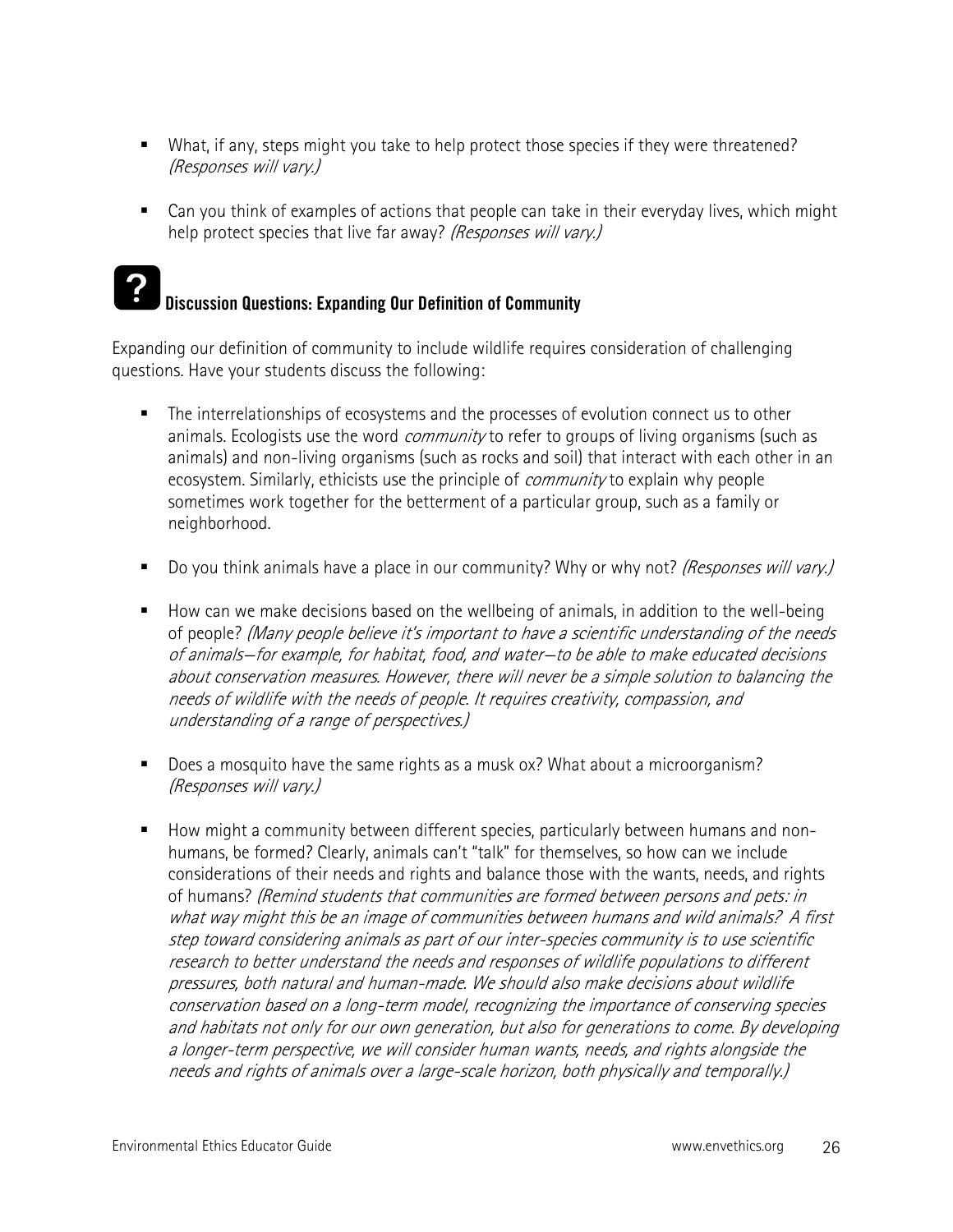- What, if any, steps might you take to help protect those species if they were threatened? *(Responses will vary.)*

- Can you think of examples of actions that people can take in their everyday lives, which might help protect species that live far away? *(Responses will vary.)*

### Discussion Questions: Expanding Our Definition of Community

Expanding our definition of community to include wildlife requires consideration of challenging questions. Have your students discuss the following:

- The interrelationships of ecosystems and the processes of evolution connect us to other animals. Ecologists use the word *community* to refer to groups of living organisms (such as animals) and non-living organisms (such as rocks and soil) that interact with each other in an ecosystem. Similarly, ethicists use the principle of *community* to explain why people sometimes work together for the betterment of a particular group, such as a family or neighborhood.

- Do you think animals have a place in our community? Why or why not? *(Responses will vary.)*

- How can we make decisions based on the wellbeing of animals, in addition to the well-being of people? *(Many people believe it's important to have a scientific understanding of the needs of animals—for example, for habitat, food, and water—to be able to make educated decisions about conservation measures. However, there will never be a simple solution to balancing the needs of wildlife with the needs of people. It requires creativity, compassion, and understanding of a range of perspectives.)*

- Does a mosquito have the same rights as a musk ox? What about a microorganism? *(Responses will vary.)*

- How might a community between different species, particularly between humans and non-humans, be formed? Clearly, animals can't "talk" for themselves, so how can we include considerations of their needs and rights and balance those with the wants, needs, and rights of humans? *(Remind students that communities are formed between persons and pets: in what way might this be an image of communities between humans and wild animals? A first step toward considering animals as part of our inter-species community is to use scientific research to better understand the needs and responses of wildlife populations to different pressures, both natural and human-made. We should also make decisions about wildlife conservation based on a long-term model, recognizing the importance of conserving species and habitats not only for our own generation, but also for generations to come. By developing a longer-term perspective, we will consider human wants, needs, and rights alongside the needs and rights of animals over a large-scale horizon, both physically and temporally.)*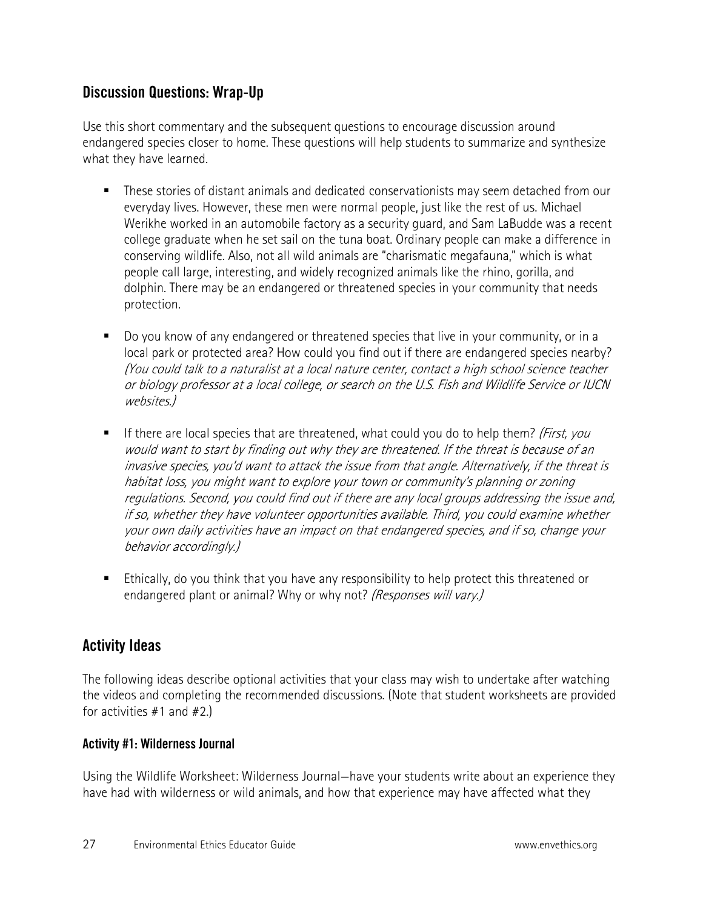## Discussion Questions: Wrap-Up

Use this short commentary and the subsequent questions to encourage discussion around endangered species closer to home. These questions will help students to summarize and synthesize what they have learned.

- These stories of distant animals and dedicated conservationists may seem detached from our everyday lives. However, these men were normal people, just like the rest of us. Michael Werikhe worked in an automobile factory as a security guard, and Sam LaBudde was a recent college graduate when he set sail on the tuna boat. Ordinary people can make a difference in conserving wildlife. Also, not all wild animals are "charismatic megafauna," which is what people call large, interesting, and widely recognized animals like the rhino, gorilla, and dolphin. There may be an endangered or threatened species in your community that needs protection.

- Do you know of any endangered or threatened species that live in your community, or in a local park or protected area? How could you find out if there are endangered species nearby? *(You could talk to a naturalist at a local nature center, contact a high school science teacher or biology professor at a local college, or search on the U.S. Fish and Wildlife Service or IUCN websites.)*

- If there are local species that are threatened, what could you do to help them? *(First, you would want to start by finding out why they are threatened. If the threat is because of an invasive species, you'd want to attack the issue from that angle. Alternatively, if the threat is habitat loss, you might want to explore your town or community's planning or zoning regulations. Second, you could find out if there are any local groups addressing the issue and, if so, whether they have volunteer opportunities available. Third, you could examine whether your own daily activities have an impact on that endangered species, and if so, change your behavior accordingly.)*

- Ethically, do you think that you have any responsibility to help protect this threatened or endangered plant or animal? Why or why not? *(Responses will vary.)*

## Activity Ideas

The following ideas describe optional activities that your class may wish to undertake after watching the videos and completing the recommended discussions. (Note that student worksheets are provided for activities #1 and #2.)

### Activity #1: Wilderness Journal

Using the Wildlife Worksheet: Wilderness Journal—have your students write about an experience they have had with wilderness or wild animals, and how that experience may have affected what they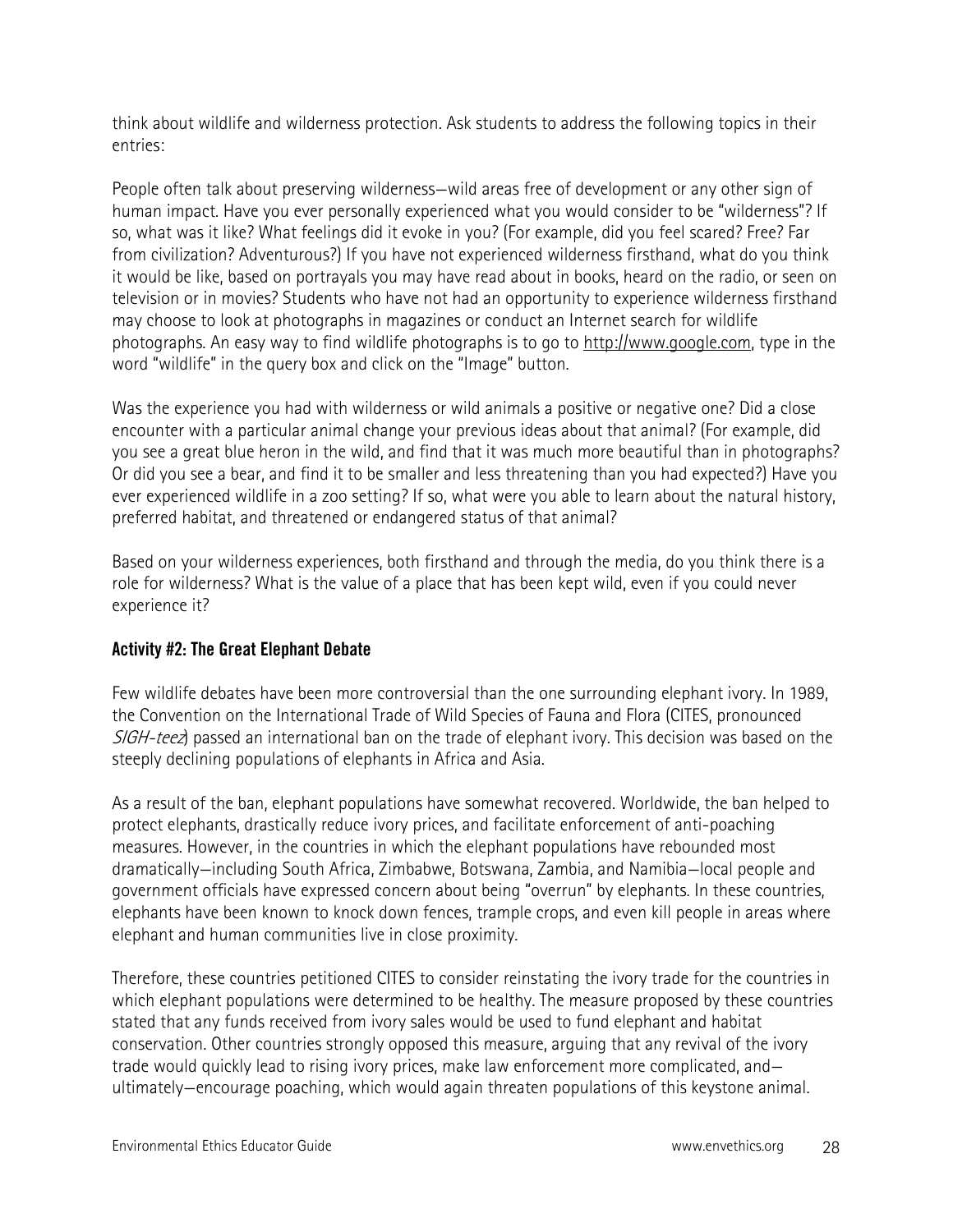think about wildlife and wilderness protection. Ask students to address the following topics in their entries:

People often talk about preserving wilderness—wild areas free of development or any other sign of human impact. Have you ever personally experienced what you would consider to be "wilderness"? If so, what was it like? What feelings did it evoke in you? (For example, did you feel scared? Free? Far from civilization? Adventurous?) If you have not experienced wilderness firsthand, what do you think it would be like, based on portrayals you may have read about in books, heard on the radio, or seen on television or in movies? Students who have not had an opportunity to experience wilderness firsthand may choose to look at photographs in magazines or conduct an Internet search for wildlife photographs. An easy way to find wildlife photographs is to go to http://www.google.com, type in the word "wildlife" in the query box and click on the "Image" button.

Was the experience you had with wilderness or wild animals a positive or negative one? Did a close encounter with a particular animal change your previous ideas about that animal? (For example, did you see a great blue heron in the wild, and find that it was much more beautiful than in photographs? Or did you see a bear, and find it to be smaller and less threatening than you had expected?) Have you ever experienced wildlife in a zoo setting? If so, what were you able to learn about the natural history, preferred habitat, and threatened or endangered status of that animal?

Based on your wilderness experiences, both firsthand and through the media, do you think there is a role for wilderness? What is the value of a place that has been kept wild, even if you could never experience it?

### Activity #2: The Great Elephant Debate

Few wildlife debates have been more controversial than the one surrounding elephant ivory. In 1989, the Convention on the International Trade of Wild Species of Fauna and Flora (CITES, pronounced *SIGH-teez*) passed an international ban on the trade of elephant ivory. This decision was based on the steeply declining populations of elephants in Africa and Asia.

As a result of the ban, elephant populations have somewhat recovered. Worldwide, the ban helped to protect elephants, drastically reduce ivory prices, and facilitate enforcement of anti-poaching measures. However, in the countries in which the elephant populations have rebounded most dramatically—including South Africa, Zimbabwe, Botswana, Zambia, and Namibia—local people and government officials have expressed concern about being "overrun" by elephants. In these countries, elephants have been known to knock down fences, trample crops, and even kill people in areas where elephant and human communities live in close proximity.

Therefore, these countries petitioned CITES to consider reinstating the ivory trade for the countries in which elephant populations were determined to be healthy. The measure proposed by these countries stated that any funds received from ivory sales would be used to fund elephant and habitat conservation. Other countries strongly opposed this measure, arguing that any revival of the ivory trade would quickly lead to rising ivory prices, make law enforcement more complicated, and—ultimately—encourage poaching, which would again threaten populations of this keystone animal.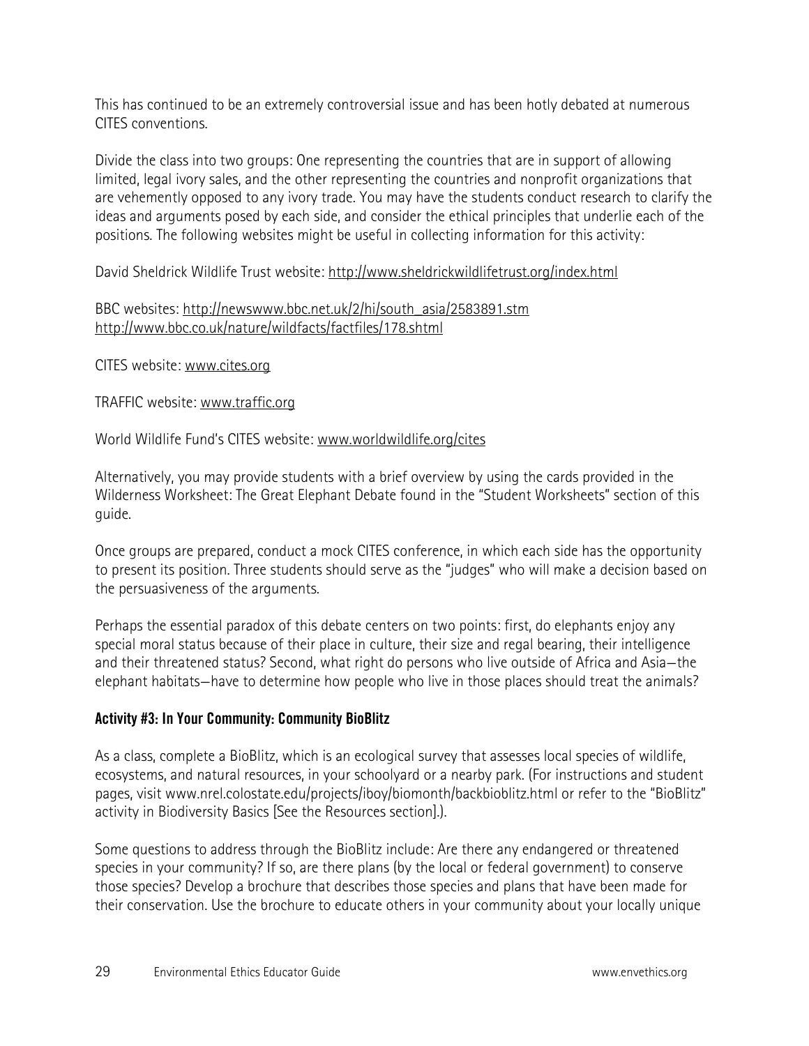This has continued to be an extremely controversial issue and has been hotly debated at numerous CITES conventions.

Divide the class into two groups: One representing the countries that are in support of allowing limited, legal ivory sales, and the other representing the countries and nonprofit organizations that are vehemently opposed to any ivory trade. You may have the students conduct research to clarify the ideas and arguments posed by each side, and consider the ethical principles that underlie each of the positions. The following websites might be useful in collecting information for this activity:

David Sheldrick Wildlife Trust website: http://www.sheldrickwildlifetrust.org/index.html

BBC websites: http://newswww.bbc.net.uk/2/hi/south_asia/2583891.stm
http://www.bbc.co.uk/nature/wildfacts/factfiles/178.shtml

CITES website: www.cites.org

TRAFFIC website: www.traffic.org

World Wildlife Fund's CITES website: www.worldwildlife.org/cites

Alternatively, you may provide students with a brief overview by using the cards provided in the Wilderness Worksheet: The Great Elephant Debate found in the "Student Worksheets" section of this guide.

Once groups are prepared, conduct a mock CITES conference, in which each side has the opportunity to present its position. Three students should serve as the "judges" who will make a decision based on the persuasiveness of the arguments.

Perhaps the essential paradox of this debate centers on two points: first, do elephants enjoy any special moral status because of their place in culture, their size and regal bearing, their intelligence and their threatened status? Second, what right do persons who live outside of Africa and Asia—the elephant habitats—have to determine how people who live in those places should treat the animals?

**Activity #3: In Your Community: Community BioBlitz**

As a class, complete a BioBlitz, which is an ecological survey that assesses local species of wildlife, ecosystems, and natural resources, in your schoolyard or a nearby park. (For instructions and student pages, visit www.nrel.colostate.edu/projects/iboy/biomonth/backbioblitz.html or refer to the "BioBlitz" activity in Biodiversity Basics [See the Resources section].).

Some questions to address through the BioBlitz include: Are there any endangered or threatened species in your community? If so, are there plans (by the local or federal government) to conserve those species? Develop a brochure that describes those species and plans that have been made for their conservation. Use the brochure to educate others in your community about your locally unique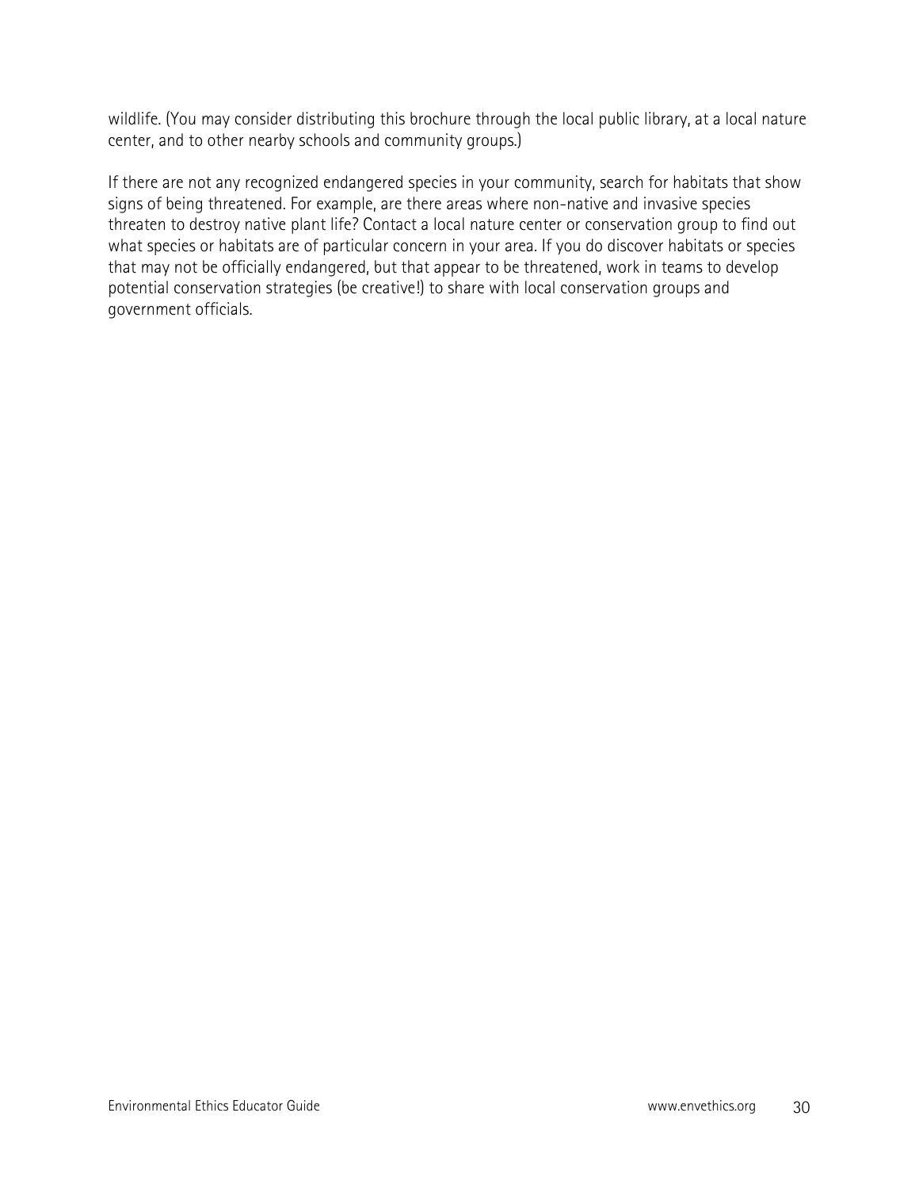wildlife. (You may consider distributing this brochure through the local public library, at a local nature center, and to other nearby schools and community groups.)

If there are not any recognized endangered species in your community, search for habitats that show signs of being threatened. For example, are there areas where non-native and invasive species threaten to destroy native plant life? Contact a local nature center or conservation group to find out what species or habitats are of particular concern in your area. If you do discover habitats or species that may not be officially endangered, but that appear to be threatened, work in teams to develop potential conservation strategies (be creative!) to share with local conservation groups and government officials.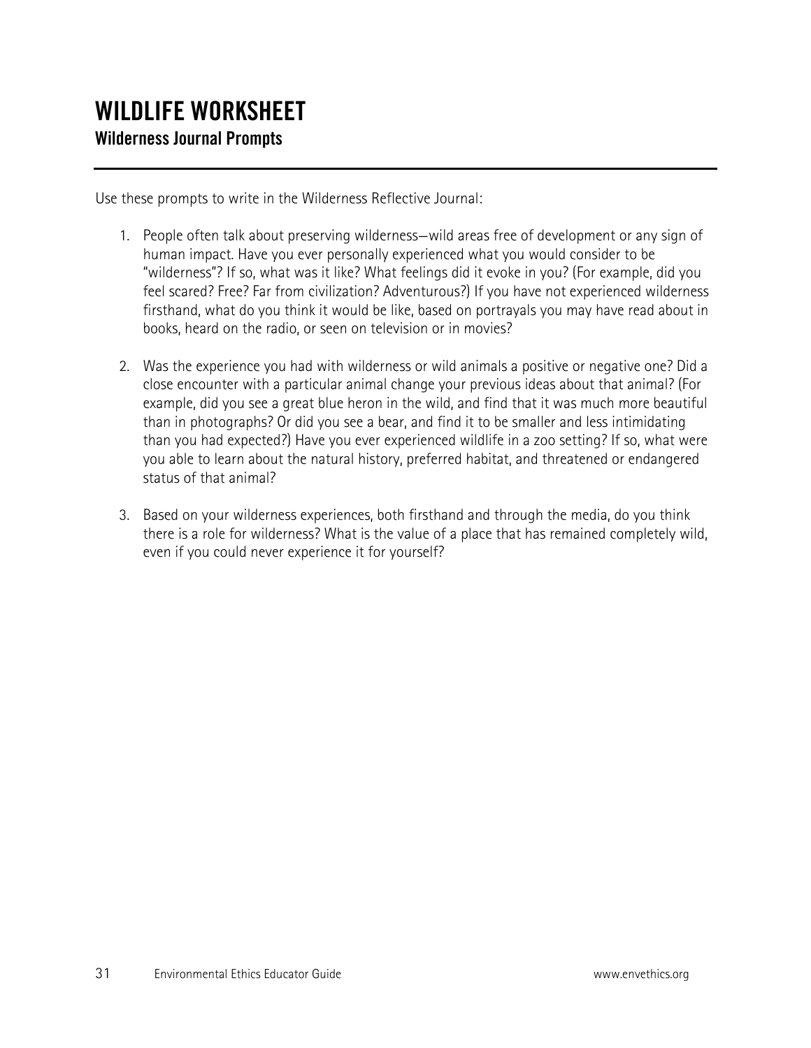# WILDLIFE WORKSHEET

## Wilderness Journal Prompts

Use these prompts to write in the Wilderness Reflective Journal:

1. People often talk about preserving wilderness—wild areas free of development or any sign of human impact. Have you ever personally experienced what you would consider to be "wilderness"? If so, what was it like? What feelings did it evoke in you? (For example, did you feel scared? Free? Far from civilization? Adventurous?) If you have not experienced wilderness firsthand, what do you think it would be like, based on portrayals you may have read about in books, heard on the radio, or seen on television or in movies?

2. Was the experience you had with wilderness or wild animals a positive or negative one? Did a close encounter with a particular animal change your previous ideas about that animal? (For example, did you see a great blue heron in the wild, and find that it was much more beautiful than in photographs? Or did you see a bear, and find it to be smaller and less intimidating than you had expected?) Have you ever experienced wildlife in a zoo setting? If so, what were you able to learn about the natural history, preferred habitat, and threatened or endangered status of that animal?

3. Based on your wilderness experiences, both firsthand and through the media, do you think there is a role for wilderness? What is the value of a place that has remained completely wild, even if you could never experience it for yourself?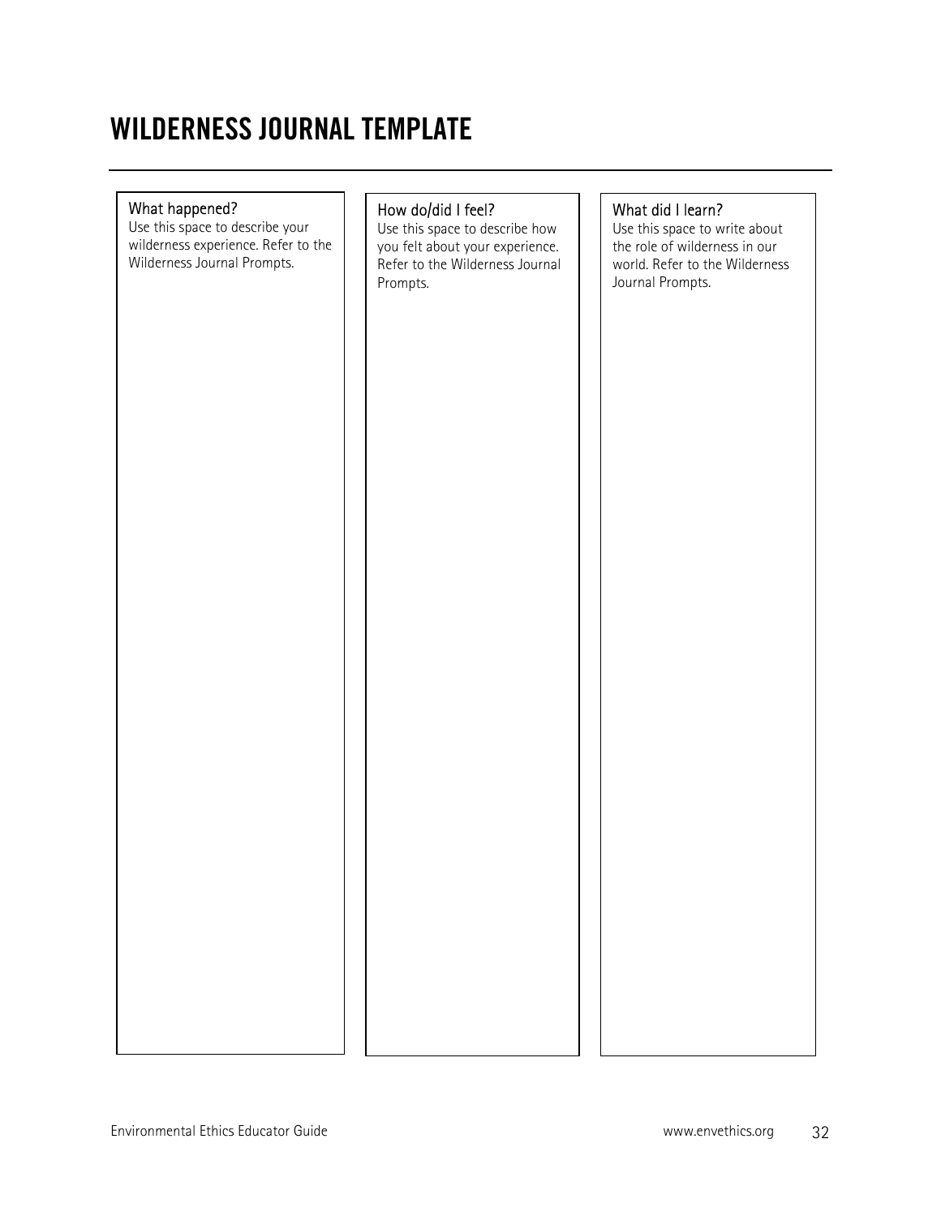# WILDERNESS JOURNAL TEMPLATE

| What happened? | How do/did I feel? | What did I learn? |
| --- | --- | --- |
| Use this space to describe your wilderness experience. Refer to the Wilderness Journal Prompts. | Use this space to describe how you felt about your experience. Refer to the Wilderness Journal Prompts. | Use this space to write about the role of wilderness in our world. Refer to the Wilderness Journal Prompts. |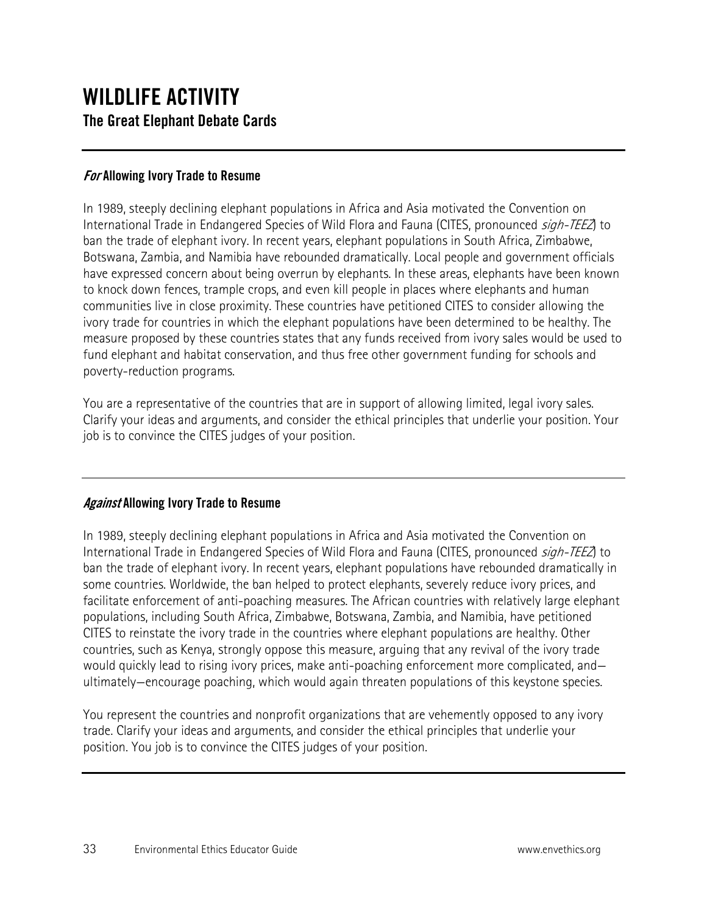# WILDLIFE ACTIVITY

## The Great Elephant Debate Cards

### *For* Allowing Ivory Trade to Resume

In 1989, steeply declining elephant populations in Africa and Asia motivated the Convention on International Trade in Endangered Species of Wild Flora and Fauna (CITES, pronounced *sigh-TEEZ*) to ban the trade of elephant ivory. In recent years, elephant populations in South Africa, Zimbabwe, Botswana, Zambia, and Namibia have rebounded dramatically. Local people and government officials have expressed concern about being overrun by elephants. In these areas, elephants have been known to knock down fences, trample crops, and even kill people in places where elephants and human communities live in close proximity. These countries have petitioned CITES to consider allowing the ivory trade for countries in which the elephant populations have been determined to be healthy. The measure proposed by these countries states that any funds received from ivory sales would be used to fund elephant and habitat conservation, and thus free other government funding for schools and poverty-reduction programs.

You are a representative of the countries that are in support of allowing limited, legal ivory sales. Clarify your ideas and arguments, and consider the ethical principles that underlie your position. Your job is to convince the CITES judges of your position.

---

### *Against* Allowing Ivory Trade to Resume

In 1989, steeply declining elephant populations in Africa and Asia motivated the Convention on International Trade in Endangered Species of Wild Flora and Fauna (CITES, pronounced *sigh-TEEZ*) to ban the trade of elephant ivory. In recent years, elephant populations have rebounded dramatically in some countries. Worldwide, the ban helped to protect elephants, severely reduce ivory prices, and facilitate enforcement of anti-poaching measures. The African countries with relatively large elephant populations, including South Africa, Zimbabwe, Botswana, Zambia, and Namibia, have petitioned CITES to reinstate the ivory trade in the countries where elephant populations are healthy. Other countries, such as Kenya, strongly oppose this measure, arguing that any revival of the ivory trade would quickly lead to rising ivory prices, make anti-poaching enforcement more complicated, and—ultimately—encourage poaching, which would again threaten populations of this keystone species.

You represent the countries and nonprofit organizations that are vehemently opposed to any ivory trade. Clarify your ideas and arguments, and consider the ethical principles that underlie your position. You job is to convince the CITES judges of your position.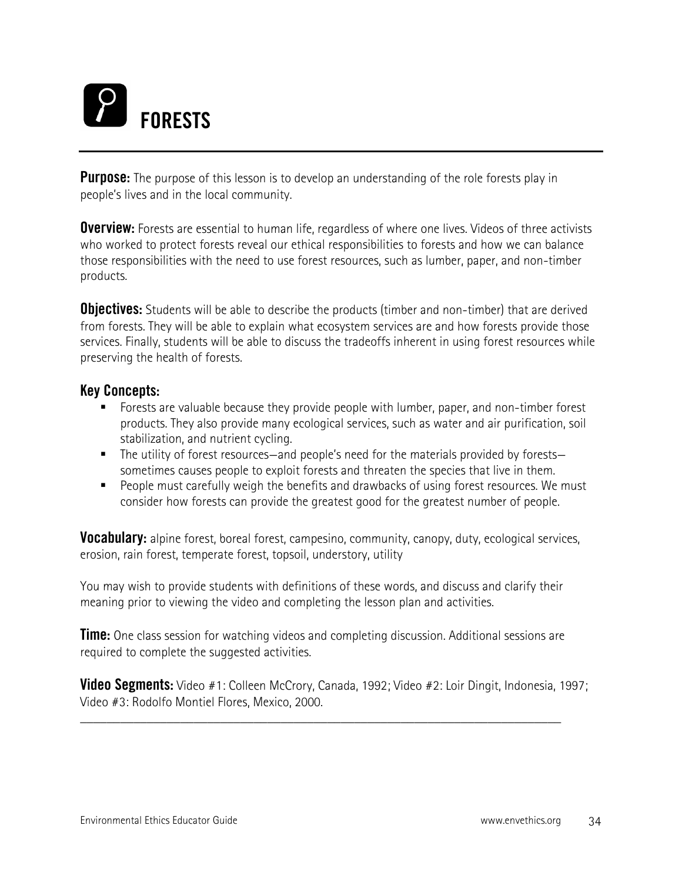# FORESTS

**Purpose:** The purpose of this lesson is to develop an understanding of the role forests play in people's lives and in the local community.

**Overview:** Forests are essential to human life, regardless of where one lives. Videos of three activists who worked to protect forests reveal our ethical responsibilities to forests and how we can balance those responsibilities with the need to use forest resources, such as lumber, paper, and non-timber products.

**Objectives:** Students will be able to describe the products (timber and non-timber) that are derived from forests. They will be able to explain what ecosystem services are and how forests provide those services. Finally, students will be able to discuss the tradeoffs inherent in using forest resources while preserving the health of forests.

### Key Concepts:

- Forests are valuable because they provide people with lumber, paper, and non-timber forest products. They also provide many ecological services, such as water and air purification, soil stabilization, and nutrient cycling.
- The utility of forest resources—and people's need for the materials provided by forests—sometimes causes people to exploit forests and threaten the species that live in them.
- People must carefully weigh the benefits and drawbacks of using forest resources. We must consider how forests can provide the greatest good for the greatest number of people.

**Vocabulary:** alpine forest, boreal forest, campesino, community, canopy, duty, ecological services, erosion, rain forest, temperate forest, topsoil, understory, utility

You may wish to provide students with definitions of these words, and discuss and clarify their meaning prior to viewing the video and completing the lesson plan and activities.

**Time:** One class session for watching videos and completing discussion. Additional sessions are required to complete the suggested activities.

**Video Segments:** Video #1: Colleen McCrory, Canada, 1992; Video #2: Loir Dingit, Indonesia, 1997; Video #3: Rodolfo Montiel Flores, Mexico, 2000.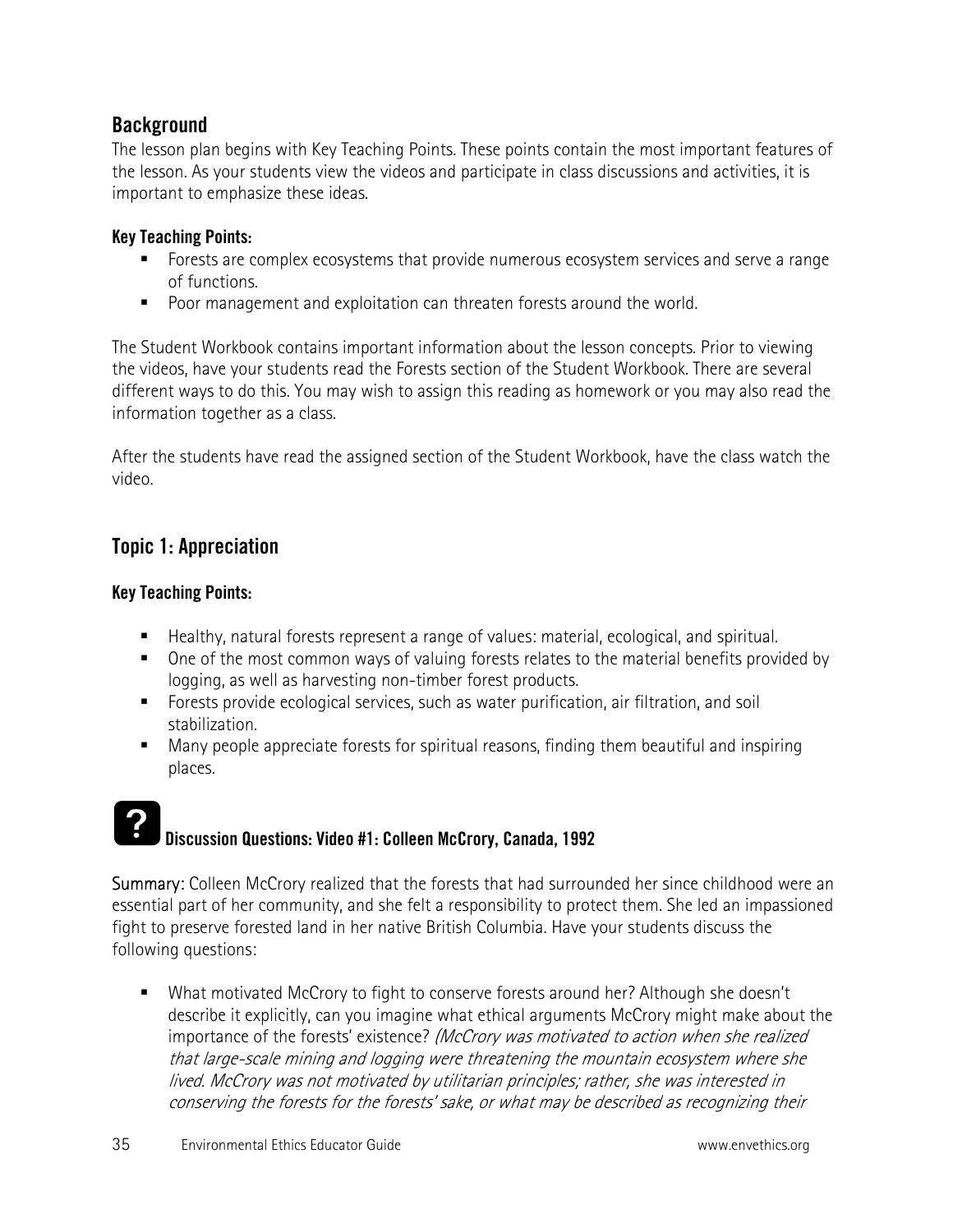## Background

The lesson plan begins with Key Teaching Points. These points contain the most important features of the lesson. As your students view the videos and participate in class discussions and activities, it is important to emphasize these ideas.

### Key Teaching Points:

- Forests are complex ecosystems that provide numerous ecosystem services and serve a range of functions.
- Poor management and exploitation can threaten forests around the world.

The Student Workbook contains important information about the lesson concepts. Prior to viewing the videos, have your students read the Forests section of the Student Workbook. There are several different ways to do this. You may wish to assign this reading as homework or you may also read the information together as a class.

After the students have read the assigned section of the Student Workbook, have the class watch the video.

## Topic 1: Appreciation

### Key Teaching Points:

- Healthy, natural forests represent a range of values: material, ecological, and spiritual.
- One of the most common ways of valuing forests relates to the material benefits provided by logging, as well as harvesting non-timber forest products.
- Forests provide ecological services, such as water purification, air filtration, and soil stabilization.
- Many people appreciate forests for spiritual reasons, finding them beautiful and inspiring places.

### Discussion Questions: Video #1: Colleen McCrory, Canada, 1992

**Summary:** Colleen McCrory realized that the forests that had surrounded her since childhood were an essential part of her community, and she felt a responsibility to protect them. She led an impassioned fight to preserve forested land in her native British Columbia. Have your students discuss the following questions:

- What motivated McCrory to fight to conserve forests around her? Although she doesn't describe it explicitly, can you imagine what ethical arguments McCrory might make about the importance of the forests' existence? *(McCrory was motivated to action when she realized that large-scale mining and logging were threatening the mountain ecosystem where she lived. McCrory was not motivated by utilitarian principles; rather, she was interested in conserving the forests for the forests' sake, or what may be described as recognizing their*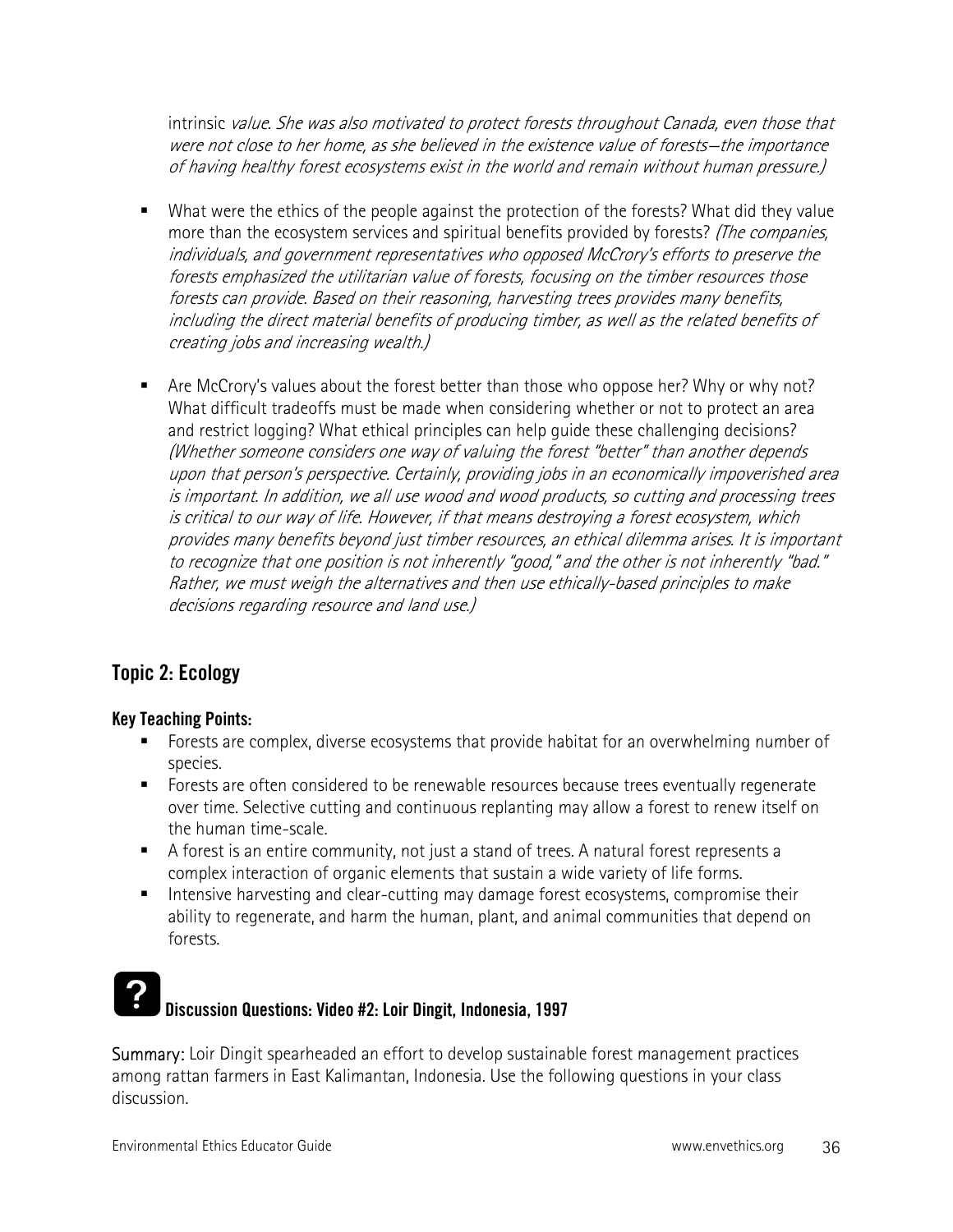intrinsic *value. She was also motivated to protect forests throughout Canada, even those that were not close to her home, as she believed in the existence value of forests—the importance of having healthy forest ecosystems exist in the world and remain without human pressure.)*

- What were the ethics of the people against the protection of the forests? What did they value more than the ecosystem services and spiritual benefits provided by forests? *(The companies, individuals, and government representatives who opposed McCrory's efforts to preserve the forests emphasized the utilitarian value of forests, focusing on the timber resources those forests can provide. Based on their reasoning, harvesting trees provides many benefits, including the direct material benefits of producing timber, as well as the related benefits of creating jobs and increasing wealth.)*

- Are McCrory's values about the forest better than those who oppose her? Why or why not? What difficult tradeoffs must be made when considering whether or not to protect an area and restrict logging? What ethical principles can help guide these challenging decisions? *(Whether someone considers one way of valuing the forest "better" than another depends upon that person's perspective. Certainly, providing jobs in an economically impoverished area is important. In addition, we all use wood and wood products, so cutting and processing trees is critical to our way of life. However, if that means destroying a forest ecosystem, which provides many benefits beyond just timber resources, an ethical dilemma arises. It is important to recognize that one position is not inherently "good," and the other is not inherently "bad." Rather, we must weigh the alternatives and then use ethically-based principles to make decisions regarding resource and land use.)*

## Topic 2: Ecology

### Key Teaching Points:

- Forests are complex, diverse ecosystems that provide habitat for an overwhelming number of species.
- Forests are often considered to be renewable resources because trees eventually regenerate over time. Selective cutting and continuous replanting may allow a forest to renew itself on the human time-scale.
- A forest is an entire community, not just a stand of trees. A natural forest represents a complex interaction of organic elements that sustain a wide variety of life forms.
- Intensive harvesting and clear-cutting may damage forest ecosystems, compromise their ability to regenerate, and harm the human, plant, and animal communities that depend on forests.

### Discussion Questions: Video #2: Loir Dingit, Indonesia, 1997

Summary: Loir Dingit spearheaded an effort to develop sustainable forest management practices among rattan farmers in East Kalimantan, Indonesia. Use the following questions in your class discussion.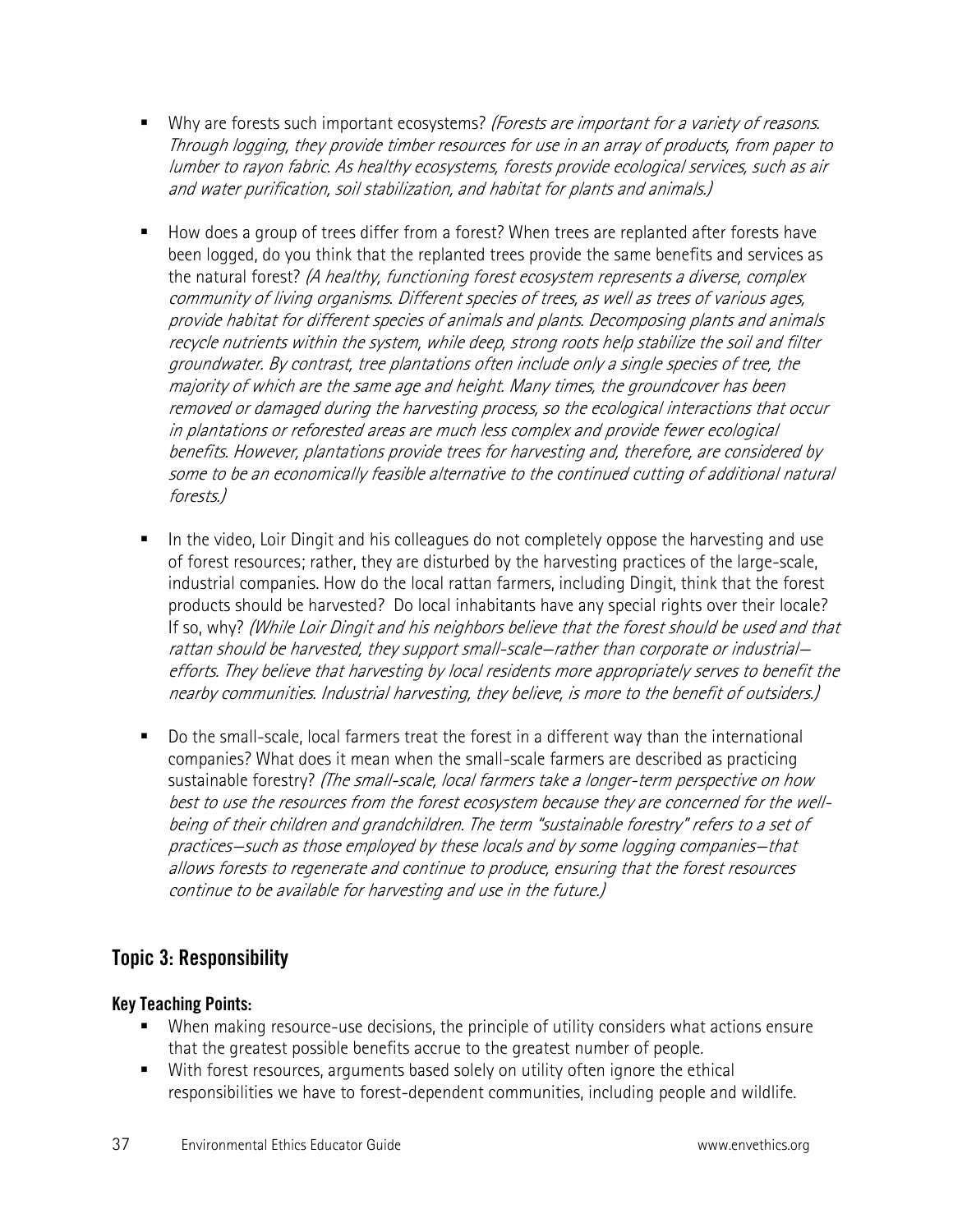- Why are forests such important ecosystems? *(Forests are important for a variety of reasons. Through logging, they provide timber resources for use in an array of products, from paper to lumber to rayon fabric. As healthy ecosystems, forests provide ecological services, such as air and water purification, soil stabilization, and habitat for plants and animals.)*

- How does a group of trees differ from a forest? When trees are replanted after forests have been logged, do you think that the replanted trees provide the same benefits and services as the natural forest? *(A healthy, functioning forest ecosystem represents a diverse, complex community of living organisms. Different species of trees, as well as trees of various ages, provide habitat for different species of animals and plants. Decomposing plants and animals recycle nutrients within the system, while deep, strong roots help stabilize the soil and filter groundwater. By contrast, tree plantations often include only a single species of tree, the majority of which are the same age and height. Many times, the groundcover has been removed or damaged during the harvesting process, so the ecological interactions that occur in plantations or reforested areas are much less complex and provide fewer ecological benefits. However, plantations provide trees for harvesting and, therefore, are considered by some to be an economically feasible alternative to the continued cutting of additional natural forests.)*

- In the video, Loir Dingit and his colleagues do not completely oppose the harvesting and use of forest resources; rather, they are disturbed by the harvesting practices of the large-scale, industrial companies. How do the local rattan farmers, including Dingit, think that the forest products should be harvested? Do local inhabitants have any special rights over their locale? If so, why? *(While Loir Dingit and his neighbors believe that the forest should be used and that rattan should be harvested, they support small-scale—rather than corporate or industrial—efforts. They believe that harvesting by local residents more appropriately serves to benefit the nearby communities. Industrial harvesting, they believe, is more to the benefit of outsiders.)*

- Do the small-scale, local farmers treat the forest in a different way than the international companies? What does it mean when the small-scale farmers are described as practicing sustainable forestry? *(The small-scale, local farmers take a longer-term perspective on how best to use the resources from the forest ecosystem because they are concerned for the well-being of their children and grandchildren. The term "sustainable forestry" refers to a set of practices—such as those employed by these locals and by some logging companies—that allows forests to regenerate and continue to produce, ensuring that the forest resources continue to be available for harvesting and use in the future.)*

## Topic 3: Responsibility

### Key Teaching Points:

- When making resource-use decisions, the principle of utility considers what actions ensure that the greatest possible benefits accrue to the greatest number of people.
- With forest resources, arguments based solely on utility often ignore the ethical responsibilities we have to forest-dependent communities, including people and wildlife.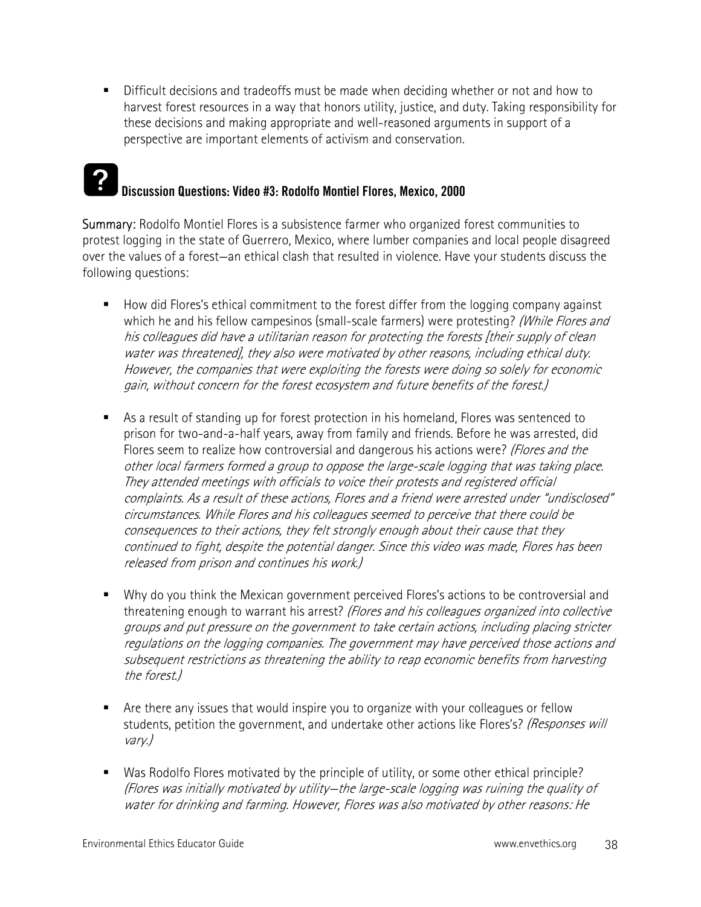- Difficult decisions and tradeoffs must be made when deciding whether or not and how to harvest forest resources in a way that honors utility, justice, and duty. Taking responsibility for these decisions and making appropriate and well-reasoned arguments in support of a perspective are important elements of activism and conservation.

## Discussion Questions: Video #3: Rodolfo Montiel Flores, Mexico, 2000

**Summary:** Rodolfo Montiel Flores is a subsistence farmer who organized forest communities to protest logging in the state of Guerrero, Mexico, where lumber companies and local people disagreed over the values of a forest—an ethical clash that resulted in violence. Have your students discuss the following questions:

- How did Flores's ethical commitment to the forest differ from the logging company against which he and his fellow campesinos (small-scale farmers) were protesting? *(While Flores and his colleagues did have a utilitarian reason for protecting the forests [their supply of clean water was threatened], they also were motivated by other reasons, including ethical duty. However, the companies that were exploiting the forests were doing so solely for economic gain, without concern for the forest ecosystem and future benefits of the forest.)*

- As a result of standing up for forest protection in his homeland, Flores was sentenced to prison for two-and-a-half years, away from family and friends. Before he was arrested, did Flores seem to realize how controversial and dangerous his actions were? *(Flores and the other local farmers formed a group to oppose the large-scale logging that was taking place. They attended meetings with officials to voice their protests and registered official complaints. As a result of these actions, Flores and a friend were arrested under "undisclosed" circumstances. While Flores and his colleagues seemed to perceive that there could be consequences to their actions, they felt strongly enough about their cause that they continued to fight, despite the potential danger. Since this video was made, Flores has been released from prison and continues his work.)*

- Why do you think the Mexican government perceived Flores's actions to be controversial and threatening enough to warrant his arrest? *(Flores and his colleagues organized into collective groups and put pressure on the government to take certain actions, including placing stricter regulations on the logging companies. The government may have perceived those actions and subsequent restrictions as threatening the ability to reap economic benefits from harvesting the forest.)*

- Are there any issues that would inspire you to organize with your colleagues or fellow students, petition the government, and undertake other actions like Flores's? *(Responses will vary.)*

- Was Rodolfo Flores motivated by the principle of utility, or some other ethical principle? *(Flores was initially motivated by utility—the large-scale logging was ruining the quality of water for drinking and farming. However, Flores was also motivated by other reasons: He*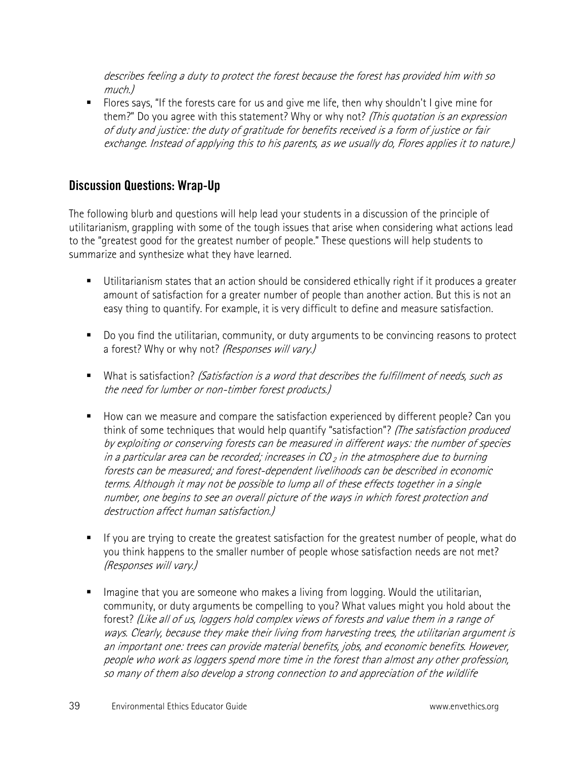*describes feeling a duty to protect the forest because the forest has provided him with so much.)*

- Flores says, "If the forests care for us and give me life, then why shouldn't I give mine for them?" Do you agree with this statement? Why or why not? *(This quotation is an expression of duty and justice: the duty of gratitude for benefits received is a form of justice or fair exchange. Instead of applying this to his parents, as we usually do, Flores applies it to nature.)*

## Discussion Questions: Wrap-Up

The following blurb and questions will help lead your students in a discussion of the principle of utilitarianism, grappling with some of the tough issues that arise when considering what actions lead to the "greatest good for the greatest number of people." These questions will help students to summarize and synthesize what they have learned.

- Utilitarianism states that an action should be considered ethically right if it produces a greater amount of satisfaction for a greater number of people than another action. But this is not an easy thing to quantify. For example, it is very difficult to define and measure satisfaction.

- Do you find the utilitarian, community, or duty arguments to be convincing reasons to protect a forest? Why or why not? *(Responses will vary.)*

- What is satisfaction? *(Satisfaction is a word that describes the fulfillment of needs, such as the need for lumber or non-timber forest products.)*

- How can we measure and compare the satisfaction experienced by different people? Can you think of some techniques that would help quantify "satisfaction"? *(The satisfaction produced by exploiting or conserving forests can be measured in different ways: the number of species in a particular area can be recorded; increases in $CO_2$ in the atmosphere due to burning forests can be measured; and forest-dependent livelihoods can be described in economic terms. Although it may not be possible to lump all of these effects together in a single number, one begins to see an overall picture of the ways in which forest protection and destruction affect human satisfaction.)*

- If you are trying to create the greatest satisfaction for the greatest number of people, what do you think happens to the smaller number of people whose satisfaction needs are not met? *(Responses will vary.)*

- Imagine that you are someone who makes a living from logging. Would the utilitarian, community, or duty arguments be compelling to you? What values might you hold about the forest? *(Like all of us, loggers hold complex views of forests and value them in a range of ways. Clearly, because they make their living from harvesting trees, the utilitarian argument is an important one: trees can provide material benefits, jobs, and economic benefits. However, people who work as loggers spend more time in the forest than almost any other profession, so many of them also develop a strong connection to and appreciation of the wildlife*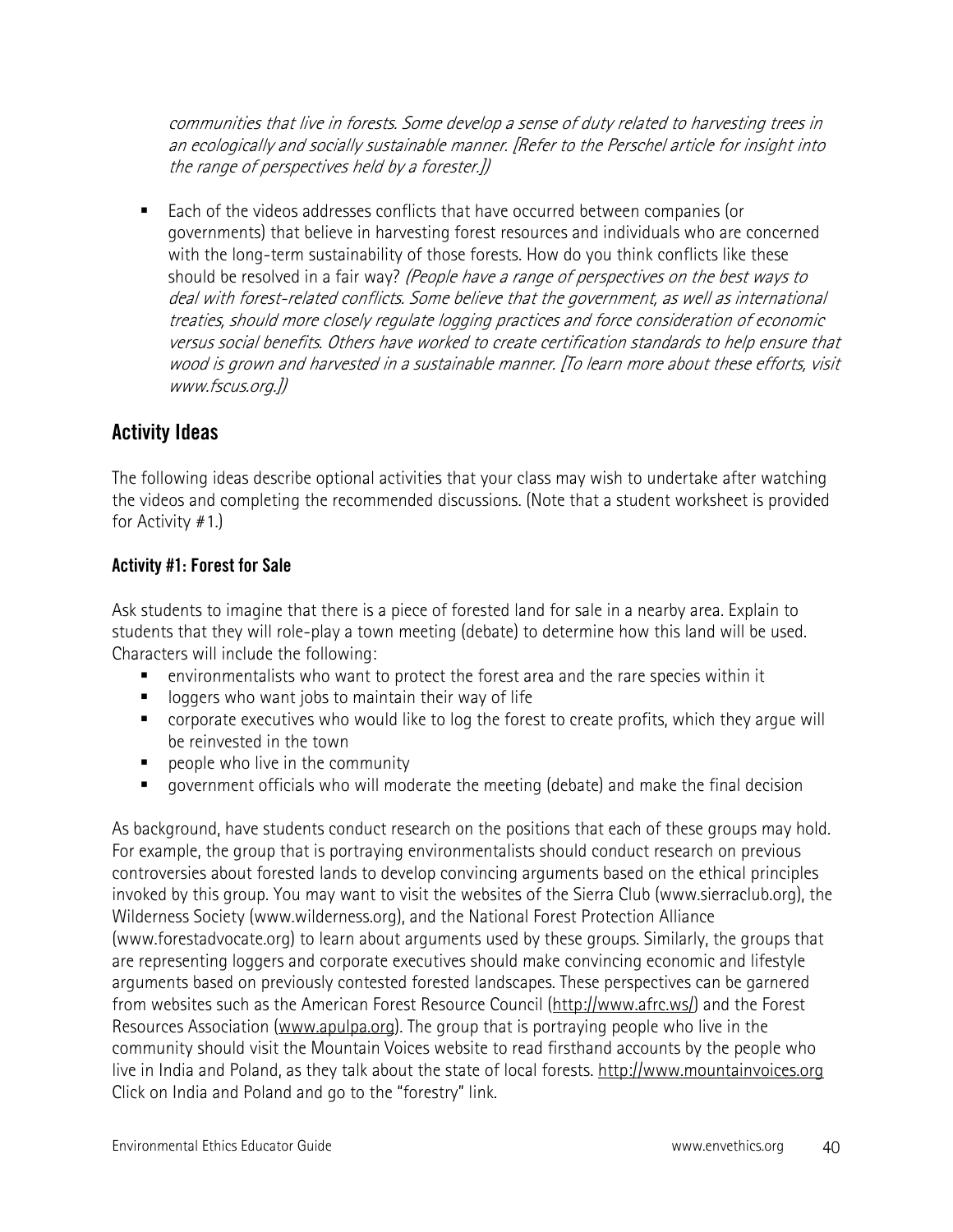*communities that live in forests. Some develop a sense of duty related to harvesting trees in an ecologically and socially sustainable manner. [Refer to the Perschel article for insight into the range of perspectives held by a forester.])*

- Each of the videos addresses conflicts that have occurred between companies (or governments) that believe in harvesting forest resources and individuals who are concerned with the long-term sustainability of those forests. How do you think conflicts like these should be resolved in a fair way? *(People have a range of perspectives on the best ways to deal with forest-related conflicts. Some believe that the government, as well as international treaties, should more closely regulate logging practices and force consideration of economic versus social benefits. Others have worked to create certification standards to help ensure that wood is grown and harvested in a sustainable manner. [To learn more about these efforts, visit www.fscus.org.])*

## Activity Ideas

The following ideas describe optional activities that your class may wish to undertake after watching the videos and completing the recommended discussions. (Note that a student worksheet is provided for Activity #1.)

### Activity #1: Forest for Sale

Ask students to imagine that there is a piece of forested land for sale in a nearby area. Explain to students that they will role-play a town meeting (debate) to determine how this land will be used. Characters will include the following:

- environmentalists who want to protect the forest area and the rare species within it
- loggers who want jobs to maintain their way of life
- corporate executives who would like to log the forest to create profits, which they argue will be reinvested in the town
- people who live in the community
- government officials who will moderate the meeting (debate) and make the final decision

As background, have students conduct research on the positions that each of these groups may hold. For example, the group that is portraying environmentalists should conduct research on previous controversies about forested lands to develop convincing arguments based on the ethical principles invoked by this group. You may want to visit the websites of the Sierra Club (www.sierraclub.org), the Wilderness Society (www.wilderness.org), and the National Forest Protection Alliance (www.forestadvocate.org) to learn about arguments used by these groups. Similarly, the groups that are representing loggers and corporate executives should make convincing economic and lifestyle arguments based on previously contested forested landscapes. These perspectives can be garnered from websites such as the American Forest Resource Council (http://www.afrc.ws/) and the Forest Resources Association (www.apulpa.org). The group that is portraying people who live in the community should visit the Mountain Voices website to read firsthand accounts by the people who live in India and Poland, as they talk about the state of local forests. http://www.mountainvoices.org Click on India and Poland and go to the "forestry" link.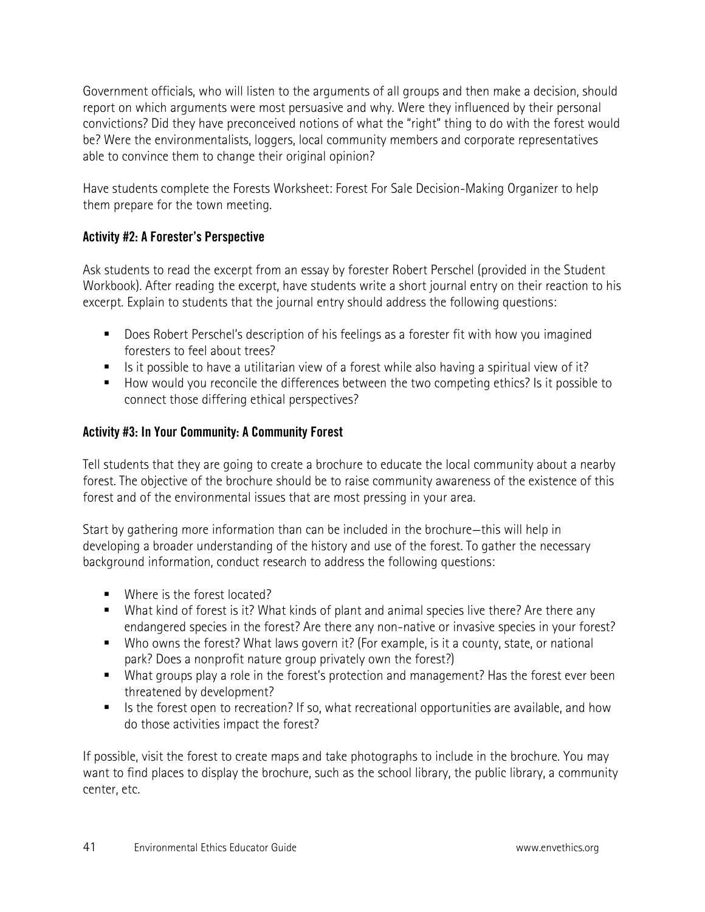Government officials, who will listen to the arguments of all groups and then make a decision, should report on which arguments were most persuasive and why. Were they influenced by their personal convictions? Did they have preconceived notions of what the "right" thing to do with the forest would be? Were the environmentalists, loggers, local community members and corporate representatives able to convince them to change their original opinion?

Have students complete the Forests Worksheet: Forest For Sale Decision-Making Organizer to help them prepare for the town meeting.

### Activity #2: A Forester's Perspective

Ask students to read the excerpt from an essay by forester Robert Perschel (provided in the Student Workbook). After reading the excerpt, have students write a short journal entry on their reaction to his excerpt. Explain to students that the journal entry should address the following questions:

- Does Robert Perschel's description of his feelings as a forester fit with how you imagined foresters to feel about trees?
- Is it possible to have a utilitarian view of a forest while also having a spiritual view of it?
- How would you reconcile the differences between the two competing ethics? Is it possible to connect those differing ethical perspectives?

### Activity #3: In Your Community: A Community Forest

Tell students that they are going to create a brochure to educate the local community about a nearby forest. The objective of the brochure should be to raise community awareness of the existence of this forest and of the environmental issues that are most pressing in your area.

Start by gathering more information than can be included in the brochure—this will help in developing a broader understanding of the history and use of the forest. To gather the necessary background information, conduct research to address the following questions:

- Where is the forest located?
- What kind of forest is it? What kinds of plant and animal species live there? Are there any endangered species in the forest? Are there any non-native or invasive species in your forest?
- Who owns the forest? What laws govern it? (For example, is it a county, state, or national park? Does a nonprofit nature group privately own the forest?)
- What groups play a role in the forest's protection and management? Has the forest ever been threatened by development?
- Is the forest open to recreation? If so, what recreational opportunities are available, and how do those activities impact the forest?

If possible, visit the forest to create maps and take photographs to include in the brochure. You may want to find places to display the brochure, such as the school library, the public library, a community center, etc.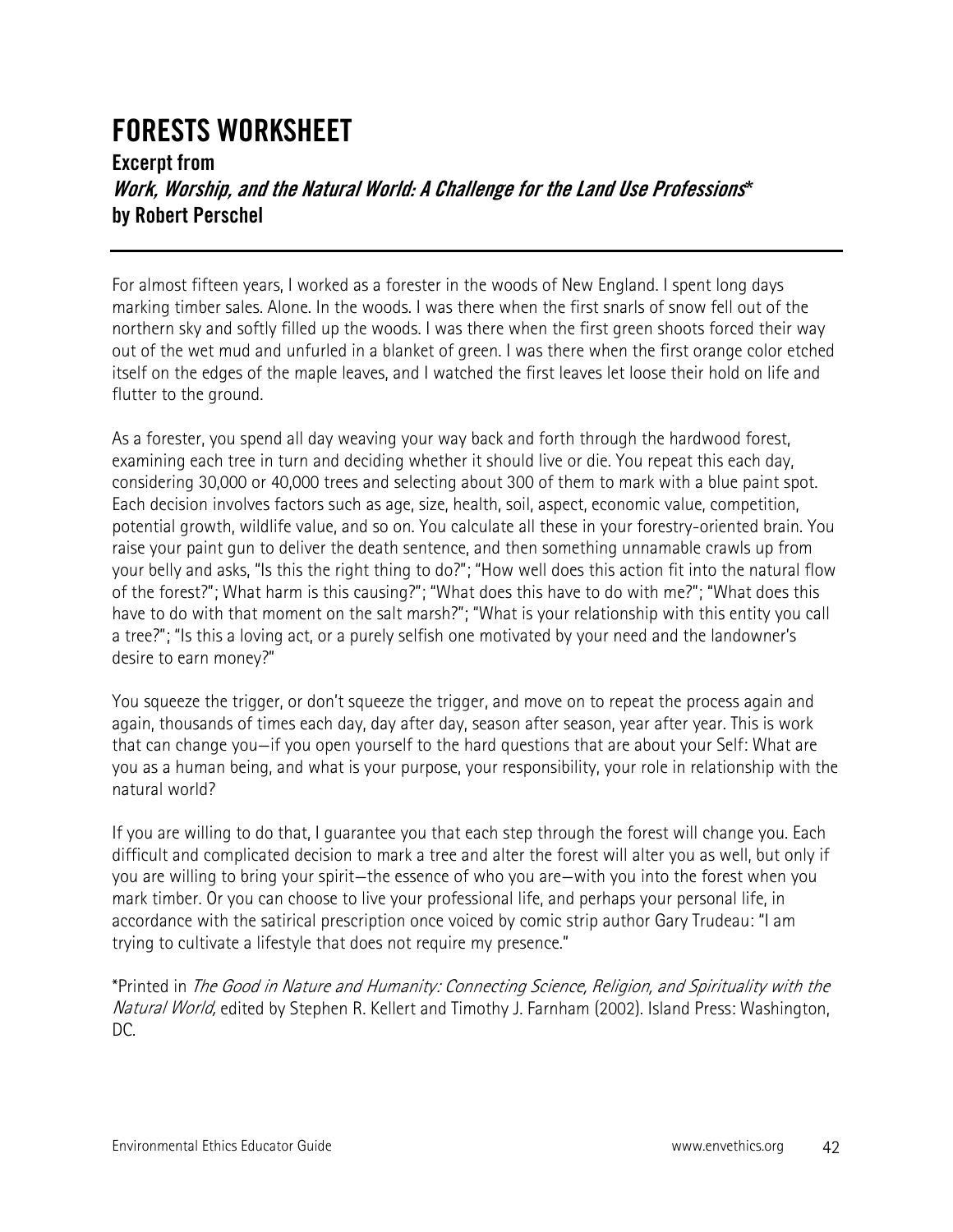# FORESTS WORKSHEET

## Excerpt from

## *Work, Worship, and the Natural World: A Challenge for the Land Use Professions*\*

## by Robert Perschel

For almost fifteen years, I worked as a forester in the woods of New England. I spent long days marking timber sales. Alone. In the woods. I was there when the first snarls of snow fell out of the northern sky and softly filled up the woods. I was there when the first green shoots forced their way out of the wet mud and unfurled in a blanket of green. I was there when the first orange color etched itself on the edges of the maple leaves, and I watched the first leaves let loose their hold on life and flutter to the ground.

As a forester, you spend all day weaving your way back and forth through the hardwood forest, examining each tree in turn and deciding whether it should live or die. You repeat this each day, considering 30,000 or 40,000 trees and selecting about 300 of them to mark with a blue paint spot. Each decision involves factors such as age, size, health, soil, aspect, economic value, competition, potential growth, wildlife value, and so on. You calculate all these in your forestry-oriented brain. You raise your paint gun to deliver the death sentence, and then something unnamable crawls up from your belly and asks, "Is this the right thing to do?"; "How well does this action fit into the natural flow of the forest?"; What harm is this causing?"; "What does this have to do with me?"; "What does this have to do with that moment on the salt marsh?"; "What is your relationship with this entity you call a tree?"; "Is this a loving act, or a purely selfish one motivated by your need and the landowner's desire to earn money?"

You squeeze the trigger, or don't squeeze the trigger, and move on to repeat the process again and again, thousands of times each day, day after day, season after season, year after year. This is work that can change you—if you open yourself to the hard questions that are about your Self: What are you as a human being, and what is your purpose, your responsibility, your role in relationship with the natural world?

If you are willing to do that, I guarantee you that each step through the forest will change you. Each difficult and complicated decision to mark a tree and alter the forest will alter you as well, but only if you are willing to bring your spirit—the essence of who you are—with you into the forest when you mark timber. Or you can choose to live your professional life, and perhaps your personal life, in accordance with the satirical prescription once voiced by comic strip author Gary Trudeau: "I am trying to cultivate a lifestyle that does not require my presence."

\*Printed in *The Good in Nature and Humanity: Connecting Science, Religion, and Spirituality with the Natural World,* edited by Stephen R. Kellert and Timothy J. Farnham (2002). Island Press: Washington, DC.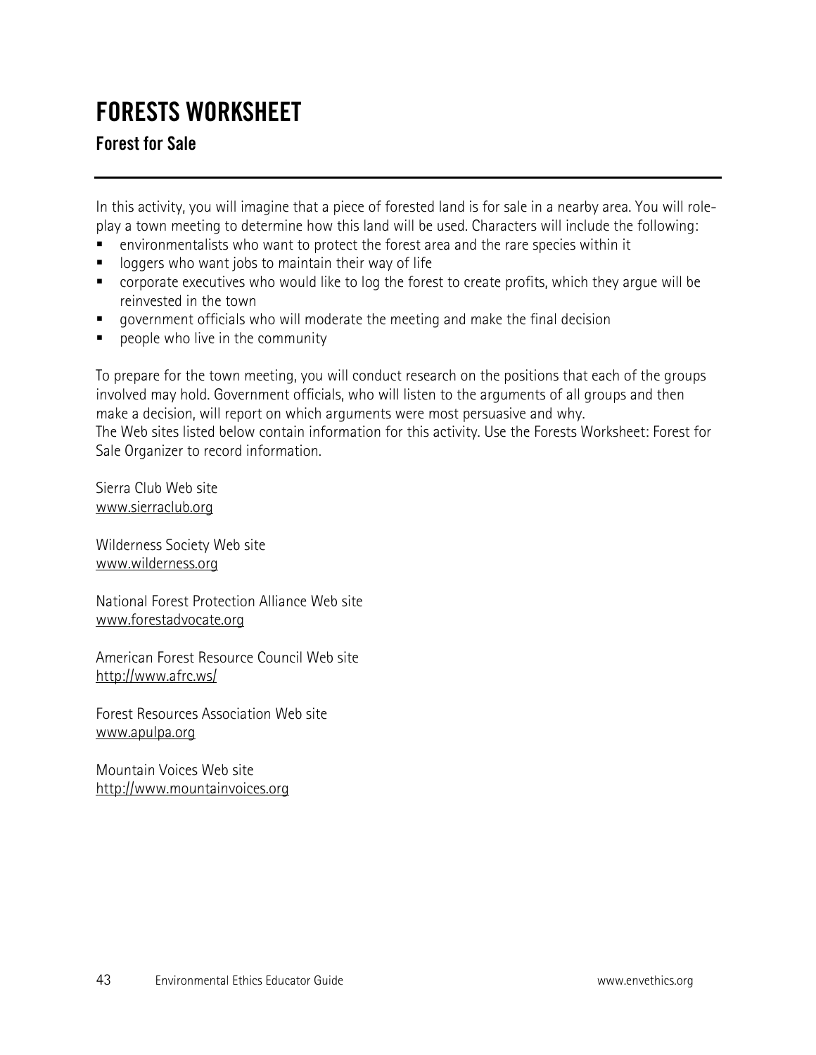# FORESTS WORKSHEET

## Forest for Sale

In this activity, you will imagine that a piece of forested land is for sale in a nearby area. You will role-play a town meeting to determine how this land will be used. Characters will include the following:

- environmentalists who want to protect the forest area and the rare species within it
- loggers who want jobs to maintain their way of life
- corporate executives who would like to log the forest to create profits, which they argue will be reinvested in the town
- government officials who will moderate the meeting and make the final decision
- people who live in the community

To prepare for the town meeting, you will conduct research on the positions that each of the groups involved may hold. Government officials, who will listen to the arguments of all groups and then make a decision, will report on which arguments were most persuasive and why.
The Web sites listed below contain information for this activity. Use the Forests Worksheet: Forest for Sale Organizer to record information.

Sierra Club Web site
www.sierraclub.org

Wilderness Society Web site
www.wilderness.org

National Forest Protection Alliance Web site
www.forestadvocate.org

American Forest Resource Council Web site
http://www.afrc.ws/

Forest Resources Association Web site
www.apulpa.org

Mountain Voices Web site
http://www.mountainvoices.org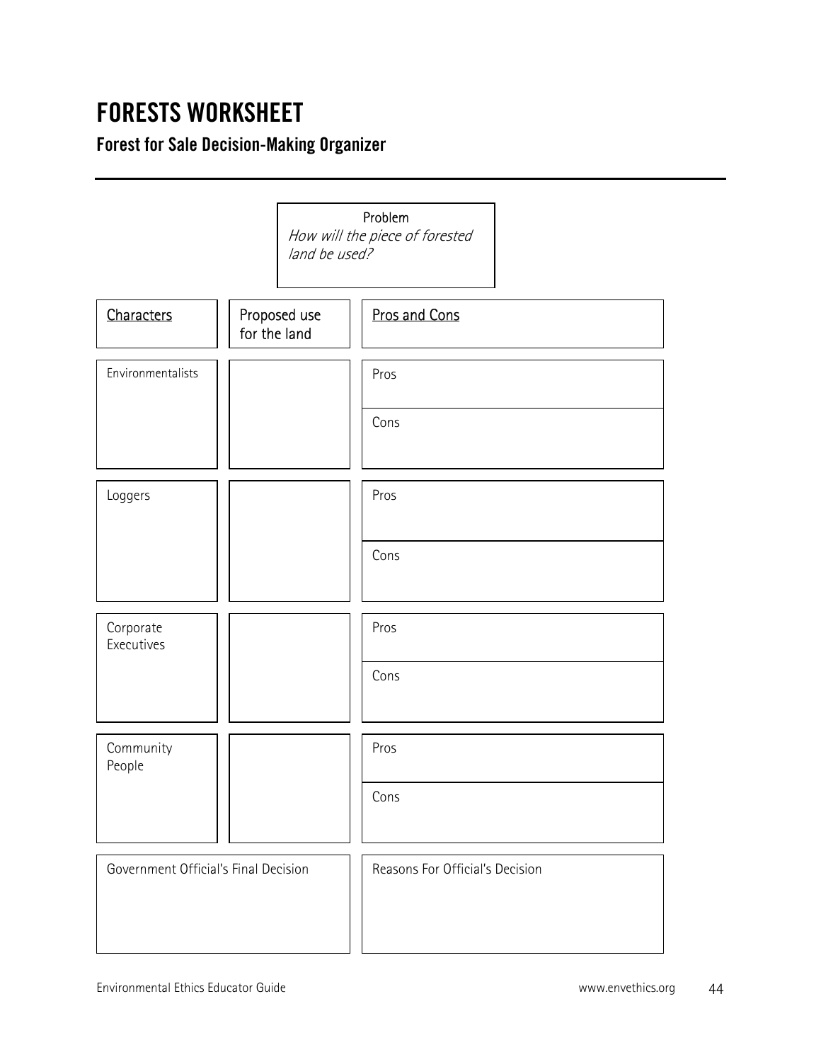# FORESTS WORKSHEET

## Forest for Sale Decision-Making Organizer

**Problem**
*How will the piece of forested land be used?*

| Characters | Proposed use for the land | Pros and Cons |
|---|---|---|
| Environmentalists | | Pros |
| | | Cons |
| Loggers | | Pros |
| | | Cons |
| Corporate Executives | | Pros |
| | | Cons |
| Community People | | Pros |
| | | Cons |

| Government Official's Final Decision | Reasons For Official's Decision |
|---|---|
| | |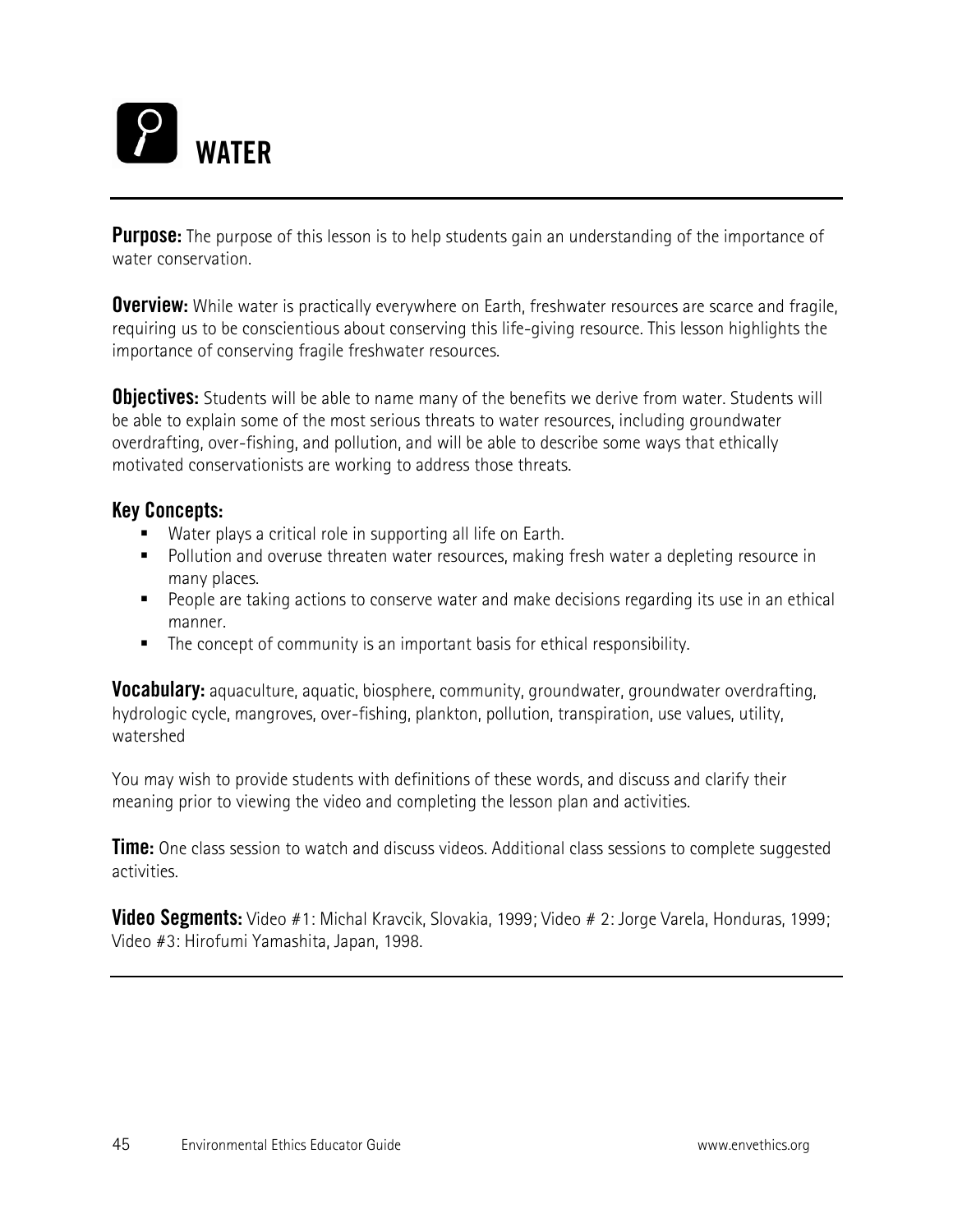# WATER

**Purpose:** The purpose of this lesson is to help students gain an understanding of the importance of water conservation.

**Overview:** While water is practically everywhere on Earth, freshwater resources are scarce and fragile, requiring us to be conscientious about conserving this life-giving resource. This lesson highlights the importance of conserving fragile freshwater resources.

**Objectives:** Students will be able to name many of the benefits we derive from water. Students will be able to explain some of the most serious threats to water resources, including groundwater overdrafting, over-fishing, and pollution, and will be able to describe some ways that ethically motivated conservationists are working to address those threats.

## Key Concepts:

- Water plays a critical role in supporting all life on Earth.
- Pollution and overuse threaten water resources, making fresh water a depleting resource in many places.
- People are taking actions to conserve water and make decisions regarding its use in an ethical manner.
- The concept of community is an important basis for ethical responsibility.

**Vocabulary:** aquaculture, aquatic, biosphere, community, groundwater, groundwater overdrafting, hydrologic cycle, mangroves, over-fishing, plankton, pollution, transpiration, use values, utility, watershed

You may wish to provide students with definitions of these words, and discuss and clarify their meaning prior to viewing the video and completing the lesson plan and activities.

**Time:** One class session to watch and discuss videos. Additional class sessions to complete suggested activities.

**Video Segments:** Video #1: Michal Kravcik, Slovakia, 1999; Video # 2: Jorge Varela, Honduras, 1999; Video #3: Hirofumi Yamashita, Japan, 1998.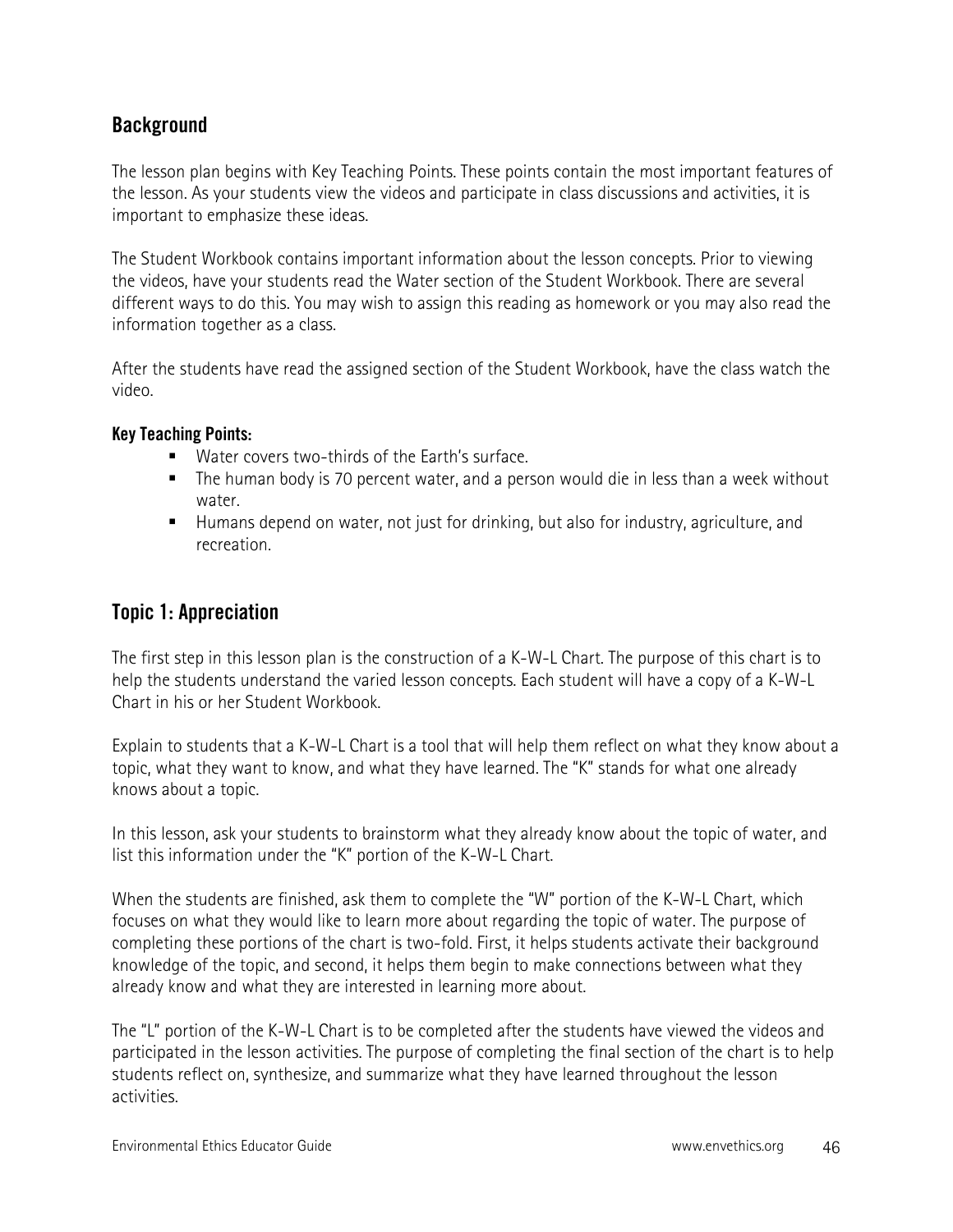## Background

The lesson plan begins with Key Teaching Points. These points contain the most important features of the lesson. As your students view the videos and participate in class discussions and activities, it is important to emphasize these ideas.

The Student Workbook contains important information about the lesson concepts. Prior to viewing the videos, have your students read the Water section of the Student Workbook. There are several different ways to do this. You may wish to assign this reading as homework or you may also read the information together as a class.

After the students have read the assigned section of the Student Workbook, have the class watch the video.

**Key Teaching Points:**

- Water covers two-thirds of the Earth's surface.
- The human body is 70 percent water, and a person would die in less than a week without water.
- Humans depend on water, not just for drinking, but also for industry, agriculture, and recreation.

## Topic 1: Appreciation

The first step in this lesson plan is the construction of a K-W-L Chart. The purpose of this chart is to help the students understand the varied lesson concepts. Each student will have a copy of a K-W-L Chart in his or her Student Workbook.

Explain to students that a K-W-L Chart is a tool that will help them reflect on what they know about a topic, what they want to know, and what they have learned. The "K" stands for what one already knows about a topic.

In this lesson, ask your students to brainstorm what they already know about the topic of water, and list this information under the "K" portion of the K-W-L Chart.

When the students are finished, ask them to complete the "W" portion of the K-W-L Chart, which focuses on what they would like to learn more about regarding the topic of water. The purpose of completing these portions of the chart is two-fold. First, it helps students activate their background knowledge of the topic, and second, it helps them begin to make connections between what they already know and what they are interested in learning more about.

The "L" portion of the K-W-L Chart is to be completed after the students have viewed the videos and participated in the lesson activities. The purpose of completing the final section of the chart is to help students reflect on, synthesize, and summarize what they have learned throughout the lesson activities.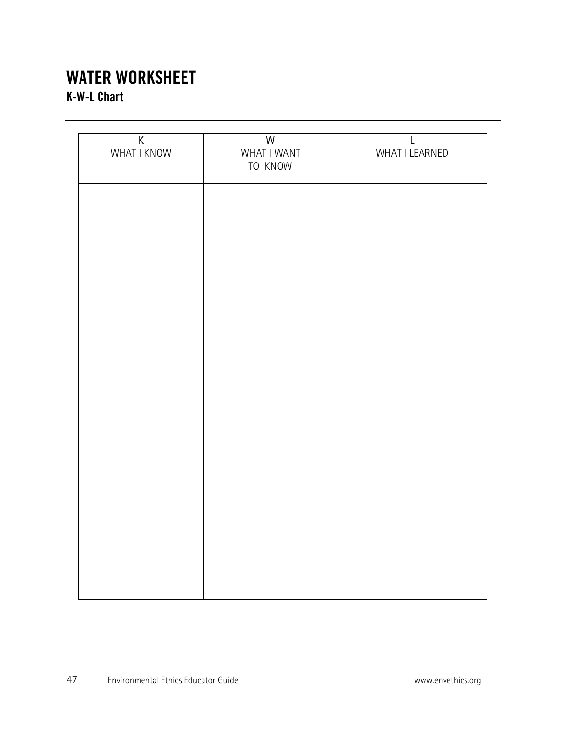# WATER WORKSHEET

## K-W-L Chart

| K<br>WHAT I KNOW | W<br>WHAT I WANT TO KNOW | L<br>WHAT I LEARNED |
|---|---|---|
| | | |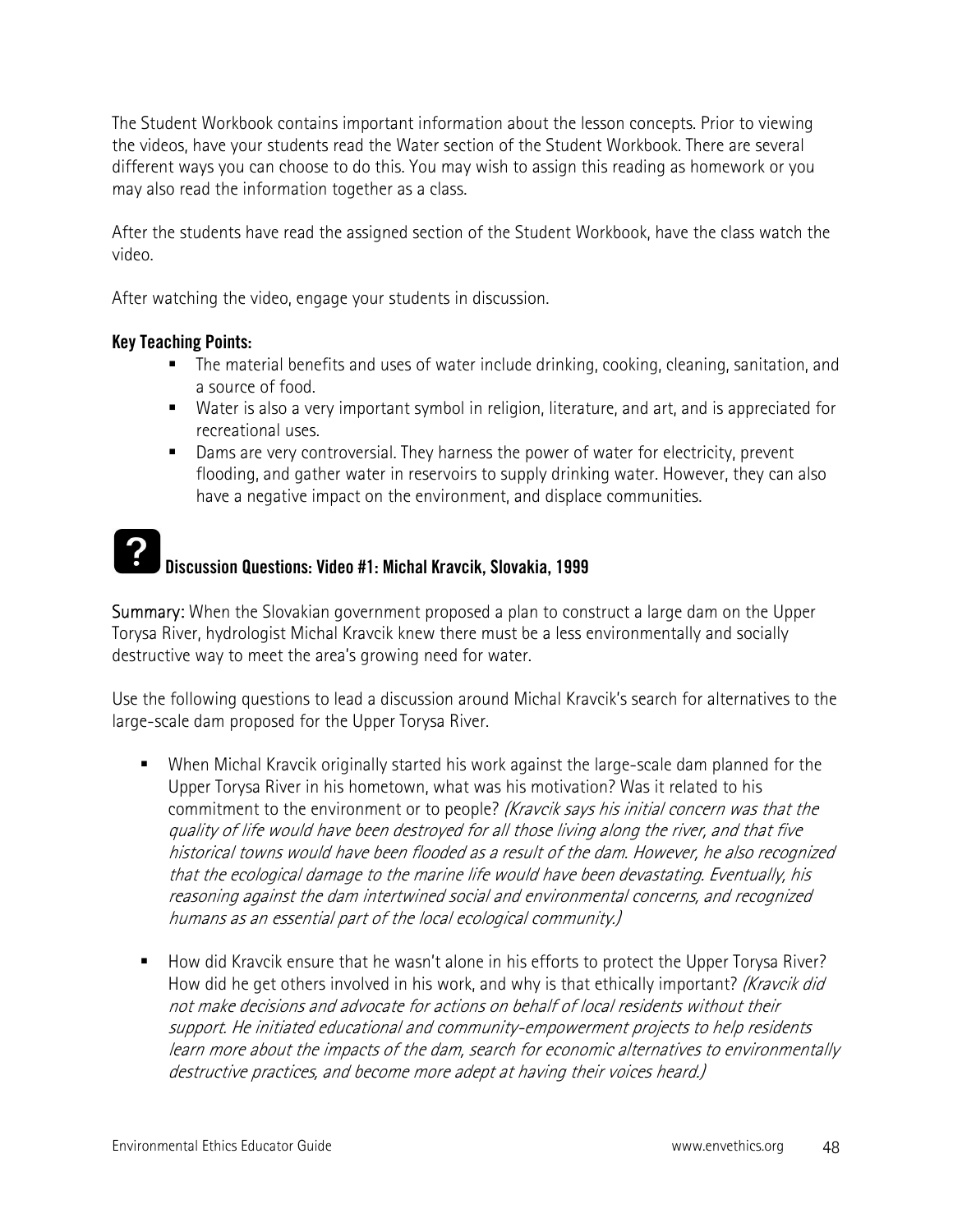The Student Workbook contains important information about the lesson concepts. Prior to viewing the videos, have your students read the Water section of the Student Workbook. There are several different ways you can choose to do this. You may wish to assign this reading as homework or you may also read the information together as a class.

After the students have read the assigned section of the Student Workbook, have the class watch the video.

After watching the video, engage your students in discussion.

**Key Teaching Points:**

- The material benefits and uses of water include drinking, cooking, cleaning, sanitation, and a source of food.
- Water is also a very important symbol in religion, literature, and art, and is appreciated for recreational uses.
- Dams are very controversial. They harness the power of water for electricity, prevent flooding, and gather water in reservoirs to supply drinking water. However, they can also have a negative impact on the environment, and displace communities.

## Discussion Questions: Video #1: Michal Kravcik, Slovakia, 1999

**Summary:** When the Slovakian government proposed a plan to construct a large dam on the Upper Torysa River, hydrologist Michal Kravcik knew there must be a less environmentally and socially destructive way to meet the area's growing need for water.

Use the following questions to lead a discussion around Michal Kravcik's search for alternatives to the large-scale dam proposed for the Upper Torysa River.

- When Michal Kravcik originally started his work against the large-scale dam planned for the Upper Torysa River in his hometown, what was his motivation? Was it related to his commitment to the environment or to people? *(Kravcik says his initial concern was that the quality of life would have been destroyed for all those living along the river, and that five historical towns would have been flooded as a result of the dam. However, he also recognized that the ecological damage to the marine life would have been devastating. Eventually, his reasoning against the dam intertwined social and environmental concerns, and recognized humans as an essential part of the local ecological community.)*

- How did Kravcik ensure that he wasn't alone in his efforts to protect the Upper Torysa River? How did he get others involved in his work, and why is that ethically important? *(Kravcik did not make decisions and advocate for actions on behalf of local residents without their support. He initiated educational and community-empowerment projects to help residents learn more about the impacts of the dam, search for economic alternatives to environmentally destructive practices, and become more adept at having their voices heard.)*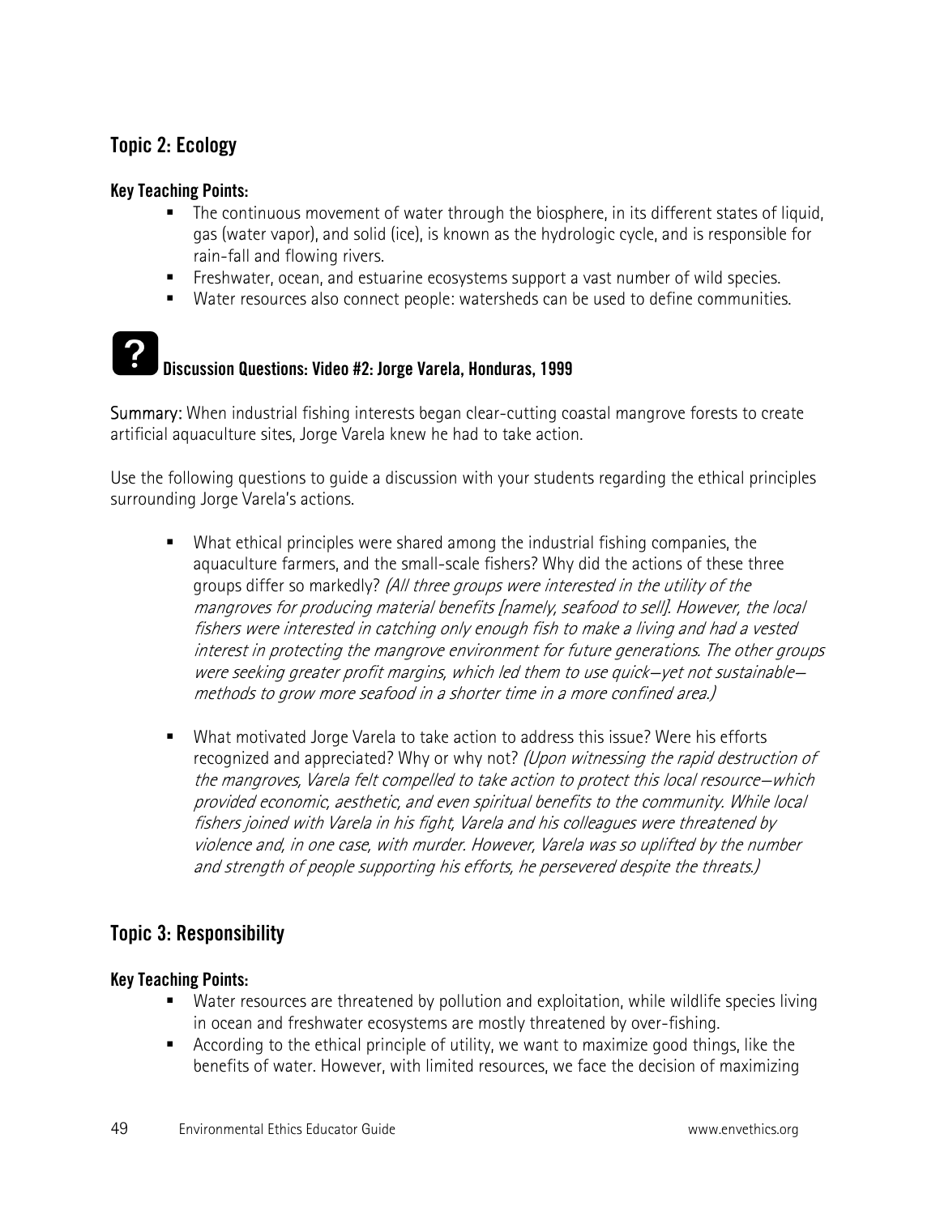## Topic 2: Ecology

**Key Teaching Points:**

- The continuous movement of water through the biosphere, in its different states of liquid, gas (water vapor), and solid (ice), is known as the hydrologic cycle, and is responsible for rain-fall and flowing rivers.
- Freshwater, ocean, and estuarine ecosystems support a vast number of wild species.
- Water resources also connect people: watersheds can be used to define communities.

### Discussion Questions: Video #2: Jorge Varela, Honduras, 1999

Summary: When industrial fishing interests began clear-cutting coastal mangrove forests to create artificial aquaculture sites, Jorge Varela knew he had to take action.

Use the following questions to guide a discussion with your students regarding the ethical principles surrounding Jorge Varela's actions.

- What ethical principles were shared among the industrial fishing companies, the aquaculture farmers, and the small-scale fishers? Why did the actions of these three groups differ so markedly? *(All three groups were interested in the utility of the mangroves for producing material benefits [namely, seafood to sell]. However, the local fishers were interested in catching only enough fish to make a living and had a vested interest in protecting the mangrove environment for future generations. The other groups were seeking greater profit margins, which led them to use quick—yet not sustainable—methods to grow more seafood in a shorter time in a more confined area.)*

- What motivated Jorge Varela to take action to address this issue? Were his efforts recognized and appreciated? Why or why not? *(Upon witnessing the rapid destruction of the mangroves, Varela felt compelled to take action to protect this local resource—which provided economic, aesthetic, and even spiritual benefits to the community. While local fishers joined with Varela in his fight, Varela and his colleagues were threatened by violence and, in one case, with murder. However, Varela was so uplifted by the number and strength of people supporting his efforts, he persevered despite the threats.)*

## Topic 3: Responsibility

**Key Teaching Points:**

- Water resources are threatened by pollution and exploitation, while wildlife species living in ocean and freshwater ecosystems are mostly threatened by over-fishing.
- According to the ethical principle of utility, we want to maximize good things, like the benefits of water. However, with limited resources, we face the decision of maximizing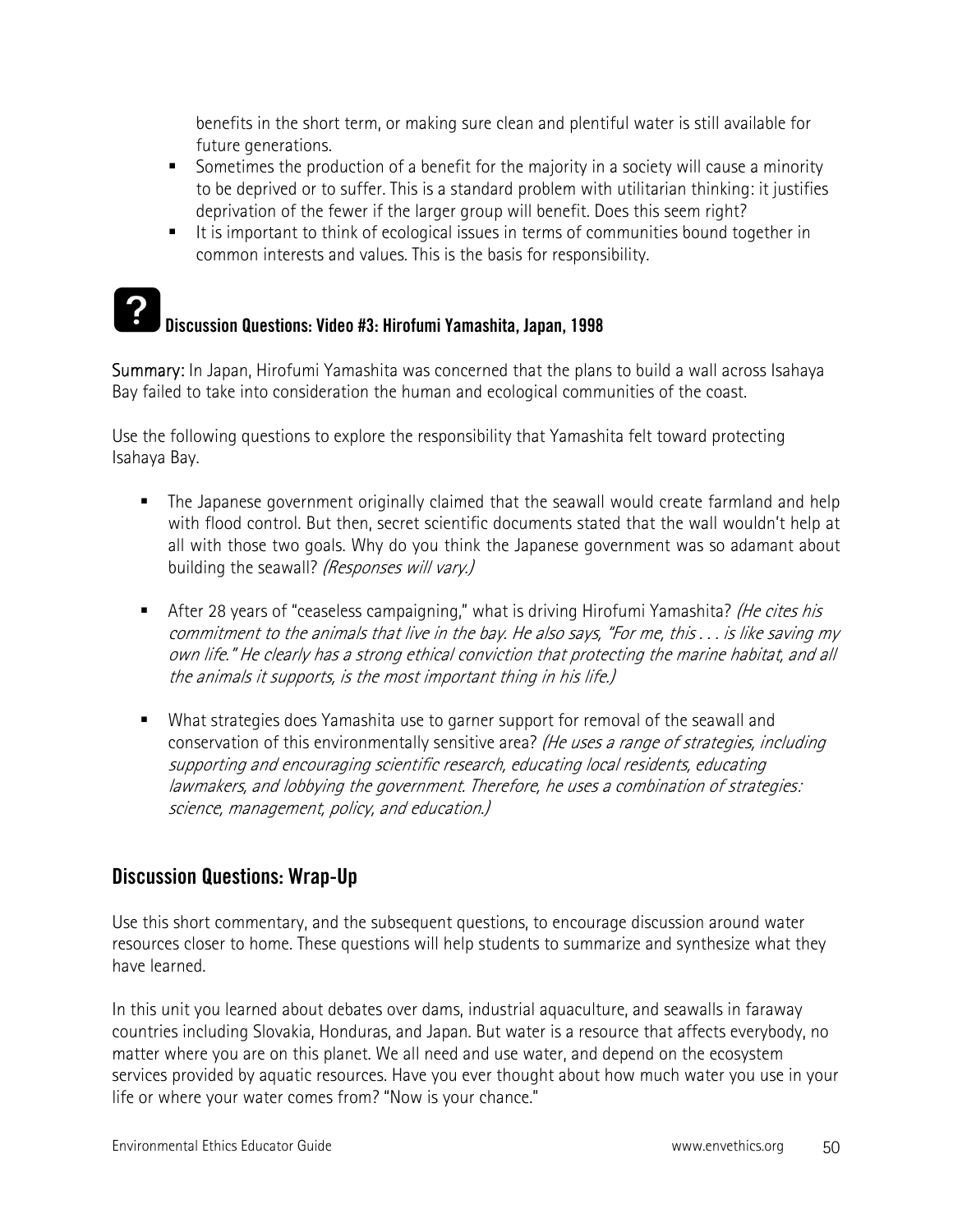benefits in the short term, or making sure clean and plentiful water is still available for future generations.

- Sometimes the production of a benefit for the majority in a society will cause a minority to be deprived or to suffer. This is a standard problem with utilitarian thinking: it justifies deprivation of the fewer if the larger group will benefit. Does this seem right?
- It is important to think of ecological issues in terms of communities bound together in common interests and values. This is the basis for responsibility.

### Discussion Questions: Video #3: Hirofumi Yamashita, Japan, 1998

Summary: In Japan, Hirofumi Yamashita was concerned that the plans to build a wall across Isahaya Bay failed to take into consideration the human and ecological communities of the coast.

Use the following questions to explore the responsibility that Yamashita felt toward protecting Isahaya Bay.

- The Japanese government originally claimed that the seawall would create farmland and help with flood control. But then, secret scientific documents stated that the wall wouldn't help at all with those two goals. Why do you think the Japanese government was so adamant about building the seawall? *(Responses will vary.)*

- After 28 years of "ceaseless campaigning," what is driving Hirofumi Yamashita? *(He cites his commitment to the animals that live in the bay. He also says, "For me, this . . . is like saving my own life." He clearly has a strong ethical conviction that protecting the marine habitat, and all the animals it supports, is the most important thing in his life.)*

- What strategies does Yamashita use to garner support for removal of the seawall and conservation of this environmentally sensitive area? *(He uses a range of strategies, including supporting and encouraging scientific research, educating local residents, educating lawmakers, and lobbying the government. Therefore, he uses a combination of strategies: science, management, policy, and education.)*

## Discussion Questions: Wrap-Up

Use this short commentary, and the subsequent questions, to encourage discussion around water resources closer to home. These questions will help students to summarize and synthesize what they have learned.

In this unit you learned about debates over dams, industrial aquaculture, and seawalls in faraway countries including Slovakia, Honduras, and Japan. But water is a resource that affects everybody, no matter where you are on this planet. We all need and use water, and depend on the ecosystem services provided by aquatic resources. Have you ever thought about how much water you use in your life or where your water comes from? "Now is your chance."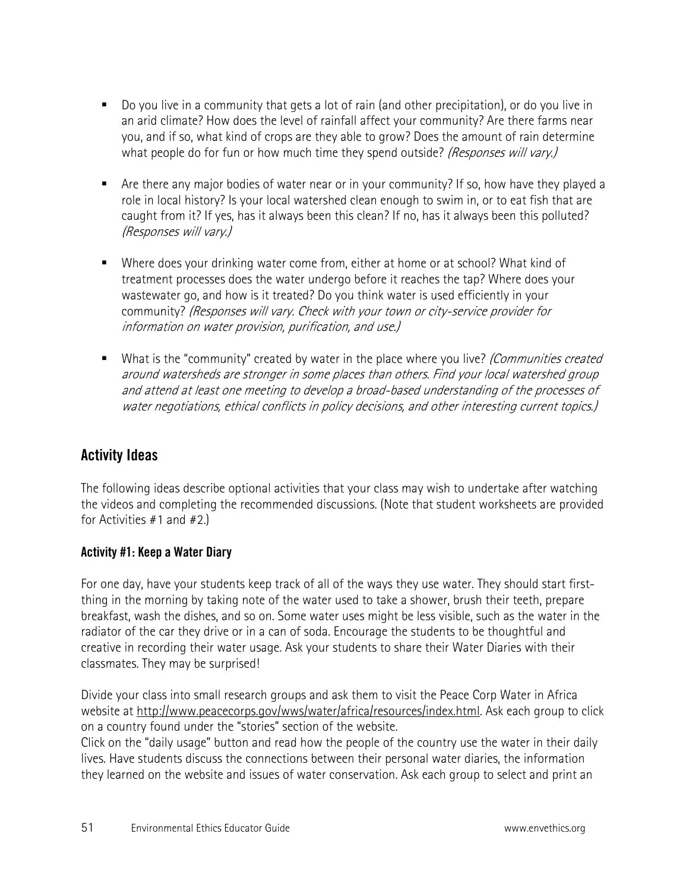- Do you live in a community that gets a lot of rain (and other precipitation), or do you live in an arid climate? How does the level of rainfall affect your community? Are there farms near you, and if so, what kind of crops are they able to grow? Does the amount of rain determine what people do for fun or how much time they spend outside? *(Responses will vary.)*

- Are there any major bodies of water near or in your community? If so, how have they played a role in local history? Is your local watershed clean enough to swim in, or to eat fish that are caught from it? If yes, has it always been this clean? If no, has it always been this polluted? *(Responses will vary.)*

- Where does your drinking water come from, either at home or at school? What kind of treatment processes does the water undergo before it reaches the tap? Where does your wastewater go, and how is it treated? Do you think water is used efficiently in your community? *(Responses will vary. Check with your town or city-service provider for information on water provision, purification, and use.)*

- What is the "community" created by water in the place where you live? *(Communities created around watersheds are stronger in some places than others. Find your local watershed group and attend at least one meeting to develop a broad-based understanding of the processes of water negotiations, ethical conflicts in policy decisions, and other interesting current topics.)*

## Activity Ideas

The following ideas describe optional activities that your class may wish to undertake after watching the videos and completing the recommended discussions. (Note that student worksheets are provided for Activities #1 and #2.)

### Activity #1: Keep a Water Diary

For one day, have your students keep track of all of the ways they use water. They should start first-thing in the morning by taking note of the water used to take a shower, brush their teeth, prepare breakfast, wash the dishes, and so on. Some water uses might be less visible, such as the water in the radiator of the car they drive or in a can of soda. Encourage the students to be thoughtful and creative in recording their water usage. Ask your students to share their Water Diaries with their classmates. They may be surprised!

Divide your class into small research groups and ask them to visit the Peace Corp Water in Africa website at http://www.peacecorps.gov/wws/water/africa/resources/index.html. Ask each group to click on a country found under the "stories" section of the website.
Click on the "daily usage" button and read how the people of the country use the water in their daily lives. Have students discuss the connections between their personal water diaries, the information they learned on the website and issues of water conservation. Ask each group to select and print an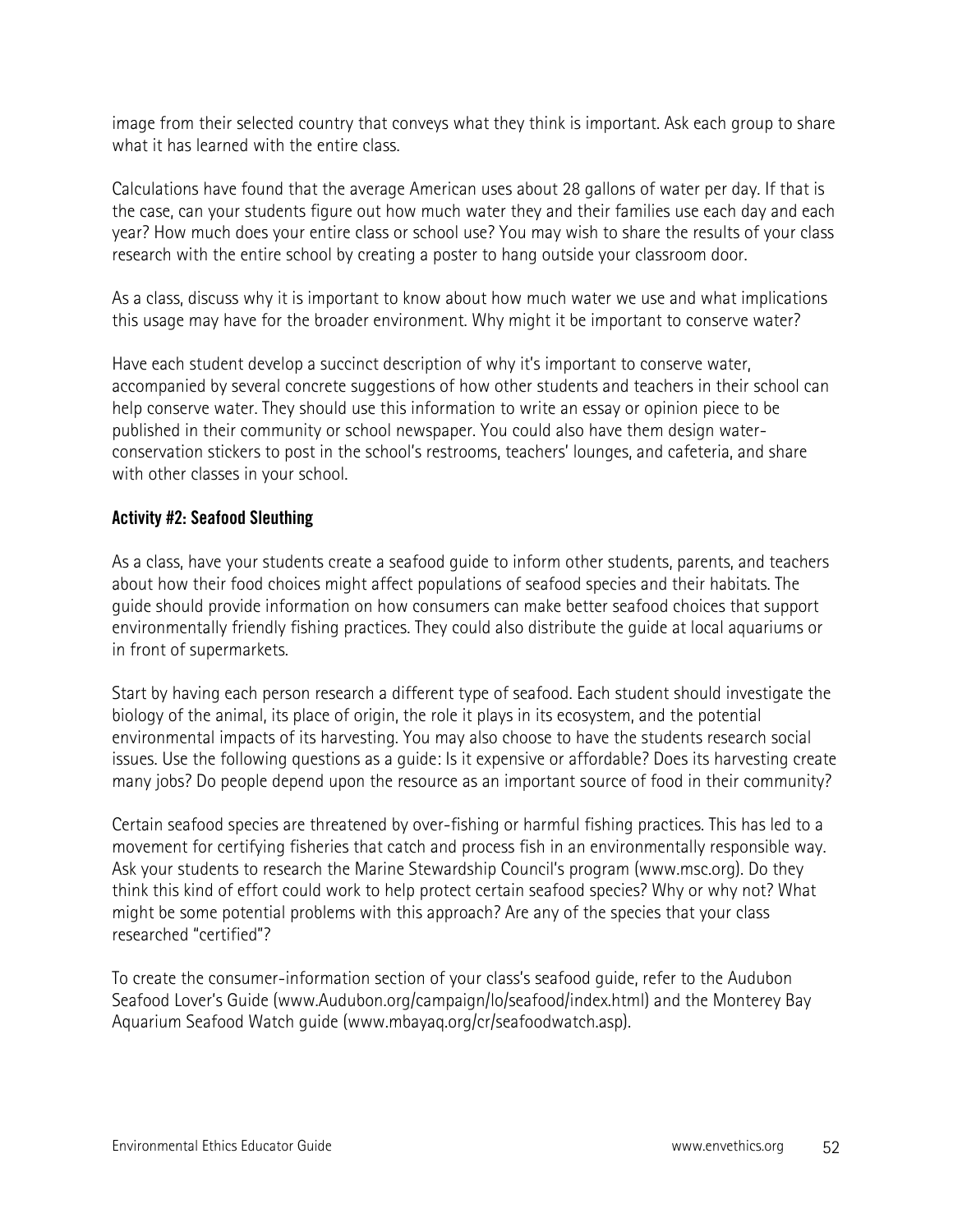image from their selected country that conveys what they think is important. Ask each group to share what it has learned with the entire class.

Calculations have found that the average American uses about 28 gallons of water per day. If that is the case, can your students figure out how much water they and their families use each day and each year? How much does your entire class or school use? You may wish to share the results of your class research with the entire school by creating a poster to hang outside your classroom door.

As a class, discuss why it is important to know about how much water we use and what implications this usage may have for the broader environment. Why might it be important to conserve water?

Have each student develop a succinct description of why it's important to conserve water, accompanied by several concrete suggestions of how other students and teachers in their school can help conserve water. They should use this information to write an essay or opinion piece to be published in their community or school newspaper. You could also have them design water-conservation stickers to post in the school's restrooms, teachers' lounges, and cafeteria, and share with other classes in your school.

### Activity #2: Seafood Sleuthing

As a class, have your students create a seafood guide to inform other students, parents, and teachers about how their food choices might affect populations of seafood species and their habitats. The guide should provide information on how consumers can make better seafood choices that support environmentally friendly fishing practices. They could also distribute the guide at local aquariums or in front of supermarkets.

Start by having each person research a different type of seafood. Each student should investigate the biology of the animal, its place of origin, the role it plays in its ecosystem, and the potential environmental impacts of its harvesting. You may also choose to have the students research social issues. Use the following questions as a guide: Is it expensive or affordable? Does its harvesting create many jobs? Do people depend upon the resource as an important source of food in their community?

Certain seafood species are threatened by over-fishing or harmful fishing practices. This has led to a movement for certifying fisheries that catch and process fish in an environmentally responsible way. Ask your students to research the Marine Stewardship Council's program (www.msc.org). Do they think this kind of effort could work to help protect certain seafood species? Why or why not? What might be some potential problems with this approach? Are any of the species that your class researched "certified"?

To create the consumer-information section of your class's seafood guide, refer to the Audubon Seafood Lover's Guide (www.Audubon.org/campaign/lo/seafood/index.html) and the Monterey Bay Aquarium Seafood Watch guide (www.mbayaq.org/cr/seafoodwatch.asp).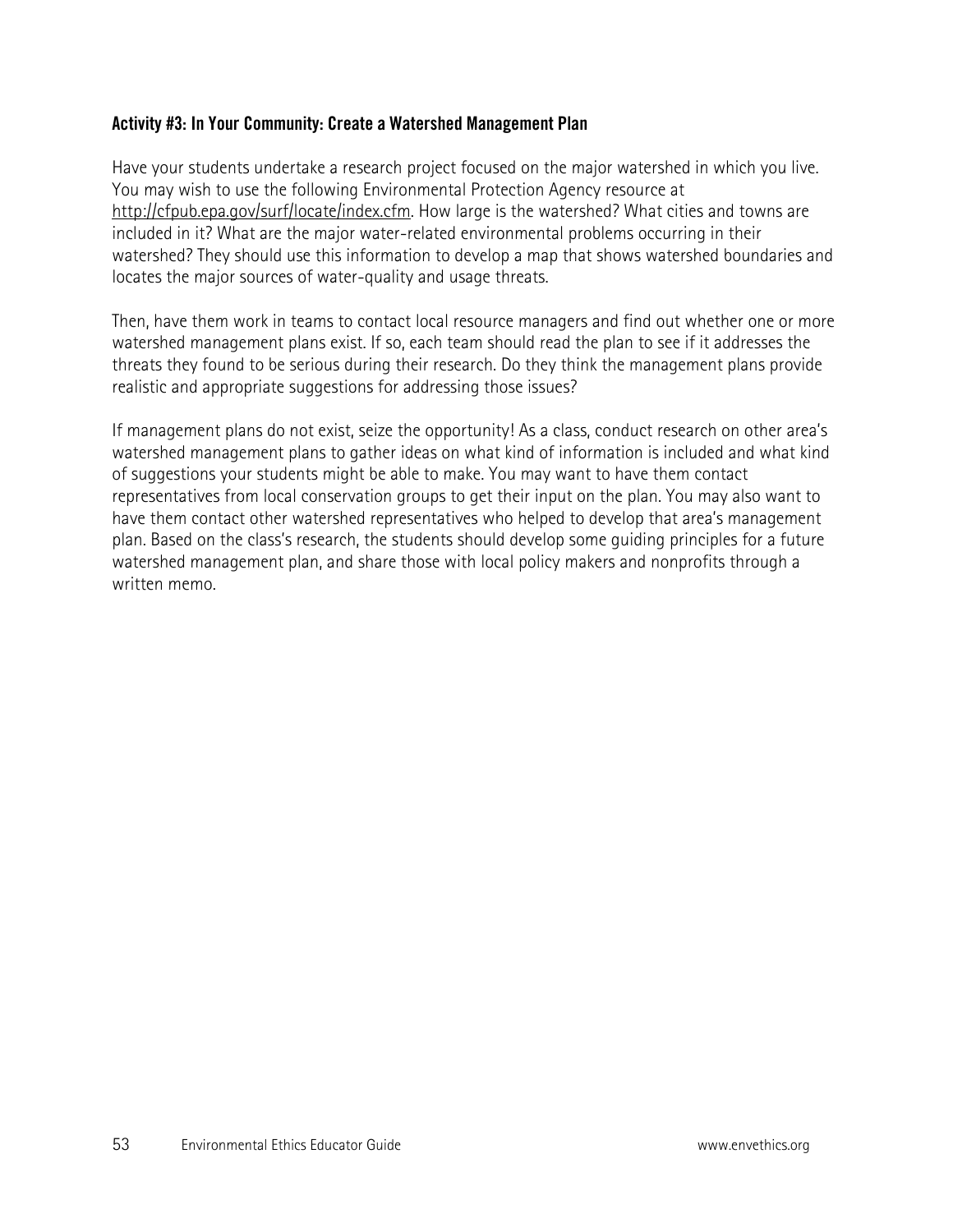### Activity #3: In Your Community: Create a Watershed Management Plan

Have your students undertake a research project focused on the major watershed in which you live. You may wish to use the following Environmental Protection Agency resource at http://cfpub.epa.gov/surf/locate/index.cfm. How large is the watershed? What cities and towns are included in it? What are the major water-related environmental problems occurring in their watershed? They should use this information to develop a map that shows watershed boundaries and locates the major sources of water-quality and usage threats.

Then, have them work in teams to contact local resource managers and find out whether one or more watershed management plans exist. If so, each team should read the plan to see if it addresses the threats they found to be serious during their research. Do they think the management plans provide realistic and appropriate suggestions for addressing those issues?

If management plans do not exist, seize the opportunity! As a class, conduct research on other area's watershed management plans to gather ideas on what kind of information is included and what kind of suggestions your students might be able to make. You may want to have them contact representatives from local conservation groups to get their input on the plan. You may also want to have them contact other watershed representatives who helped to develop that area's management plan. Based on the class's research, the students should develop some guiding principles for a future watershed management plan, and share those with local policy makers and nonprofits through a written memo.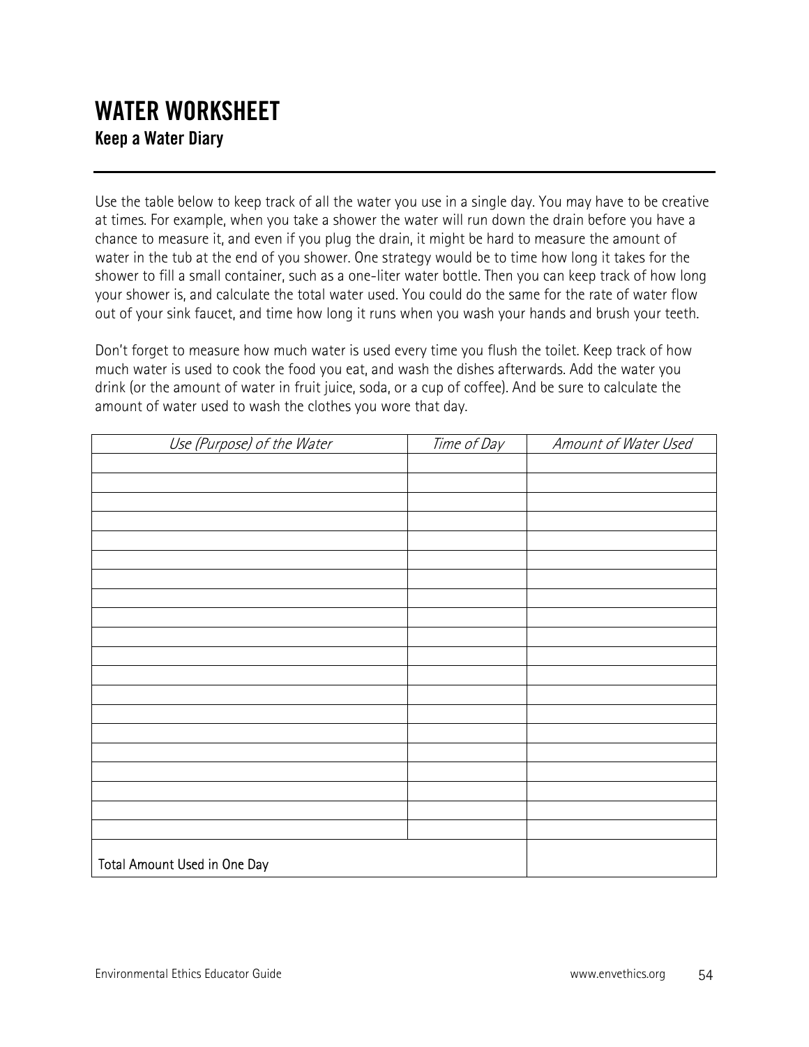# WATER WORKSHEET

## Keep a Water Diary

Use the table below to keep track of all the water you use in a single day. You may have to be creative at times. For example, when you take a shower the water will run down the drain before you have a chance to measure it, and even if you plug the drain, it might be hard to measure the amount of water in the tub at the end of you shower. One strategy would be to time how long it takes for the shower to fill a small container, such as a one-liter water bottle. Then you can keep track of how long your shower is, and calculate the total water used. You could do the same for the rate of water flow out of your sink faucet, and time how long it runs when you wash your hands and brush your teeth.

Don't forget to measure how much water is used every time you flush the toilet. Keep track of how much water is used to cook the food you eat, and wash the dishes afterwards. Add the water you drink (or the amount of water in fruit juice, soda, or a cup of coffee). And be sure to calculate the amount of water used to wash the clothes you wore that day.

| *Use (Purpose) of the Water* | *Time of Day* | *Amount of Water Used* |
| --- | --- | --- |
| | | |
| | | |
| | | |
| | | |
| | | |
| | | |
| | | |
| | | |
| | | |
| | | |
| | | |
| | | |
| | | |
| | | |
| | | |
| | | |
| | | |
| | | |
| | | |
| | | |
| Total Amount Used in One Day | | |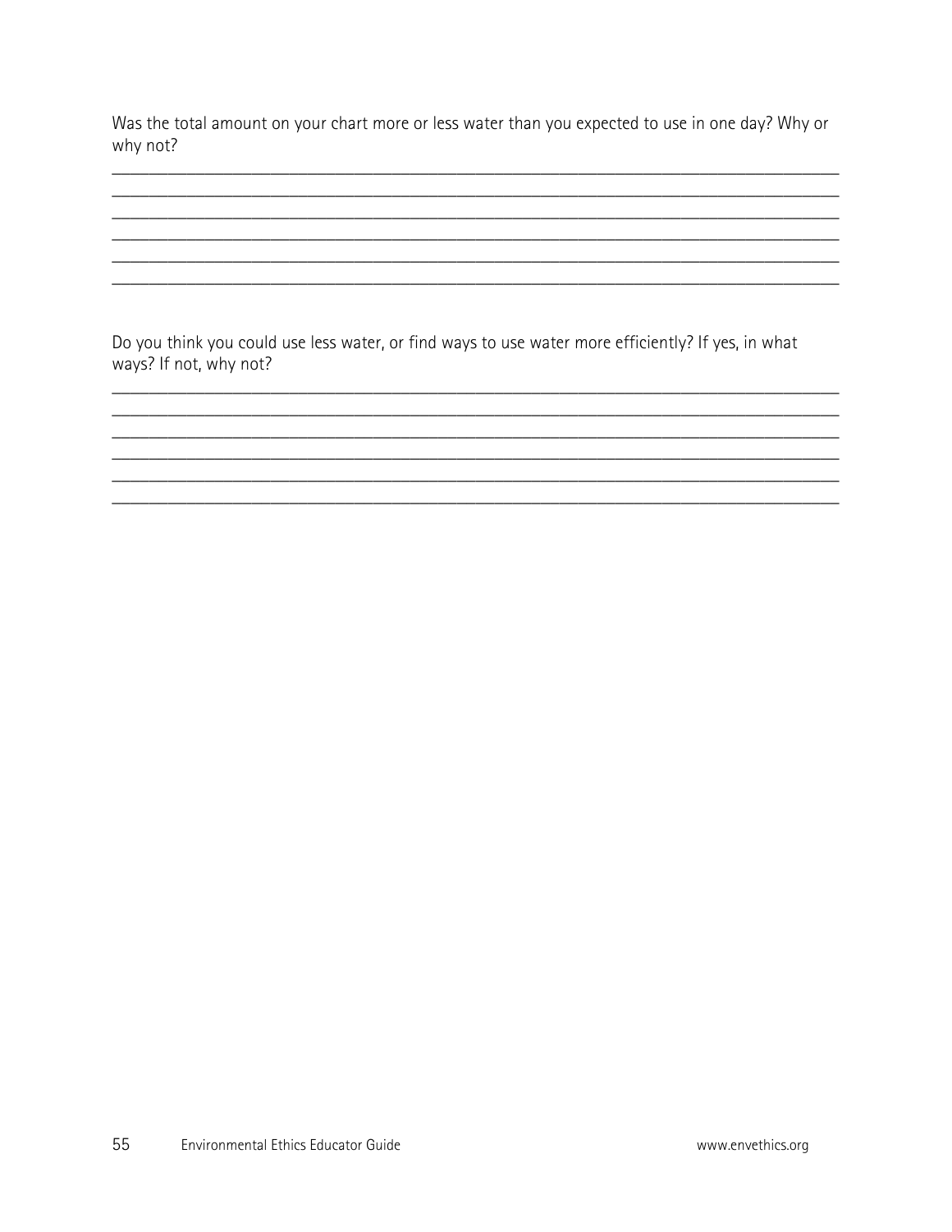Was the total amount on your chart more or less water than you expected to use in one day? Why or why not?

______________________________________________________________________________________
______________________________________________________________________________________
______________________________________________________________________________________
______________________________________________________________________________________
______________________________________________________________________________________
______________________________________________________________________________________

Do you think you could use less water, or find ways to use water more efficiently? If yes, in what ways? If not, why not?

______________________________________________________________________________________
______________________________________________________________________________________
______________________________________________________________________________________
______________________________________________________________________________________
______________________________________________________________________________________
______________________________________________________________________________________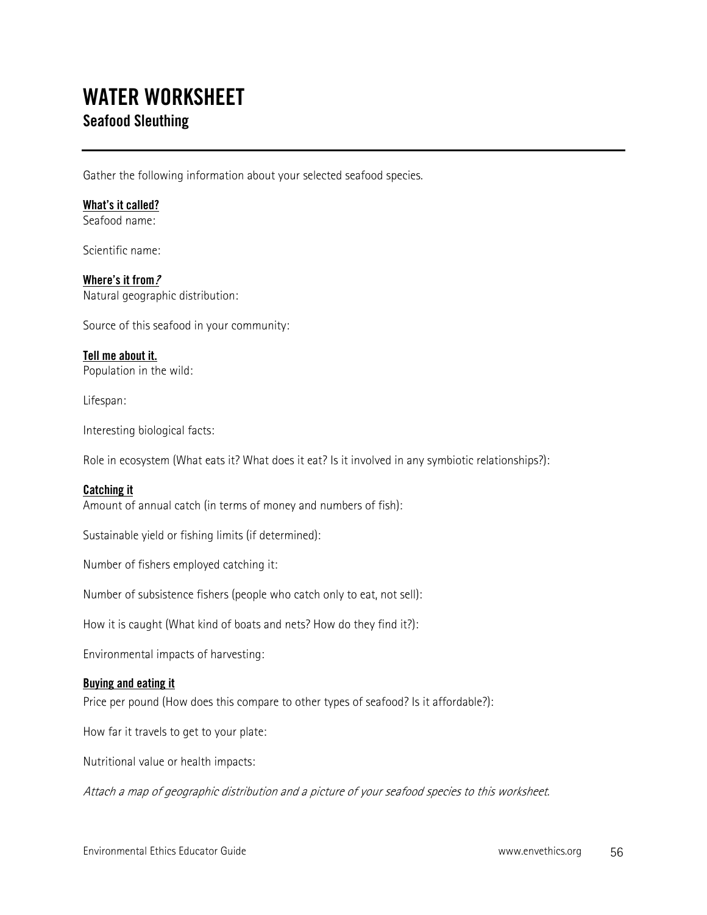# WATER WORKSHEET

## Seafood Sleuthing

Gather the following information about your selected seafood species.

**What's it called?**

Seafood name:

Scientific name:

**Where's it from?**

Natural geographic distribution:

Source of this seafood in your community:

**Tell me about it.**

Population in the wild:

Lifespan:

Interesting biological facts:

Role in ecosystem (What eats it? What does it eat? Is it involved in any symbiotic relationships?):

**Catching it**

Amount of annual catch (in terms of money and numbers of fish):

Sustainable yield or fishing limits (if determined):

Number of fishers employed catching it:

Number of subsistence fishers (people who catch only to eat, not sell):

How it is caught (What kind of boats and nets? How do they find it?):

Environmental impacts of harvesting:

**Buying and eating it**

Price per pound (How does this compare to other types of seafood? Is it affordable?):

How far it travels to get to your plate:

Nutritional value or health impacts:

*Attach a map of geographic distribution and a picture of your seafood species to this worksheet.*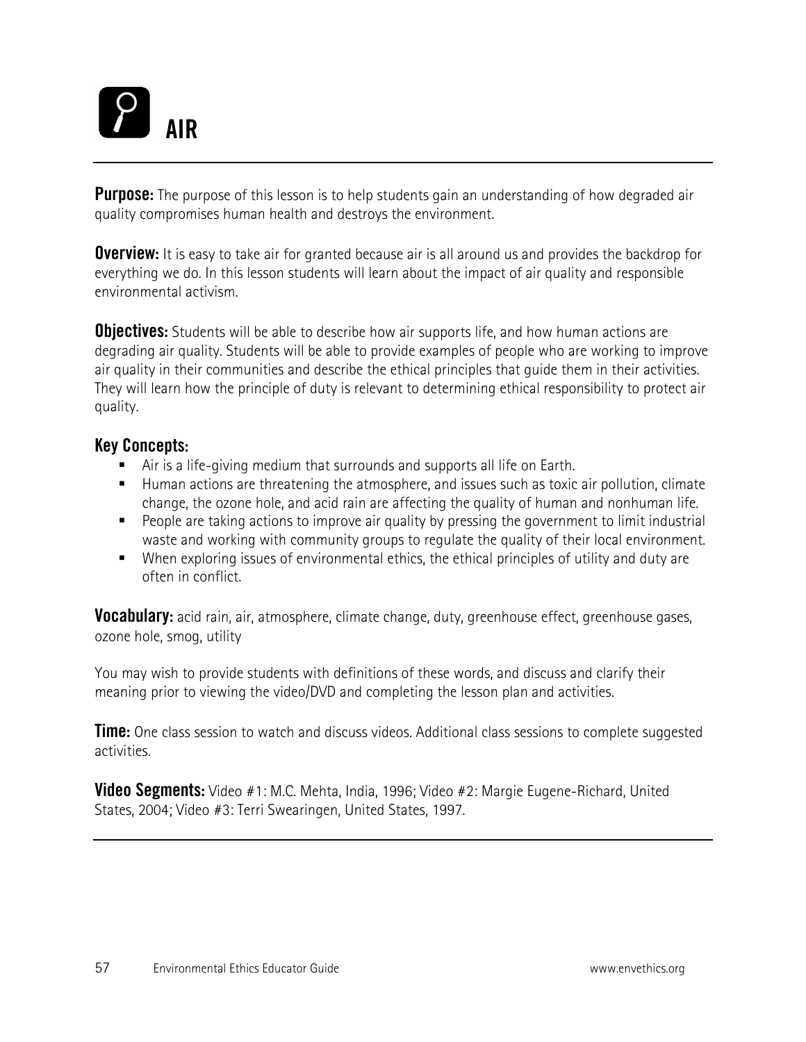# AIR

**Purpose:** The purpose of this lesson is to help students gain an understanding of how degraded air quality compromises human health and destroys the environment.

**Overview:** It is easy to take air for granted because air is all around us and provides the backdrop for everything we do. In this lesson students will learn about the impact of air quality and responsible environmental activism.

**Objectives:** Students will be able to describe how air supports life, and how human actions are degrading air quality. Students will be able to provide examples of people who are working to improve air quality in their communities and describe the ethical principles that guide them in their activities. They will learn how the principle of duty is relevant to determining ethical responsibility to protect air quality.

### Key Concepts:

- Air is a life-giving medium that surrounds and supports all life on Earth.
- Human actions are threatening the atmosphere, and issues such as toxic air pollution, climate change, the ozone hole, and acid rain are affecting the quality of human and nonhuman life.
- People are taking actions to improve air quality by pressing the government to limit industrial waste and working with community groups to regulate the quality of their local environment.
- When exploring issues of environmental ethics, the ethical principles of utility and duty are often in conflict.

**Vocabulary:** acid rain, air, atmosphere, climate change, duty, greenhouse effect, greenhouse gases, ozone hole, smog, utility

You may wish to provide students with definitions of these words, and discuss and clarify their meaning prior to viewing the video/DVD and completing the lesson plan and activities.

**Time:** One class session to watch and discuss videos. Additional class sessions to complete suggested activities.

**Video Segments:** Video #1: M.C. Mehta, India, 1996; Video #2: Margie Eugene-Richard, United States, 2004; Video #3: Terri Swearingen, United States, 1997.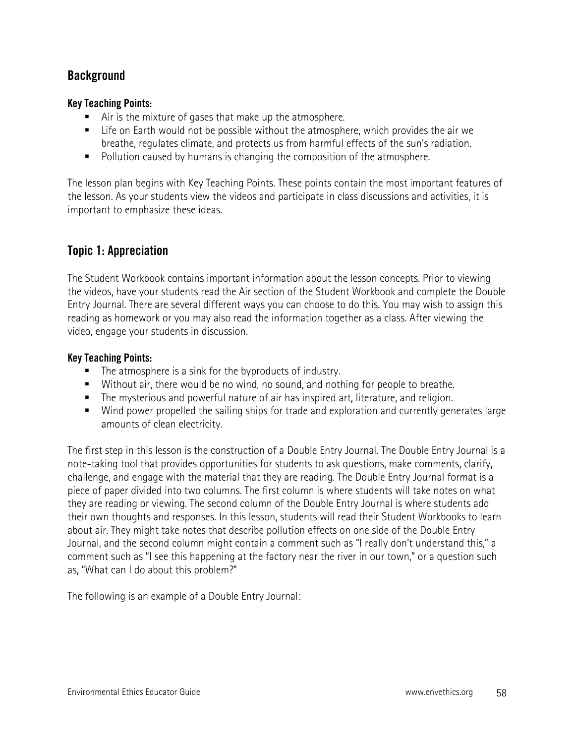## Background

**Key Teaching Points:**

- Air is the mixture of gases that make up the atmosphere.
- Life on Earth would not be possible without the atmosphere, which provides the air we breathe, regulates climate, and protects us from harmful effects of the sun's radiation.
- Pollution caused by humans is changing the composition of the atmosphere.

The lesson plan begins with Key Teaching Points. These points contain the most important features of the lesson. As your students view the videos and participate in class discussions and activities, it is important to emphasize these ideas.

## Topic 1: Appreciation

The Student Workbook contains important information about the lesson concepts. Prior to viewing the videos, have your students read the Air section of the Student Workbook and complete the Double Entry Journal. There are several different ways you can choose to do this. You may wish to assign this reading as homework or you may also read the information together as a class. After viewing the video, engage your students in discussion.

**Key Teaching Points:**

- The atmosphere is a sink for the byproducts of industry.
- Without air, there would be no wind, no sound, and nothing for people to breathe.
- The mysterious and powerful nature of air has inspired art, literature, and religion.
- Wind power propelled the sailing ships for trade and exploration and currently generates large amounts of clean electricity.

The first step in this lesson is the construction of a Double Entry Journal. The Double Entry Journal is a note-taking tool that provides opportunities for students to ask questions, make comments, clarify, challenge, and engage with the material that they are reading. The Double Entry Journal format is a piece of paper divided into two columns. The first column is where students will take notes on what they are reading or viewing. The second column of the Double Entry Journal is where students add their own thoughts and responses. In this lesson, students will read their Student Workbooks to learn about air. They might take notes that describe pollution effects on one side of the Double Entry Journal, and the second column might contain a comment such as "I really don't understand this," a comment such as "I see this happening at the factory near the river in our town," or a question such as, "What can I do about this problem?"

The following is an example of a Double Entry Journal: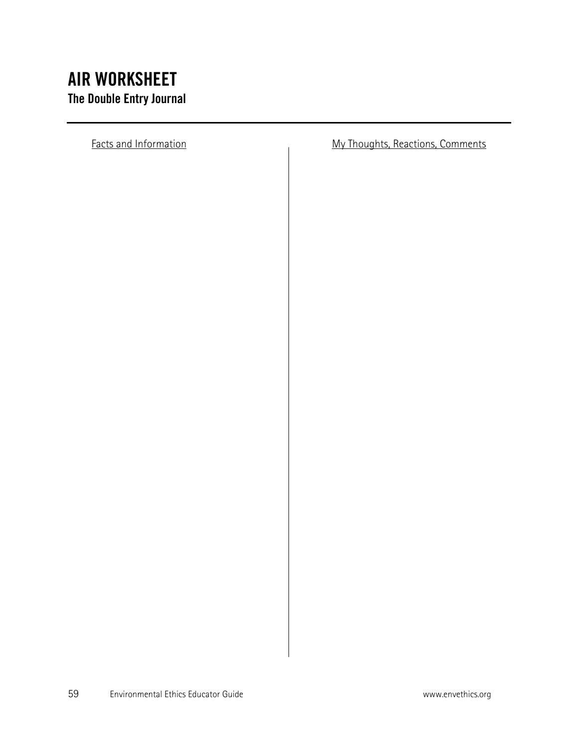# AIR WORKSHEET

## The Double Entry Journal

| Facts and Information | My Thoughts, Reactions, Comments |
| --- | --- |
| | |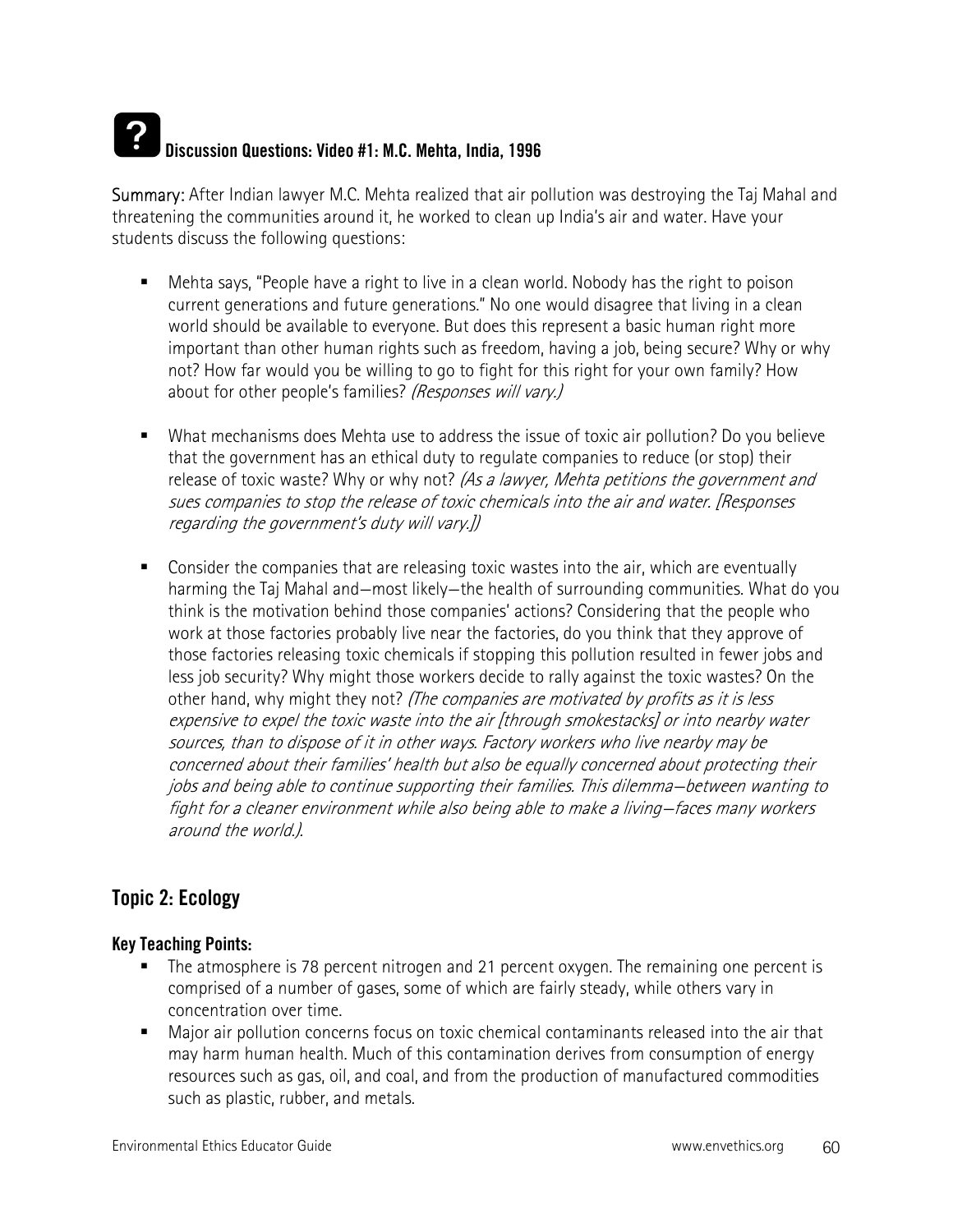### Discussion Questions: Video #1: M.C. Mehta, India, 1996

**Summary:** After Indian lawyer M.C. Mehta realized that air pollution was destroying the Taj Mahal and threatening the communities around it, he worked to clean up India's air and water. Have your students discuss the following questions:

- Mehta says, "People have a right to live in a clean world. Nobody has the right to poison current generations and future generations." No one would disagree that living in a clean world should be available to everyone. But does this represent a basic human right more important than other human rights such as freedom, having a job, being secure? Why or why not? How far would you be willing to go to fight for this right for your own family? How about for other people's families? *(Responses will vary.)*

- What mechanisms does Mehta use to address the issue of toxic air pollution? Do you believe that the government has an ethical duty to regulate companies to reduce (or stop) their release of toxic waste? Why or why not? *(As a lawyer, Mehta petitions the government and sues companies to stop the release of toxic chemicals into the air and water. [Responses regarding the government's duty will vary.])*

- Consider the companies that are releasing toxic wastes into the air, which are eventually harming the Taj Mahal and—most likely—the health of surrounding communities. What do you think is the motivation behind those companies' actions? Considering that the people who work at those factories probably live near the factories, do you think that they approve of those factories releasing toxic chemicals if stopping this pollution resulted in fewer jobs and less job security? Why might those workers decide to rally against the toxic wastes? On the other hand, why might they not? *(The companies are motivated by profits as it is less expensive to expel the toxic waste into the air [through smokestacks] or into nearby water sources, than to dispose of it in other ways. Factory workers who live nearby may be concerned about their families' health but also be equally concerned about protecting their jobs and being able to continue supporting their families. This dilemma—between wanting to fight for a cleaner environment while also being able to make a living—faces many workers around the world.).*

## Topic 2: Ecology

**Key Teaching Points:**

- The atmosphere is 78 percent nitrogen and 21 percent oxygen. The remaining one percent is comprised of a number of gases, some of which are fairly steady, while others vary in concentration over time.
- Major air pollution concerns focus on toxic chemical contaminants released into the air that may harm human health. Much of this contamination derives from consumption of energy resources such as gas, oil, and coal, and from the production of manufactured commodities such as plastic, rubber, and metals.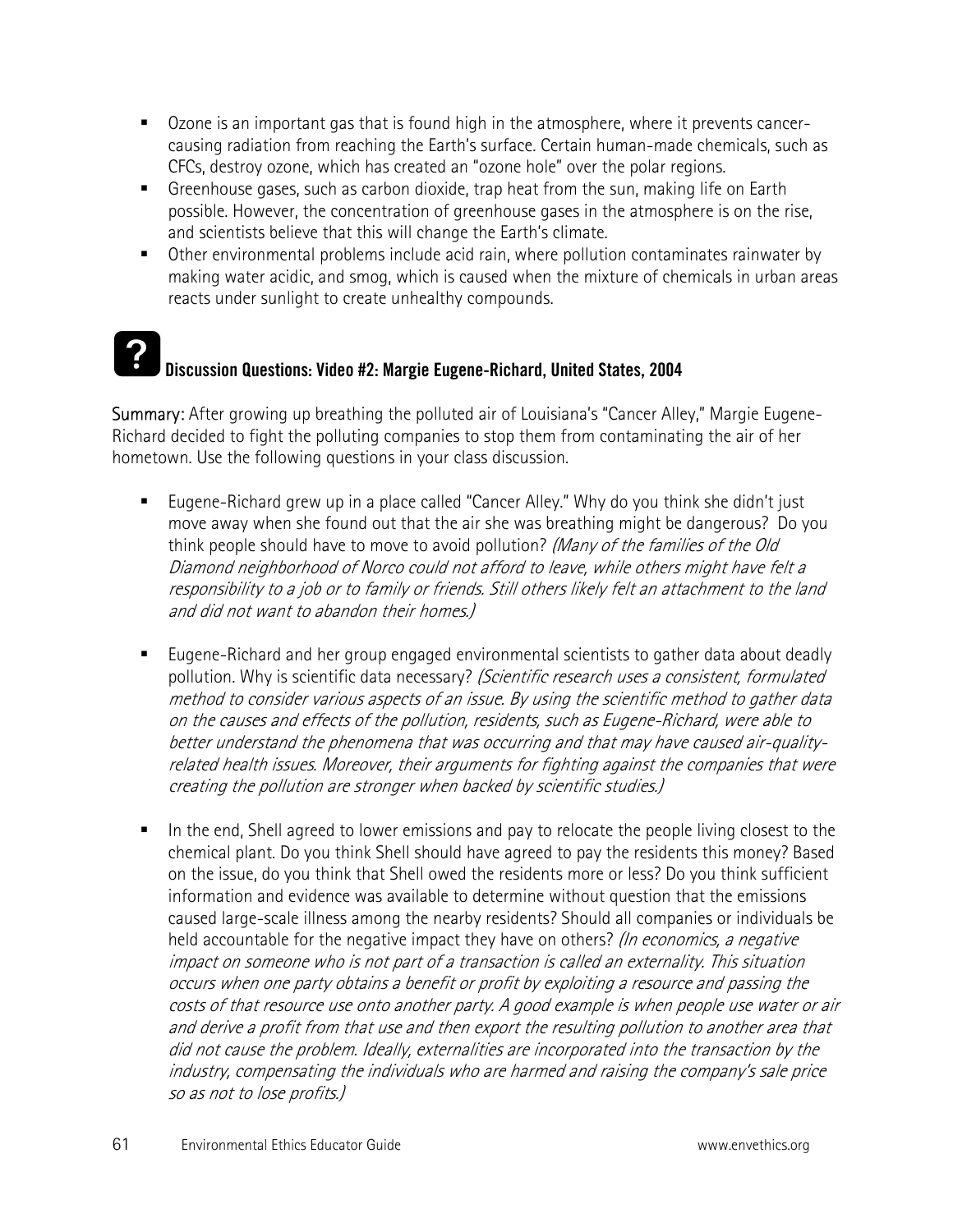- Ozone is an important gas that is found high in the atmosphere, where it prevents cancer-causing radiation from reaching the Earth's surface. Certain human-made chemicals, such as CFCs, destroy ozone, which has created an "ozone hole" over the polar regions.
- Greenhouse gases, such as carbon dioxide, trap heat from the sun, making life on Earth possible. However, the concentration of greenhouse gases in the atmosphere is on the rise, and scientists believe that this will change the Earth's climate.
- Other environmental problems include acid rain, where pollution contaminates rainwater by making water acidic, and smog, which is caused when the mixture of chemicals in urban areas reacts under sunlight to create unhealthy compounds.

### Discussion Questions: Video #2: Margie Eugene-Richard, United States, 2004

Summary: After growing up breathing the polluted air of Louisiana's "Cancer Alley," Margie Eugene-Richard decided to fight the polluting companies to stop them from contaminating the air of her hometown. Use the following questions in your class discussion.

- Eugene-Richard grew up in a place called "Cancer Alley." Why do you think she didn't just move away when she found out that the air she was breathing might be dangerous? Do you think people should have to move to avoid pollution? *(Many of the families of the Old Diamond neighborhood of Norco could not afford to leave, while others might have felt a responsibility to a job or to family or friends. Still others likely felt an attachment to the land and did not want to abandon their homes.)*

- Eugene-Richard and her group engaged environmental scientists to gather data about deadly pollution. Why is scientific data necessary? *(Scientific research uses a consistent, formulated method to consider various aspects of an issue. By using the scientific method to gather data on the causes and effects of the pollution, residents, such as Eugene-Richard, were able to better understand the phenomena that was occurring and that may have caused air-quality-related health issues. Moreover, their arguments for fighting against the companies that were creating the pollution are stronger when backed by scientific studies.)*

- In the end, Shell agreed to lower emissions and pay to relocate the people living closest to the chemical plant. Do you think Shell should have agreed to pay the residents this money? Based on the issue, do you think that Shell owed the residents more or less? Do you think sufficient information and evidence was available to determine without question that the emissions caused large-scale illness among the nearby residents? Should all companies or individuals be held accountable for the negative impact they have on others? *(In economics, a negative impact on someone who is not part of a transaction is called an externality. This situation occurs when one party obtains a benefit or profit by exploiting a resource and passing the costs of that resource use onto another party. A good example is when people use water or air and derive a profit from that use and then export the resulting pollution to another area that did not cause the problem. Ideally, externalities are incorporated into the transaction by the industry, compensating the individuals who are harmed and raising the company's sale price so as not to lose profits.)*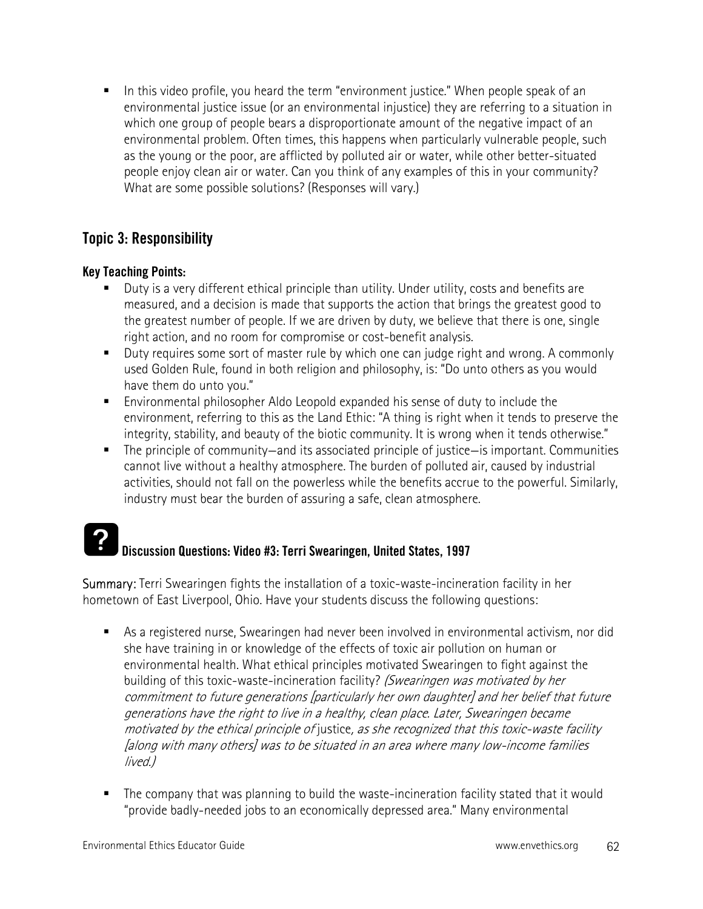- In this video profile, you heard the term "environment justice." When people speak of an environmental justice issue (or an environmental injustice) they are referring to a situation in which one group of people bears a disproportionate amount of the negative impact of an environmental problem. Often times, this happens when particularly vulnerable people, such as the young or the poor, are afflicted by polluted air or water, while other better-situated people enjoy clean air or water. Can you think of any examples of this in your community? What are some possible solutions? (Responses will vary.)

## Topic 3: Responsibility

**Key Teaching Points:**

- Duty is a very different ethical principle than utility. Under utility, costs and benefits are measured, and a decision is made that supports the action that brings the greatest good to the greatest number of people. If we are driven by duty, we believe that there is one, single right action, and no room for compromise or cost-benefit analysis.
- Duty requires some sort of master rule by which one can judge right and wrong. A commonly used Golden Rule, found in both religion and philosophy, is: "Do unto others as you would have them do unto you."
- Environmental philosopher Aldo Leopold expanded his sense of duty to include the environment, referring to this as the Land Ethic: "A thing is right when it tends to preserve the integrity, stability, and beauty of the biotic community. It is wrong when it tends otherwise."
- The principle of community—and its associated principle of justice—is important. Communities cannot live without a healthy atmosphere. The burden of polluted air, caused by industrial activities, should not fall on the powerless while the benefits accrue to the powerful. Similarly, industry must bear the burden of assuring a safe, clean atmosphere.

### Discussion Questions: Video #3: Terri Swearingen, United States, 1997

**Summary:** Terri Swearingen fights the installation of a toxic-waste-incineration facility in her hometown of East Liverpool, Ohio. Have your students discuss the following questions:

- As a registered nurse, Swearingen had never been involved in environmental activism, nor did she have training in or knowledge of the effects of toxic air pollution on human or environmental health. What ethical principles motivated Swearingen to fight against the building of this toxic-waste-incineration facility? *(Swearingen was motivated by her commitment to future generations [particularly her own daughter] and her belief that future generations have the right to live in a healthy, clean place. Later, Swearingen became motivated by the ethical principle of* justice*, as she recognized that this toxic-waste facility [along with many others] was to be situated in an area where many low-income families lived.)*
- The company that was planning to build the waste-incineration facility stated that it would "provide badly-needed jobs to an economically depressed area." Many environmental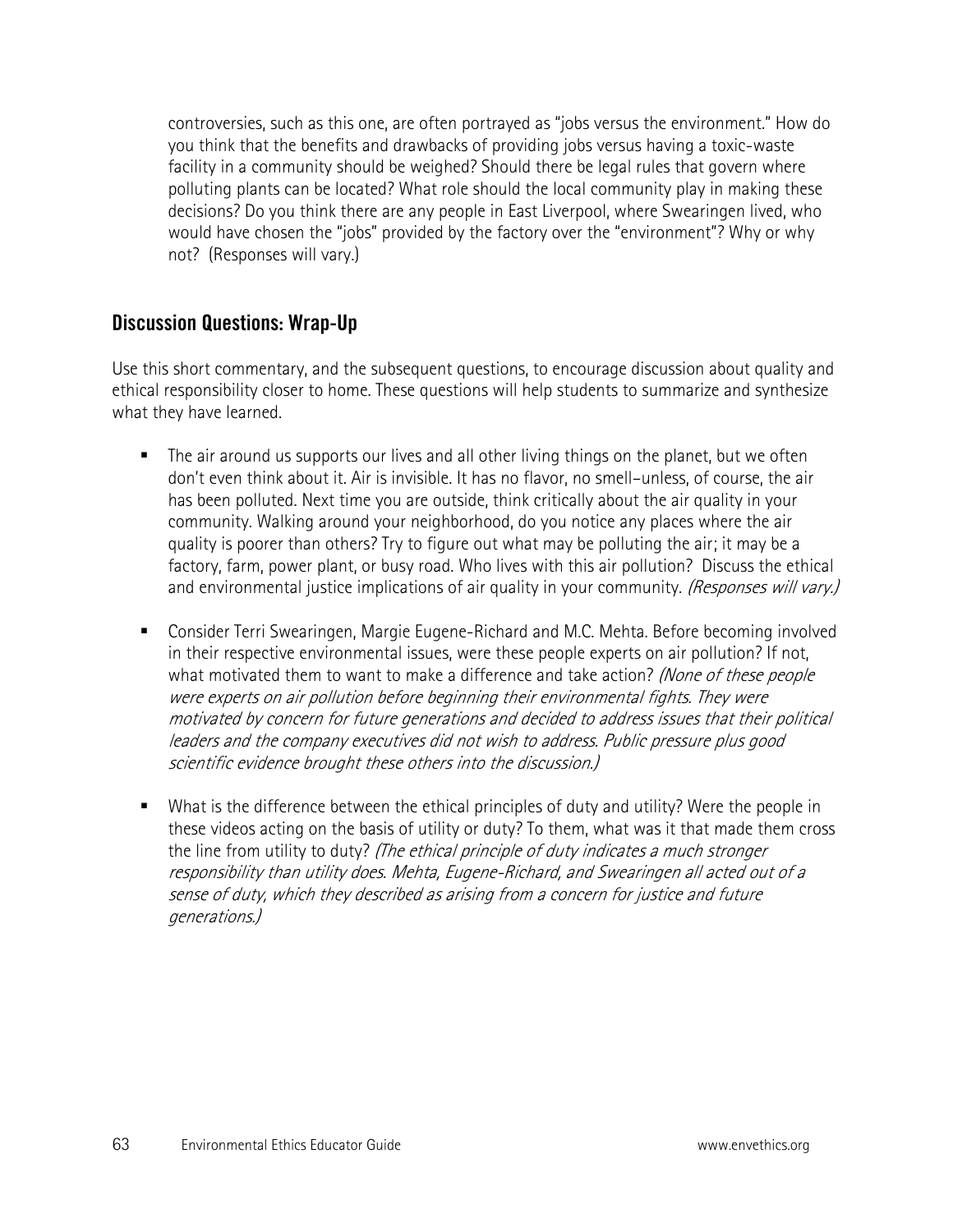controversies, such as this one, are often portrayed as "jobs versus the environment." How do you think that the benefits and drawbacks of providing jobs versus having a toxic-waste facility in a community should be weighed? Should there be legal rules that govern where polluting plants can be located? What role should the local community play in making these decisions? Do you think there are any people in East Liverpool, where Swearingen lived, who would have chosen the "jobs" provided by the factory over the "environment"? Why or why not? (Responses will vary.)

## Discussion Questions: Wrap-Up

Use this short commentary, and the subsequent questions, to encourage discussion about quality and ethical responsibility closer to home. These questions will help students to summarize and synthesize what they have learned.

- The air around us supports our lives and all other living things on the planet, but we often don't even think about it. Air is invisible. It has no flavor, no smell–unless, of course, the air has been polluted. Next time you are outside, think critically about the air quality in your community. Walking around your neighborhood, do you notice any places where the air quality is poorer than others? Try to figure out what may be polluting the air; it may be a factory, farm, power plant, or busy road. Who lives with this air pollution? Discuss the ethical and environmental justice implications of air quality in your community. *(Responses will vary.)*

- Consider Terri Swearingen, Margie Eugene-Richard and M.C. Mehta. Before becoming involved in their respective environmental issues, were these people experts on air pollution? If not, what motivated them to want to make a difference and take action? *(None of these people were experts on air pollution before beginning their environmental fights. They were motivated by concern for future generations and decided to address issues that their political leaders and the company executives did not wish to address. Public pressure plus good scientific evidence brought these others into the discussion.)*

- What is the difference between the ethical principles of duty and utility? Were the people in these videos acting on the basis of utility or duty? To them, what was it that made them cross the line from utility to duty? *(The ethical principle of duty indicates a much stronger responsibility than utility does. Mehta, Eugene-Richard, and Swearingen all acted out of a sense of duty, which they described as arising from a concern for justice and future generations.)*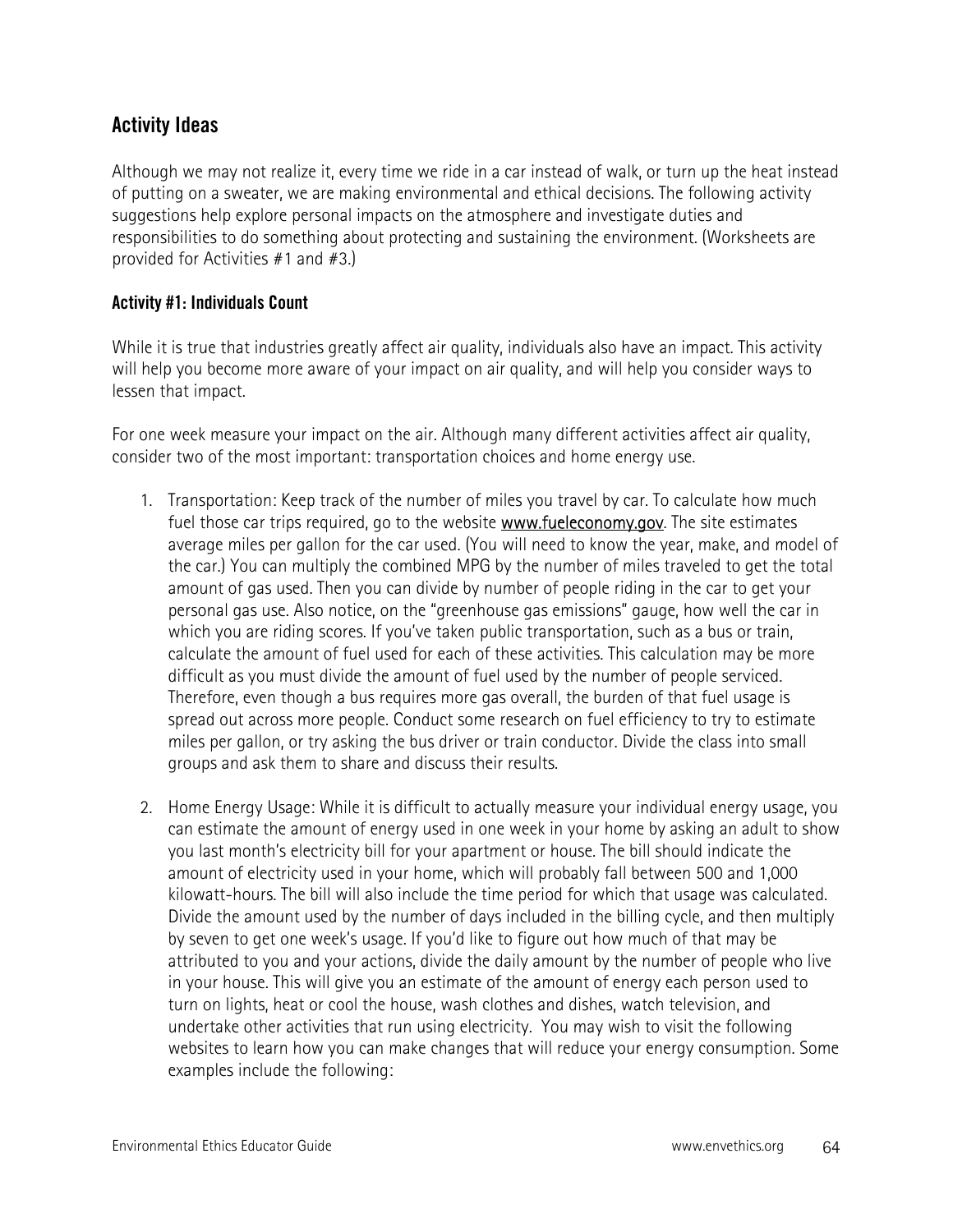## Activity Ideas

Although we may not realize it, every time we ride in a car instead of walk, or turn up the heat instead of putting on a sweater, we are making environmental and ethical decisions. The following activity suggestions help explore personal impacts on the atmosphere and investigate duties and responsibilities to do something about protecting and sustaining the environment. (Worksheets are provided for Activities #1 and #3.)

### Activity #1: Individuals Count

While it is true that industries greatly affect air quality, individuals also have an impact. This activity will help you become more aware of your impact on air quality, and will help you consider ways to lessen that impact.

For one week measure your impact on the air. Although many different activities affect air quality, consider two of the most important: transportation choices and home energy use.

1. Transportation: Keep track of the number of miles you travel by car. To calculate how much fuel those car trips required, go to the website www.fueleconomy.gov. The site estimates average miles per gallon for the car used. (You will need to know the year, make, and model of the car.) You can multiply the combined MPG by the number of miles traveled to get the total amount of gas used. Then you can divide by number of people riding in the car to get your personal gas use. Also notice, on the "greenhouse gas emissions" gauge, how well the car in which you are riding scores. If you've taken public transportation, such as a bus or train, calculate the amount of fuel used for each of these activities. This calculation may be more difficult as you must divide the amount of fuel used by the number of people serviced. Therefore, even though a bus requires more gas overall, the burden of that fuel usage is spread out across more people. Conduct some research on fuel efficiency to try to estimate miles per gallon, or try asking the bus driver or train conductor. Divide the class into small groups and ask them to share and discuss their results.

2. Home Energy Usage: While it is difficult to actually measure your individual energy usage, you can estimate the amount of energy used in one week in your home by asking an adult to show you last month's electricity bill for your apartment or house. The bill should indicate the amount of electricity used in your home, which will probably fall between 500 and 1,000 kilowatt-hours. The bill will also include the time period for which that usage was calculated. Divide the amount used by the number of days included in the billing cycle, and then multiply by seven to get one week's usage. If you'd like to figure out how much of that may be attributed to you and your actions, divide the daily amount by the number of people who live in your house. This will give you an estimate of the amount of energy each person used to turn on lights, heat or cool the house, wash clothes and dishes, watch television, and undertake other activities that run using electricity. You may wish to visit the following websites to learn how you can make changes that will reduce your energy consumption. Some examples include the following: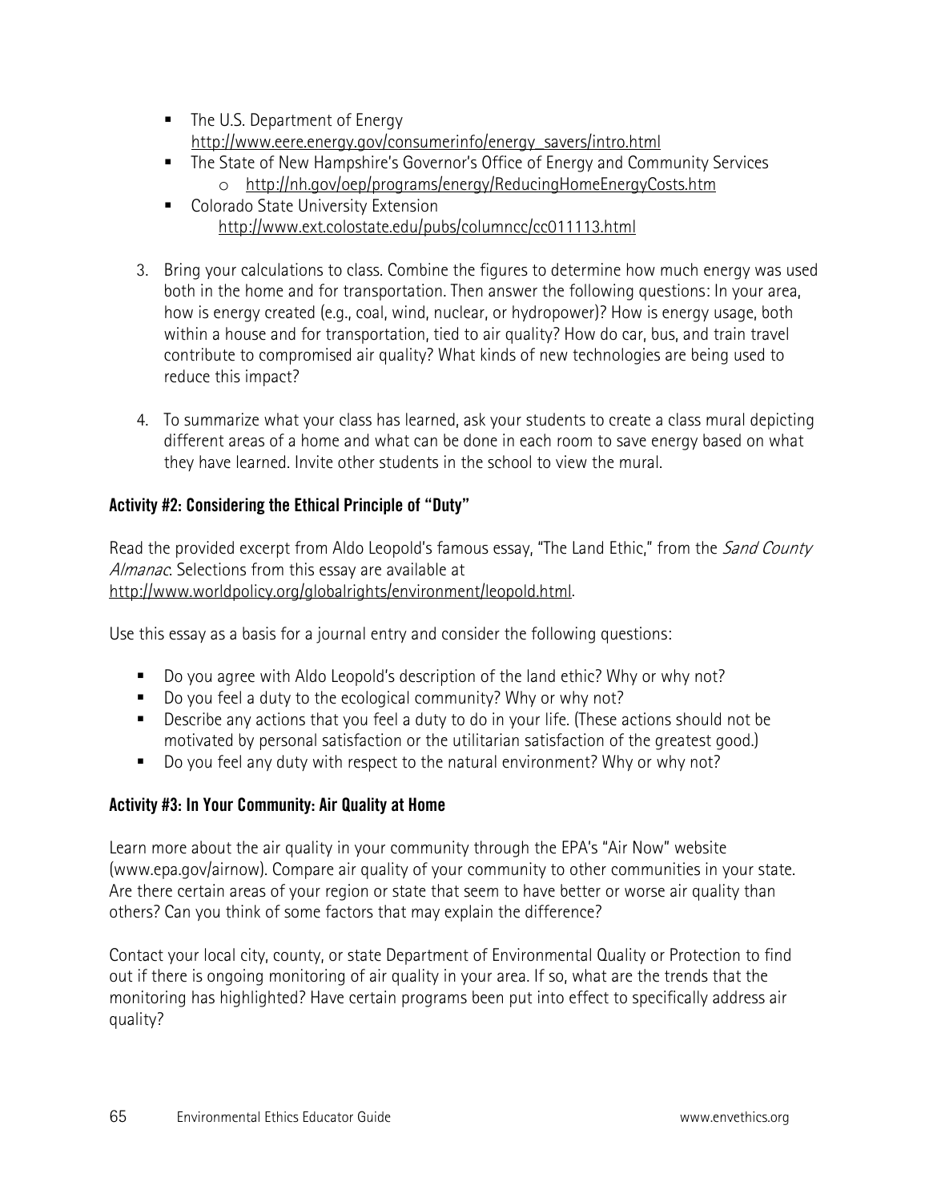- The U.S. Department of Energy
  http://www.eere.energy.gov/consumerinfo/energy_savers/intro.html
- The State of New Hampshire's Governor's Office of Energy and Community Services
  - http://nh.gov/oep/programs/energy/ReducingHomeEnergyCosts.htm
- Colorado State University Extension
  http://www.ext.colostate.edu/pubs/columncc/cc011113.html

3. Bring your calculations to class. Combine the figures to determine how much energy was used both in the home and for transportation. Then answer the following questions: In your area, how is energy created (e.g., coal, wind, nuclear, or hydropower)? How is energy usage, both within a house and for transportation, tied to air quality? How do car, bus, and train travel contribute to compromised air quality? What kinds of new technologies are being used to reduce this impact?

4. To summarize what your class has learned, ask your students to create a class mural depicting different areas of a home and what can be done in each room to save energy based on what they have learned. Invite other students in the school to view the mural.

**Activity #2: Considering the Ethical Principle of "Duty"**

Read the provided excerpt from Aldo Leopold's famous essay, "The Land Ethic," from the *Sand County Almanac*. Selections from this essay are available at http://www.worldpolicy.org/globalrights/environment/leopold.html.

Use this essay as a basis for a journal entry and consider the following questions:

- Do you agree with Aldo Leopold's description of the land ethic? Why or why not?
- Do you feel a duty to the ecological community? Why or why not?
- Describe any actions that you feel a duty to do in your life. (These actions should not be motivated by personal satisfaction or the utilitarian satisfaction of the greatest good.)
- Do you feel any duty with respect to the natural environment? Why or why not?

**Activity #3: In Your Community: Air Quality at Home**

Learn more about the air quality in your community through the EPA's "Air Now" website (www.epa.gov/airnow). Compare air quality of your community to other communities in your state. Are there certain areas of your region or state that seem to have better or worse air quality than others? Can you think of some factors that may explain the difference?

Contact your local city, county, or state Department of Environmental Quality or Protection to find out if there is ongoing monitoring of air quality in your area. If so, what are the trends that the monitoring has highlighted? Have certain programs been put into effect to specifically address air quality?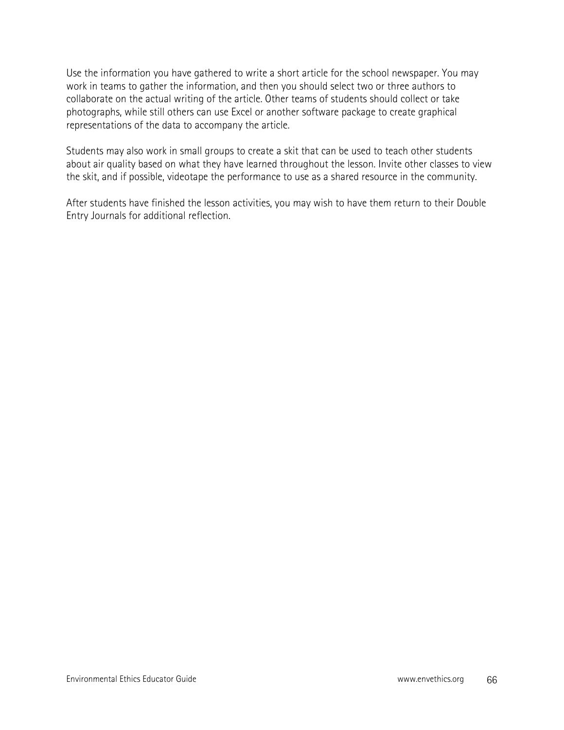Use the information you have gathered to write a short article for the school newspaper. You may work in teams to gather the information, and then you should select two or three authors to collaborate on the actual writing of the article. Other teams of students should collect or take photographs, while still others can use Excel or another software package to create graphical representations of the data to accompany the article.

Students may also work in small groups to create a skit that can be used to teach other students about air quality based on what they have learned throughout the lesson. Invite other classes to view the skit, and if possible, videotape the performance to use as a shared resource in the community.

After students have finished the lesson activities, you may wish to have them return to their Double Entry Journals for additional reflection.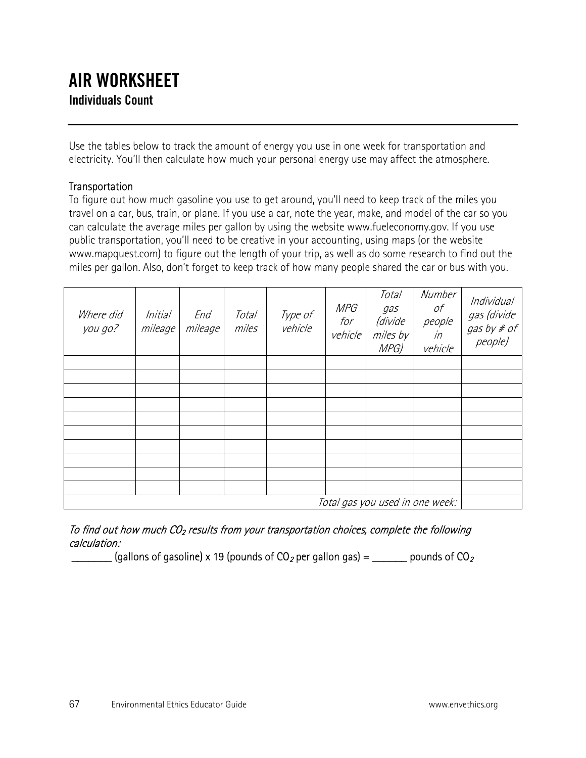# AIR WORKSHEET

## Individuals Count

Use the tables below to track the amount of energy you use in one week for transportation and electricity. You'll then calculate how much your personal energy use may affect the atmosphere.

### Transportation

To figure out how much gasoline you use to get around, you'll need to keep track of the miles you travel on a car, bus, train, or plane. If you use a car, note the year, make, and model of the car so you can calculate the average miles per gallon by using the website www.fueleconomy.gov. If you use public transportation, you'll need to be creative in your accounting, using maps (or the website www.mapquest.com) to figure out the length of your trip, as well as do some research to find out the miles per gallon. Also, don't forget to keep track of how many people shared the car or bus with you.

| *Where did you go?* | *Initial mileage* | *End mileage* | *Total miles* | *Type of vehicle* | *MPG for vehicle* | *Total gas (divide miles by MPG)* | *Number of people in vehicle* | *Individual gas (divide gas by # of people)* |
|---|---|---|---|---|---|---|---|---|
| | | | | | | | | |
| | | | | | | | | |
| | | | | | | | | |
| | | | | | | | | |
| | | | | | | | | |
| | | | | | | | | |
| | | | | | | | | |
| | | | | | | | | |
| | | | | | | | | |
| | | | | | | | | |
| | | | | | | | *Total gas you used in one week:* | |

*To find out how much $CO_2$ results from your transportation choices, complete the following calculation:*

________ (gallons of gasoline) x 19 (pounds of $CO_2$ per gallon gas) = _______ pounds of $CO_2$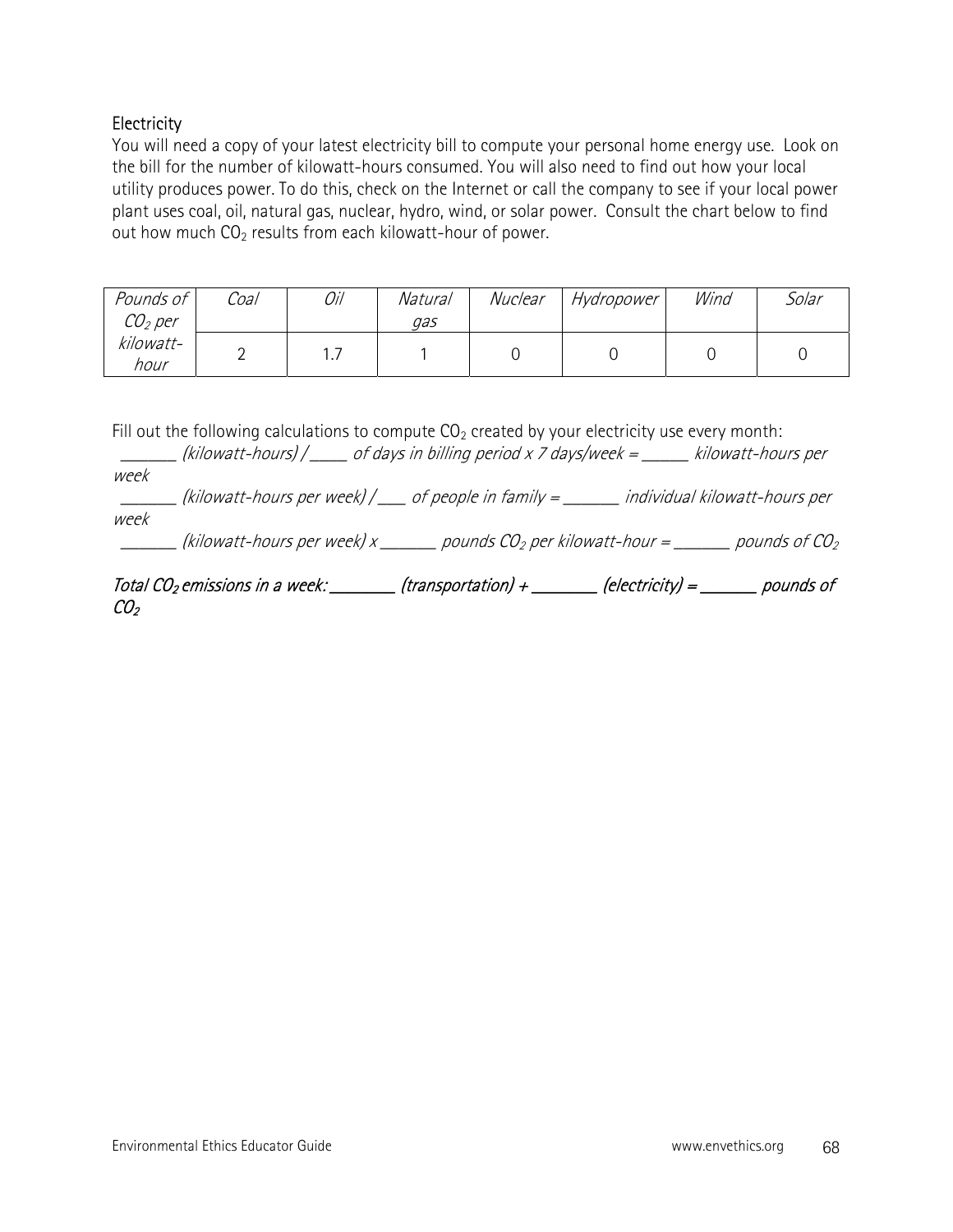## Electricity

You will need a copy of your latest electricity bill to compute your personal home energy use. Look on the bill for the number of kilowatt-hours consumed. You will also need to find out how your local utility produces power. To do this, check on the Internet or call the company to see if your local power plant uses coal, oil, natural gas, nuclear, hydro, wind, or solar power. Consult the chart below to find out how much $CO_2$ results from each kilowatt-hour of power.

| *Pounds of $CO_2$ per kilowatt-hour* | *Coal* | *Oil* | *Natural gas* | *Nuclear* | *Hydropower* | *Wind* | *Solar* |
|---|---|---|---|---|---|---|---|
| | 2 | 1.7 | 1 | 0 | 0 | 0 | 0 |

Fill out the following calculations to compute $CO_2$ created by your electricity use every month:

_______ *(kilowatt-hours) / _____ of days in billing period x 7 days/week = ______ kilowatt-hours per week*

_______ *(kilowatt-hours per week) / ____ of people in family = _______ individual kilowatt-hours per week*

_______ *(kilowatt-hours per week) x _______ pounds $CO_2$ per kilowatt-hour = _______ pounds of $CO_2$*

*Total $CO_2$ emissions in a week: ________ (transportation) + ________ (electricity) = _______ pounds of $CO_2$*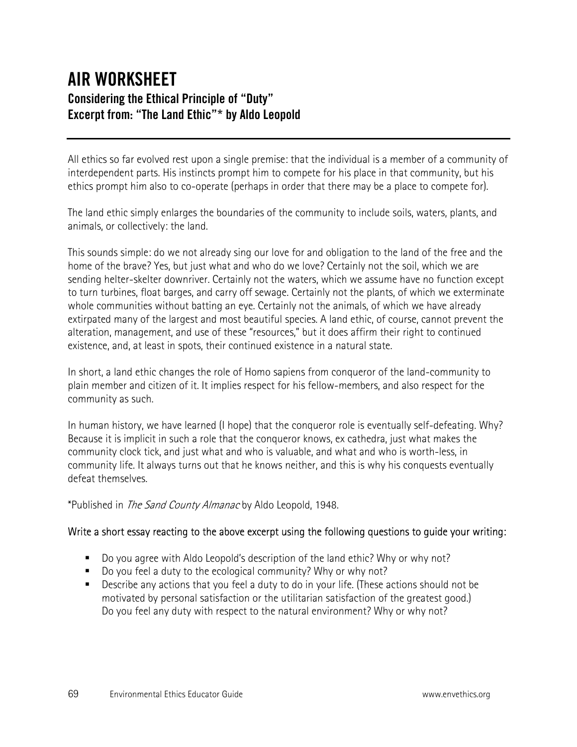# AIR WORKSHEET

## Considering the Ethical Principle of "Duty"

## Excerpt from: "The Land Ethic"* by Aldo Leopold

All ethics so far evolved rest upon a single premise: that the individual is a member of a community of interdependent parts. His instincts prompt him to compete for his place in that community, but his ethics prompt him also to co-operate (perhaps in order that there may be a place to compete for).

The land ethic simply enlarges the boundaries of the community to include soils, waters, plants, and animals, or collectively: the land.

This sounds simple: do we not already sing our love for and obligation to the land of the free and the home of the brave? Yes, but just what and who do we love? Certainly not the soil, which we are sending helter-skelter downriver. Certainly not the waters, which we assume have no function except to turn turbines, float barges, and carry off sewage. Certainly not the plants, of which we exterminate whole communities without batting an eye. Certainly not the animals, of which we have already extirpated many of the largest and most beautiful species. A land ethic, of course, cannot prevent the alteration, management, and use of these "resources," but it does affirm their right to continued existence, and, at least in spots, their continued existence in a natural state.

In short, a land ethic changes the role of Homo sapiens from conqueror of the land-community to plain member and citizen of it. It implies respect for his fellow-members, and also respect for the community as such.

In human history, we have learned (I hope) that the conqueror role is eventually self-defeating. Why? Because it is implicit in such a role that the conqueror knows, ex cathedra, just what makes the community clock tick, and just what and who is valuable, and what and who is worth-less, in community life. It always turns out that he knows neither, and this is why his conquests eventually defeat themselves.

*Published in *The Sand County Almanac* by Aldo Leopold, 1948.

Write a short essay reacting to the above excerpt using the following questions to guide your writing:

- Do you agree with Aldo Leopold's description of the land ethic? Why or why not?
- Do you feel a duty to the ecological community? Why or why not?
- Describe any actions that you feel a duty to do in your life. (These actions should not be motivated by personal satisfaction or the utilitarian satisfaction of the greatest good.) Do you feel any duty with respect to the natural environment? Why or why not?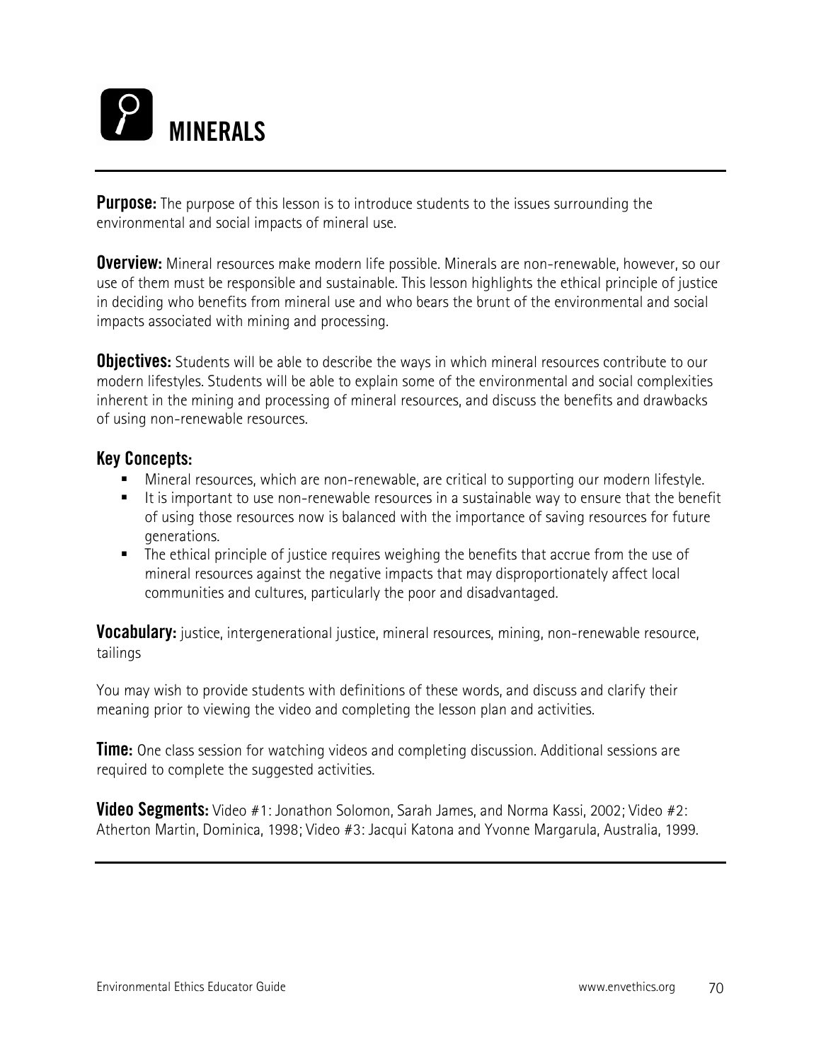# MINERALS

**Purpose:** The purpose of this lesson is to introduce students to the issues surrounding the environmental and social impacts of mineral use.

**Overview:** Mineral resources make modern life possible. Minerals are non-renewable, however, so our use of them must be responsible and sustainable. This lesson highlights the ethical principle of justice in deciding who benefits from mineral use and who bears the brunt of the environmental and social impacts associated with mining and processing.

**Objectives:** Students will be able to describe the ways in which mineral resources contribute to our modern lifestyles. Students will be able to explain some of the environmental and social complexities inherent in the mining and processing of mineral resources, and discuss the benefits and drawbacks of using non-renewable resources.

### Key Concepts:

- Mineral resources, which are non-renewable, are critical to supporting our modern lifestyle.
- It is important to use non-renewable resources in a sustainable way to ensure that the benefit of using those resources now is balanced with the importance of saving resources for future generations.
- The ethical principle of justice requires weighing the benefits that accrue from the use of mineral resources against the negative impacts that may disproportionately affect local communities and cultures, particularly the poor and disadvantaged.

**Vocabulary:** justice, intergenerational justice, mineral resources, mining, non-renewable resource, tailings

You may wish to provide students with definitions of these words, and discuss and clarify their meaning prior to viewing the video and completing the lesson plan and activities.

**Time:** One class session for watching videos and completing discussion. Additional sessions are required to complete the suggested activities.

**Video Segments:** Video #1: Jonathon Solomon, Sarah James, and Norma Kassi, 2002; Video #2: Atherton Martin, Dominica, 1998; Video #3: Jacqui Katona and Yvonne Margarula, Australia, 1999.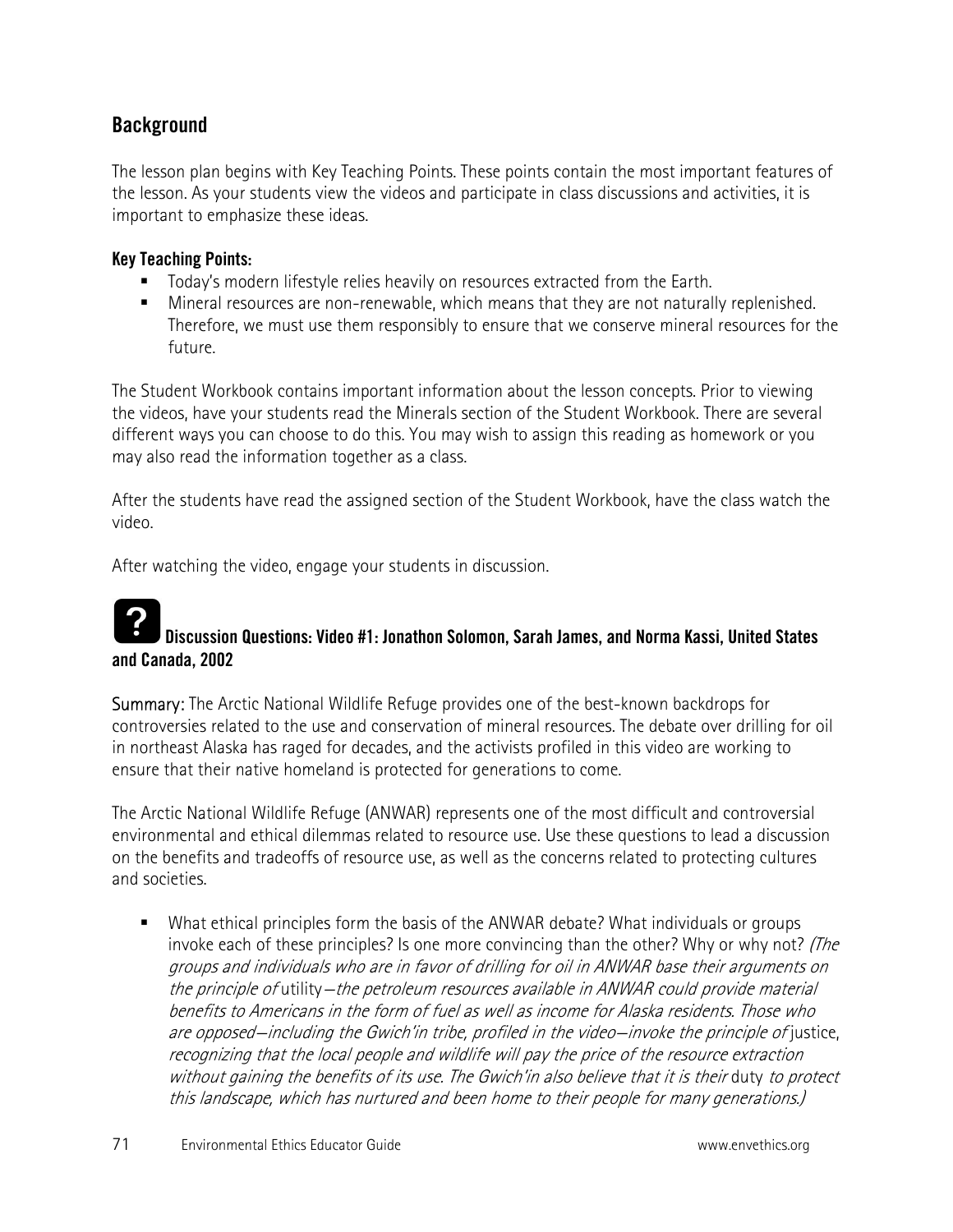## Background

The lesson plan begins with Key Teaching Points. These points contain the most important features of the lesson. As your students view the videos and participate in class discussions and activities, it is important to emphasize these ideas.

### Key Teaching Points:

- Today's modern lifestyle relies heavily on resources extracted from the Earth.
- Mineral resources are non-renewable, which means that they are not naturally replenished. Therefore, we must use them responsibly to ensure that we conserve mineral resources for the future.

The Student Workbook contains important information about the lesson concepts. Prior to viewing the videos, have your students read the Minerals section of the Student Workbook. There are several different ways you can choose to do this. You may wish to assign this reading as homework or you may also read the information together as a class.

After the students have read the assigned section of the Student Workbook, have the class watch the video.

After watching the video, engage your students in discussion.

### Discussion Questions: Video #1: Jonathon Solomon, Sarah James, and Norma Kassi, United States and Canada, 2002

**Summary:** The Arctic National Wildlife Refuge provides one of the best-known backdrops for controversies related to the use and conservation of mineral resources. The debate over drilling for oil in northeast Alaska has raged for decades, and the activists profiled in this video are working to ensure that their native homeland is protected for generations to come.

The Arctic National Wildlife Refuge (ANWAR) represents one of the most difficult and controversial environmental and ethical dilemmas related to resource use. Use these questions to lead a discussion on the benefits and tradeoffs of resource use, as well as the concerns related to protecting cultures and societies.

- What ethical principles form the basis of the ANWAR debate? What individuals or groups invoke each of these principles? Is one more convincing than the other? Why or why not? *(The groups and individuals who are in favor of drilling for oil in ANWAR base their arguments on the principle of* utility*—the petroleum resources available in ANWAR could provide material benefits to Americans in the form of fuel as well as income for Alaska residents. Those who are opposed—including the Gwich'in tribe, profiled in the video—invoke the principle of* justice, *recognizing that the local people and wildlife will pay the price of the resource extraction without gaining the benefits of its use. The Gwich'in also believe that it is their* duty *to protect this landscape, which has nurtured and been home to their people for many generations.)*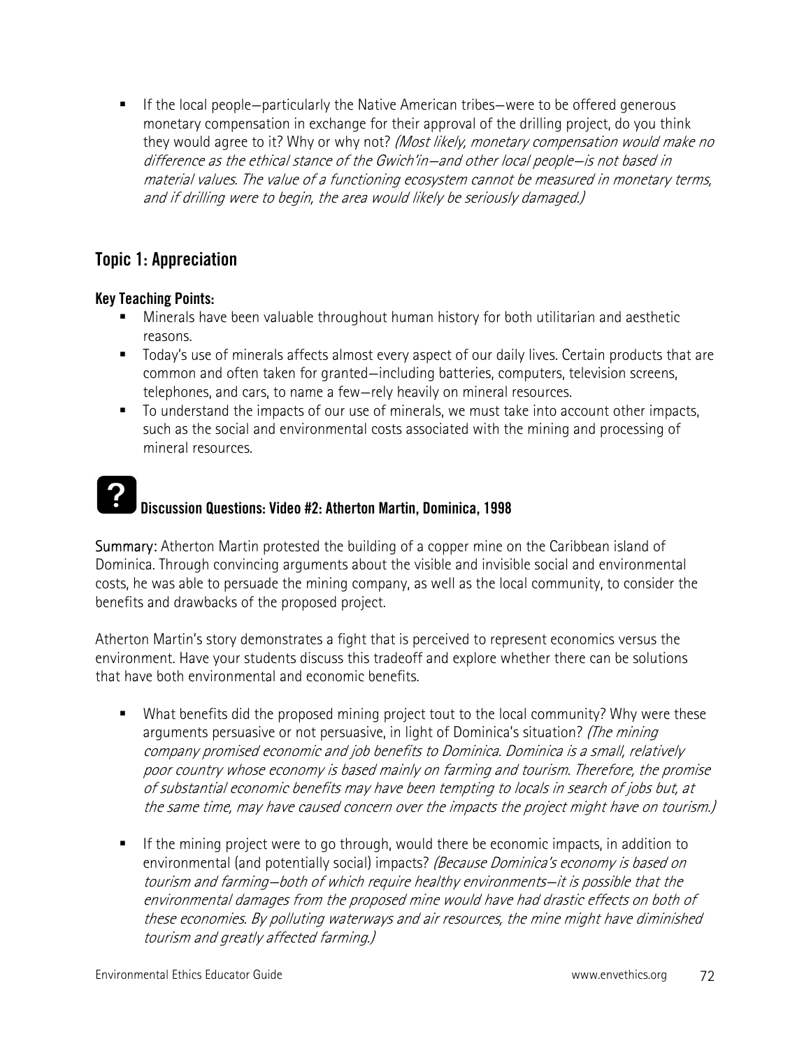- If the local people—particularly the Native American tribes—were to be offered generous monetary compensation in exchange for their approval of the drilling project, do you think they would agree to it? Why or why not? *(Most likely, monetary compensation would make no difference as the ethical stance of the Gwich'in—and other local people—is not based in material values. The value of a functioning ecosystem cannot be measured in monetary terms, and if drilling were to begin, the area would likely be seriously damaged.)*

## Topic 1: Appreciation

**Key Teaching Points:**

- Minerals have been valuable throughout human history for both utilitarian and aesthetic reasons.
- Today's use of minerals affects almost every aspect of our daily lives. Certain products that are common and often taken for granted—including batteries, computers, television screens, telephones, and cars, to name a few—rely heavily on mineral resources.
- To understand the impacts of our use of minerals, we must take into account other impacts, such as the social and environmental costs associated with the mining and processing of mineral resources.

### Discussion Questions: Video #2: Atherton Martin, Dominica, 1998

Summary: Atherton Martin protested the building of a copper mine on the Caribbean island of Dominica. Through convincing arguments about the visible and invisible social and environmental costs, he was able to persuade the mining company, as well as the local community, to consider the benefits and drawbacks of the proposed project.

Atherton Martin's story demonstrates a fight that is perceived to represent economics versus the environment. Have your students discuss this tradeoff and explore whether there can be solutions that have both environmental and economic benefits.

- What benefits did the proposed mining project tout to the local community? Why were these arguments persuasive or not persuasive, in light of Dominica's situation? *(The mining company promised economic and job benefits to Dominica. Dominica is a small, relatively poor country whose economy is based mainly on farming and tourism. Therefore, the promise of substantial economic benefits may have been tempting to locals in search of jobs but, at the same time, may have caused concern over the impacts the project might have on tourism.)*

- If the mining project were to go through, would there be economic impacts, in addition to environmental (and potentially social) impacts? *(Because Dominica's economy is based on tourism and farming—both of which require healthy environments—it is possible that the environmental damages from the proposed mine would have had drastic effects on both of these economies. By polluting waterways and air resources, the mine might have diminished tourism and greatly affected farming.)*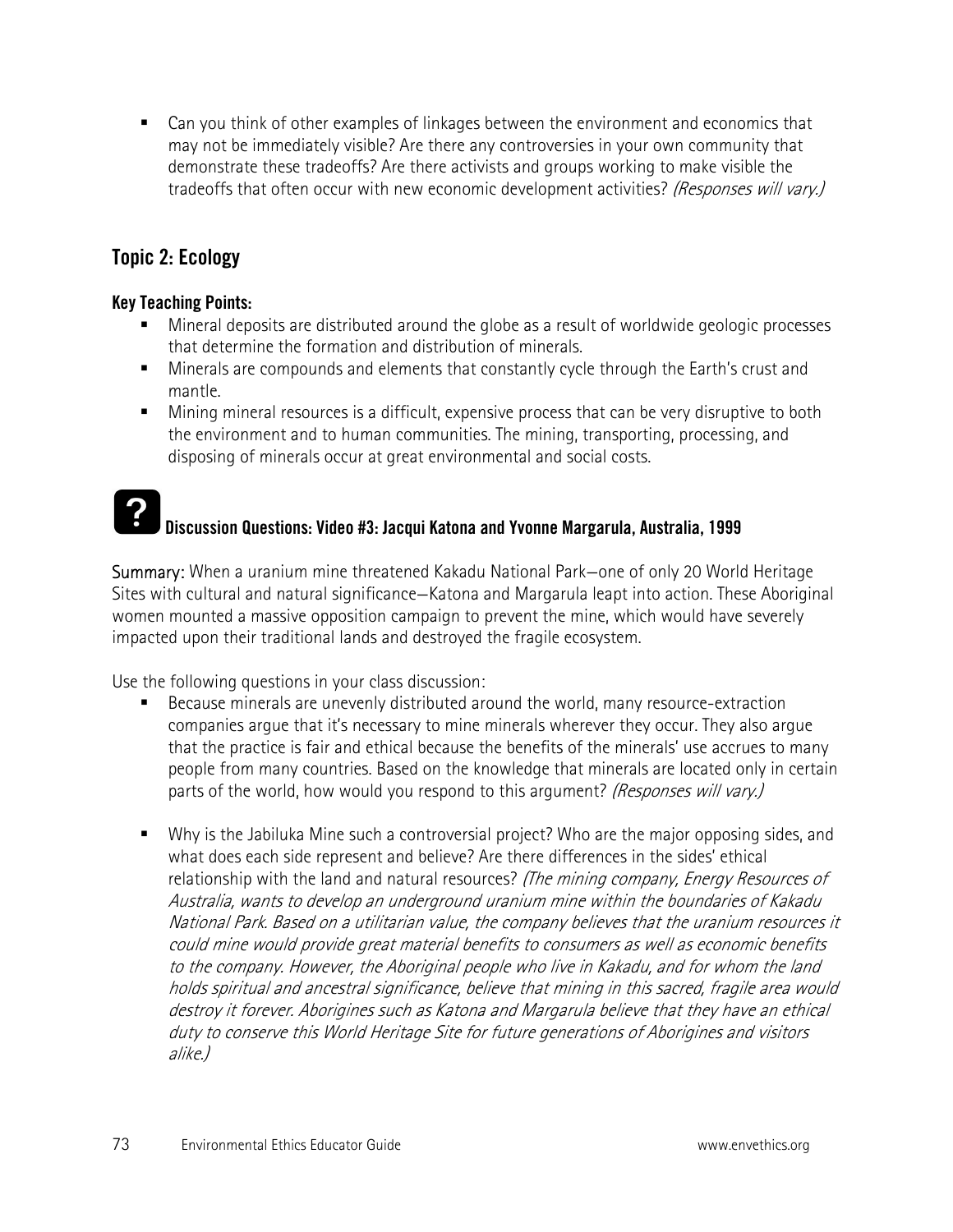- Can you think of other examples of linkages between the environment and economics that may not be immediately visible? Are there any controversies in your own community that demonstrate these tradeoffs? Are there activists and groups working to make visible the tradeoffs that often occur with new economic development activities? *(Responses will vary.)*

## Topic 2: Ecology

**Key Teaching Points:**

- Mineral deposits are distributed around the globe as a result of worldwide geologic processes that determine the formation and distribution of minerals.
- Minerals are compounds and elements that constantly cycle through the Earth's crust and mantle.
- Mining mineral resources is a difficult, expensive process that can be very disruptive to both the environment and to human communities. The mining, transporting, processing, and disposing of minerals occur at great environmental and social costs.

### Discussion Questions: Video #3: Jacqui Katona and Yvonne Margarula, Australia, 1999

Summary: When a uranium mine threatened Kakadu National Park—one of only 20 World Heritage Sites with cultural and natural significance—Katona and Margarula leapt into action. These Aboriginal women mounted a massive opposition campaign to prevent the mine, which would have severely impacted upon their traditional lands and destroyed the fragile ecosystem.

Use the following questions in your class discussion:

- Because minerals are unevenly distributed around the world, many resource-extraction companies argue that it's necessary to mine minerals wherever they occur. They also argue that the practice is fair and ethical because the benefits of the minerals' use accrues to many people from many countries. Based on the knowledge that minerals are located only in certain parts of the world, how would you respond to this argument? *(Responses will vary.)*

- Why is the Jabiluka Mine such a controversial project? Who are the major opposing sides, and what does each side represent and believe? Are there differences in the sides' ethical relationship with the land and natural resources? *(The mining company, Energy Resources of Australia, wants to develop an underground uranium mine within the boundaries of Kakadu National Park. Based on a utilitarian value, the company believes that the uranium resources it could mine would provide great material benefits to consumers as well as economic benefits to the company. However, the Aboriginal people who live in Kakadu, and for whom the land holds spiritual and ancestral significance, believe that mining in this sacred, fragile area would destroy it forever. Aborigines such as Katona and Margarula believe that they have an ethical duty to conserve this World Heritage Site for future generations of Aborigines and visitors alike.)*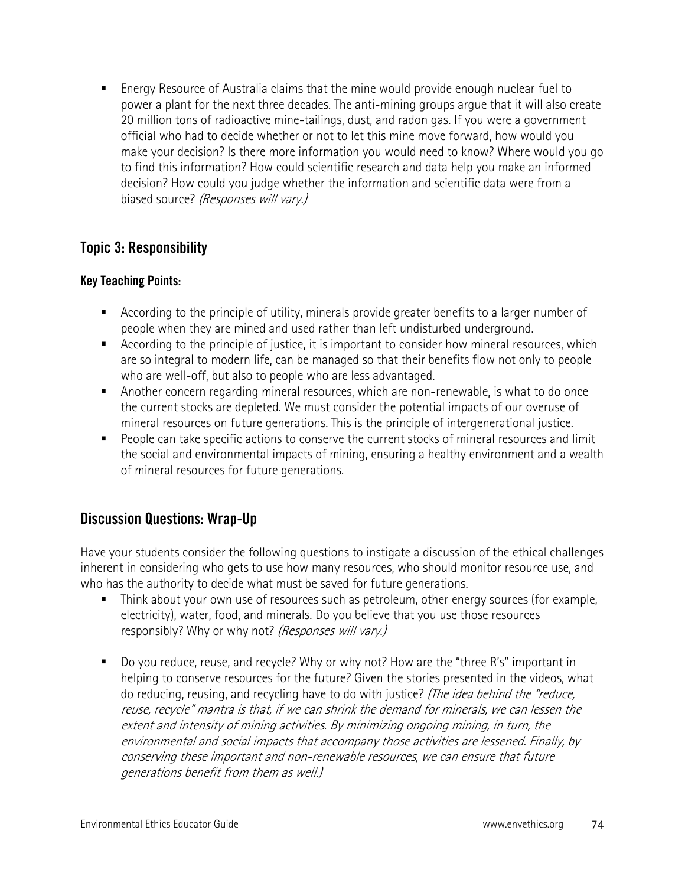- Energy Resource of Australia claims that the mine would provide enough nuclear fuel to power a plant for the next three decades. The anti-mining groups argue that it will also create 20 million tons of radioactive mine-tailings, dust, and radon gas. If you were a government official who had to decide whether or not to let this mine move forward, how would you make your decision? Is there more information you would need to know? Where would you go to find this information? How could scientific research and data help you make an informed decision? How could you judge whether the information and scientific data were from a biased source? *(Responses will vary.)*

## Topic 3: Responsibility

### Key Teaching Points:

- According to the principle of utility, minerals provide greater benefits to a larger number of people when they are mined and used rather than left undisturbed underground.
- According to the principle of justice, it is important to consider how mineral resources, which are so integral to modern life, can be managed so that their benefits flow not only to people who are well-off, but also to people who are less advantaged.
- Another concern regarding mineral resources, which are non-renewable, is what to do once the current stocks are depleted. We must consider the potential impacts of our overuse of mineral resources on future generations. This is the principle of intergenerational justice.
- People can take specific actions to conserve the current stocks of mineral resources and limit the social and environmental impacts of mining, ensuring a healthy environment and a wealth of mineral resources for future generations.

## Discussion Questions: Wrap-Up

Have your students consider the following questions to instigate a discussion of the ethical challenges inherent in considering who gets to use how many resources, who should monitor resource use, and who has the authority to decide what must be saved for future generations.

- Think about your own use of resources such as petroleum, other energy sources (for example, electricity), water, food, and minerals. Do you believe that you use those resources responsibly? Why or why not? *(Responses will vary.)*

- Do you reduce, reuse, and recycle? Why or why not? How are the "three R's" important in helping to conserve resources for the future? Given the stories presented in the videos, what do reducing, reusing, and recycling have to do with justice? *(The idea behind the "reduce, reuse, recycle" mantra is that, if we can shrink the demand for minerals, we can lessen the extent and intensity of mining activities. By minimizing ongoing mining, in turn, the environmental and social impacts that accompany those activities are lessened. Finally, by conserving these important and non-renewable resources, we can ensure that future generations benefit from them as well.)*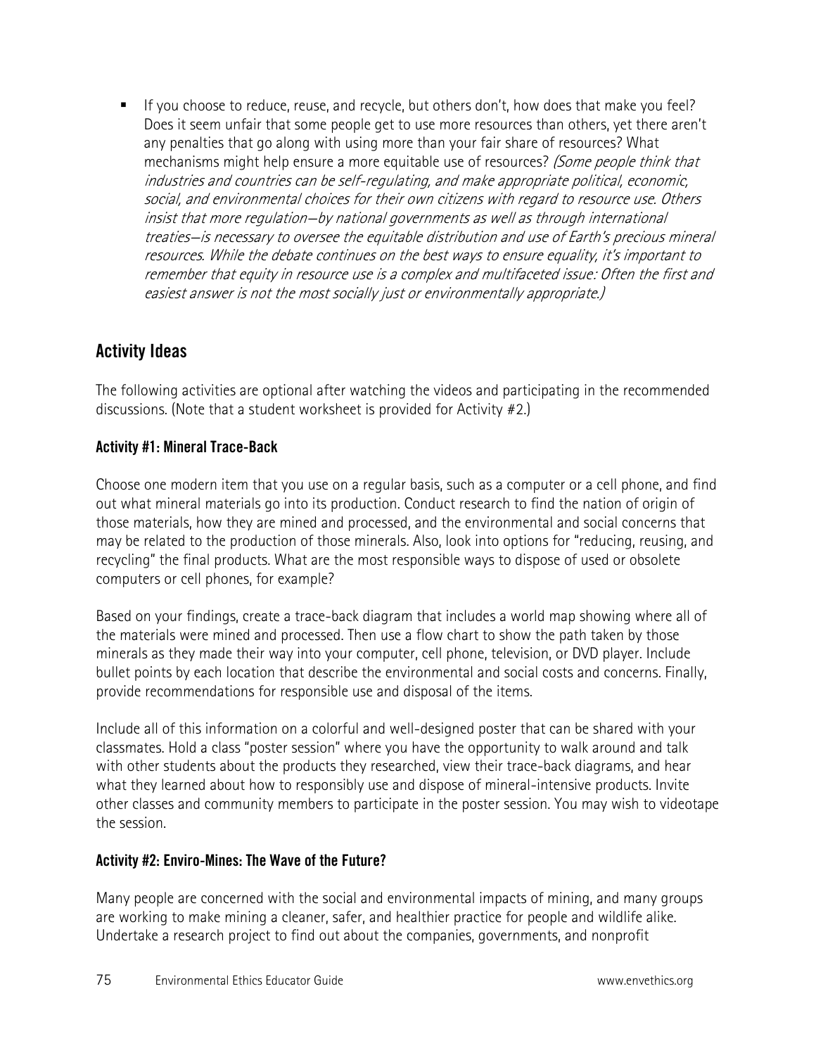- If you choose to reduce, reuse, and recycle, but others don't, how does that make you feel? Does it seem unfair that some people get to use more resources than others, yet there aren't any penalties that go along with using more than your fair share of resources? What mechanisms might help ensure a more equitable use of resources? *(Some people think that industries and countries can be self-regulating, and make appropriate political, economic, social, and environmental choices for their own citizens with regard to resource use. Others insist that more regulation—by national governments as well as through international treaties—is necessary to oversee the equitable distribution and use of Earth's precious mineral resources. While the debate continues on the best ways to ensure equality, it's important to remember that equity in resource use is a complex and multifaceted issue: Often the first and easiest answer is not the most socially just or environmentally appropriate.)*

## Activity Ideas

The following activities are optional after watching the videos and participating in the recommended discussions. (Note that a student worksheet is provided for Activity #2.)

### Activity #1: Mineral Trace-Back

Choose one modern item that you use on a regular basis, such as a computer or a cell phone, and find out what mineral materials go into its production. Conduct research to find the nation of origin of those materials, how they are mined and processed, and the environmental and social concerns that may be related to the production of those minerals. Also, look into options for "reducing, reusing, and recycling" the final products. What are the most responsible ways to dispose of used or obsolete computers or cell phones, for example?

Based on your findings, create a trace-back diagram that includes a world map showing where all of the materials were mined and processed. Then use a flow chart to show the path taken by those minerals as they made their way into your computer, cell phone, television, or DVD player. Include bullet points by each location that describe the environmental and social costs and concerns. Finally, provide recommendations for responsible use and disposal of the items.

Include all of this information on a colorful and well-designed poster that can be shared with your classmates. Hold a class "poster session" where you have the opportunity to walk around and talk with other students about the products they researched, view their trace-back diagrams, and hear what they learned about how to responsibly use and dispose of mineral-intensive products. Invite other classes and community members to participate in the poster session. You may wish to videotape the session.

### Activity #2: Enviro-Mines: The Wave of the Future?

Many people are concerned with the social and environmental impacts of mining, and many groups are working to make mining a cleaner, safer, and healthier practice for people and wildlife alike. Undertake a research project to find out about the companies, governments, and nonprofit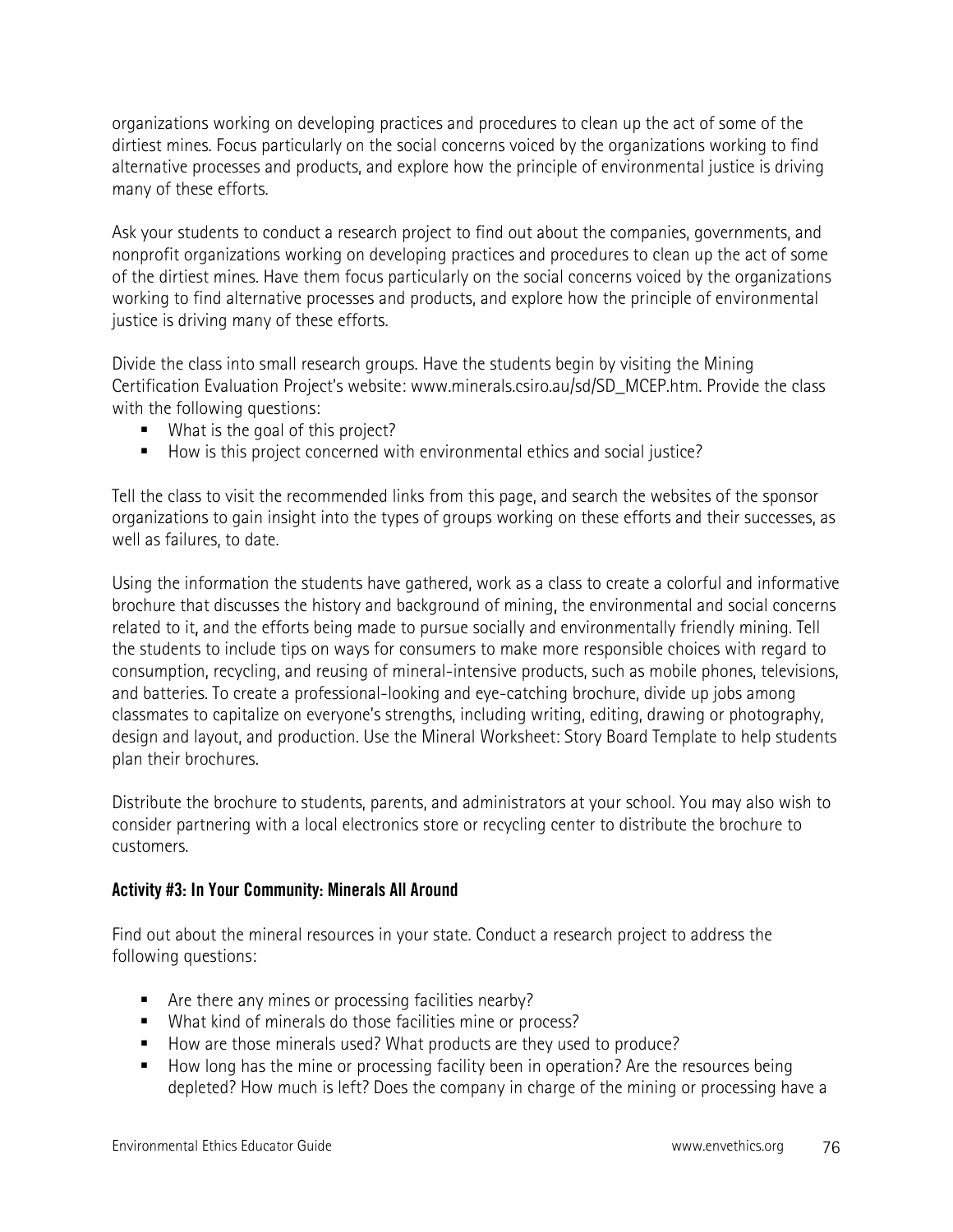organizations working on developing practices and procedures to clean up the act of some of the dirtiest mines. Focus particularly on the social concerns voiced by the organizations working to find alternative processes and products, and explore how the principle of environmental justice is driving many of these efforts.

Ask your students to conduct a research project to find out about the companies, governments, and nonprofit organizations working on developing practices and procedures to clean up the act of some of the dirtiest mines. Have them focus particularly on the social concerns voiced by the organizations working to find alternative processes and products, and explore how the principle of environmental justice is driving many of these efforts.

Divide the class into small research groups. Have the students begin by visiting the Mining Certification Evaluation Project's website: www.minerals.csiro.au/sd/SD_MCEP.htm. Provide the class with the following questions:

- What is the goal of this project?
- How is this project concerned with environmental ethics and social justice?

Tell the class to visit the recommended links from this page, and search the websites of the sponsor organizations to gain insight into the types of groups working on these efforts and their successes, as well as failures, to date.

Using the information the students have gathered, work as a class to create a colorful and informative brochure that discusses the history and background of mining, the environmental and social concerns related to it, and the efforts being made to pursue socially and environmentally friendly mining. Tell the students to include tips on ways for consumers to make more responsible choices with regard to consumption, recycling, and reusing of mineral-intensive products, such as mobile phones, televisions, and batteries. To create a professional-looking and eye-catching brochure, divide up jobs among classmates to capitalize on everyone's strengths, including writing, editing, drawing or photography, design and layout, and production. Use the Mineral Worksheet: Story Board Template to help students plan their brochures.

Distribute the brochure to students, parents, and administrators at your school. You may also wish to consider partnering with a local electronics store or recycling center to distribute the brochure to customers.

### Activity #3: In Your Community: Minerals All Around

Find out about the mineral resources in your state. Conduct a research project to address the following questions:

- Are there any mines or processing facilities nearby?
- What kind of minerals do those facilities mine or process?
- How are those minerals used? What products are they used to produce?
- How long has the mine or processing facility been in operation? Are the resources being depleted? How much is left? Does the company in charge of the mining or processing have a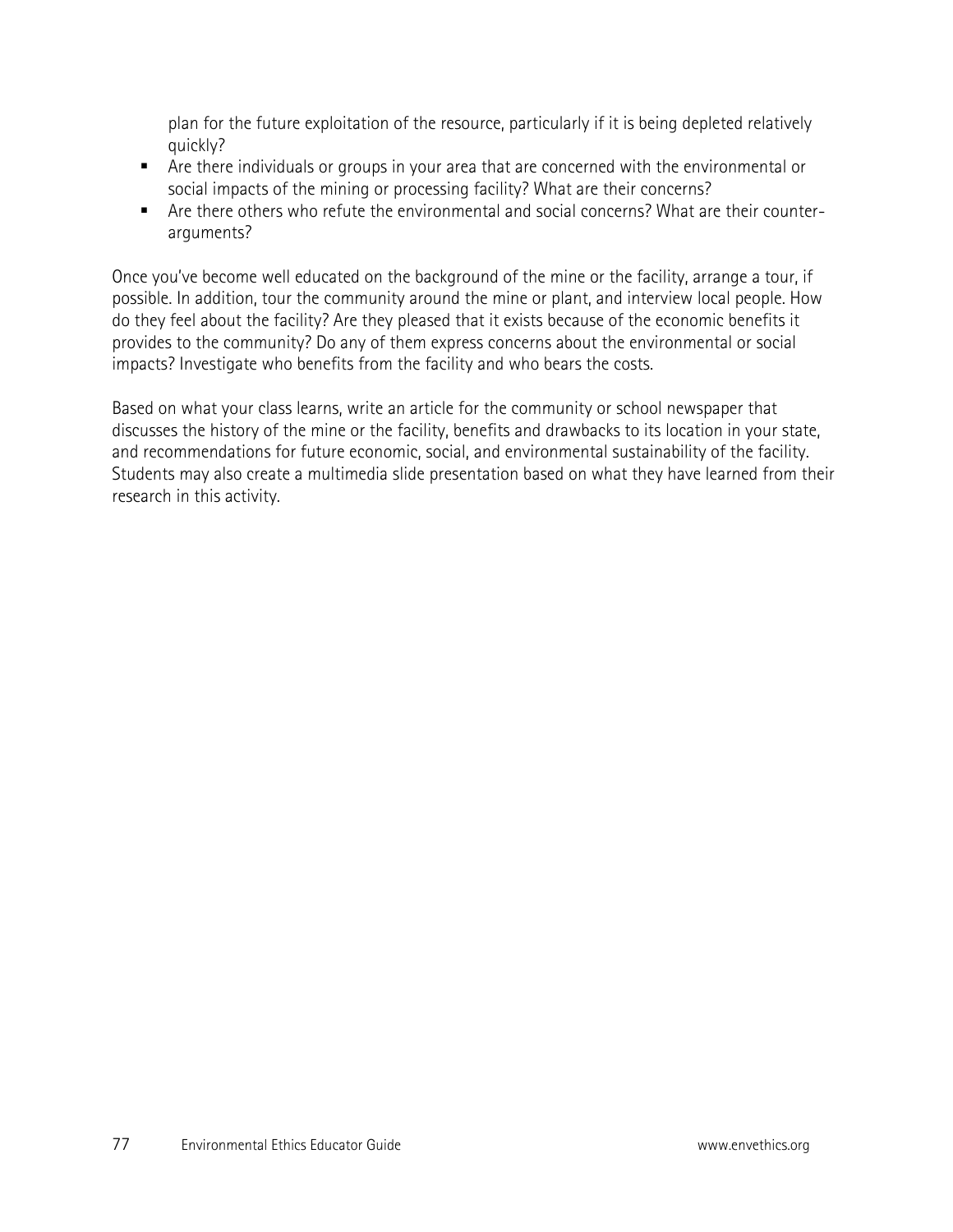plan for the future exploitation of the resource, particularly if it is being depleted relatively quickly?

- Are there individuals or groups in your area that are concerned with the environmental or social impacts of the mining or processing facility? What are their concerns?
- Are there others who refute the environmental and social concerns? What are their counter-arguments?

Once you've become well educated on the background of the mine or the facility, arrange a tour, if possible. In addition, tour the community around the mine or plant, and interview local people. How do they feel about the facility? Are they pleased that it exists because of the economic benefits it provides to the community? Do any of them express concerns about the environmental or social impacts? Investigate who benefits from the facility and who bears the costs.

Based on what your class learns, write an article for the community or school newspaper that discusses the history of the mine or the facility, benefits and drawbacks to its location in your state, and recommendations for future economic, social, and environmental sustainability of the facility. Students may also create a multimedia slide presentation based on what they have learned from their research in this activity.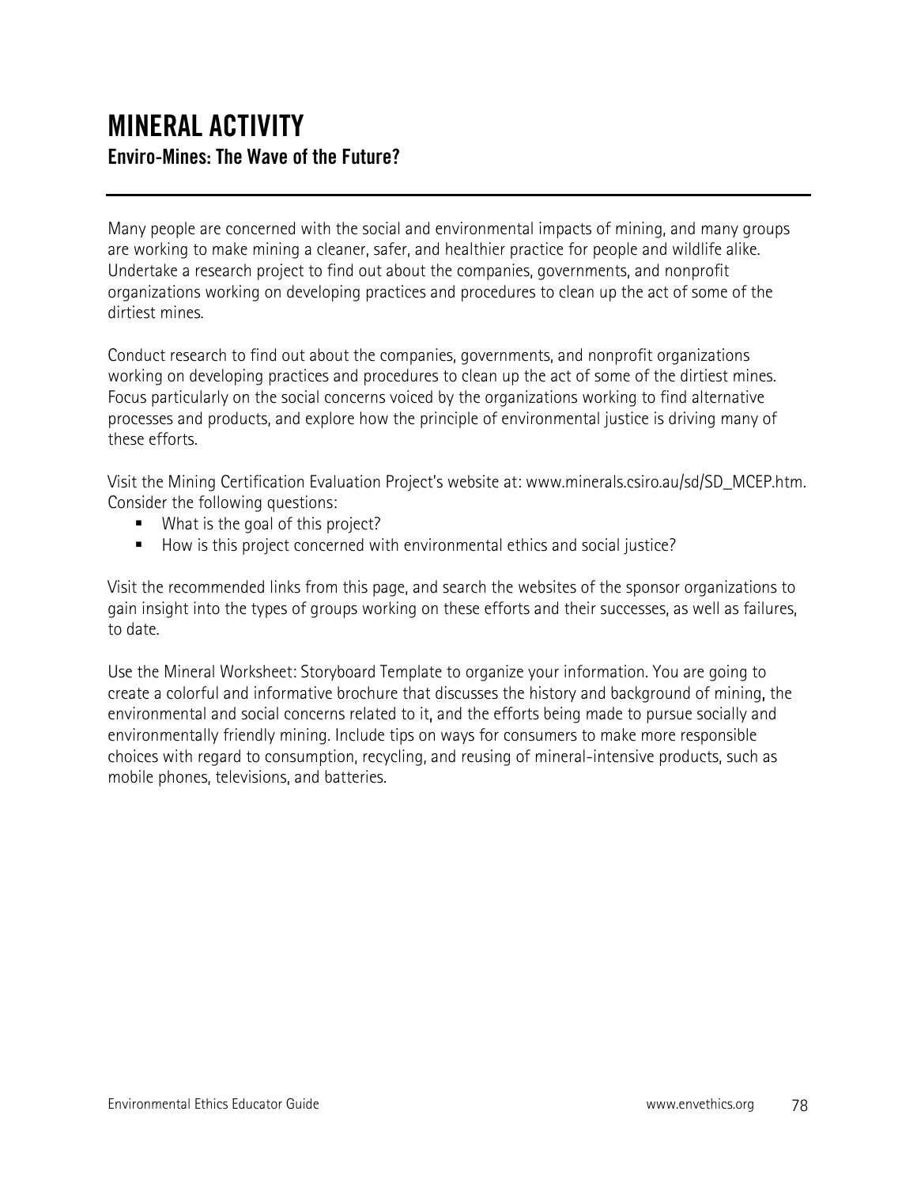# MINERAL ACTIVITY

## Enviro-Mines: The Wave of the Future?

---

Many people are concerned with the social and environmental impacts of mining, and many groups are working to make mining a cleaner, safer, and healthier practice for people and wildlife alike. Undertake a research project to find out about the companies, governments, and nonprofit organizations working on developing practices and procedures to clean up the act of some of the dirtiest mines.

Conduct research to find out about the companies, governments, and nonprofit organizations working on developing practices and procedures to clean up the act of some of the dirtiest mines. Focus particularly on the social concerns voiced by the organizations working to find alternative processes and products, and explore how the principle of environmental justice is driving many of these efforts.

Visit the Mining Certification Evaluation Project's website at: www.minerals.csiro.au/sd/SD_MCEP.htm. Consider the following questions:

- What is the goal of this project?
- How is this project concerned with environmental ethics and social justice?

Visit the recommended links from this page, and search the websites of the sponsor organizations to gain insight into the types of groups working on these efforts and their successes, as well as failures, to date.

Use the Mineral Worksheet: Storyboard Template to organize your information. You are going to create a colorful and informative brochure that discusses the history and background of mining, the environmental and social concerns related to it, and the efforts being made to pursue socially and environmentally friendly mining. Include tips on ways for consumers to make more responsible choices with regard to consumption, recycling, and reusing of mineral-intensive products, such as mobile phones, televisions, and batteries.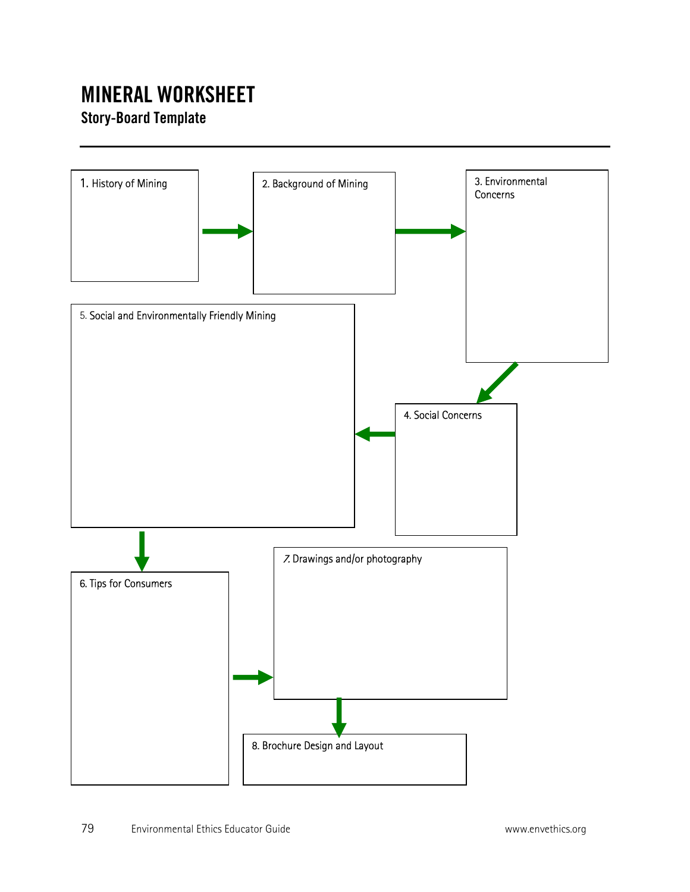# MINERAL WORKSHEET

## Story-Board Template

1. History of Mining

2. Background of Mining

3. Environmental Concerns

4. Social Concerns

5. Social and Environmentally Friendly Mining

6. Tips for Consumers

7. Drawings and/or photography

8. Brochure Design and Layout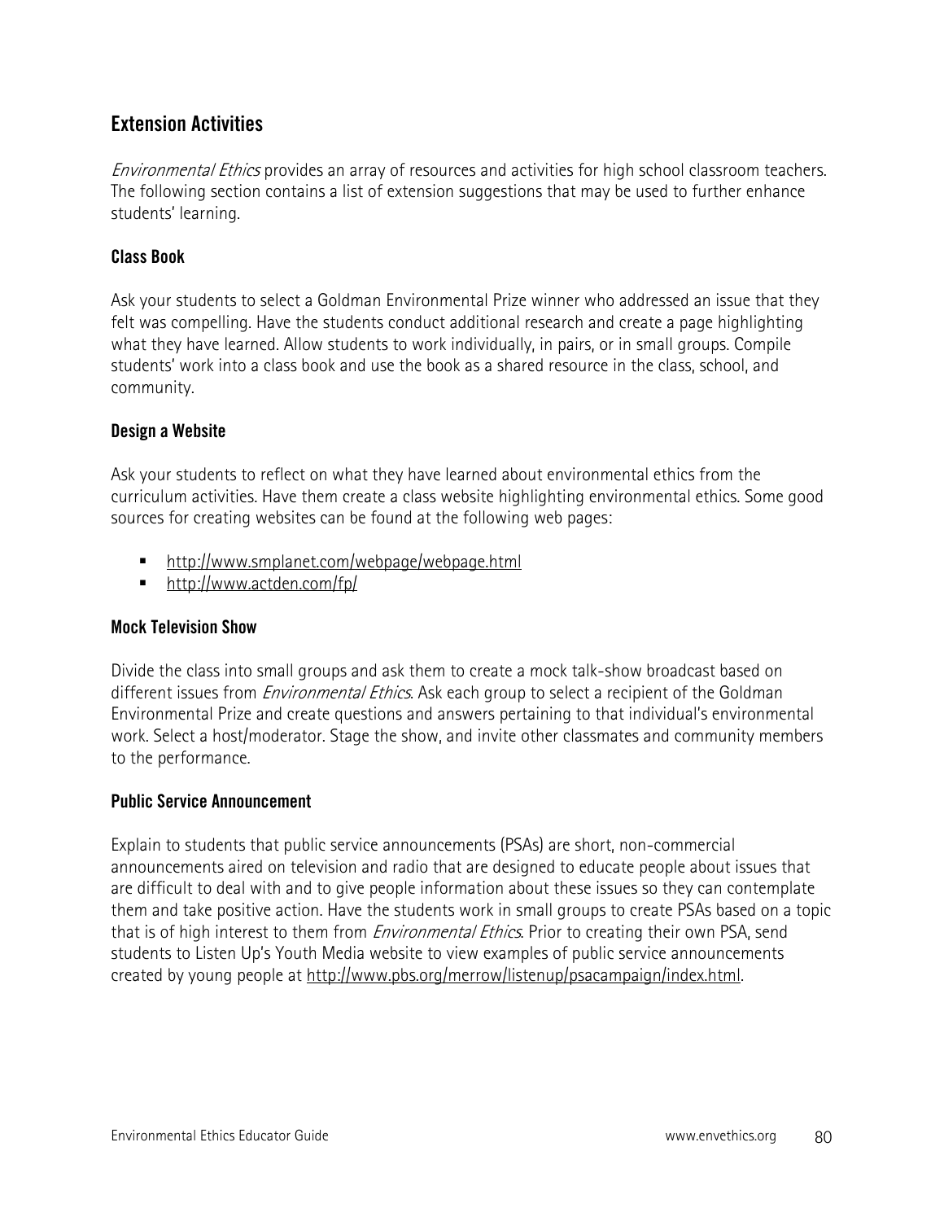## Extension Activities

*Environmental Ethics* provides an array of resources and activities for high school classroom teachers. The following section contains a list of extension suggestions that may be used to further enhance students' learning.

### Class Book

Ask your students to select a Goldman Environmental Prize winner who addressed an issue that they felt was compelling. Have the students conduct additional research and create a page highlighting what they have learned. Allow students to work individually, in pairs, or in small groups. Compile students' work into a class book and use the book as a shared resource in the class, school, and community.

### Design a Website

Ask your students to reflect on what they have learned about environmental ethics from the curriculum activities. Have them create a class website highlighting environmental ethics. Some good sources for creating websites can be found at the following web pages:

- http://www.smplanet.com/webpage/webpage.html
- http://www.actden.com/fp/

### Mock Television Show

Divide the class into small groups and ask them to create a mock talk-show broadcast based on different issues from *Environmental Ethics*. Ask each group to select a recipient of the Goldman Environmental Prize and create questions and answers pertaining to that individual's environmental work. Select a host/moderator. Stage the show, and invite other classmates and community members to the performance.

### Public Service Announcement

Explain to students that public service announcements (PSAs) are short, non-commercial announcements aired on television and radio that are designed to educate people about issues that are difficult to deal with and to give people information about these issues so they can contemplate them and take positive action. Have the students work in small groups to create PSAs based on a topic that is of high interest to them from *Environmental Ethics*. Prior to creating their own PSA, send students to Listen Up's Youth Media website to view examples of public service announcements created by young people at http://www.pbs.org/merrow/listenup/psacampaign/index.html.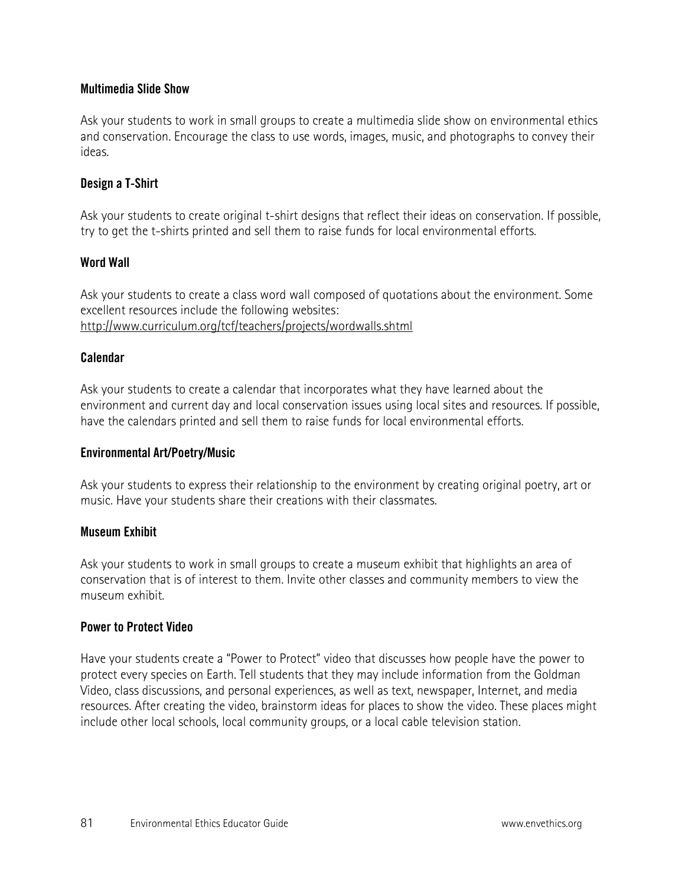### Multimedia Slide Show

Ask your students to work in small groups to create a multimedia slide show on environmental ethics and conservation. Encourage the class to use words, images, music, and photographs to convey their ideas.

### Design a T-Shirt

Ask your students to create original t-shirt designs that reflect their ideas on conservation. If possible, try to get the t-shirts printed and sell them to raise funds for local environmental efforts.

### Word Wall

Ask your students to create a class word wall composed of quotations about the environment. Some excellent resources include the following websites:
http://www.curriculum.org/tcf/teachers/projects/wordwalls.shtml

### Calendar

Ask your students to create a calendar that incorporates what they have learned about the environment and current day and local conservation issues using local sites and resources. If possible, have the calendars printed and sell them to raise funds for local environmental efforts.

### Environmental Art/Poetry/Music

Ask your students to express their relationship to the environment by creating original poetry, art or music. Have your students share their creations with their classmates.

### Museum Exhibit

Ask your students to work in small groups to create a museum exhibit that highlights an area of conservation that is of interest to them. Invite other classes and community members to view the museum exhibit.

### Power to Protect Video

Have your students create a "Power to Protect" video that discusses how people have the power to protect every species on Earth. Tell students that they may include information from the Goldman Video, class discussions, and personal experiences, as well as text, newspaper, Internet, and media resources. After creating the video, brainstorm ideas for places to show the video. These places might include other local schools, local community groups, or a local cable television station.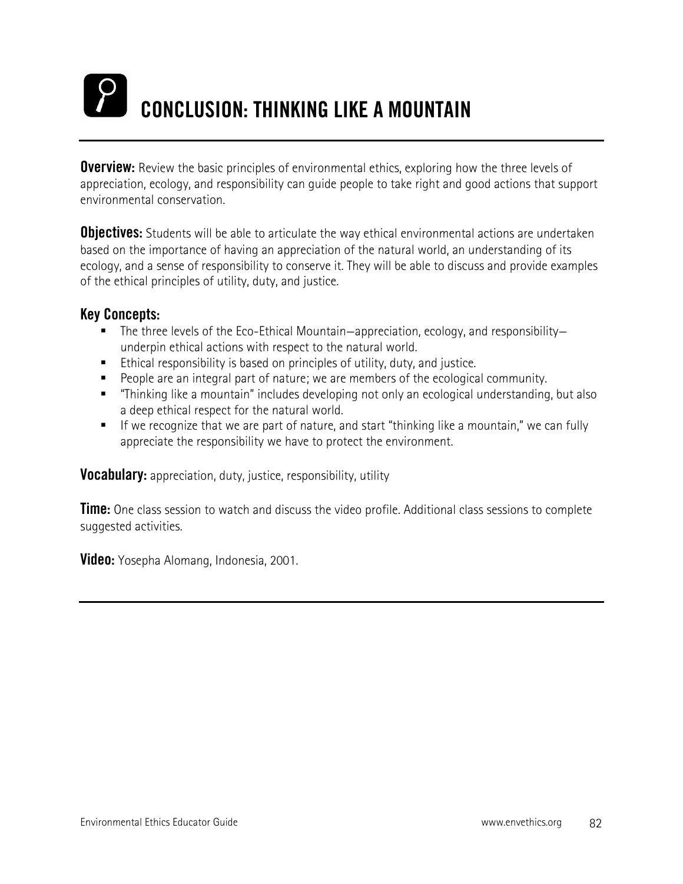# CONCLUSION: THINKING LIKE A MOUNTAIN

**Overview:** Review the basic principles of environmental ethics, exploring how the three levels of appreciation, ecology, and responsibility can guide people to take right and good actions that support environmental conservation.

**Objectives:** Students will be able to articulate the way ethical environmental actions are undertaken based on the importance of having an appreciation of the natural world, an understanding of its ecology, and a sense of responsibility to conserve it. They will be able to discuss and provide examples of the ethical principles of utility, duty, and justice.

### Key Concepts:

- The three levels of the Eco-Ethical Mountain—appreciation, ecology, and responsibility—underpin ethical actions with respect to the natural world.
- Ethical responsibility is based on principles of utility, duty, and justice.
- People are an integral part of nature; we are members of the ecological community.
- "Thinking like a mountain" includes developing not only an ecological understanding, but also a deep ethical respect for the natural world.
- If we recognize that we are part of nature, and start "thinking like a mountain," we can fully appreciate the responsibility we have to protect the environment.

**Vocabulary:** appreciation, duty, justice, responsibility, utility

**Time:** One class session to watch and discuss the video profile. Additional class sessions to complete suggested activities.

**Video:** Yosepha Alomang, Indonesia, 2001.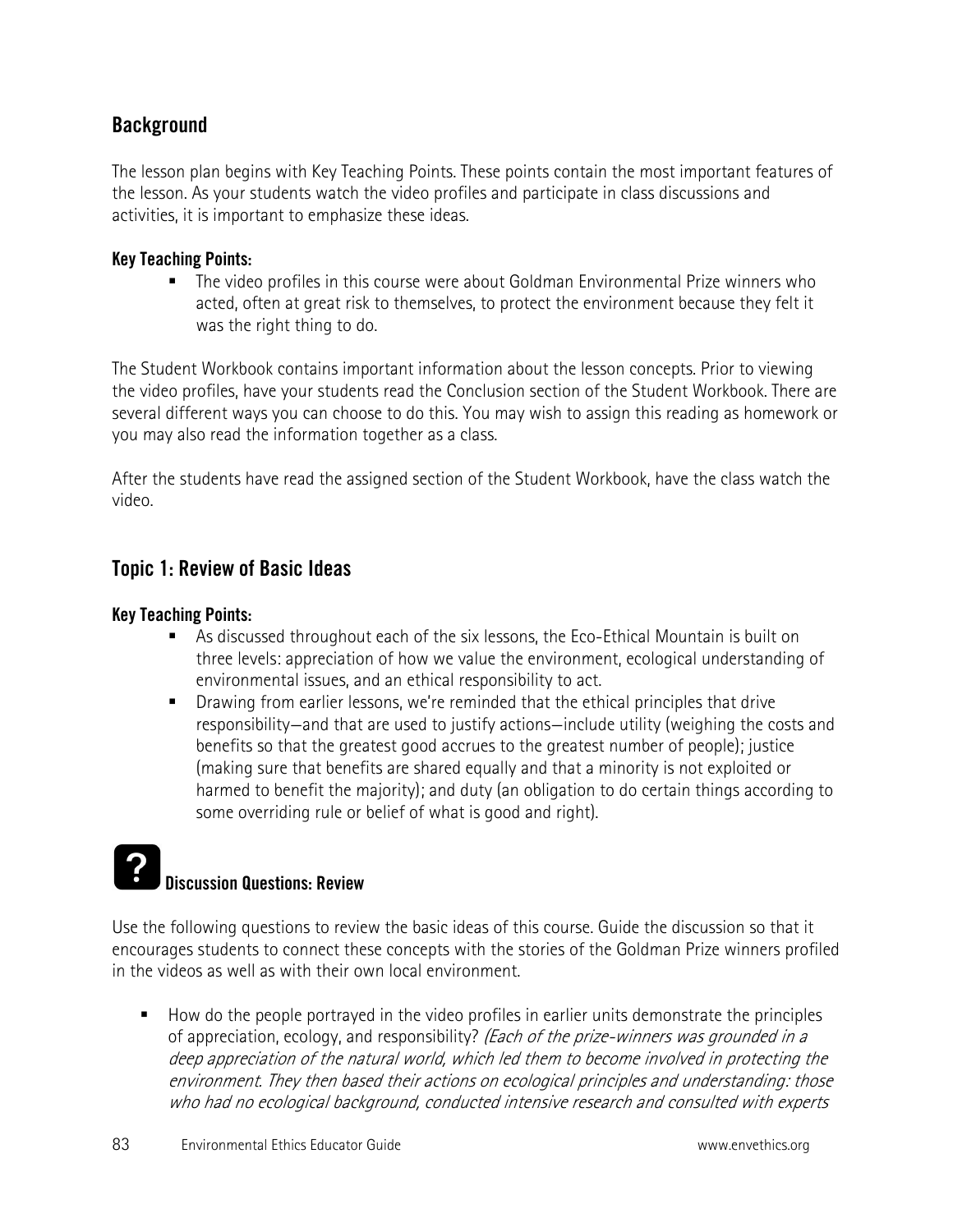## Background

The lesson plan begins with Key Teaching Points. These points contain the most important features of the lesson. As your students watch the video profiles and participate in class discussions and activities, it is important to emphasize these ideas.

**Key Teaching Points:**

- The video profiles in this course were about Goldman Environmental Prize winners who acted, often at great risk to themselves, to protect the environment because they felt it was the right thing to do.

The Student Workbook contains important information about the lesson concepts. Prior to viewing the video profiles, have your students read the Conclusion section of the Student Workbook. There are several different ways you can choose to do this. You may wish to assign this reading as homework or you may also read the information together as a class.

After the students have read the assigned section of the Student Workbook, have the class watch the video.

## Topic 1: Review of Basic Ideas

**Key Teaching Points:**

- As discussed throughout each of the six lessons, the Eco-Ethical Mountain is built on three levels: appreciation of how we value the environment, ecological understanding of environmental issues, and an ethical responsibility to act.
- Drawing from earlier lessons, we're reminded that the ethical principles that drive responsibility—and that are used to justify actions—include utility (weighing the costs and benefits so that the greatest good accrues to the greatest number of people); justice (making sure that benefits are shared equally and that a minority is not exploited or harmed to benefit the majority); and duty (an obligation to do certain things according to some overriding rule or belief of what is good and right).

### Discussion Questions: Review

Use the following questions to review the basic ideas of this course. Guide the discussion so that it encourages students to connect these concepts with the stories of the Goldman Prize winners profiled in the videos as well as with their own local environment.

- How do the people portrayed in the video profiles in earlier units demonstrate the principles of appreciation, ecology, and responsibility? *(Each of the prize-winners was grounded in a deep appreciation of the natural world, which led them to become involved in protecting the environment. They then based their actions on ecological principles and understanding: those who had no ecological background, conducted intensive research and consulted with experts*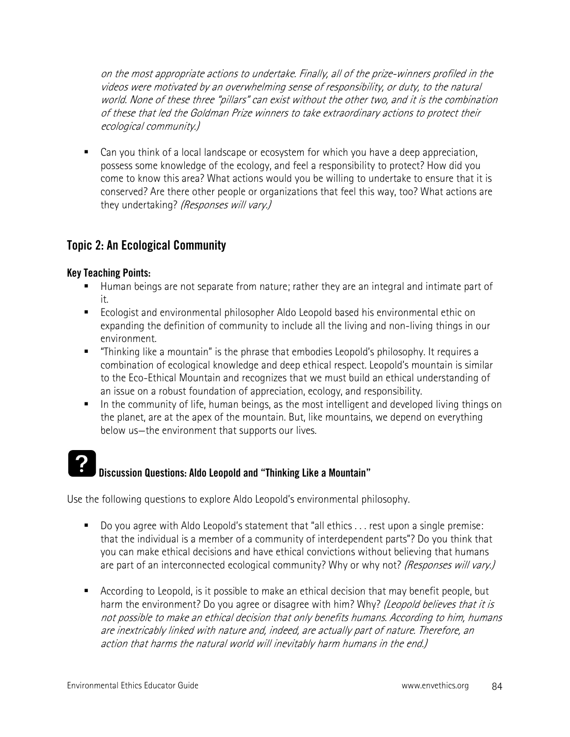*on the most appropriate actions to undertake. Finally, all of the prize-winners profiled in the videos were motivated by an overwhelming sense of responsibility, or duty, to the natural world. None of these three "pillars" can exist without the other two, and it is the combination of these that led the Goldman Prize winners to take extraordinary actions to protect their ecological community.)*

- Can you think of a local landscape or ecosystem for which you have a deep appreciation, possess some knowledge of the ecology, and feel a responsibility to protect? How did you come to know this area? What actions would you be willing to undertake to ensure that it is conserved? Are there other people or organizations that feel this way, too? What actions are they undertaking? *(Responses will vary.)*

## Topic 2: An Ecological Community

**Key Teaching Points:**

- Human beings are not separate from nature; rather they are an integral and intimate part of it.
- Ecologist and environmental philosopher Aldo Leopold based his environmental ethic on expanding the definition of community to include all the living and non-living things in our environment.
- "Thinking like a mountain" is the phrase that embodies Leopold's philosophy. It requires a combination of ecological knowledge and deep ethical respect. Leopold's mountain is similar to the Eco-Ethical Mountain and recognizes that we must build an ethical understanding of an issue on a robust foundation of appreciation, ecology, and responsibility.
- In the community of life, human beings, as the most intelligent and developed living things on the planet, are at the apex of the mountain. But, like mountains, we depend on everything below us—the environment that supports our lives.

### Discussion Questions: Aldo Leopold and "Thinking Like a Mountain"

Use the following questions to explore Aldo Leopold's environmental philosophy.

- Do you agree with Aldo Leopold's statement that "all ethics . . . rest upon a single premise: that the individual is a member of a community of interdependent parts"? Do you think that you can make ethical decisions and have ethical convictions without believing that humans are part of an interconnected ecological community? Why or why not? *(Responses will vary.)*

- According to Leopold, is it possible to make an ethical decision that may benefit people, but harm the environment? Do you agree or disagree with him? Why? *(Leopold believes that it is not possible to make an ethical decision that only benefits humans. According to him, humans are inextricably linked with nature and, indeed, are actually part of nature. Therefore, an action that harms the natural world will inevitably harm humans in the end.)*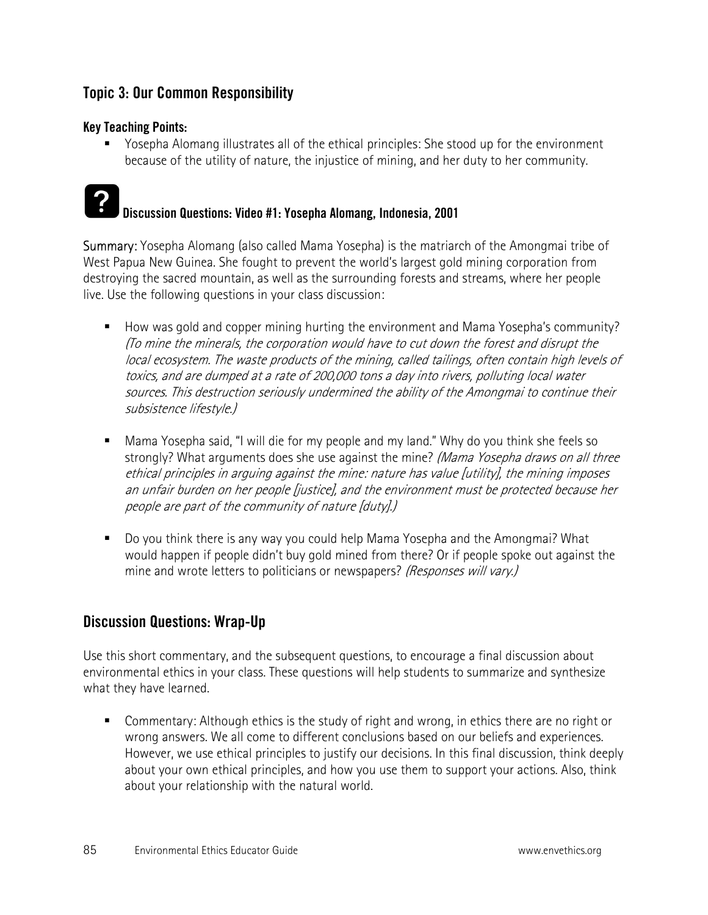## Topic 3: Our Common Responsibility

**Key Teaching Points:**

- Yosepha Alomang illustrates all of the ethical principles: She stood up for the environment because of the utility of nature, the injustice of mining, and her duty to her community.

### Discussion Questions: Video #1: Yosepha Alomang, Indonesia, 2001

Summary: Yosepha Alomang (also called Mama Yosepha) is the matriarch of the Amongmai tribe of West Papua New Guinea. She fought to prevent the world's largest gold mining corporation from destroying the sacred mountain, as well as the surrounding forests and streams, where her people live. Use the following questions in your class discussion:

- How was gold and copper mining hurting the environment and Mama Yosepha's community? *(To mine the minerals, the corporation would have to cut down the forest and disrupt the local ecosystem. The waste products of the mining, called tailings, often contain high levels of toxics, and are dumped at a rate of 200,000 tons a day into rivers, polluting local water sources. This destruction seriously undermined the ability of the Amongmai to continue their subsistence lifestyle.)*

- Mama Yosepha said, "I will die for my people and my land." Why do you think she feels so strongly? What arguments does she use against the mine? *(Mama Yosepha draws on all three ethical principles in arguing against the mine: nature has value [utility], the mining imposes an unfair burden on her people [justice], and the environment must be protected because her people are part of the community of nature [duty].)*

- Do you think there is any way you could help Mama Yosepha and the Amongmai? What would happen if people didn't buy gold mined from there? Or if people spoke out against the mine and wrote letters to politicians or newspapers? *(Responses will vary.)*

## Discussion Questions: Wrap-Up

Use this short commentary, and the subsequent questions, to encourage a final discussion about environmental ethics in your class. These questions will help students to summarize and synthesize what they have learned.

- Commentary: Although ethics is the study of right and wrong, in ethics there are no right or wrong answers. We all come to different conclusions based on our beliefs and experiences. However, we use ethical principles to justify our decisions. In this final discussion, think deeply about your own ethical principles, and how you use them to support your actions. Also, think about your relationship with the natural world.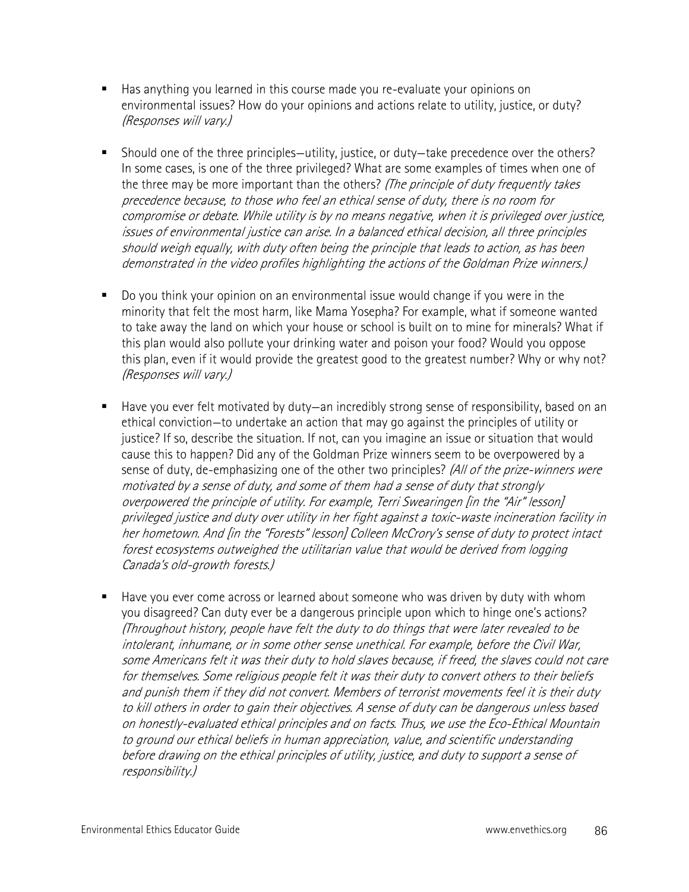- Has anything you learned in this course made you re-evaluate your opinions on environmental issues? How do your opinions and actions relate to utility, justice, or duty? *(Responses will vary.)*

- Should one of the three principles—utility, justice, or duty—take precedence over the others? In some cases, is one of the three privileged? What are some examples of times when one of the three may be more important than the others? *(The principle of duty frequently takes precedence because, to those who feel an ethical sense of duty, there is no room for compromise or debate. While utility is by no means negative, when it is privileged over justice, issues of environmental justice can arise. In a balanced ethical decision, all three principles should weigh equally, with duty often being the principle that leads to action, as has been demonstrated in the video profiles highlighting the actions of the Goldman Prize winners.)*

- Do you think your opinion on an environmental issue would change if you were in the minority that felt the most harm, like Mama Yosepha? For example, what if someone wanted to take away the land on which your house or school is built on to mine for minerals? What if this plan would also pollute your drinking water and poison your food? Would you oppose this plan, even if it would provide the greatest good to the greatest number? Why or why not? *(Responses will vary.)*

- Have you ever felt motivated by duty—an incredibly strong sense of responsibility, based on an ethical conviction—to undertake an action that may go against the principles of utility or justice? If so, describe the situation. If not, can you imagine an issue or situation that would cause this to happen? Did any of the Goldman Prize winners seem to be overpowered by a sense of duty, de-emphasizing one of the other two principles? *(All of the prize-winners were motivated by a sense of duty, and some of them had a sense of duty that strongly overpowered the principle of utility. For example, Terri Swearingen [in the "Air" lesson] privileged justice and duty over utility in her fight against a toxic-waste incineration facility in her hometown. And [in the "Forests" lesson] Colleen McCrory's sense of duty to protect intact forest ecosystems outweighed the utilitarian value that would be derived from logging Canada's old-growth forests.)*

- Have you ever come across or learned about someone who was driven by duty with whom you disagreed? Can duty ever be a dangerous principle upon which to hinge one's actions? *(Throughout history, people have felt the duty to do things that were later revealed to be intolerant, inhumane, or in some other sense unethical. For example, before the Civil War, some Americans felt it was their duty to hold slaves because, if freed, the slaves could not care for themselves. Some religious people felt it was their duty to convert others to their beliefs and punish them if they did not convert. Members of terrorist movements feel it is their duty to kill others in order to gain their objectives. A sense of duty can be dangerous unless based on honestly-evaluated ethical principles and on facts. Thus, we use the Eco-Ethical Mountain to ground our ethical beliefs in human appreciation, value, and scientific understanding before drawing on the ethical principles of utility, justice, and duty to support a sense of responsibility.)*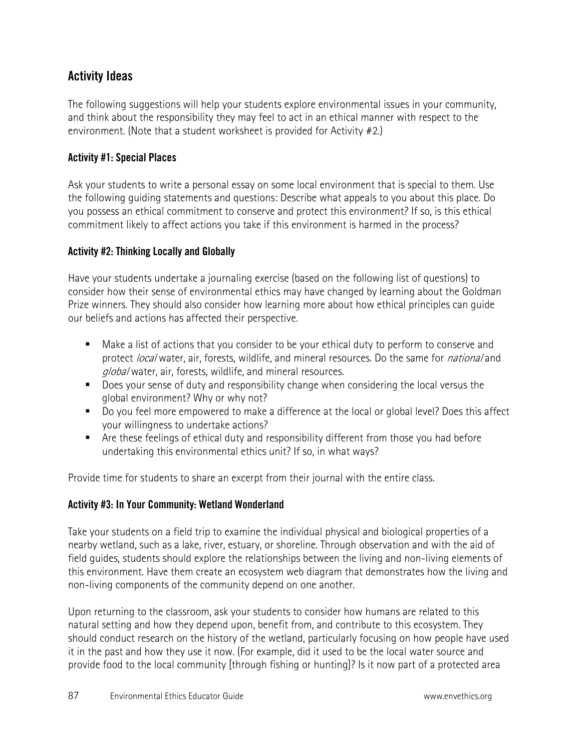## Activity Ideas

The following suggestions will help your students explore environmental issues in your community, and think about the responsibility they may feel to act in an ethical manner with respect to the environment. (Note that a student worksheet is provided for Activity #2.)

### Activity #1: Special Places

Ask your students to write a personal essay on some local environment that is special to them. Use the following guiding statements and questions: Describe what appeals to you about this place. Do you possess an ethical commitment to conserve and protect this environment? If so, is this ethical commitment likely to affect actions you take if this environment is harmed in the process?

### Activity #2: Thinking Locally and Globally

Have your students undertake a journaling exercise (based on the following list of questions) to consider how their sense of environmental ethics may have changed by learning about the Goldman Prize winners. They should also consider how learning more about how ethical principles can guide our beliefs and actions has affected their perspective.

- Make a list of actions that you consider to be your ethical duty to perform to conserve and protect *local* water, air, forests, wildlife, and mineral resources. Do the same for *national* and *global* water, air, forests, wildlife, and mineral resources.
- Does your sense of duty and responsibility change when considering the local versus the global environment? Why or why not?
- Do you feel more empowered to make a difference at the local or global level? Does this affect your willingness to undertake actions?
- Are these feelings of ethical duty and responsibility different from those you had before undertaking this environmental ethics unit? If so, in what ways?

Provide time for students to share an excerpt from their journal with the entire class.

### Activity #3: In Your Community: Wetland Wonderland

Take your students on a field trip to examine the individual physical and biological properties of a nearby wetland, such as a lake, river, estuary, or shoreline. Through observation and with the aid of field guides, students should explore the relationships between the living and non-living elements of this environment. Have them create an ecosystem web diagram that demonstrates how the living and non-living components of the community depend on one another.

Upon returning to the classroom, ask your students to consider how humans are related to this natural setting and how they depend upon, benefit from, and contribute to this ecosystem. They should conduct research on the history of the wetland, particularly focusing on how people have used it in the past and how they use it now. (For example, did it used to be the local water source and provide food to the local community [through fishing or hunting]? Is it now part of a protected area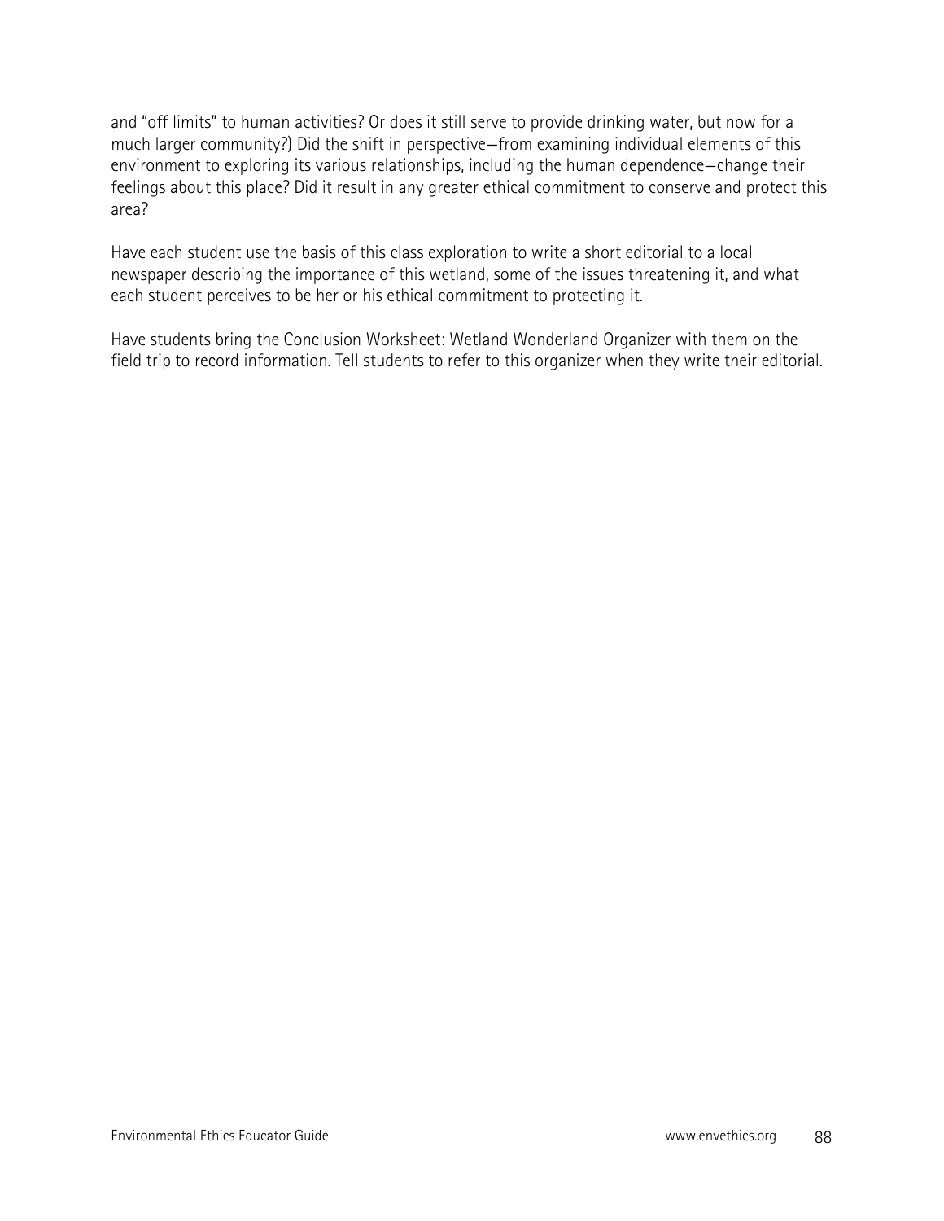and "off limits" to human activities? Or does it still serve to provide drinking water, but now for a much larger community?) Did the shift in perspective—from examining individual elements of this environment to exploring its various relationships, including the human dependence—change their feelings about this place? Did it result in any greater ethical commitment to conserve and protect this area?

Have each student use the basis of this class exploration to write a short editorial to a local newspaper describing the importance of this wetland, some of the issues threatening it, and what each student perceives to be her or his ethical commitment to protecting it.

Have students bring the Conclusion Worksheet: Wetland Wonderland Organizer with them on the field trip to record information. Tell students to refer to this organizer when they write their editorial.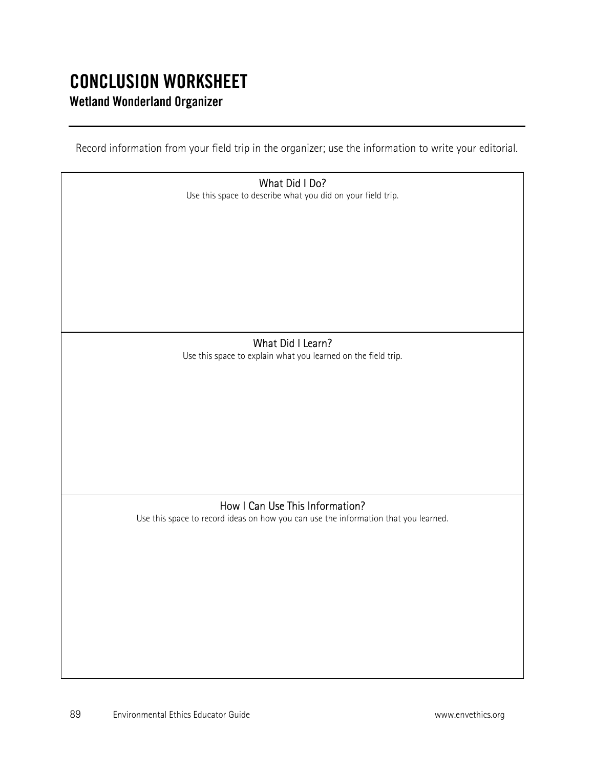# CONCLUSION WORKSHEET

## Wetland Wonderland Organizer

Record information from your field trip in the organizer; use the information to write your editorial.

### What Did I Do?

Use this space to describe what you did on your field trip.

### What Did I Learn?

Use this space to explain what you learned on the field trip.

### How I Can Use This Information?

Use this space to record ideas on how you can use the information that you learned.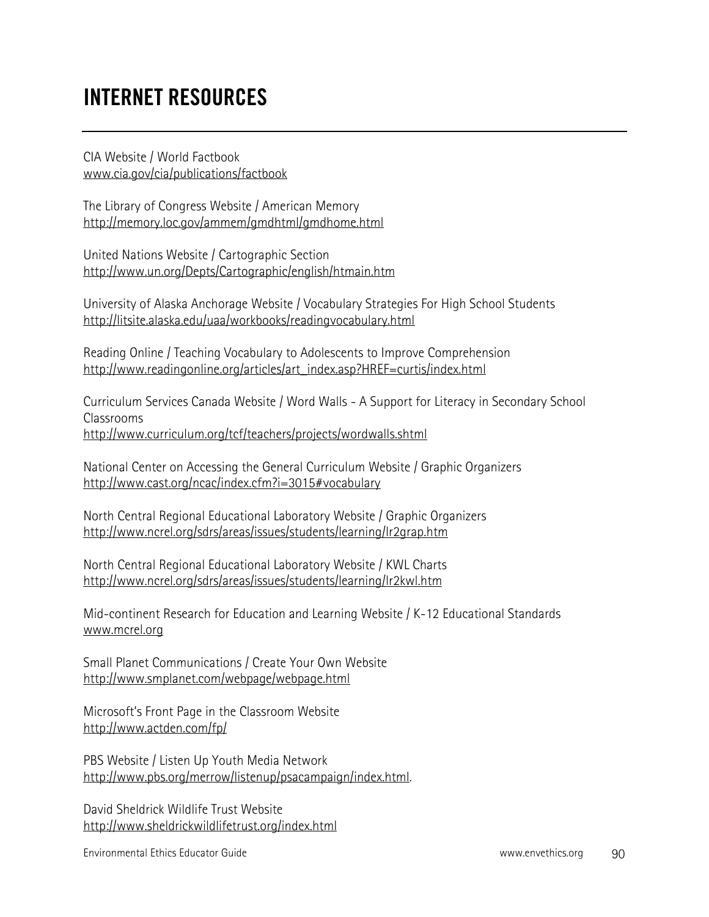# INTERNET RESOURCES

CIA Website / World Factbook
www.cia.gov/cia/publications/factbook

The Library of Congress Website / American Memory
http://memory.loc.gov/ammem/gmdhtml/gmdhome.html

United Nations Website / Cartographic Section
http://www.un.org/Depts/Cartographic/english/htmain.htm

University of Alaska Anchorage Website / Vocabulary Strategies For High School Students
http://litsite.alaska.edu/uaa/workbooks/readingvocabulary.html

Reading Online / Teaching Vocabulary to Adolescents to Improve Comprehension
http://www.readingonline.org/articles/art_index.asp?HREF=curtis/index.html

Curriculum Services Canada Website / Word Walls - A Support for Literacy in Secondary School Classrooms
http://www.curriculum.org/tcf/teachers/projects/wordwalls.shtml

National Center on Accessing the General Curriculum Website / Graphic Organizers
http://www.cast.org/ncac/index.cfm?i=3015#vocabulary

North Central Regional Educational Laboratory Website / Graphic Organizers
http://www.ncrel.org/sdrs/areas/issues/students/learning/lr2grap.htm

North Central Regional Educational Laboratory Website / KWL Charts
http://www.ncrel.org/sdrs/areas/issues/students/learning/lr2kwl.htm

Mid-continent Research for Education and Learning Website / K-12 Educational Standards
www.mcrel.org

Small Planet Communications / Create Your Own Website
http://www.smplanet.com/webpage/webpage.html

Microsoft's Front Page in the Classroom Website
http://www.actden.com/fp/

PBS Website / Listen Up Youth Media Network
http://www.pbs.org/merrow/listenup/psacampaign/index.html.

David Sheldrick Wildlife Trust Website
http://www.sheldrickwildlifetrust.org/index.html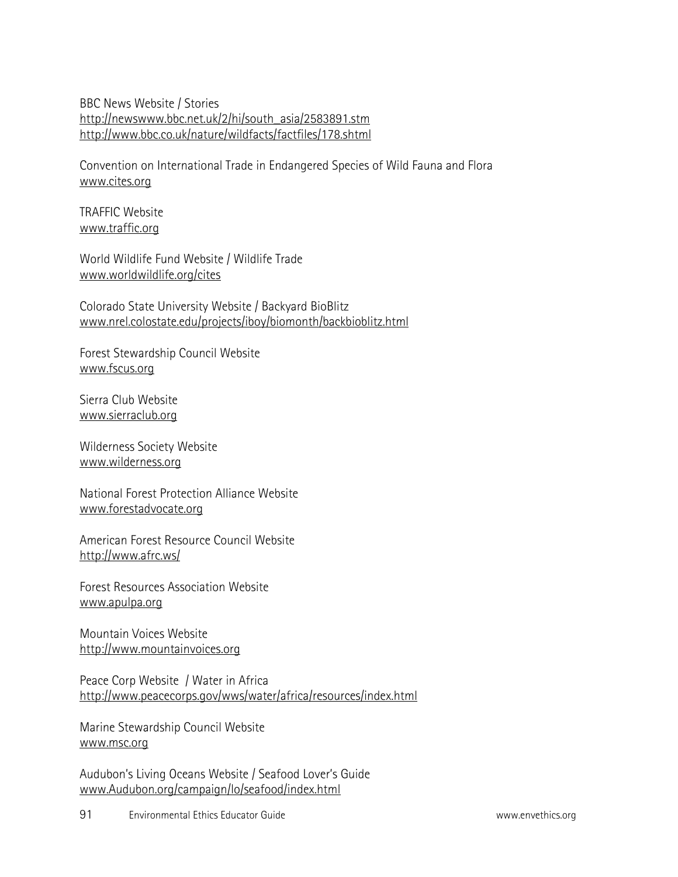BBC News Website / Stories
http://newswww.bbc.net.uk/2/hi/south_asia/2583891.stm
http://www.bbc.co.uk/nature/wildfacts/factfiles/178.shtml

Convention on International Trade in Endangered Species of Wild Fauna and Flora
www.cites.org

TRAFFIC Website
www.traffic.org

World Wildlife Fund Website / Wildlife Trade
www.worldwildlife.org/cites

Colorado State University Website / Backyard BioBlitz
www.nrel.colostate.edu/projects/iboy/biomonth/backbioblitz.html

Forest Stewardship Council Website
www.fscus.org

Sierra Club Website
www.sierraclub.org

Wilderness Society Website
www.wilderness.org

National Forest Protection Alliance Website
www.forestadvocate.org

American Forest Resource Council Website
http://www.afrc.ws/

Forest Resources Association Website
www.apulpa.org

Mountain Voices Website
http://www.mountainvoices.org

Peace Corp Website / Water in Africa
http://www.peacecorps.gov/wws/water/africa/resources/index.html

Marine Stewardship Council Website
www.msc.org

Audubon's Living Oceans Website / Seafood Lover's Guide
www.Audubon.org/campaign/lo/seafood/index.html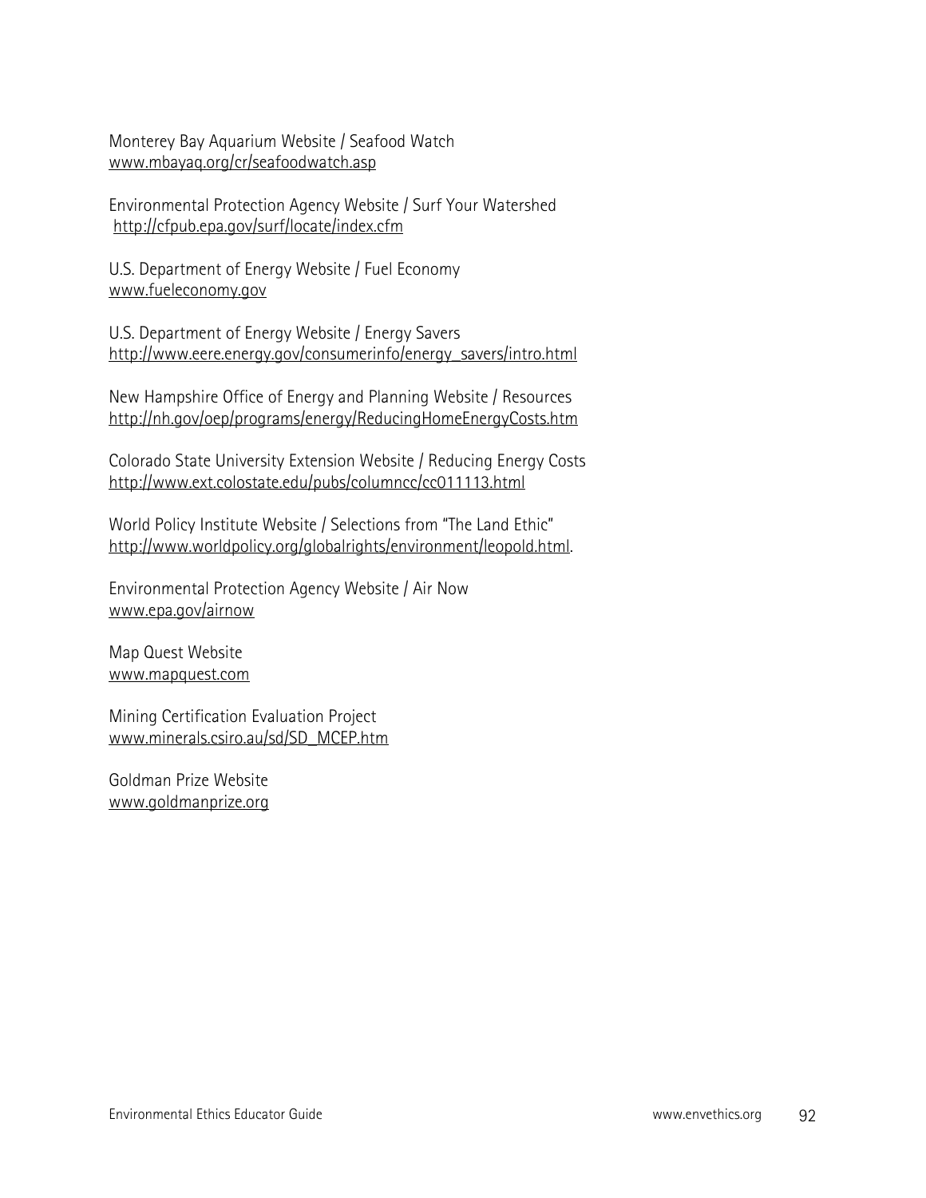Monterey Bay Aquarium Website / Seafood Watch
www.mbayaq.org/cr/seafoodwatch.asp

Environmental Protection Agency Website / Surf Your Watershed
http://cfpub.epa.gov/surf/locate/index.cfm

U.S. Department of Energy Website / Fuel Economy
www.fueleconomy.gov

U.S. Department of Energy Website / Energy Savers
http://www.eere.energy.gov/consumerinfo/energy_savers/intro.html

New Hampshire Office of Energy and Planning Website / Resources
http://nh.gov/oep/programs/energy/ReducingHomeEnergyCosts.htm

Colorado State University Extension Website / Reducing Energy Costs
http://www.ext.colostate.edu/pubs/columncc/cc011113.html

World Policy Institute Website / Selections from "The Land Ethic"
http://www.worldpolicy.org/globalrights/environment/leopold.html.

Environmental Protection Agency Website / Air Now
www.epa.gov/airnow

Map Quest Website
www.mapquest.com

Mining Certification Evaluation Project
www.minerals.csiro.au/sd/SD_MCEP.htm

Goldman Prize Website
www.goldmanprize.org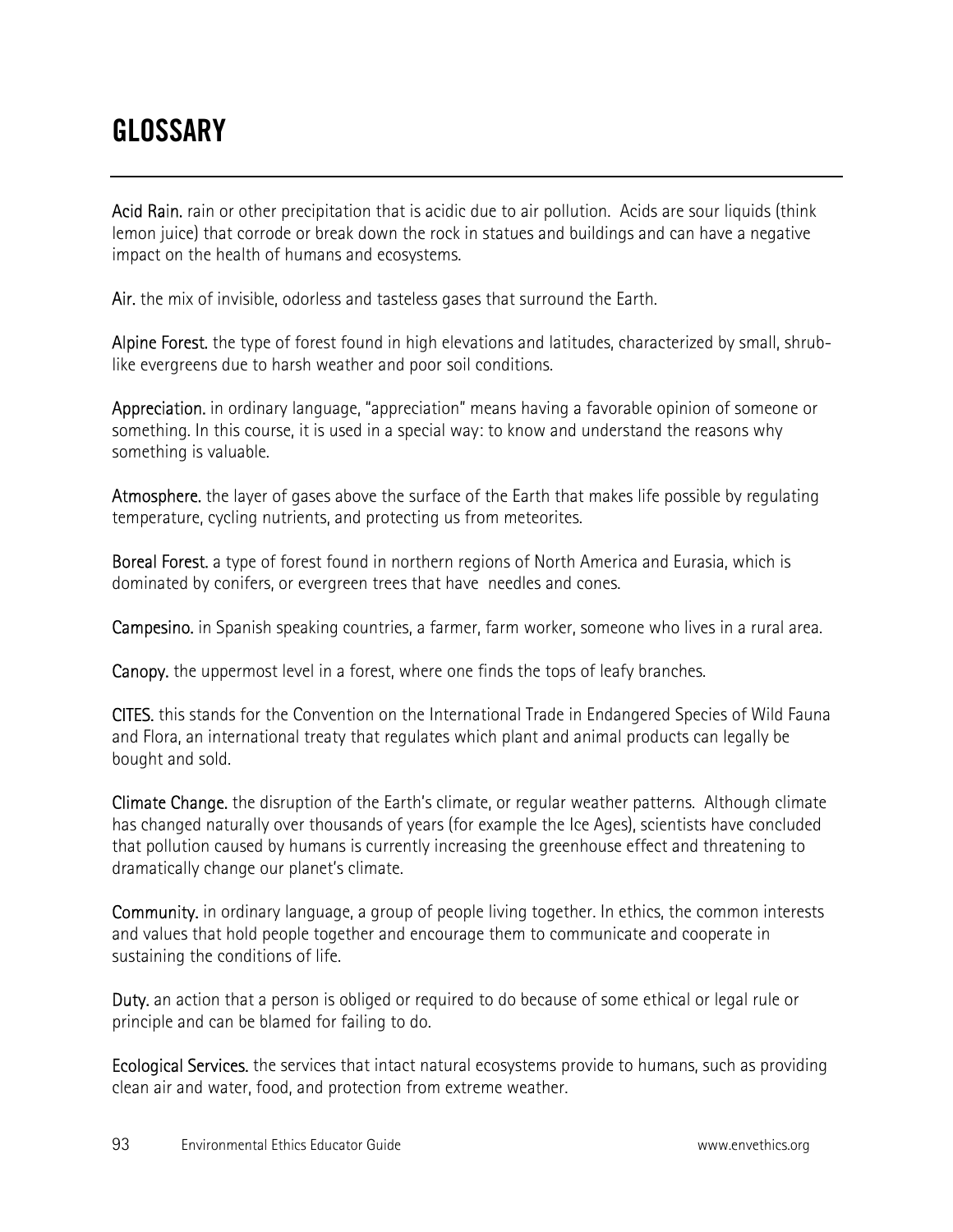# GLOSSARY

**Acid Rain.** rain or other precipitation that is acidic due to air pollution. Acids are sour liquids (think lemon juice) that corrode or break down the rock in statues and buildings and can have a negative impact on the health of humans and ecosystems.

**Air.** the mix of invisible, odorless and tasteless gases that surround the Earth.

**Alpine Forest.** the type of forest found in high elevations and latitudes, characterized by small, shrub-like evergreens due to harsh weather and poor soil conditions.

**Appreciation.** in ordinary language, "appreciation" means having a favorable opinion of someone or something. In this course, it is used in a special way: to know and understand the reasons why something is valuable.

**Atmosphere.** the layer of gases above the surface of the Earth that makes life possible by regulating temperature, cycling nutrients, and protecting us from meteorites.

**Boreal Forest.** a type of forest found in northern regions of North America and Eurasia, which is dominated by conifers, or evergreen trees that have needles and cones.

**Campesino.** in Spanish speaking countries, a farmer, farm worker, someone who lives in a rural area.

**Canopy.** the uppermost level in a forest, where one finds the tops of leafy branches.

**CITES.** this stands for the Convention on the International Trade in Endangered Species of Wild Fauna and Flora, an international treaty that regulates which plant and animal products can legally be bought and sold.

**Climate Change.** the disruption of the Earth's climate, or regular weather patterns. Although climate has changed naturally over thousands of years (for example the Ice Ages), scientists have concluded that pollution caused by humans is currently increasing the greenhouse effect and threatening to dramatically change our planet's climate.

**Community.** in ordinary language, a group of people living together. In ethics, the common interests and values that hold people together and encourage them to communicate and cooperate in sustaining the conditions of life.

**Duty.** an action that a person is obliged or required to do because of some ethical or legal rule or principle and can be blamed for failing to do.

**Ecological Services.** the services that intact natural ecosystems provide to humans, such as providing clean air and water, food, and protection from extreme weather.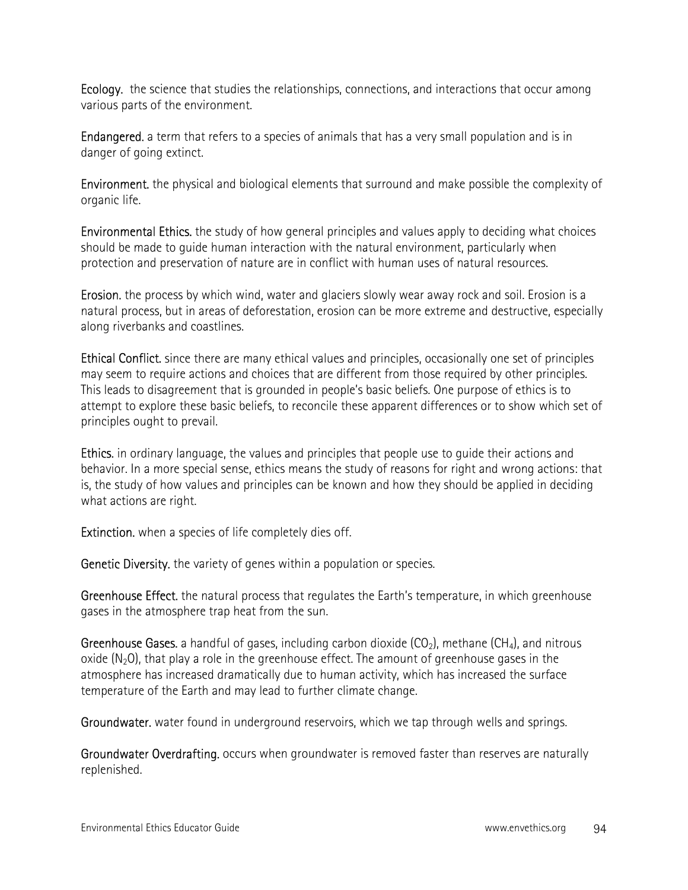**Ecology.** the science that studies the relationships, connections, and interactions that occur among various parts of the environment.

**Endangered.** a term that refers to a species of animals that has a very small population and is in danger of going extinct.

**Environment.** the physical and biological elements that surround and make possible the complexity of organic life.

**Environmental Ethics.** the study of how general principles and values apply to deciding what choices should be made to guide human interaction with the natural environment, particularly when protection and preservation of nature are in conflict with human uses of natural resources.

**Erosion.** the process by which wind, water and glaciers slowly wear away rock and soil. Erosion is a natural process, but in areas of deforestation, erosion can be more extreme and destructive, especially along riverbanks and coastlines.

**Ethical Conflict.** since there are many ethical values and principles, occasionally one set of principles may seem to require actions and choices that are different from those required by other principles. This leads to disagreement that is grounded in people's basic beliefs. One purpose of ethics is to attempt to explore these basic beliefs, to reconcile these apparent differences or to show which set of principles ought to prevail.

**Ethics.** in ordinary language, the values and principles that people use to guide their actions and behavior. In a more special sense, ethics means the study of reasons for right and wrong actions: that is, the study of how values and principles can be known and how they should be applied in deciding what actions are right.

**Extinction.** when a species of life completely dies off.

**Genetic Diversity.** the variety of genes within a population or species.

**Greenhouse Effect.** the natural process that regulates the Earth's temperature, in which greenhouse gases in the atmosphere trap heat from the sun.

**Greenhouse Gases.** a handful of gases, including carbon dioxide ($CO_2$), methane ($CH_4$), and nitrous oxide ($N_2O$), that play a role in the greenhouse effect. The amount of greenhouse gases in the atmosphere has increased dramatically due to human activity, which has increased the surface temperature of the Earth and may lead to further climate change.

**Groundwater.** water found in underground reservoirs, which we tap through wells and springs.

**Groundwater Overdrafting.** occurs when groundwater is removed faster than reserves are naturally replenished.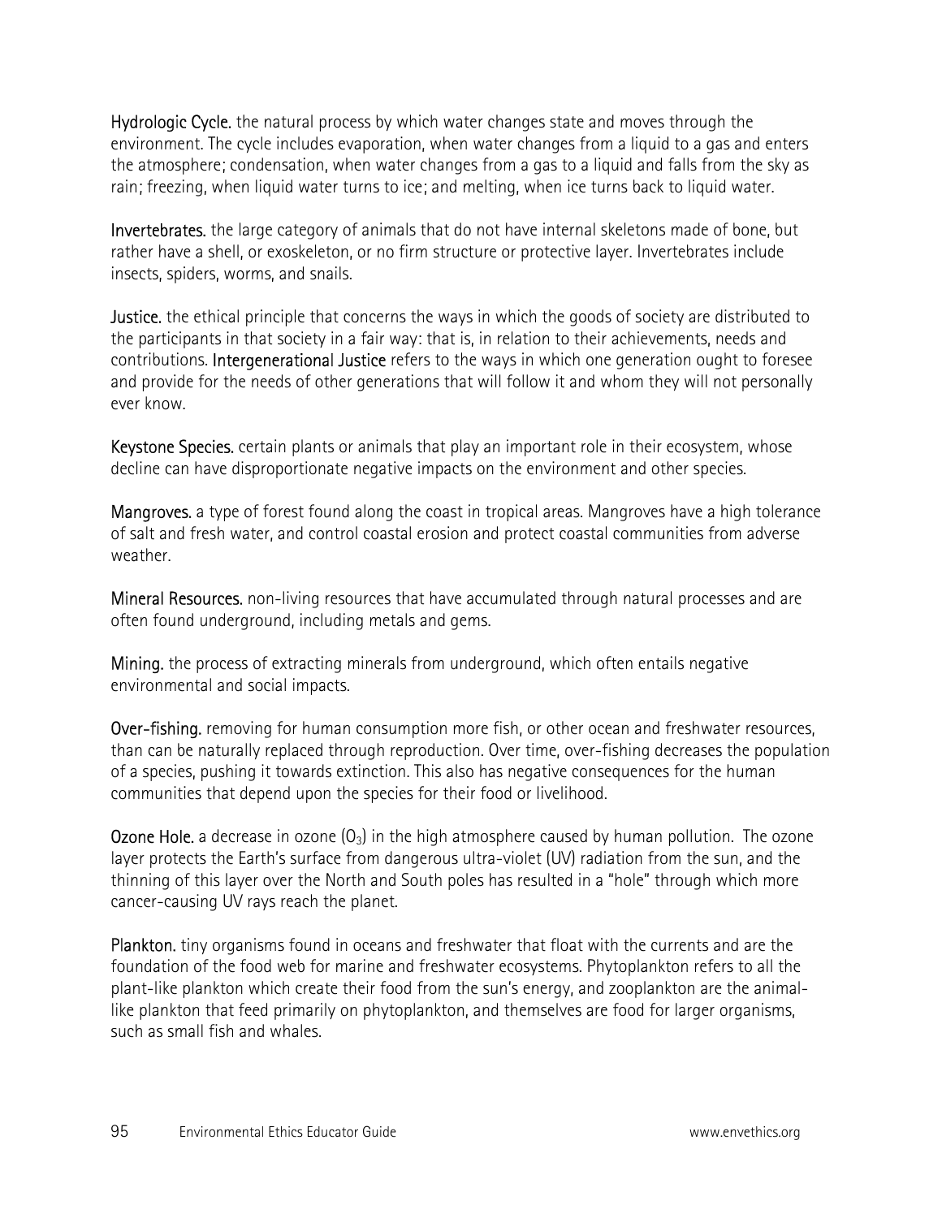**Hydrologic Cycle.** the natural process by which water changes state and moves through the environment. The cycle includes evaporation, when water changes from a liquid to a gas and enters the atmosphere; condensation, when water changes from a gas to a liquid and falls from the sky as rain; freezing, when liquid water turns to ice; and melting, when ice turns back to liquid water.

**Invertebrates.** the large category of animals that do not have internal skeletons made of bone, but rather have a shell, or exoskeleton, or no firm structure or protective layer. Invertebrates include insects, spiders, worms, and snails.

**Justice.** the ethical principle that concerns the ways in which the goods of society are distributed to the participants in that society in a fair way: that is, in relation to their achievements, needs and contributions. **Intergenerational Justice** refers to the ways in which one generation ought to foresee and provide for the needs of other generations that will follow it and whom they will not personally ever know.

**Keystone Species.** certain plants or animals that play an important role in their ecosystem, whose decline can have disproportionate negative impacts on the environment and other species.

**Mangroves.** a type of forest found along the coast in tropical areas. Mangroves have a high tolerance of salt and fresh water, and control coastal erosion and protect coastal communities from adverse weather.

**Mineral Resources.** non-living resources that have accumulated through natural processes and are often found underground, including metals and gems.

**Mining.** the process of extracting minerals from underground, which often entails negative environmental and social impacts.

**Over-fishing.** removing for human consumption more fish, or other ocean and freshwater resources, than can be naturally replaced through reproduction. Over time, over-fishing decreases the population of a species, pushing it towards extinction. This also has negative consequences for the human communities that depend upon the species for their food or livelihood.

**Ozone Hole.** a decrease in ozone ($O_3$) in the high atmosphere caused by human pollution. The ozone layer protects the Earth's surface from dangerous ultra-violet (UV) radiation from the sun, and the thinning of this layer over the North and South poles has resulted in a "hole" through which more cancer-causing UV rays reach the planet.

**Plankton.** tiny organisms found in oceans and freshwater that float with the currents and are the foundation of the food web for marine and freshwater ecosystems. Phytoplankton refers to all the plant-like plankton which create their food from the sun's energy, and zooplankton are the animal-like plankton that feed primarily on phytoplankton, and themselves are food for larger organisms, such as small fish and whales.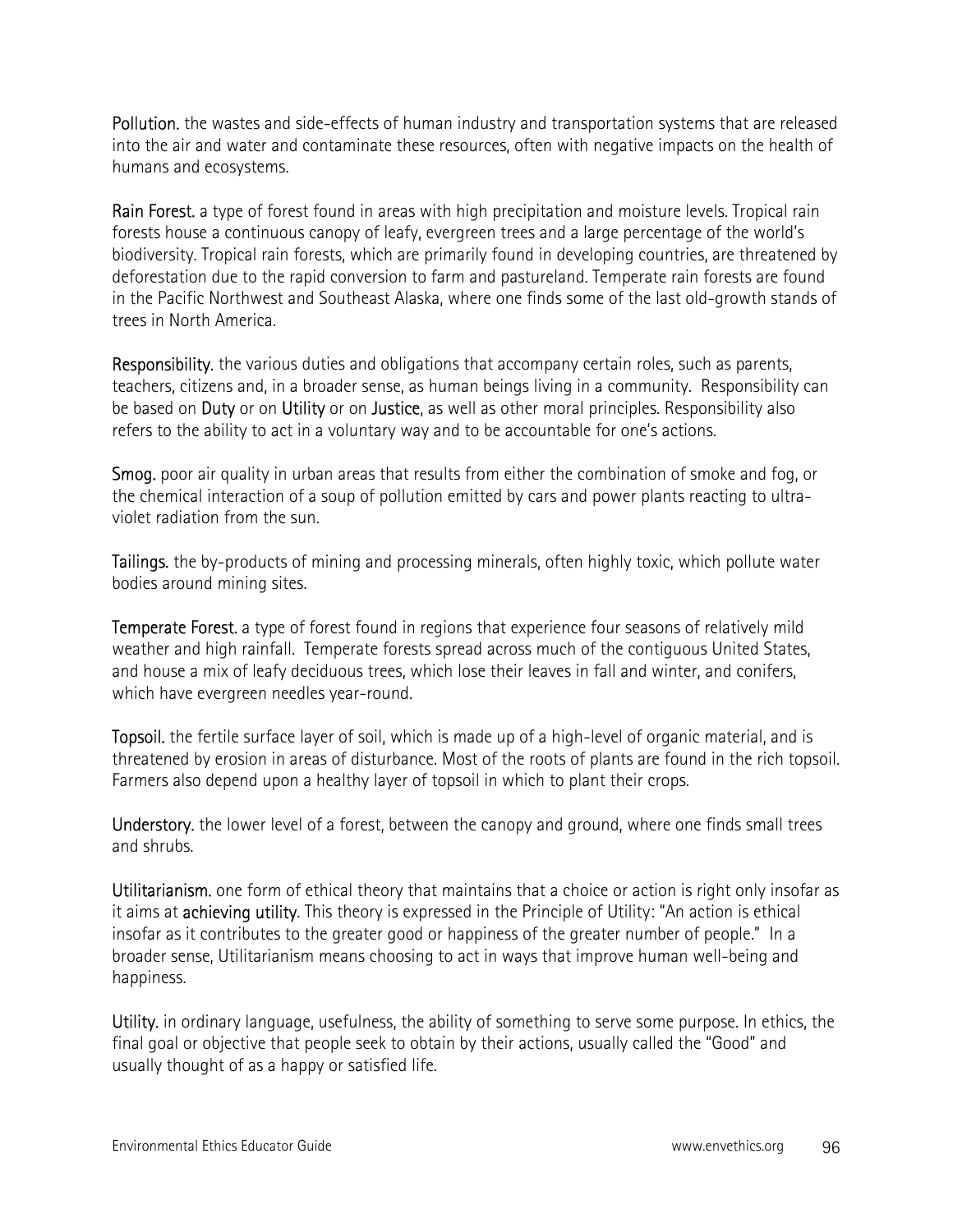**Pollution.** the wastes and side-effects of human industry and transportation systems that are released into the air and water and contaminate these resources, often with negative impacts on the health of humans and ecosystems.

**Rain Forest.** a type of forest found in areas with high precipitation and moisture levels. Tropical rain forests house a continuous canopy of leafy, evergreen trees and a large percentage of the world's biodiversity. Tropical rain forests, which are primarily found in developing countries, are threatened by deforestation due to the rapid conversion to farm and pastureland. Temperate rain forests are found in the Pacific Northwest and Southeast Alaska, where one finds some of the last old-growth stands of trees in North America.

**Responsibility.** the various duties and obligations that accompany certain roles, such as parents, teachers, citizens and, in a broader sense, as human beings living in a community. Responsibility can be based on **Duty** or on **Utility** or on **Justice**, as well as other moral principles. Responsibility also refers to the ability to act in a voluntary way and to be accountable for one's actions.

**Smog.** poor air quality in urban areas that results from either the combination of smoke and fog, or the chemical interaction of a soup of pollution emitted by cars and power plants reacting to ultra-violet radiation from the sun.

**Tailings.** the by-products of mining and processing minerals, often highly toxic, which pollute water bodies around mining sites.

**Temperate Forest.** a type of forest found in regions that experience four seasons of relatively mild weather and high rainfall. Temperate forests spread across much of the contiguous United States, and house a mix of leafy deciduous trees, which lose their leaves in fall and winter, and conifers, which have evergreen needles year-round.

**Topsoil.** the fertile surface layer of soil, which is made up of a high-level of organic material, and is threatened by erosion in areas of disturbance. Most of the roots of plants are found in the rich topsoil. Farmers also depend upon a healthy layer of topsoil in which to plant their crops.

**Understory.** the lower level of a forest, between the canopy and ground, where one finds small trees and shrubs.

**Utilitarianism.** one form of ethical theory that maintains that a choice or action is right only insofar as it aims at **achieving utility**. This theory is expressed in the Principle of Utility: "An action is ethical insofar as it contributes to the greater good or happiness of the greater number of people." In a broader sense, Utilitarianism means choosing to act in ways that improve human well-being and happiness.

**Utility.** in ordinary language, usefulness, the ability of something to serve some purpose. In ethics, the final goal or objective that people seek to obtain by their actions, usually called the "Good" and usually thought of as a happy or satisfied life.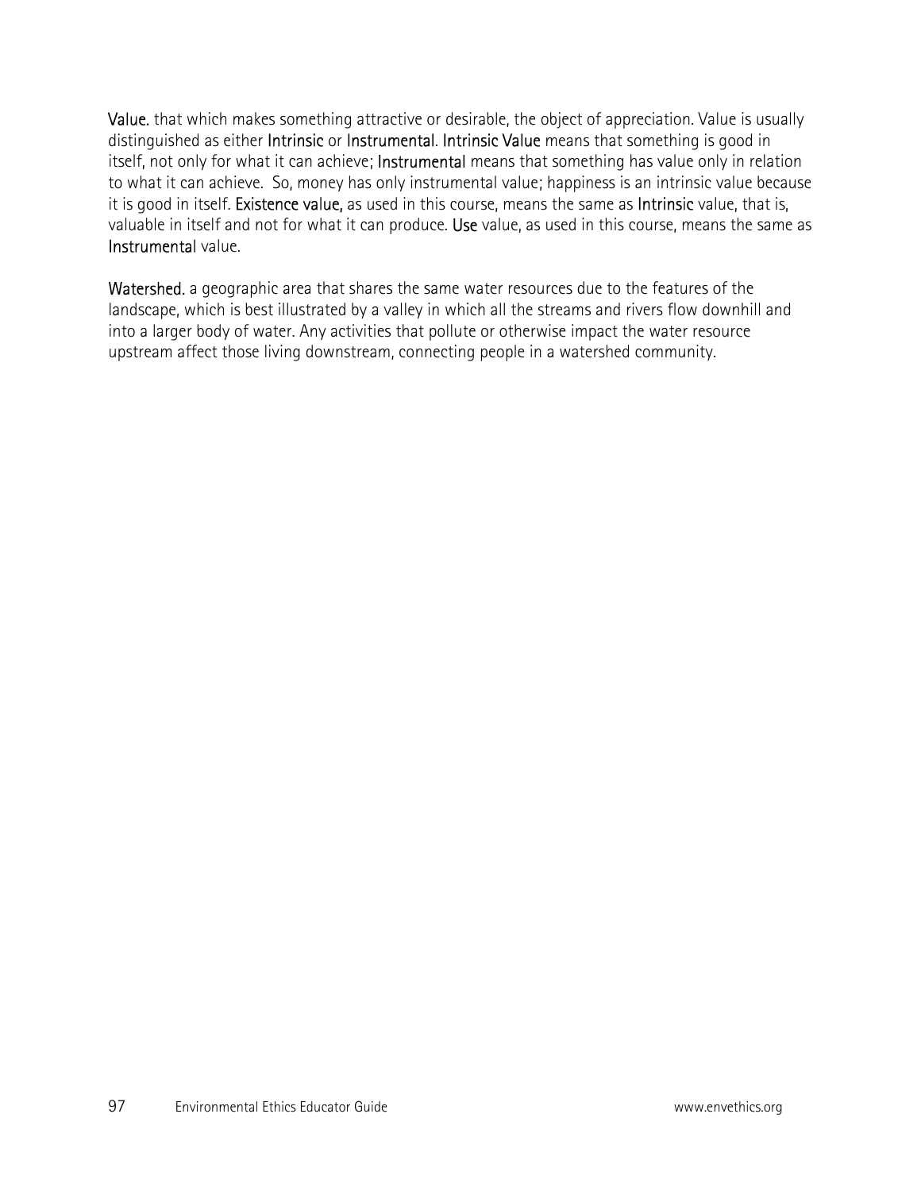**Value.** that which makes something attractive or desirable, the object of appreciation. Value is usually distinguished as either **Intrinsic** or **Instrumental**. **Intrinsic Value** means that something is good in itself, not only for what it can achieve; **Instrumental** means that something has value only in relation to what it can achieve. So, money has only instrumental value; happiness is an intrinsic value because it is good in itself. **Existence value,** as used in this course, means the same as **Intrinsic** value, that is, valuable in itself and not for what it can produce. **Use** value, as used in this course, means the same as **Instrumental** value.

**Watershed.** a geographic area that shares the same water resources due to the features of the landscape, which is best illustrated by a valley in which all the streams and rivers flow downhill and into a larger body of water. Any activities that pollute or otherwise impact the water resource upstream affect those living downstream, connecting people in a watershed community.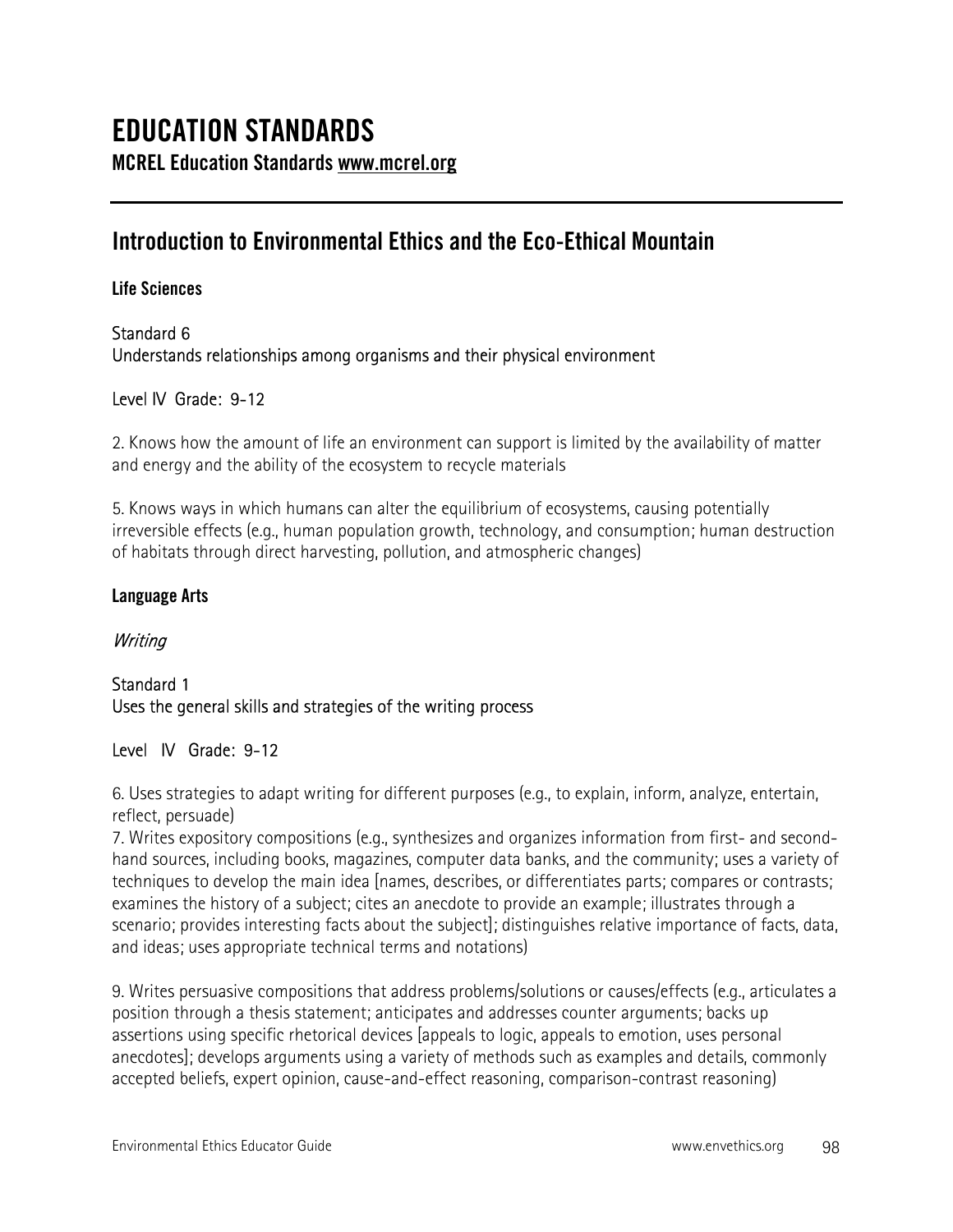# EDUCATION STANDARDS

**MCREL Education Standards www.mcrel.org**

---

## Introduction to Environmental Ethics and the Eco-Ethical Mountain

### Life Sciences

Standard 6
Understands relationships among organisms and their physical environment

Level IV Grade: 9-12

2. Knows how the amount of life an environment can support is limited by the availability of matter and energy and the ability of the ecosystem to recycle materials

5. Knows ways in which humans can alter the equilibrium of ecosystems, causing potentially irreversible effects (e.g., human population growth, technology, and consumption; human destruction of habitats through direct harvesting, pollution, and atmospheric changes)

### Language Arts

*Writing*

Standard 1
Uses the general skills and strategies of the writing process

Level IV Grade: 9-12

6. Uses strategies to adapt writing for different purposes (e.g., to explain, inform, analyze, entertain, reflect, persuade)
7. Writes expository compositions (e.g., synthesizes and organizes information from first- and second-hand sources, including books, magazines, computer data banks, and the community; uses a variety of techniques to develop the main idea [names, describes, or differentiates parts; compares or contrasts; examines the history of a subject; cites an anecdote to provide an example; illustrates through a scenario; provides interesting facts about the subject]; distinguishes relative importance of facts, data, and ideas; uses appropriate technical terms and notations)

9. Writes persuasive compositions that address problems/solutions or causes/effects (e.g., articulates a position through a thesis statement; anticipates and addresses counter arguments; backs up assertions using specific rhetorical devices [appeals to logic, appeals to emotion, uses personal anecdotes]; develops arguments using a variety of methods such as examples and details, commonly accepted beliefs, expert opinion, cause-and-effect reasoning, comparison-contrast reasoning)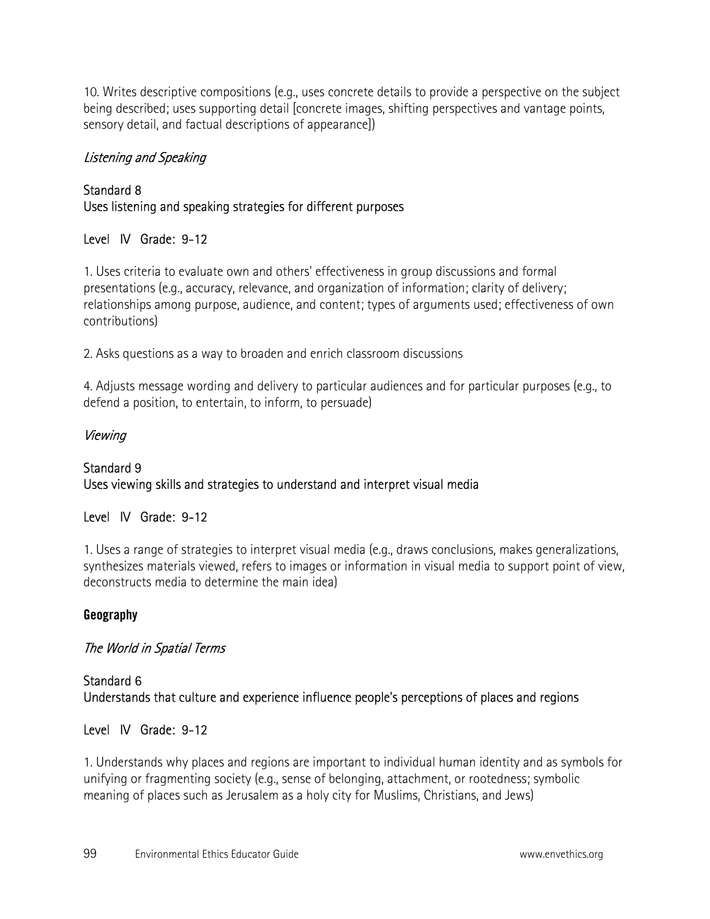10. Writes descriptive compositions (e.g., uses concrete details to provide a perspective on the subject being described; uses supporting detail [concrete images, shifting perspectives and vantage points, sensory detail, and factual descriptions of appearance])

*Listening and Speaking*

Standard 8
Uses listening and speaking strategies for different purposes

Level IV Grade: 9-12

1. Uses criteria to evaluate own and others' effectiveness in group discussions and formal presentations (e.g., accuracy, relevance, and organization of information; clarity of delivery; relationships among purpose, audience, and content; types of arguments used; effectiveness of own contributions)

2. Asks questions as a way to broaden and enrich classroom discussions

4. Adjusts message wording and delivery to particular audiences and for particular purposes (e.g., to defend a position, to entertain, to inform, to persuade)

*Viewing*

Standard 9
Uses viewing skills and strategies to understand and interpret visual media

Level IV Grade: 9-12

1. Uses a range of strategies to interpret visual media (e.g., draws conclusions, makes generalizations, synthesizes materials viewed, refers to images or information in visual media to support point of view, deconstructs media to determine the main idea)

**Geography**

*The World in Spatial Terms*

Standard 6
Understands that culture and experience influence people's perceptions of places and regions

Level IV Grade: 9-12

1. Understands why places and regions are important to individual human identity and as symbols for unifying or fragmenting society (e.g., sense of belonging, attachment, or rootedness; symbolic meaning of places such as Jerusalem as a holy city for Muslims, Christians, and Jews)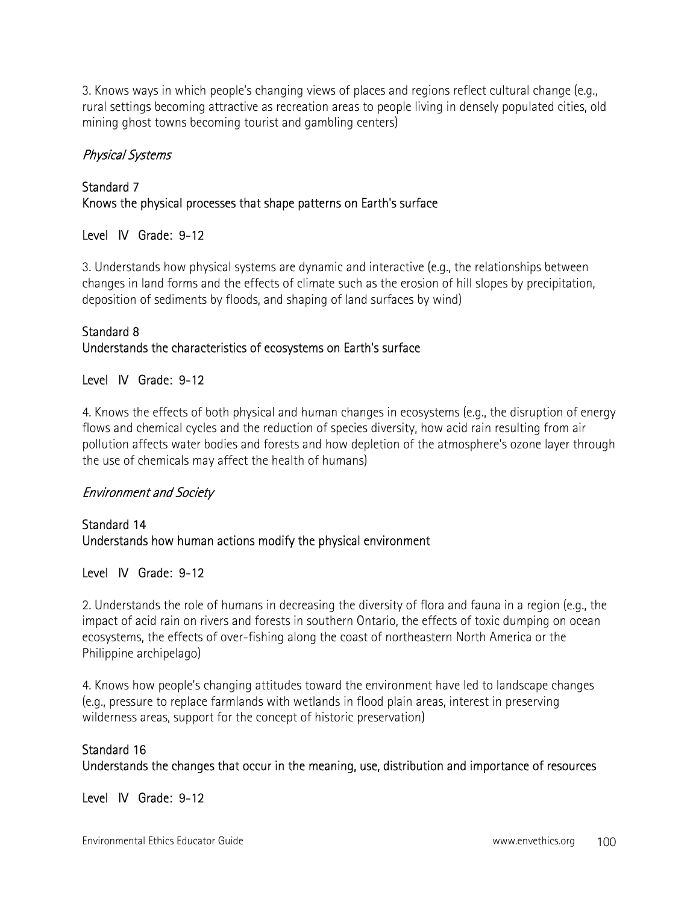3. Knows ways in which people's changing views of places and regions reflect cultural change (e.g., rural settings becoming attractive as recreation areas to people living in densely populated cities, old mining ghost towns becoming tourist and gambling centers)

*Physical Systems*

Standard 7
Knows the physical processes that shape patterns on Earth's surface

Level IV Grade: 9-12

3. Understands how physical systems are dynamic and interactive (e.g., the relationships between changes in land forms and the effects of climate such as the erosion of hill slopes by precipitation, deposition of sediments by floods, and shaping of land surfaces by wind)

Standard 8
Understands the characteristics of ecosystems on Earth's surface

Level IV Grade: 9-12

4. Knows the effects of both physical and human changes in ecosystems (e.g., the disruption of energy flows and chemical cycles and the reduction of species diversity, how acid rain resulting from air pollution affects water bodies and forests and how depletion of the atmosphere's ozone layer through the use of chemicals may affect the health of humans)

*Environment and Society*

Standard 14
Understands how human actions modify the physical environment

Level IV Grade: 9-12

2. Understands the role of humans in decreasing the diversity of flora and fauna in a region (e.g., the impact of acid rain on rivers and forests in southern Ontario, the effects of toxic dumping on ocean ecosystems, the effects of over-fishing along the coast of northeastern North America or the Philippine archipelago)

4. Knows how people's changing attitudes toward the environment have led to landscape changes (e.g., pressure to replace farmlands with wetlands in flood plain areas, interest in preserving wilderness areas, support for the concept of historic preservation)

Standard 16
Understands the changes that occur in the meaning, use, distribution and importance of resources

Level IV Grade: 9-12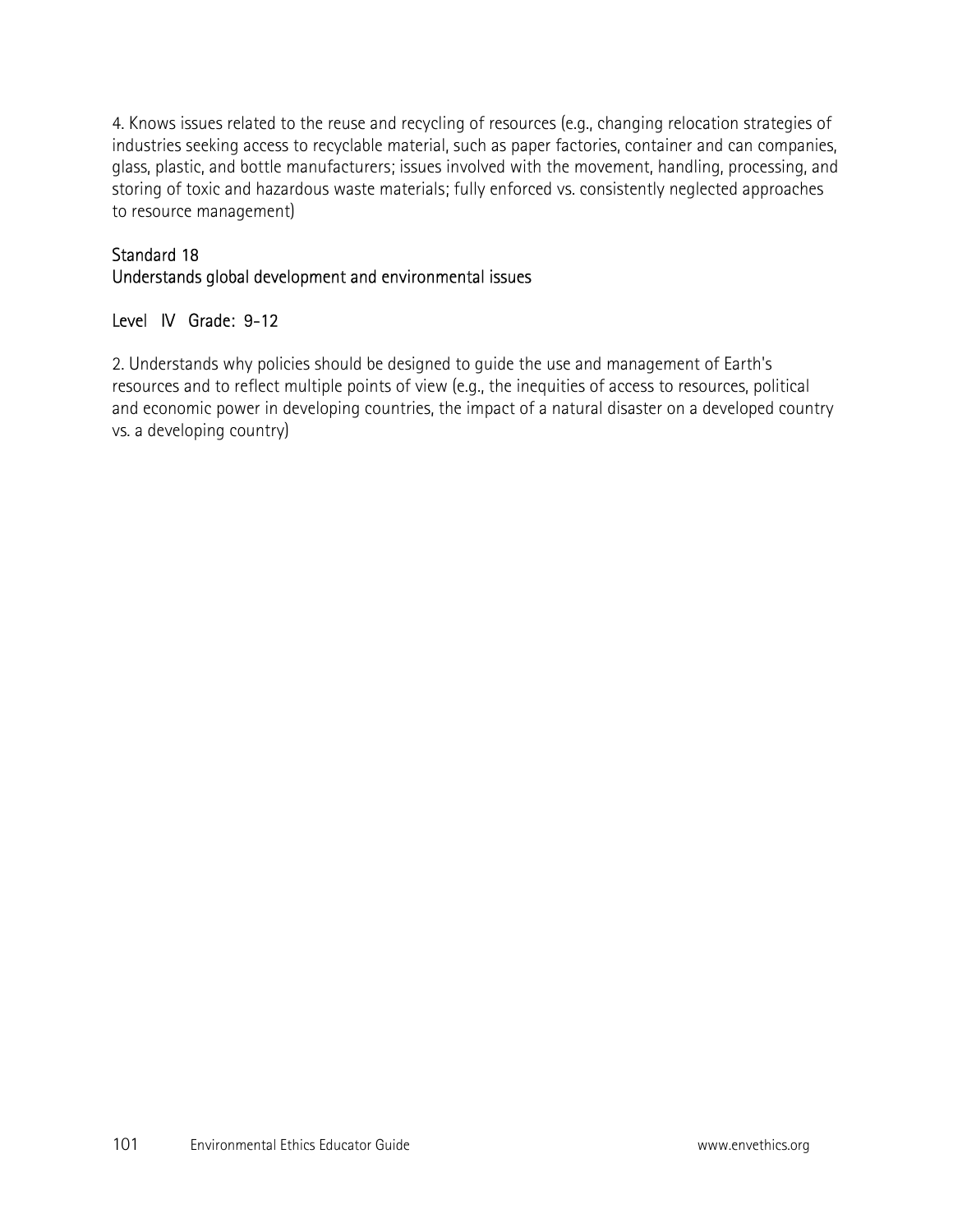4. Knows issues related to the reuse and recycling of resources (e.g., changing relocation strategies of industries seeking access to recyclable material, such as paper factories, container and can companies, glass, plastic, and bottle manufacturers; issues involved with the movement, handling, processing, and storing of toxic and hazardous waste materials; fully enforced vs. consistently neglected approaches to resource management)

### Standard 18
### Understands global development and environmental issues

#### Level IV Grade: 9-12

2. Understands why policies should be designed to guide the use and management of Earth's resources and to reflect multiple points of view (e.g., the inequities of access to resources, political and economic power in developing countries, the impact of a natural disaster on a developed country vs. a developing country)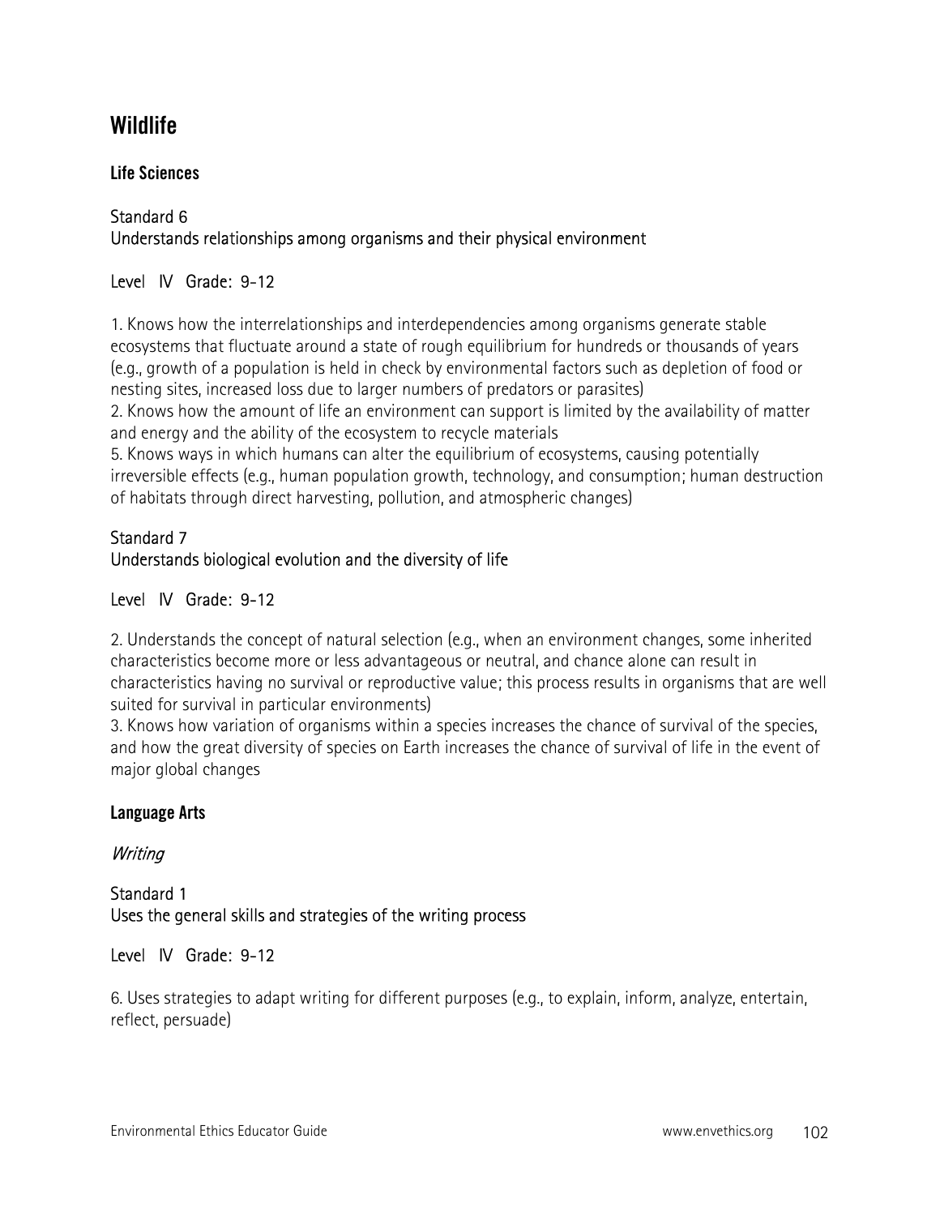## Wildlife

### Life Sciences

Standard 6
Understands relationships among organisms and their physical environment

Level IV Grade: 9-12

1. Knows how the interrelationships and interdependencies among organisms generate stable ecosystems that fluctuate around a state of rough equilibrium for hundreds or thousands of years (e.g., growth of a population is held in check by environmental factors such as depletion of food or nesting sites, increased loss due to larger numbers of predators or parasites)
2. Knows how the amount of life an environment can support is limited by the availability of matter and energy and the ability of the ecosystem to recycle materials
5. Knows ways in which humans can alter the equilibrium of ecosystems, causing potentially irreversible effects (e.g., human population growth, technology, and consumption; human destruction of habitats through direct harvesting, pollution, and atmospheric changes)

Standard 7
Understands biological evolution and the diversity of life

Level IV Grade: 9-12

2. Understands the concept of natural selection (e.g., when an environment changes, some inherited characteristics become more or less advantageous or neutral, and chance alone can result in characteristics having no survival or reproductive value; this process results in organisms that are well suited for survival in particular environments)
3. Knows how variation of organisms within a species increases the chance of survival of the species, and how the great diversity of species on Earth increases the chance of survival of life in the event of major global changes

### Language Arts

*Writing*

Standard 1
Uses the general skills and strategies of the writing process

Level IV Grade: 9-12

6. Uses strategies to adapt writing for different purposes (e.g., to explain, inform, analyze, entertain, reflect, persuade)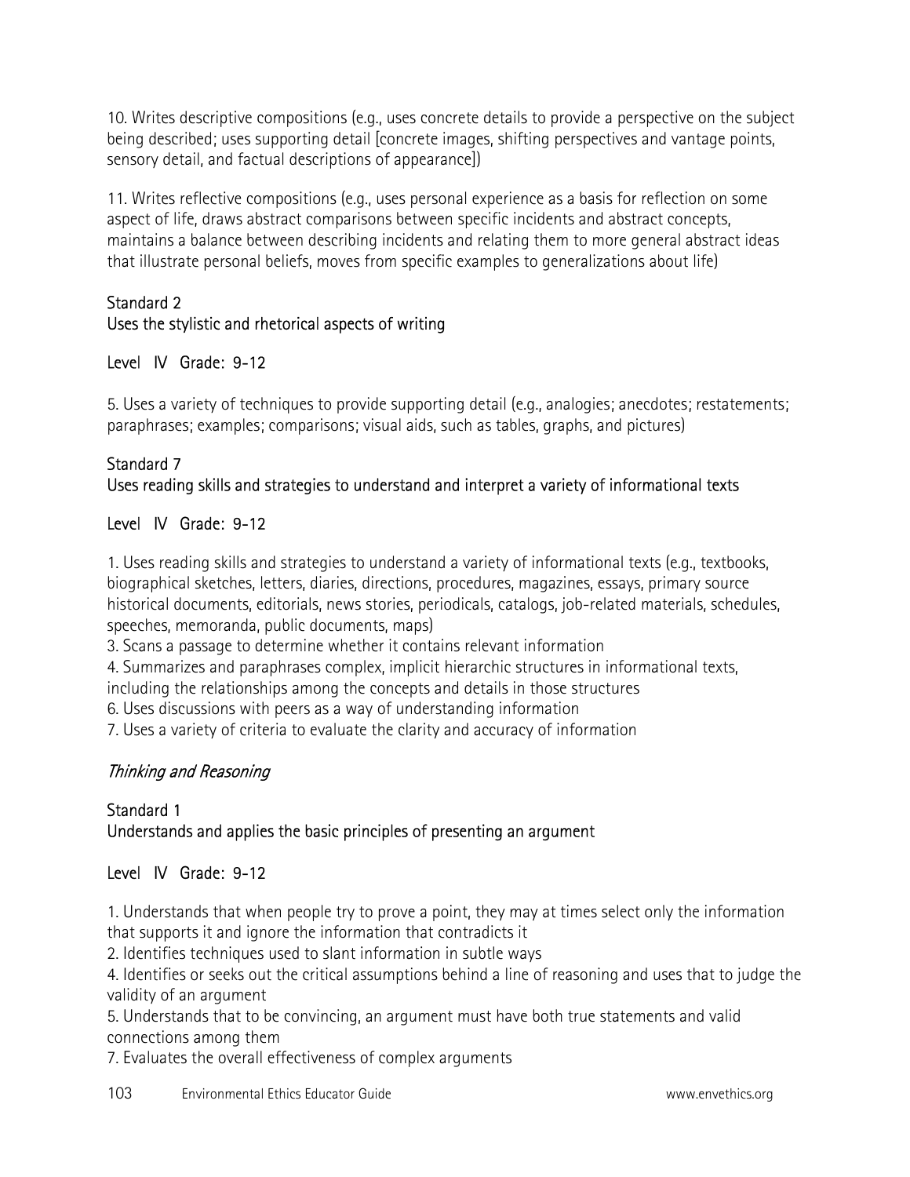10. Writes descriptive compositions (e.g., uses concrete details to provide a perspective on the subject being described; uses supporting detail [concrete images, shifting perspectives and vantage points, sensory detail, and factual descriptions of appearance])

11. Writes reflective compositions (e.g., uses personal experience as a basis for reflection on some aspect of life, draws abstract comparisons between specific incidents and abstract concepts, maintains a balance between describing incidents and relating them to more general abstract ideas that illustrate personal beliefs, moves from specific examples to generalizations about life)

Standard 2
Uses the stylistic and rhetorical aspects of writing

Level IV Grade: 9-12

5. Uses a variety of techniques to provide supporting detail (e.g., analogies; anecdotes; restatements; paraphrases; examples; comparisons; visual aids, such as tables, graphs, and pictures)

Standard 7
Uses reading skills and strategies to understand and interpret a variety of informational texts

Level IV Grade: 9-12

1. Uses reading skills and strategies to understand a variety of informational texts (e.g., textbooks, biographical sketches, letters, diaries, directions, procedures, magazines, essays, primary source historical documents, editorials, news stories, periodicals, catalogs, job-related materials, schedules, speeches, memoranda, public documents, maps)
3. Scans a passage to determine whether it contains relevant information
4. Summarizes and paraphrases complex, implicit hierarchic structures in informational texts, including the relationships among the concepts and details in those structures
6. Uses discussions with peers as a way of understanding information
7. Uses a variety of criteria to evaluate the clarity and accuracy of information

*Thinking and Reasoning*

Standard 1
Understands and applies the basic principles of presenting an argument

Level IV Grade: 9-12

1. Understands that when people try to prove a point, they may at times select only the information that supports it and ignore the information that contradicts it
2. Identifies techniques used to slant information in subtle ways
4. Identifies or seeks out the critical assumptions behind a line of reasoning and uses that to judge the validity of an argument
5. Understands that to be convincing, an argument must have both true statements and valid connections among them
7. Evaluates the overall effectiveness of complex arguments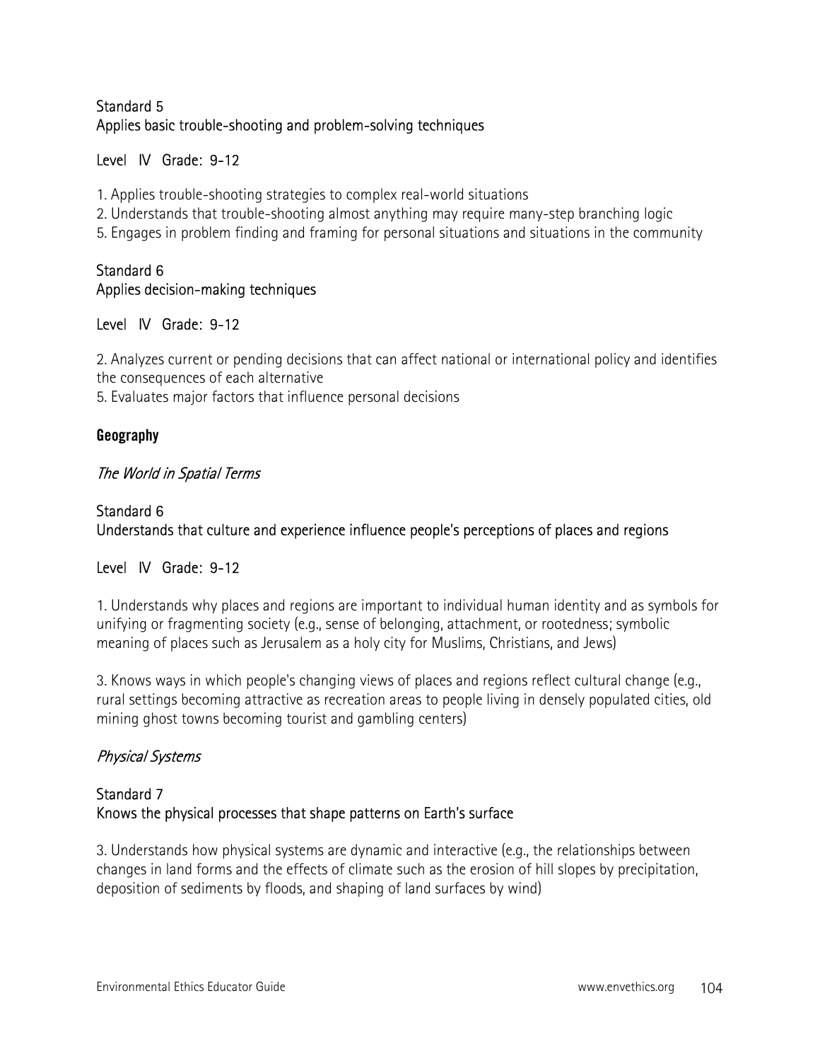Standard 5
Applies basic trouble-shooting and problem-solving techniques

Level IV Grade: 9-12

1. Applies trouble-shooting strategies to complex real-world situations
2. Understands that trouble-shooting almost anything may require many-step branching logic
5. Engages in problem finding and framing for personal situations and situations in the community

Standard 6
Applies decision-making techniques

Level IV Grade: 9-12

2. Analyzes current or pending decisions that can affect national or international policy and identifies the consequences of each alternative
5. Evaluates major factors that influence personal decisions

**Geography**

*The World in Spatial Terms*

Standard 6
Understands that culture and experience influence people's perceptions of places and regions

Level IV Grade: 9-12

1. Understands why places and regions are important to individual human identity and as symbols for unifying or fragmenting society (e.g., sense of belonging, attachment, or rootedness; symbolic meaning of places such as Jerusalem as a holy city for Muslims, Christians, and Jews)

3. Knows ways in which people's changing views of places and regions reflect cultural change (e.g., rural settings becoming attractive as recreation areas to people living in densely populated cities, old mining ghost towns becoming tourist and gambling centers)

*Physical Systems*

Standard 7
Knows the physical processes that shape patterns on Earth's surface

3. Understands how physical systems are dynamic and interactive (e.g., the relationships between changes in land forms and the effects of climate such as the erosion of hill slopes by precipitation, deposition of sediments by floods, and shaping of land surfaces by wind)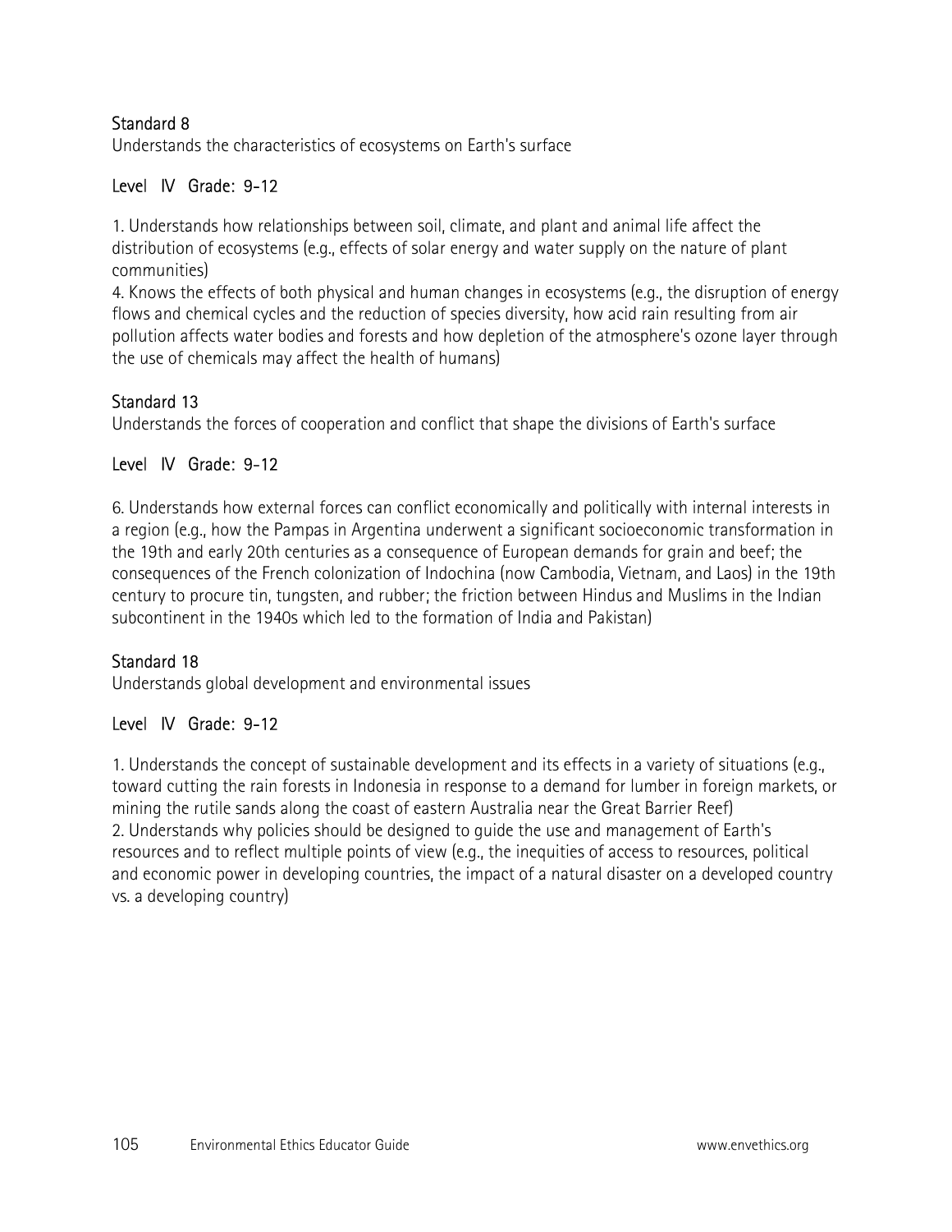### Standard 8

Understands the characteristics of ecosystems on Earth's surface

#### Level IV Grade: 9-12

1. Understands how relationships between soil, climate, and plant and animal life affect the distribution of ecosystems (e.g., effects of solar energy and water supply on the nature of plant communities)
4. Knows the effects of both physical and human changes in ecosystems (e.g., the disruption of energy flows and chemical cycles and the reduction of species diversity, how acid rain resulting from air pollution affects water bodies and forests and how depletion of the atmosphere's ozone layer through the use of chemicals may affect the health of humans)

### Standard 13

Understands the forces of cooperation and conflict that shape the divisions of Earth's surface

#### Level IV Grade: 9-12

6. Understands how external forces can conflict economically and politically with internal interests in a region (e.g., how the Pampas in Argentina underwent a significant socioeconomic transformation in the 19th and early 20th centuries as a consequence of European demands for grain and beef; the consequences of the French colonization of Indochina (now Cambodia, Vietnam, and Laos) in the 19th century to procure tin, tungsten, and rubber; the friction between Hindus and Muslims in the Indian subcontinent in the 1940s which led to the formation of India and Pakistan)

### Standard 18

Understands global development and environmental issues

#### Level IV Grade: 9-12

1. Understands the concept of sustainable development and its effects in a variety of situations (e.g., toward cutting the rain forests in Indonesia in response to a demand for lumber in foreign markets, or mining the rutile sands along the coast of eastern Australia near the Great Barrier Reef)
2. Understands why policies should be designed to guide the use and management of Earth's resources and to reflect multiple points of view (e.g., the inequities of access to resources, political and economic power in developing countries, the impact of a natural disaster on a developed country vs. a developing country)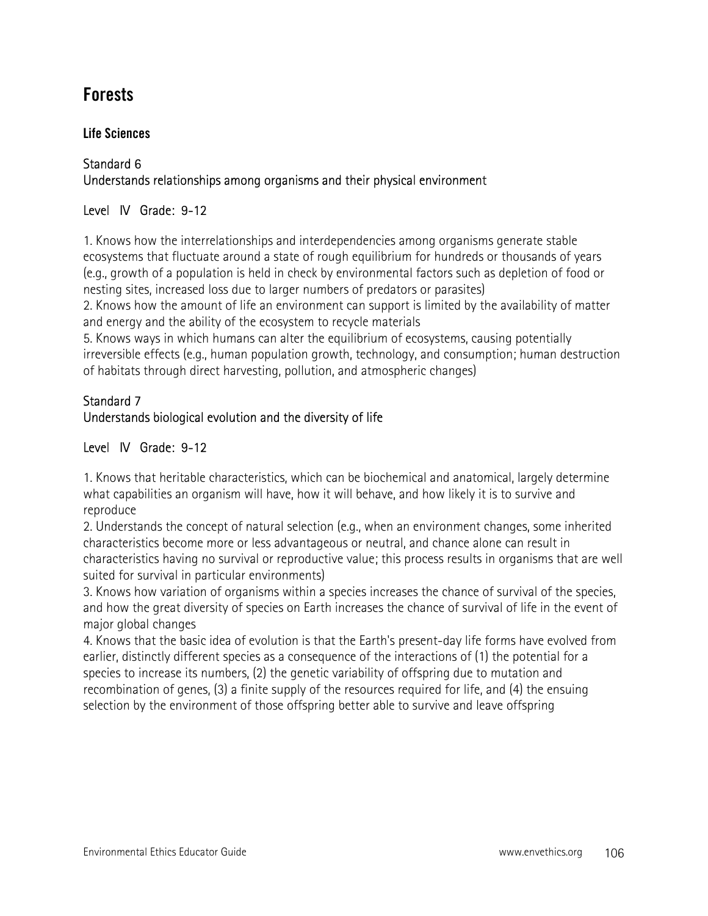# Forests

### Life Sciences

Standard 6
Understands relationships among organisms and their physical environment

Level IV Grade: 9-12

1. Knows how the interrelationships and interdependencies among organisms generate stable ecosystems that fluctuate around a state of rough equilibrium for hundreds or thousands of years (e.g., growth of a population is held in check by environmental factors such as depletion of food or nesting sites, increased loss due to larger numbers of predators or parasites)
2. Knows how the amount of life an environment can support is limited by the availability of matter and energy and the ability of the ecosystem to recycle materials
5. Knows ways in which humans can alter the equilibrium of ecosystems, causing potentially irreversible effects (e.g., human population growth, technology, and consumption; human destruction of habitats through direct harvesting, pollution, and atmospheric changes)

Standard 7
Understands biological evolution and the diversity of life

Level IV Grade: 9-12

1. Knows that heritable characteristics, which can be biochemical and anatomical, largely determine what capabilities an organism will have, how it will behave, and how likely it is to survive and reproduce
2. Understands the concept of natural selection (e.g., when an environment changes, some inherited characteristics become more or less advantageous or neutral, and chance alone can result in characteristics having no survival or reproductive value; this process results in organisms that are well suited for survival in particular environments)
3. Knows how variation of organisms within a species increases the chance of survival of the species, and how the great diversity of species on Earth increases the chance of survival of life in the event of major global changes
4. Knows that the basic idea of evolution is that the Earth's present-day life forms have evolved from earlier, distinctly different species as a consequence of the interactions of (1) the potential for a species to increase its numbers, (2) the genetic variability of offspring due to mutation and recombination of genes, (3) a finite supply of the resources required for life, and (4) the ensuing selection by the environment of those offspring better able to survive and leave offspring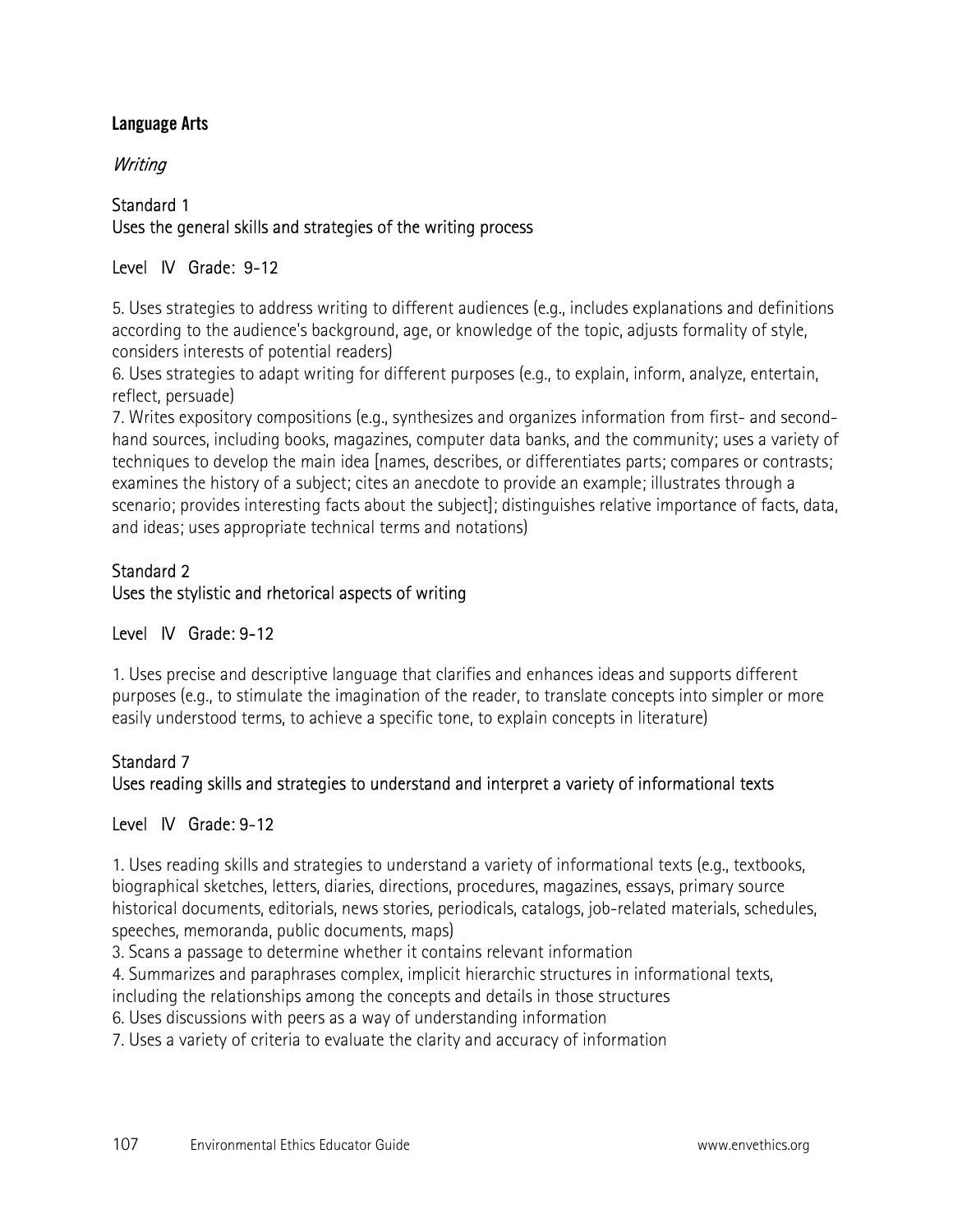**Language Arts**

*Writing*

Standard 1
Uses the general skills and strategies of the writing process

Level IV Grade: 9-12

5. Uses strategies to address writing to different audiences (e.g., includes explanations and definitions according to the audience's background, age, or knowledge of the topic, adjusts formality of style, considers interests of potential readers)
6. Uses strategies to adapt writing for different purposes (e.g., to explain, inform, analyze, entertain, reflect, persuade)
7. Writes expository compositions (e.g., synthesizes and organizes information from first- and second-hand sources, including books, magazines, computer data banks, and the community; uses a variety of techniques to develop the main idea [names, describes, or differentiates parts; compares or contrasts; examines the history of a subject; cites an anecdote to provide an example; illustrates through a scenario; provides interesting facts about the subject]; distinguishes relative importance of facts, data, and ideas; uses appropriate technical terms and notations)

Standard 2
Uses the stylistic and rhetorical aspects of writing

Level IV Grade: 9-12

1. Uses precise and descriptive language that clarifies and enhances ideas and supports different purposes (e.g., to stimulate the imagination of the reader, to translate concepts into simpler or more easily understood terms, to achieve a specific tone, to explain concepts in literature)

Standard 7
Uses reading skills and strategies to understand and interpret a variety of informational texts

Level IV Grade: 9-12

1. Uses reading skills and strategies to understand a variety of informational texts (e.g., textbooks, biographical sketches, letters, diaries, directions, procedures, magazines, essays, primary source historical documents, editorials, news stories, periodicals, catalogs, job-related materials, schedules, speeches, memoranda, public documents, maps)
3. Scans a passage to determine whether it contains relevant information
4. Summarizes and paraphrases complex, implicit hierarchic structures in informational texts, including the relationships among the concepts and details in those structures
6. Uses discussions with peers as a way of understanding information
7. Uses a variety of criteria to evaluate the clarity and accuracy of information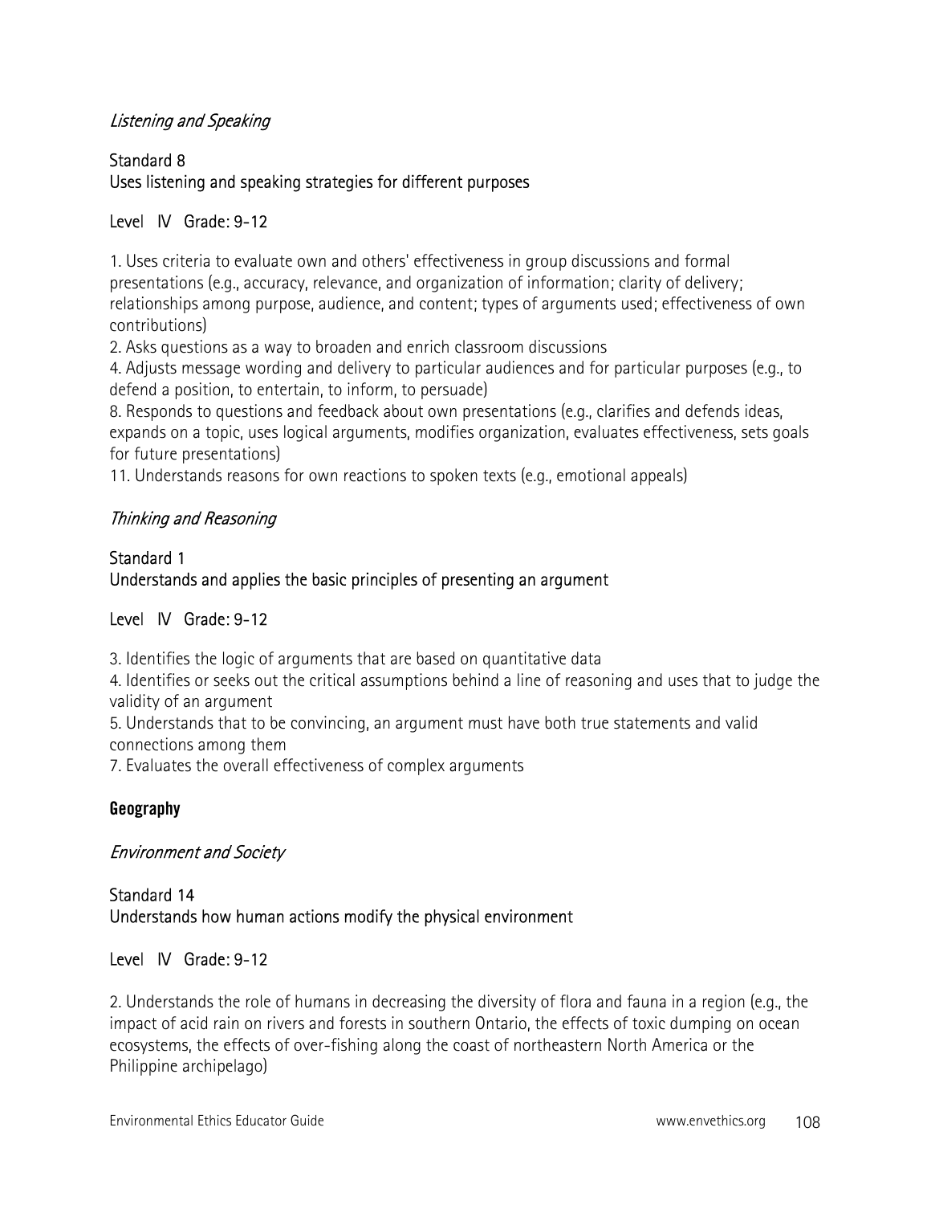*Listening and Speaking*

Standard 8
Uses listening and speaking strategies for different purposes

Level IV Grade: 9-12

1. Uses criteria to evaluate own and others' effectiveness in group discussions and formal presentations (e.g., accuracy, relevance, and organization of information; clarity of delivery; relationships among purpose, audience, and content; types of arguments used; effectiveness of own contributions)
2. Asks questions as a way to broaden and enrich classroom discussions
4. Adjusts message wording and delivery to particular audiences and for particular purposes (e.g., to defend a position, to entertain, to inform, to persuade)
8. Responds to questions and feedback about own presentations (e.g., clarifies and defends ideas, expands on a topic, uses logical arguments, modifies organization, evaluates effectiveness, sets goals for future presentations)
11. Understands reasons for own reactions to spoken texts (e.g., emotional appeals)

*Thinking and Reasoning*

Standard 1
Understands and applies the basic principles of presenting an argument

Level IV Grade: 9-12

3. Identifies the logic of arguments that are based on quantitative data
4. Identifies or seeks out the critical assumptions behind a line of reasoning and uses that to judge the validity of an argument
5. Understands that to be convincing, an argument must have both true statements and valid connections among them
7. Evaluates the overall effectiveness of complex arguments

**Geography**

*Environment and Society*

Standard 14
Understands how human actions modify the physical environment

Level IV Grade: 9-12

2. Understands the role of humans in decreasing the diversity of flora and fauna in a region (e.g., the impact of acid rain on rivers and forests in southern Ontario, the effects of toxic dumping on ocean ecosystems, the effects of over-fishing along the coast of northeastern North America or the Philippine archipelago)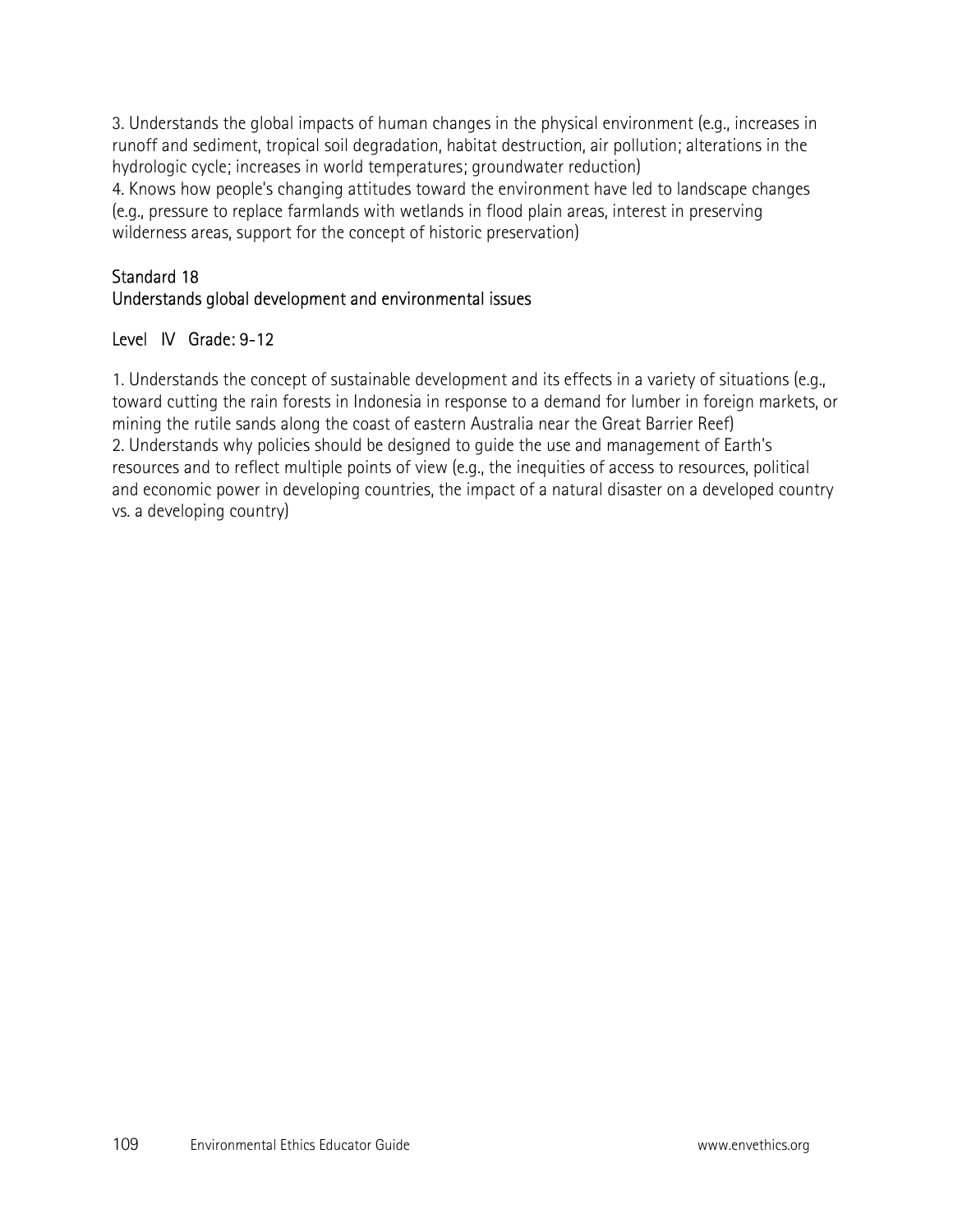3. Understands the global impacts of human changes in the physical environment (e.g., increases in runoff and sediment, tropical soil degradation, habitat destruction, air pollution; alterations in the hydrologic cycle; increases in world temperatures; groundwater reduction)
4. Knows how people's changing attitudes toward the environment have led to landscape changes (e.g., pressure to replace farmlands with wetlands in flood plain areas, interest in preserving wilderness areas, support for the concept of historic preservation)

### Standard 18
### Understands global development and environmental issues

### Level IV Grade: 9-12

1. Understands the concept of sustainable development and its effects in a variety of situations (e.g., toward cutting the rain forests in Indonesia in response to a demand for lumber in foreign markets, or mining the rutile sands along the coast of eastern Australia near the Great Barrier Reef)
2. Understands why policies should be designed to guide the use and management of Earth's resources and to reflect multiple points of view (e.g., the inequities of access to resources, political and economic power in developing countries, the impact of a natural disaster on a developed country vs. a developing country)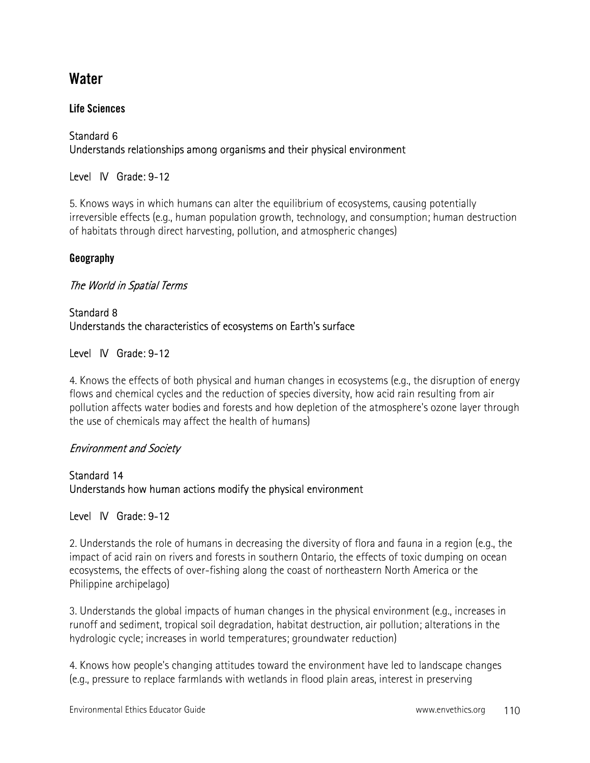## Water

### Life Sciences

Standard 6
Understands relationships among organisms and their physical environment

Level IV Grade: 9-12

5. Knows ways in which humans can alter the equilibrium of ecosystems, causing potentially irreversible effects (e.g., human population growth, technology, and consumption; human destruction of habitats through direct harvesting, pollution, and atmospheric changes)

### Geography

*The World in Spatial Terms*

Standard 8
Understands the characteristics of ecosystems on Earth's surface

Level IV Grade: 9-12

4. Knows the effects of both physical and human changes in ecosystems (e.g., the disruption of energy flows and chemical cycles and the reduction of species diversity, how acid rain resulting from air pollution affects water bodies and forests and how depletion of the atmosphere's ozone layer through the use of chemicals may affect the health of humans)

*Environment and Society*

Standard 14
Understands how human actions modify the physical environment

Level IV Grade: 9-12

2. Understands the role of humans in decreasing the diversity of flora and fauna in a region (e.g., the impact of acid rain on rivers and forests in southern Ontario, the effects of toxic dumping on ocean ecosystems, the effects of over-fishing along the coast of northeastern North America or the Philippine archipelago)

3. Understands the global impacts of human changes in the physical environment (e.g., increases in runoff and sediment, tropical soil degradation, habitat destruction, air pollution; alterations in the hydrologic cycle; increases in world temperatures; groundwater reduction)

4. Knows how people's changing attitudes toward the environment have led to landscape changes (e.g., pressure to replace farmlands with wetlands in flood plain areas, interest in preserving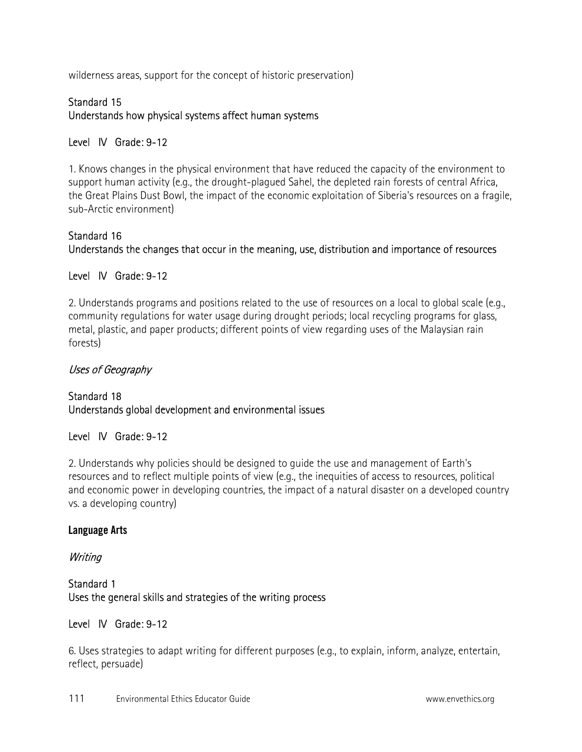wilderness areas, support for the concept of historic preservation)

Standard 15
Understands how physical systems affect human systems

Level IV Grade: 9-12

1. Knows changes in the physical environment that have reduced the capacity of the environment to support human activity (e.g., the drought-plagued Sahel, the depleted rain forests of central Africa, the Great Plains Dust Bowl, the impact of the economic exploitation of Siberia's resources on a fragile, sub-Arctic environment)

Standard 16
Understands the changes that occur in the meaning, use, distribution and importance of resources

Level IV Grade: 9-12

2. Understands programs and positions related to the use of resources on a local to global scale (e.g., community regulations for water usage during drought periods; local recycling programs for glass, metal, plastic, and paper products; different points of view regarding uses of the Malaysian rain forests)

*Uses of Geography*

Standard 18
Understands global development and environmental issues

Level IV Grade: 9-12

2. Understands why policies should be designed to guide the use and management of Earth's resources and to reflect multiple points of view (e.g., the inequities of access to resources, political and economic power in developing countries, the impact of a natural disaster on a developed country vs. a developing country)

**Language Arts**

*Writing*

Standard 1
Uses the general skills and strategies of the writing process

Level IV Grade: 9-12

6. Uses strategies to adapt writing for different purposes (e.g., to explain, inform, analyze, entertain, reflect, persuade)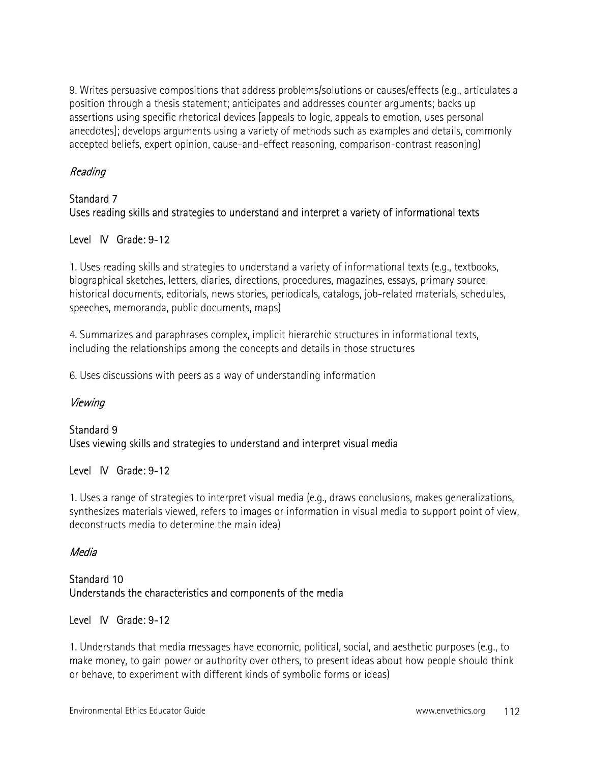9. Writes persuasive compositions that address problems/solutions or causes/effects (e.g., articulates a position through a thesis statement; anticipates and addresses counter arguments; backs up assertions using specific rhetorical devices [appeals to logic, appeals to emotion, uses personal anecdotes]; develops arguments using a variety of methods such as examples and details, commonly accepted beliefs, expert opinion, cause-and-effect reasoning, comparison-contrast reasoning)

*Reading*

Standard 7
Uses reading skills and strategies to understand and interpret a variety of informational texts

Level IV Grade: 9-12

1. Uses reading skills and strategies to understand a variety of informational texts (e.g., textbooks, biographical sketches, letters, diaries, directions, procedures, magazines, essays, primary source historical documents, editorials, news stories, periodicals, catalogs, job-related materials, schedules, speeches, memoranda, public documents, maps)

4. Summarizes and paraphrases complex, implicit hierarchic structures in informational texts, including the relationships among the concepts and details in those structures

6. Uses discussions with peers as a way of understanding information

*Viewing*

Standard 9
Uses viewing skills and strategies to understand and interpret visual media

Level IV Grade: 9-12

1. Uses a range of strategies to interpret visual media (e.g., draws conclusions, makes generalizations, synthesizes materials viewed, refers to images or information in visual media to support point of view, deconstructs media to determine the main idea)

*Media*

Standard 10
Understands the characteristics and components of the media

Level IV Grade: 9-12

1. Understands that media messages have economic, political, social, and aesthetic purposes (e.g., to make money, to gain power or authority over others, to present ideas about how people should think or behave, to experiment with different kinds of symbolic forms or ideas)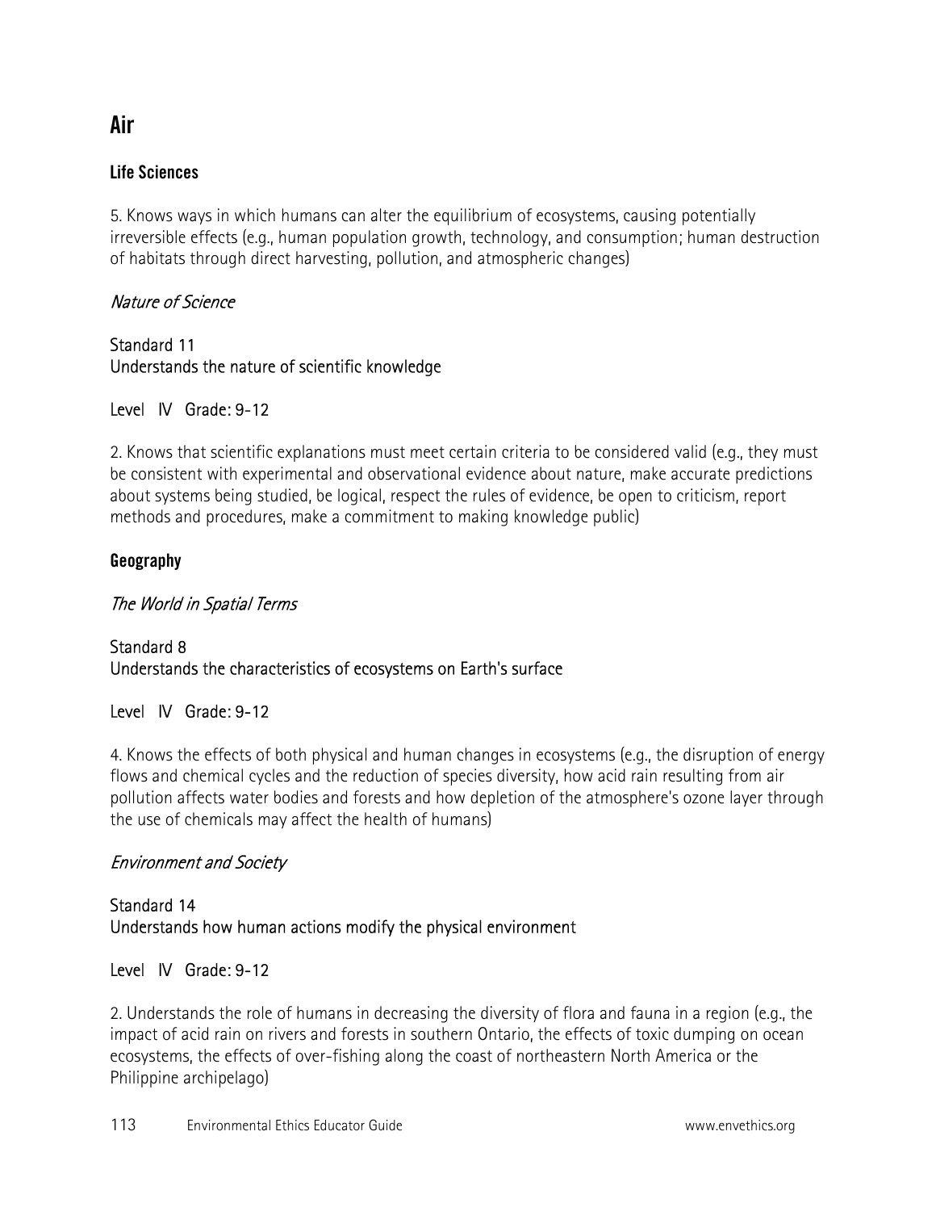# Air

## Life Sciences

5. Knows ways in which humans can alter the equilibrium of ecosystems, causing potentially irreversible effects (e.g., human population growth, technology, and consumption; human destruction of habitats through direct harvesting, pollution, and atmospheric changes)

### *Nature of Science*

Standard 11
Understands the nature of scientific knowledge

Level IV Grade: 9-12

2. Knows that scientific explanations must meet certain criteria to be considered valid (e.g., they must be consistent with experimental and observational evidence about nature, make accurate predictions about systems being studied, be logical, respect the rules of evidence, be open to criticism, report methods and procedures, make a commitment to making knowledge public)

## Geography

### *The World in Spatial Terms*

Standard 8
Understands the characteristics of ecosystems on Earth's surface

Level IV Grade: 9-12

4. Knows the effects of both physical and human changes in ecosystems (e.g., the disruption of energy flows and chemical cycles and the reduction of species diversity, how acid rain resulting from air pollution affects water bodies and forests and how depletion of the atmosphere's ozone layer through the use of chemicals may affect the health of humans)

### *Environment and Society*

Standard 14
Understands how human actions modify the physical environment

Level IV Grade: 9-12

2. Understands the role of humans in decreasing the diversity of flora and fauna in a region (e.g., the impact of acid rain on rivers and forests in southern Ontario, the effects of toxic dumping on ocean ecosystems, the effects of over-fishing along the coast of northeastern North America or the Philippine archipelago)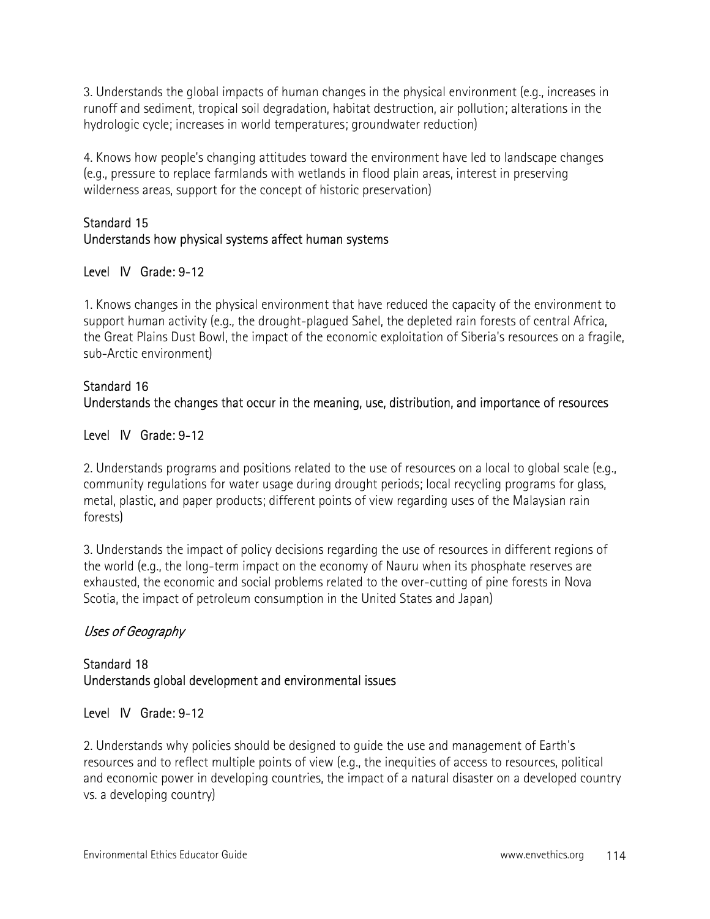3. Understands the global impacts of human changes in the physical environment (e.g., increases in runoff and sediment, tropical soil degradation, habitat destruction, air pollution; alterations in the hydrologic cycle; increases in world temperatures; groundwater reduction)

4. Knows how people's changing attitudes toward the environment have led to landscape changes (e.g., pressure to replace farmlands with wetlands in flood plain areas, interest in preserving wilderness areas, support for the concept of historic preservation)

Standard 15
Understands how physical systems affect human systems

Level IV Grade: 9-12

1. Knows changes in the physical environment that have reduced the capacity of the environment to support human activity (e.g., the drought-plagued Sahel, the depleted rain forests of central Africa, the Great Plains Dust Bowl, the impact of the economic exploitation of Siberia's resources on a fragile, sub-Arctic environment)

Standard 16
Understands the changes that occur in the meaning, use, distribution, and importance of resources

Level IV Grade: 9-12

2. Understands programs and positions related to the use of resources on a local to global scale (e.g., community regulations for water usage during drought periods; local recycling programs for glass, metal, plastic, and paper products; different points of view regarding uses of the Malaysian rain forests)

3. Understands the impact of policy decisions regarding the use of resources in different regions of the world (e.g., the long-term impact on the economy of Nauru when its phosphate reserves are exhausted, the economic and social problems related to the over-cutting of pine forests in Nova Scotia, the impact of petroleum consumption in the United States and Japan)

*Uses of Geography*

Standard 18
Understands global development and environmental issues

Level IV Grade: 9-12

2. Understands why policies should be designed to guide the use and management of Earth's resources and to reflect multiple points of view (e.g., the inequities of access to resources, political and economic power in developing countries, the impact of a natural disaster on a developed country vs. a developing country)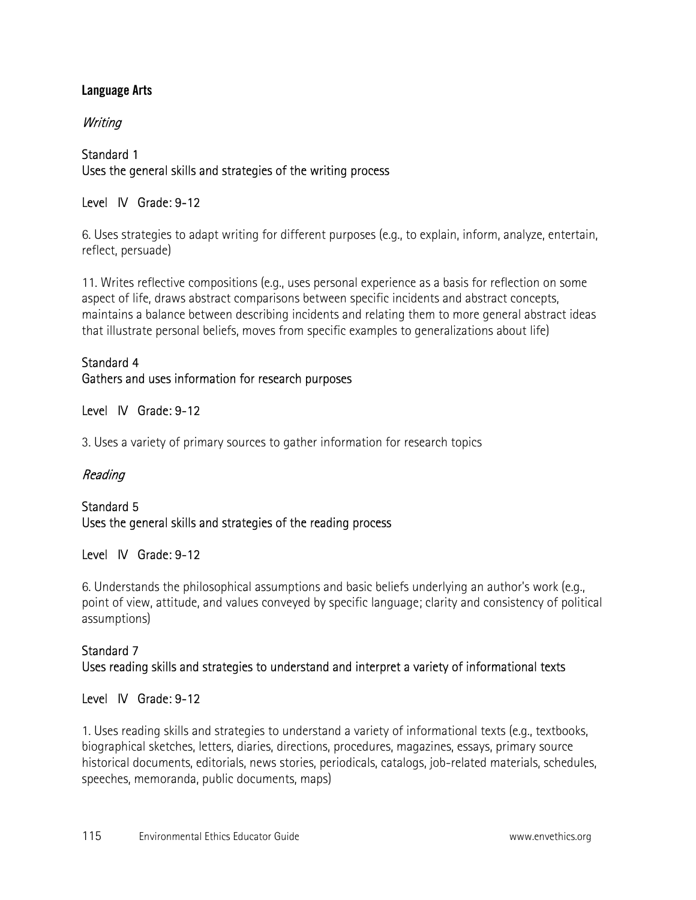**Language Arts**

*Writing*

Standard 1
Uses the general skills and strategies of the writing process

Level IV Grade: 9-12

6. Uses strategies to adapt writing for different purposes (e.g., to explain, inform, analyze, entertain, reflect, persuade)

11. Writes reflective compositions (e.g., uses personal experience as a basis for reflection on some aspect of life, draws abstract comparisons between specific incidents and abstract concepts, maintains a balance between describing incidents and relating them to more general abstract ideas that illustrate personal beliefs, moves from specific examples to generalizations about life)

Standard 4
Gathers and uses information for research purposes

Level IV Grade: 9-12

3. Uses a variety of primary sources to gather information for research topics

*Reading*

Standard 5
Uses the general skills and strategies of the reading process

Level IV Grade: 9-12

6. Understands the philosophical assumptions and basic beliefs underlying an author's work (e.g., point of view, attitude, and values conveyed by specific language; clarity and consistency of political assumptions)

Standard 7
Uses reading skills and strategies to understand and interpret a variety of informational texts

Level IV Grade: 9-12

1. Uses reading skills and strategies to understand a variety of informational texts (e.g., textbooks, biographical sketches, letters, diaries, directions, procedures, magazines, essays, primary source historical documents, editorials, news stories, periodicals, catalogs, job-related materials, schedules, speeches, memoranda, public documents, maps)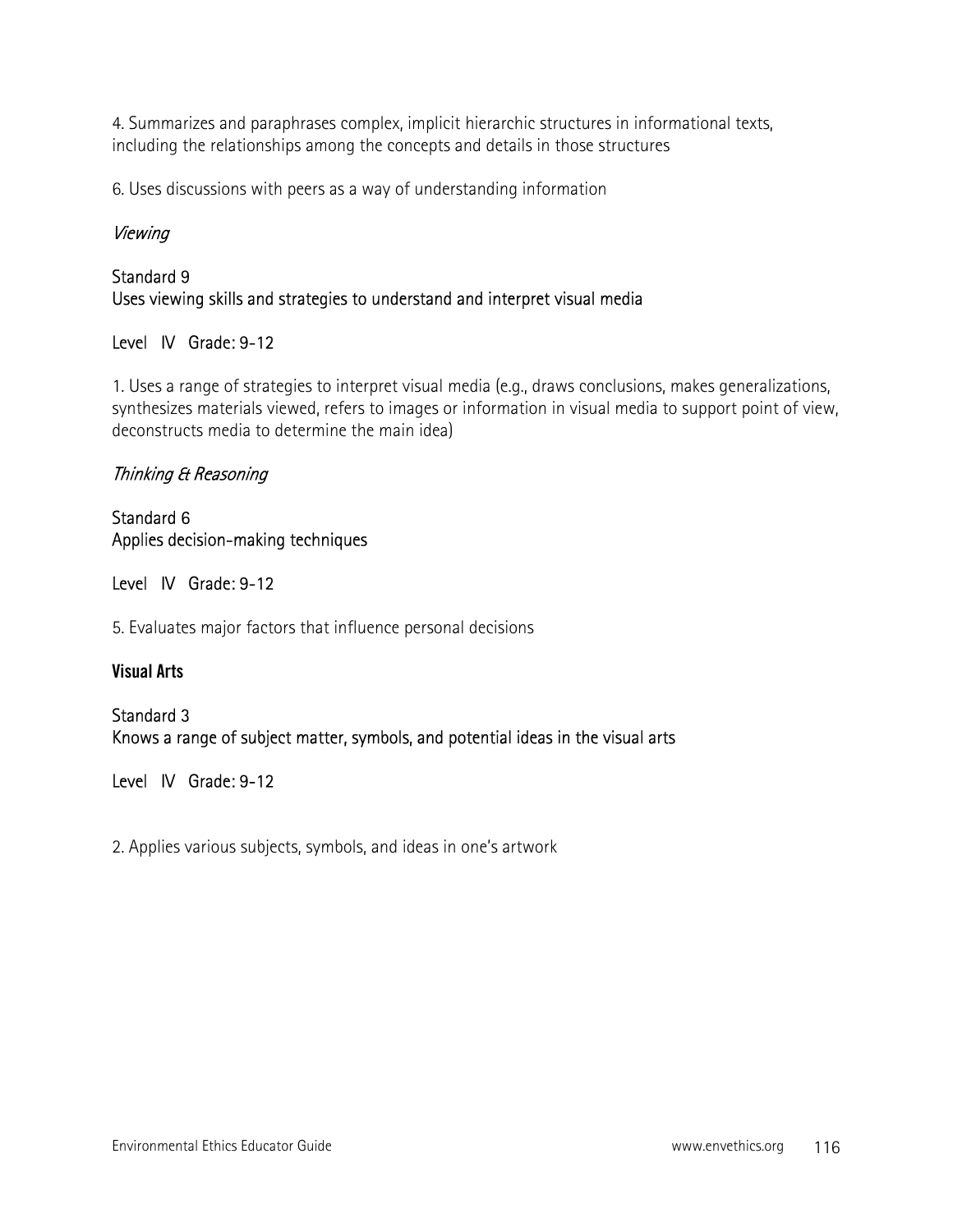4. Summarizes and paraphrases complex, implicit hierarchic structures in informational texts, including the relationships among the concepts and details in those structures

6. Uses discussions with peers as a way of understanding information

*Viewing*

Standard 9
Uses viewing skills and strategies to understand and interpret visual media

Level IV Grade: 9-12

1. Uses a range of strategies to interpret visual media (e.g., draws conclusions, makes generalizations, synthesizes materials viewed, refers to images or information in visual media to support point of view, deconstructs media to determine the main idea)

*Thinking & Reasoning*

Standard 6
Applies decision-making techniques

Level IV Grade: 9-12

5. Evaluates major factors that influence personal decisions

**Visual Arts**

Standard 3
Knows a range of subject matter, symbols, and potential ideas in the visual arts

Level IV Grade: 9-12

2. Applies various subjects, symbols, and ideas in one's artwork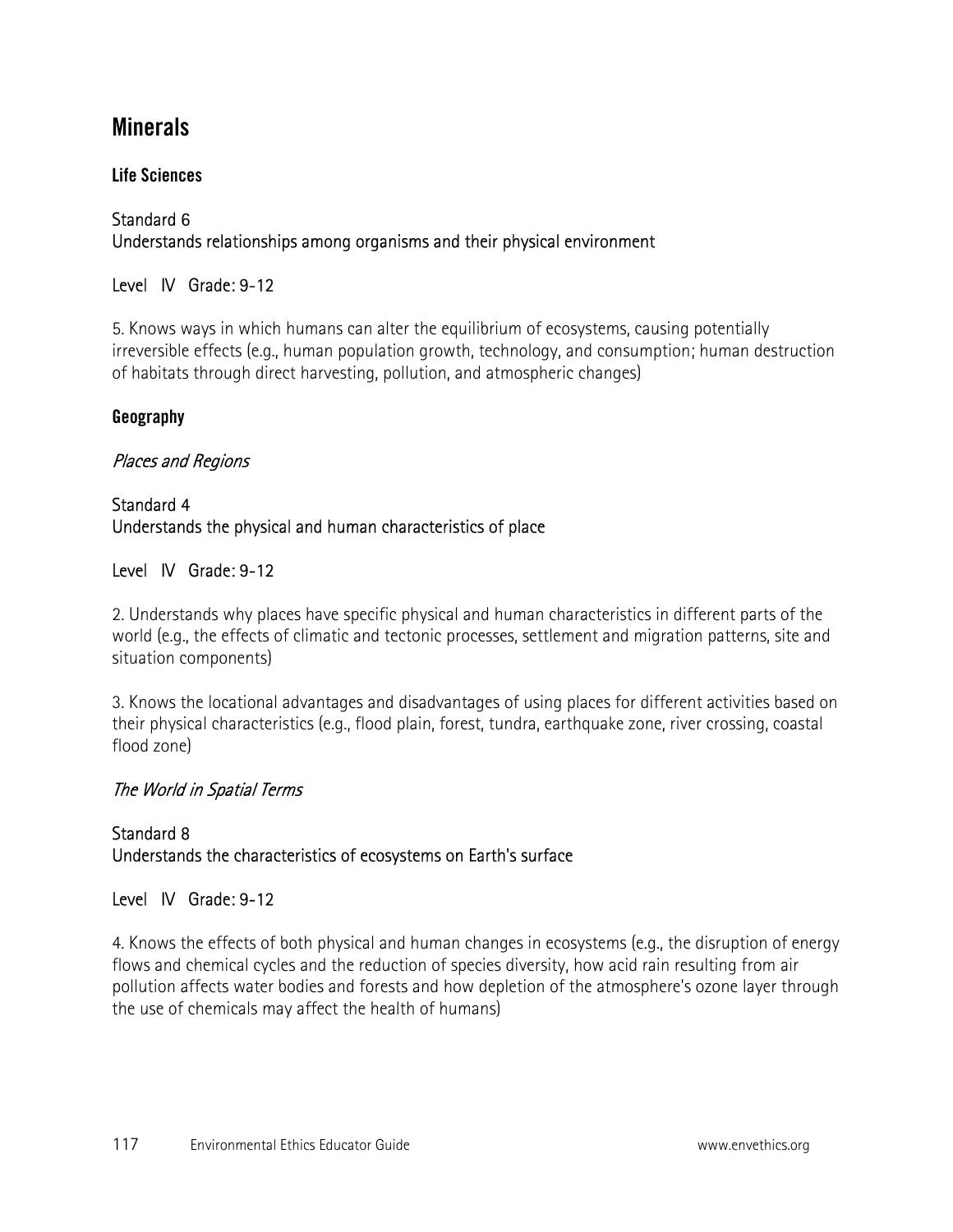## Minerals

### Life Sciences

Standard 6
Understands relationships among organisms and their physical environment

Level IV Grade: 9-12

5. Knows ways in which humans can alter the equilibrium of ecosystems, causing potentially irreversible effects (e.g., human population growth, technology, and consumption; human destruction of habitats through direct harvesting, pollution, and atmospheric changes)

### Geography

*Places and Regions*

Standard 4
Understands the physical and human characteristics of place

Level IV Grade: 9-12

2. Understands why places have specific physical and human characteristics in different parts of the world (e.g., the effects of climatic and tectonic processes, settlement and migration patterns, site and situation components)

3. Knows the locational advantages and disadvantages of using places for different activities based on their physical characteristics (e.g., flood plain, forest, tundra, earthquake zone, river crossing, coastal flood zone)

*The World in Spatial Terms*

Standard 8
Understands the characteristics of ecosystems on Earth's surface

Level IV Grade: 9-12

4. Knows the effects of both physical and human changes in ecosystems (e.g., the disruption of energy flows and chemical cycles and the reduction of species diversity, how acid rain resulting from air pollution affects water bodies and forests and how depletion of the atmosphere's ozone layer through the use of chemicals may affect the health of humans)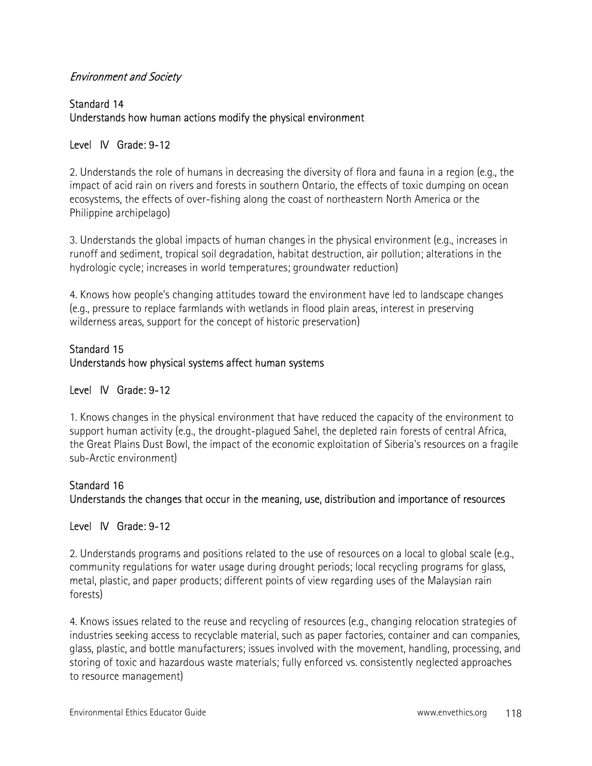*Environment and Society*

### Standard 14
### Understands how human actions modify the physical environment

Level IV Grade: 9-12

2. Understands the role of humans in decreasing the diversity of flora and fauna in a region (e.g., the impact of acid rain on rivers and forests in southern Ontario, the effects of toxic dumping on ocean ecosystems, the effects of over-fishing along the coast of northeastern North America or the Philippine archipelago)

3. Understands the global impacts of human changes in the physical environment (e.g., increases in runoff and sediment, tropical soil degradation, habitat destruction, air pollution; alterations in the hydrologic cycle; increases in world temperatures; groundwater reduction)

4. Knows how people's changing attitudes toward the environment have led to landscape changes (e.g., pressure to replace farmlands with wetlands in flood plain areas, interest in preserving wilderness areas, support for the concept of historic preservation)

### Standard 15
### Understands how physical systems affect human systems

Level IV Grade: 9-12

1. Knows changes in the physical environment that have reduced the capacity of the environment to support human activity (e.g., the drought-plagued Sahel, the depleted rain forests of central Africa, the Great Plains Dust Bowl, the impact of the economic exploitation of Siberia's resources on a fragile sub-Arctic environment)

### Standard 16
### Understands the changes that occur in the meaning, use, distribution and importance of resources

Level IV Grade: 9-12

2. Understands programs and positions related to the use of resources on a local to global scale (e.g., community regulations for water usage during drought periods; local recycling programs for glass, metal, plastic, and paper products; different points of view regarding uses of the Malaysian rain forests)

4. Knows issues related to the reuse and recycling of resources (e.g., changing relocation strategies of industries seeking access to recyclable material, such as paper factories, container and can companies, glass, plastic, and bottle manufacturers; issues involved with the movement, handling, processing, and storing of toxic and hazardous waste materials; fully enforced vs. consistently neglected approaches to resource management)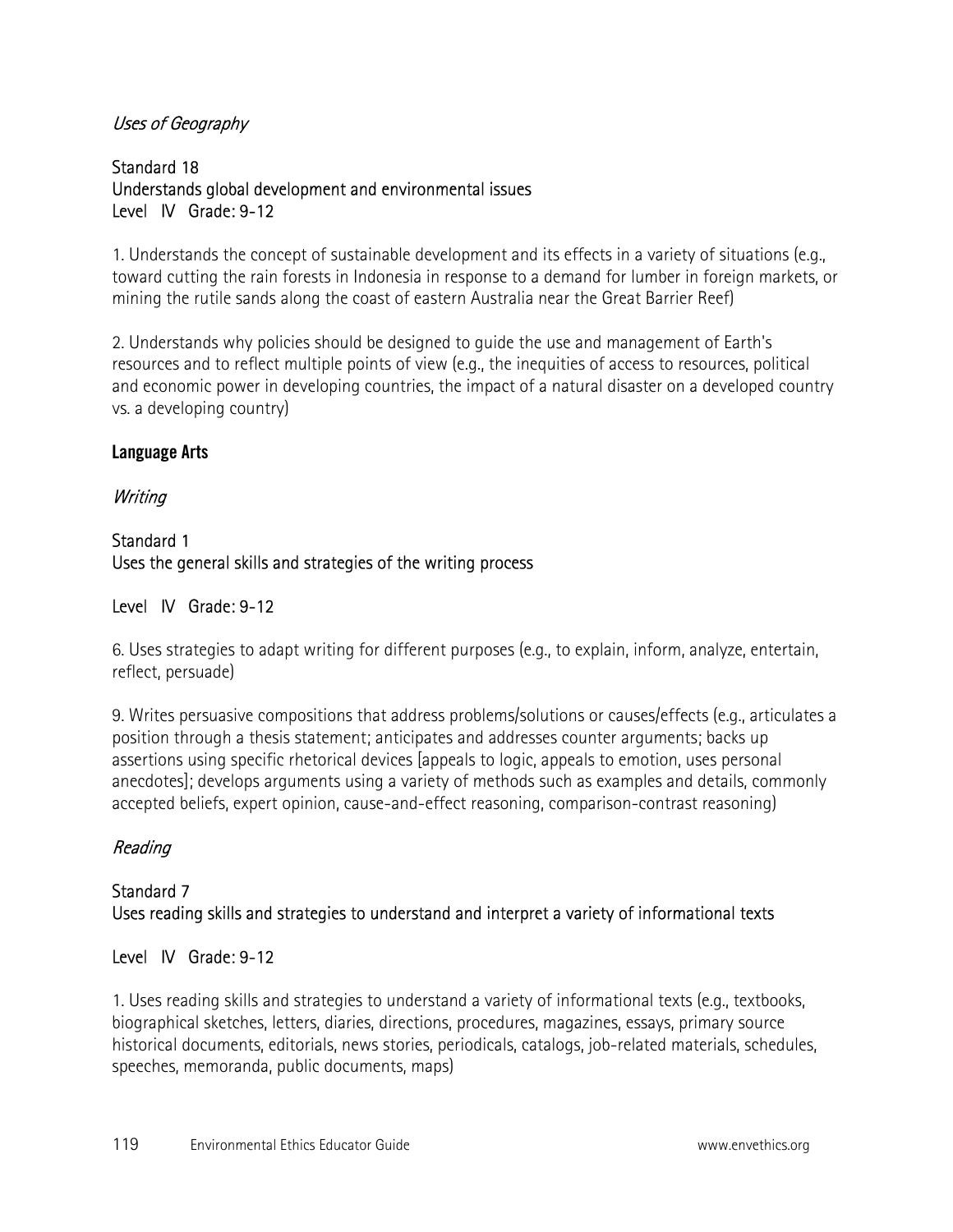*Uses of Geography*

Standard 18
Understands global development and environmental issues
Level IV Grade: 9-12

1. Understands the concept of sustainable development and its effects in a variety of situations (e.g., toward cutting the rain forests in Indonesia in response to a demand for lumber in foreign markets, or mining the rutile sands along the coast of eastern Australia near the Great Barrier Reef)

2. Understands why policies should be designed to guide the use and management of Earth's resources and to reflect multiple points of view (e.g., the inequities of access to resources, political and economic power in developing countries, the impact of a natural disaster on a developed country vs. a developing country)

**Language Arts**

*Writing*

Standard 1
Uses the general skills and strategies of the writing process

Level IV Grade: 9-12

6. Uses strategies to adapt writing for different purposes (e.g., to explain, inform, analyze, entertain, reflect, persuade)

9. Writes persuasive compositions that address problems/solutions or causes/effects (e.g., articulates a position through a thesis statement; anticipates and addresses counter arguments; backs up assertions using specific rhetorical devices [appeals to logic, appeals to emotion, uses personal anecdotes]; develops arguments using a variety of methods such as examples and details, commonly accepted beliefs, expert opinion, cause-and-effect reasoning, comparison-contrast reasoning)

*Reading*

Standard 7
Uses reading skills and strategies to understand and interpret a variety of informational texts

Level IV Grade: 9-12

1. Uses reading skills and strategies to understand a variety of informational texts (e.g., textbooks, biographical sketches, letters, diaries, directions, procedures, magazines, essays, primary source historical documents, editorials, news stories, periodicals, catalogs, job-related materials, schedules, speeches, memoranda, public documents, maps)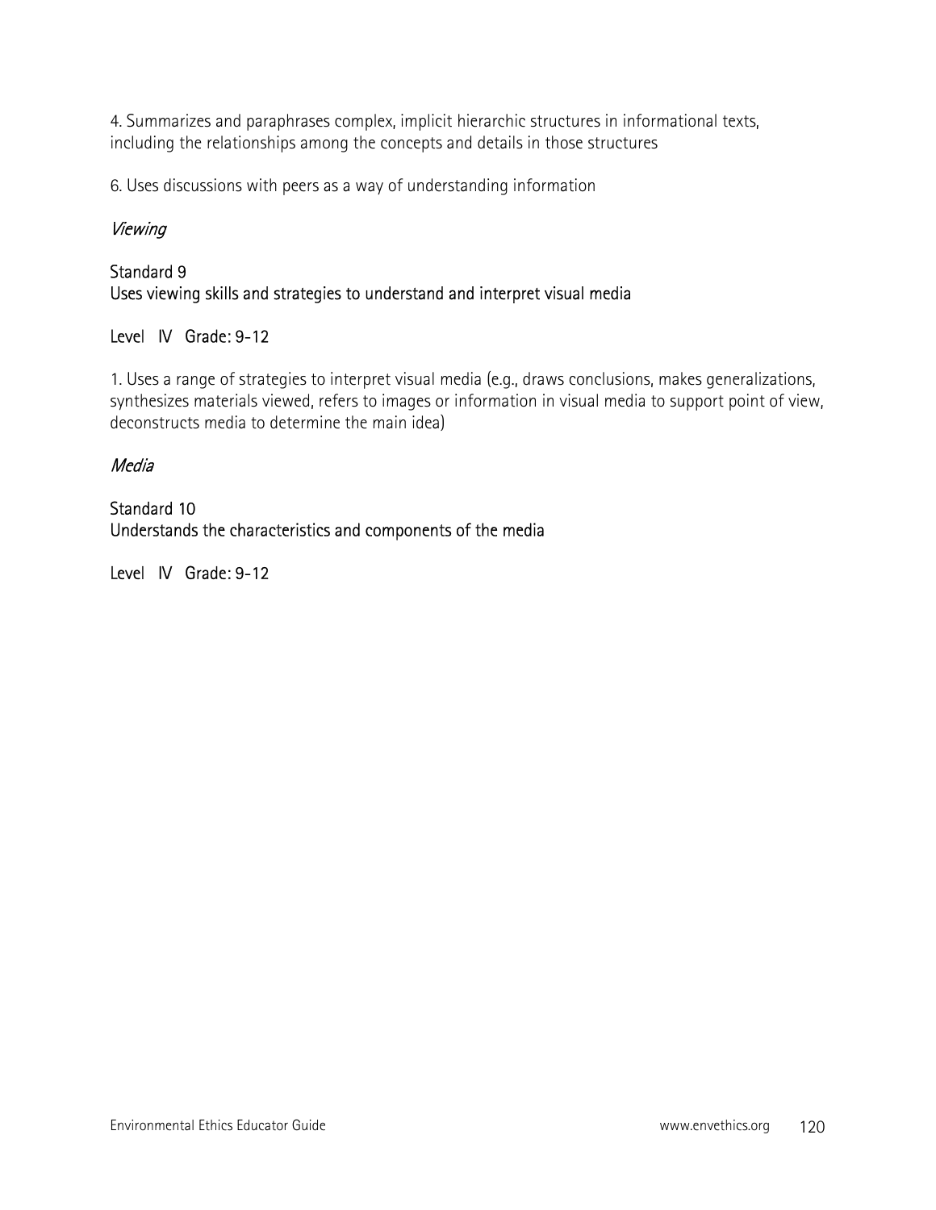4. Summarizes and paraphrases complex, implicit hierarchic structures in informational texts, including the relationships among the concepts and details in those structures

6. Uses discussions with peers as a way of understanding information

*Viewing*

Standard 9
Uses viewing skills and strategies to understand and interpret visual media

Level IV Grade: 9-12

1. Uses a range of strategies to interpret visual media (e.g., draws conclusions, makes generalizations, synthesizes materials viewed, refers to images or information in visual media to support point of view, deconstructs media to determine the main idea)

*Media*

Standard 10
Understands the characteristics and components of the media

Level IV Grade: 9-12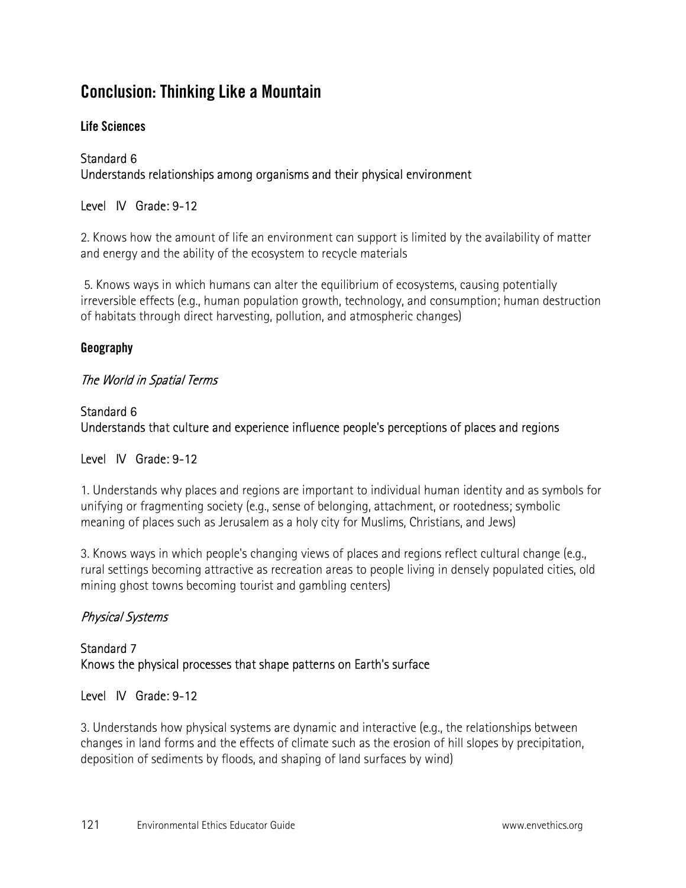## Conclusion: Thinking Like a Mountain

### Life Sciences

Standard 6
Understands relationships among organisms and their physical environment

Level IV Grade: 9-12

2. Knows how the amount of life an environment can support is limited by the availability of matter and energy and the ability of the ecosystem to recycle materials

5. Knows ways in which humans can alter the equilibrium of ecosystems, causing potentially irreversible effects (e.g., human population growth, technology, and consumption; human destruction of habitats through direct harvesting, pollution, and atmospheric changes)

### Geography

*The World in Spatial Terms*

Standard 6
Understands that culture and experience influence people's perceptions of places and regions

Level IV Grade: 9-12

1. Understands why places and regions are important to individual human identity and as symbols for unifying or fragmenting society (e.g., sense of belonging, attachment, or rootedness; symbolic meaning of places such as Jerusalem as a holy city for Muslims, Christians, and Jews)

3. Knows ways in which people's changing views of places and regions reflect cultural change (e.g., rural settings becoming attractive as recreation areas to people living in densely populated cities, old mining ghost towns becoming tourist and gambling centers)

*Physical Systems*

Standard 7
Knows the physical processes that shape patterns on Earth's surface

Level IV Grade: 9-12

3. Understands how physical systems are dynamic and interactive (e.g., the relationships between changes in land forms and the effects of climate such as the erosion of hill slopes by precipitation, deposition of sediments by floods, and shaping of land surfaces by wind)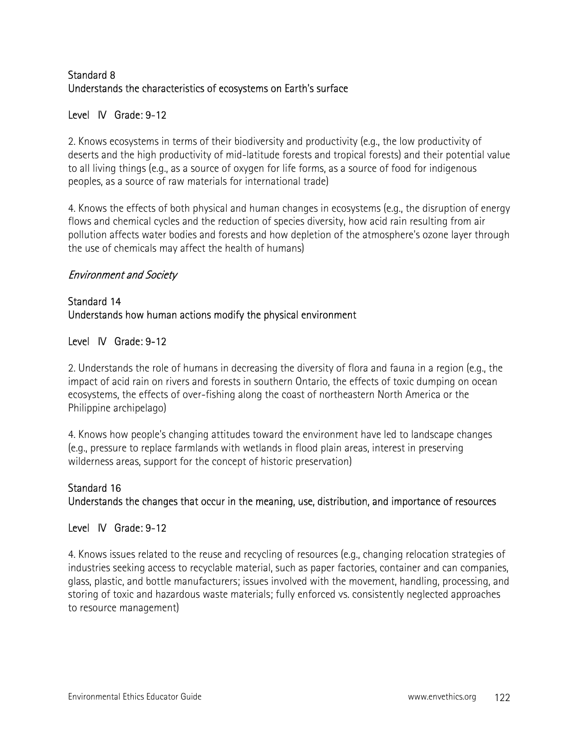### Standard 8
### Understands the characteristics of ecosystems on Earth's surface

**Level IV Grade: 9-12**

2. Knows ecosystems in terms of their biodiversity and productivity (e.g., the low productivity of deserts and the high productivity of mid-latitude forests and tropical forests) and their potential value to all living things (e.g., as a source of oxygen for life forms, as a source of food for indigenous peoples, as a source of raw materials for international trade)

4. Knows the effects of both physical and human changes in ecosystems (e.g., the disruption of energy flows and chemical cycles and the reduction of species diversity, how acid rain resulting from air pollution affects water bodies and forests and how depletion of the atmosphere's ozone layer through the use of chemicals may affect the health of humans)

*Environment and Society*

### Standard 14
### Understands how human actions modify the physical environment

**Level IV Grade: 9-12**

2. Understands the role of humans in decreasing the diversity of flora and fauna in a region (e.g., the impact of acid rain on rivers and forests in southern Ontario, the effects of toxic dumping on ocean ecosystems, the effects of over-fishing along the coast of northeastern North America or the Philippine archipelago)

4. Knows how people's changing attitudes toward the environment have led to landscape changes (e.g., pressure to replace farmlands with wetlands in flood plain areas, interest in preserving wilderness areas, support for the concept of historic preservation)

### Standard 16
### Understands the changes that occur in the meaning, use, distribution, and importance of resources

**Level IV Grade: 9-12**

4. Knows issues related to the reuse and recycling of resources (e.g., changing relocation strategies of industries seeking access to recyclable material, such as paper factories, container and can companies, glass, plastic, and bottle manufacturers; issues involved with the movement, handling, processing, and storing of toxic and hazardous waste materials; fully enforced vs. consistently neglected approaches to resource management)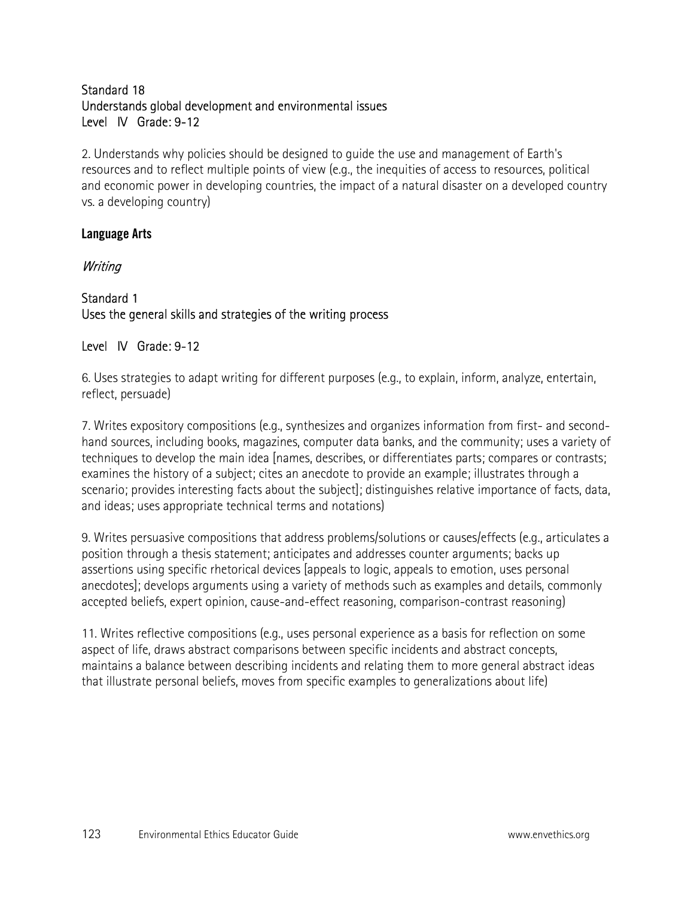Standard 18
Understands global development and environmental issues
Level IV Grade: 9-12

2. Understands why policies should be designed to guide the use and management of Earth's resources and to reflect multiple points of view (e.g., the inequities of access to resources, political and economic power in developing countries, the impact of a natural disaster on a developed country vs. a developing country)

### Language Arts

*Writing*

Standard 1
Uses the general skills and strategies of the writing process

Level IV Grade: 9-12

6. Uses strategies to adapt writing for different purposes (e.g., to explain, inform, analyze, entertain, reflect, persuade)

7. Writes expository compositions (e.g., synthesizes and organizes information from first- and second-hand sources, including books, magazines, computer data banks, and the community; uses a variety of techniques to develop the main idea [names, describes, or differentiates parts; compares or contrasts; examines the history of a subject; cites an anecdote to provide an example; illustrates through a scenario; provides interesting facts about the subject]; distinguishes relative importance of facts, data, and ideas; uses appropriate technical terms and notations)

9. Writes persuasive compositions that address problems/solutions or causes/effects (e.g., articulates a position through a thesis statement; anticipates and addresses counter arguments; backs up assertions using specific rhetorical devices [appeals to logic, appeals to emotion, uses personal anecdotes]; develops arguments using a variety of methods such as examples and details, commonly accepted beliefs, expert opinion, cause-and-effect reasoning, comparison-contrast reasoning)

11. Writes reflective compositions (e.g., uses personal experience as a basis for reflection on some aspect of life, draws abstract comparisons between specific incidents and abstract concepts, maintains a balance between describing incidents and relating them to more general abstract ideas that illustrate personal beliefs, moves from specific examples to generalizations about life)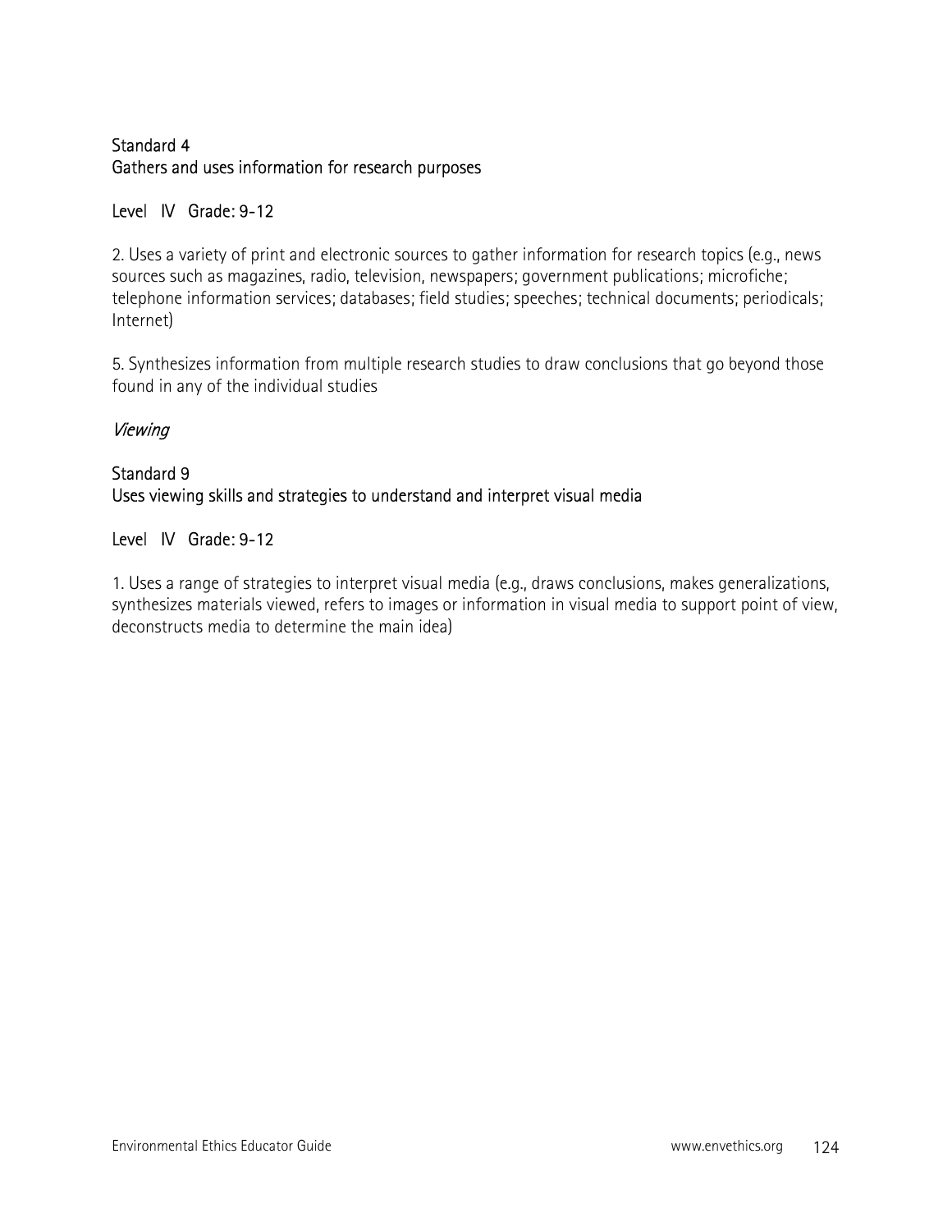Standard 4
Gathers and uses information for research purposes

Level IV Grade: 9-12

2. Uses a variety of print and electronic sources to gather information for research topics (e.g., news sources such as magazines, radio, television, newspapers; government publications; microfiche; telephone information services; databases; field studies; speeches; technical documents; periodicals; Internet)

5. Synthesizes information from multiple research studies to draw conclusions that go beyond those found in any of the individual studies

*Viewing*

Standard 9
Uses viewing skills and strategies to understand and interpret visual media

Level IV Grade: 9-12

1. Uses a range of strategies to interpret visual media (e.g., draws conclusions, makes generalizations, synthesizes materials viewed, refers to images or information in visual media to support point of view, deconstructs media to determine the main idea)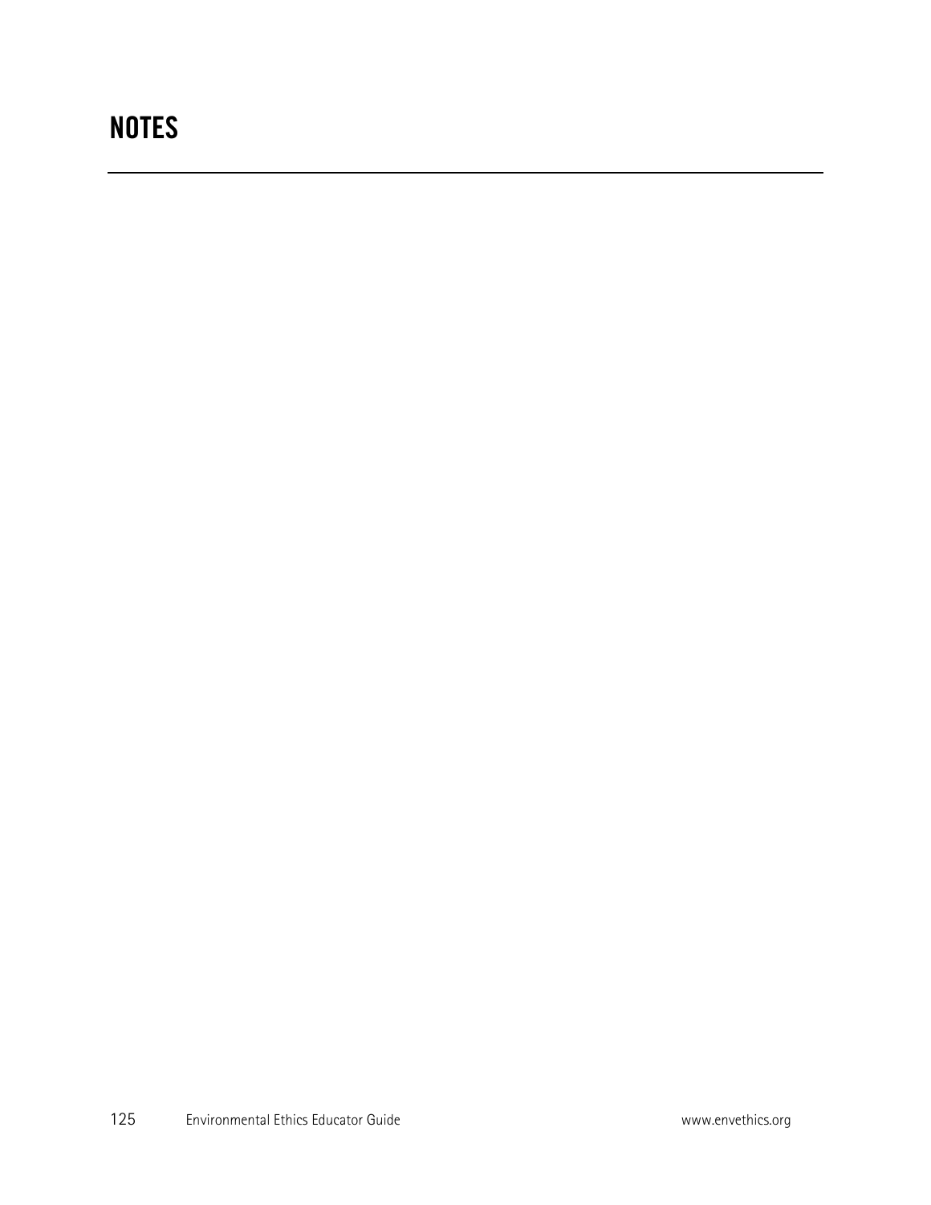# NOTES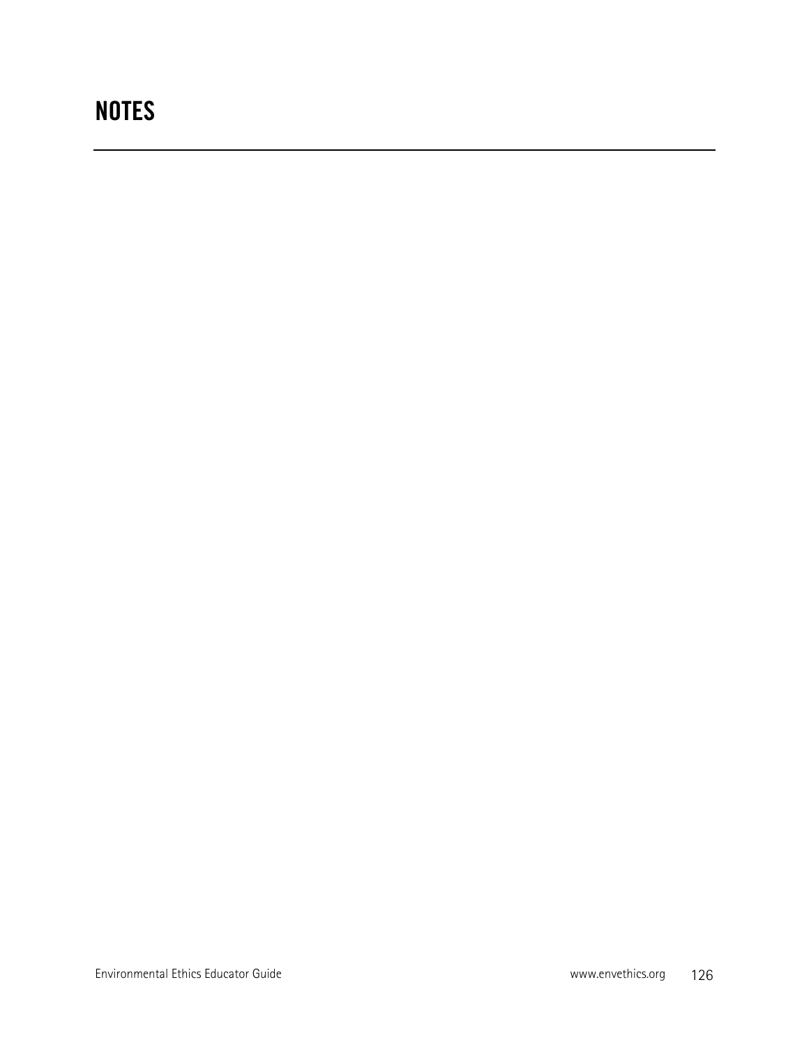# NOTES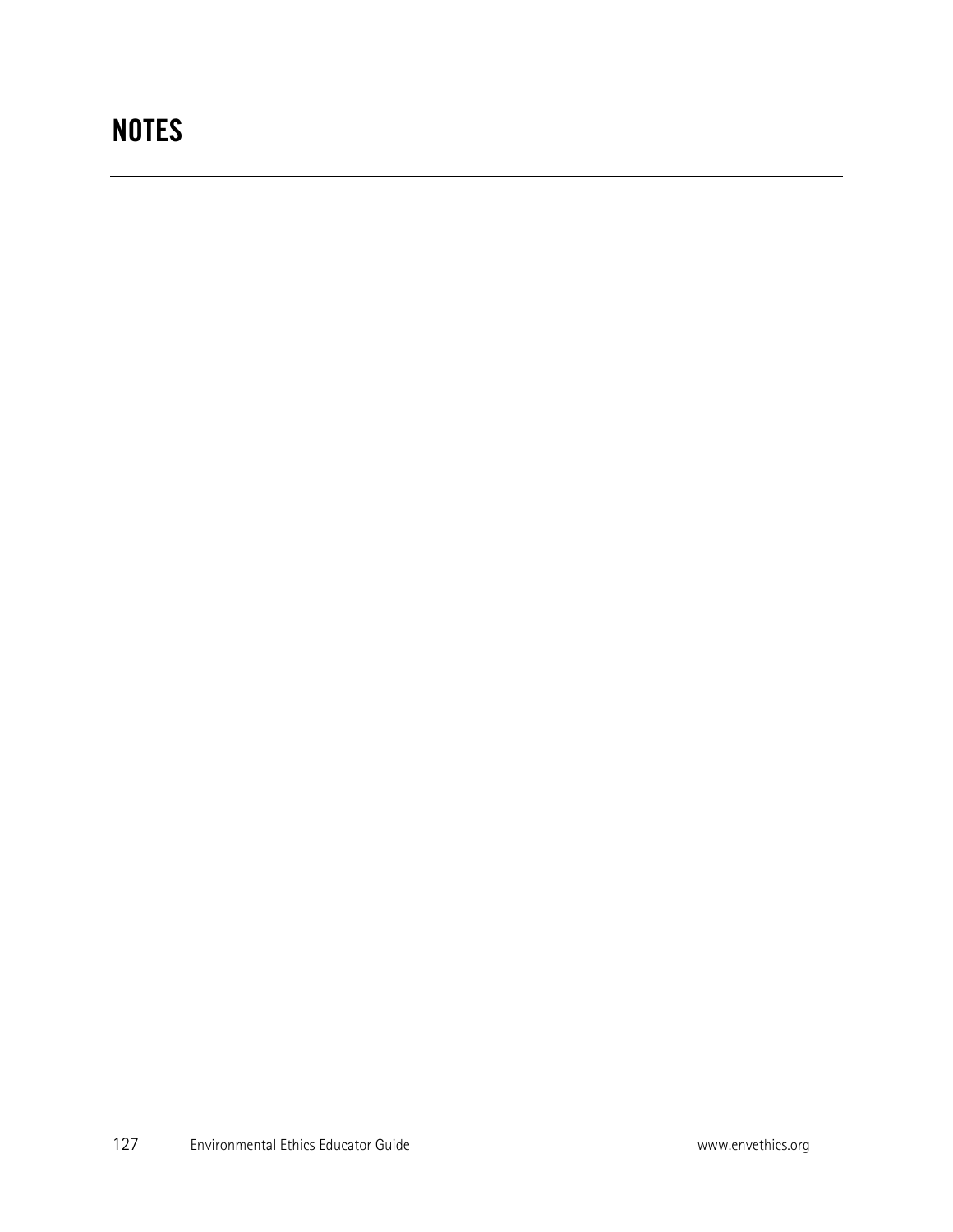# NOTES